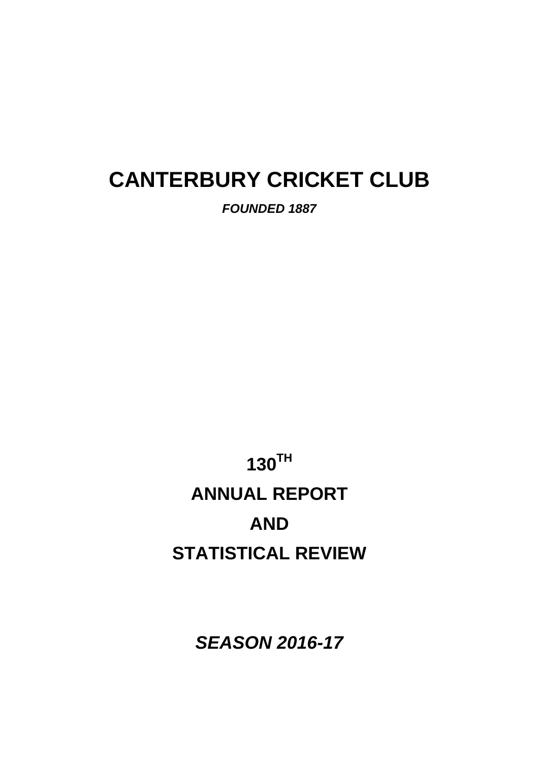# CANTERBURY CRICKET CLUB

***FOUNDED 1887***

## 130TH

## ANNUAL REPORT

## AND

## STATISTICAL REVIEW

***SEASON 2016-17***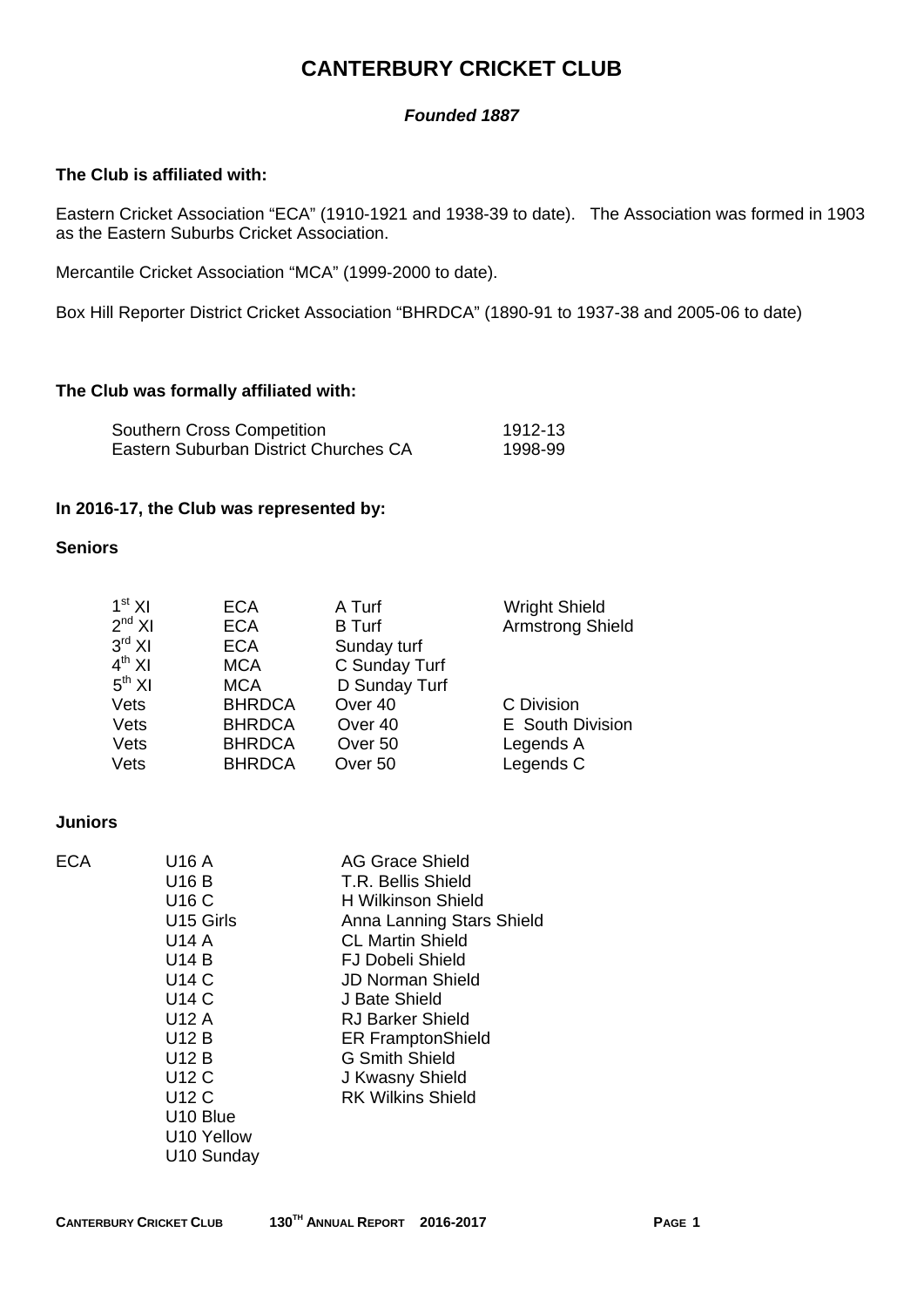# CANTERBURY CRICKET CLUB

***Founded 1887***

**The Club is affiliated with:**

Eastern Cricket Association "ECA" (1910-1921 and 1938-39 to date). The Association was formed in 1903 as the Eastern Suburbs Cricket Association.

Mercantile Cricket Association "MCA" (1999-2000 to date).

Box Hill Reporter District Cricket Association "BHRDCA" (1890-91 to 1937-38 and 2005-06 to date)

**The Club was formally affiliated with:**

| | |
|---|---|
| Southern Cross Competition | 1912-13 |
| Eastern Suburban District Churches CA | 1998-99 |

**In 2016-17, the Club was represented by:**

**Seniors**

| | | | |
|---|---|---|---|
| 1st XI | ECA | A Turf | Wright Shield |
| 2nd XI | ECA | B Turf | Armstrong Shield |
| 3rd XI | ECA | Sunday turf | |
| 4th XI | MCA | C Sunday Turf | |
| 5th XI | MCA | D Sunday Turf | |
| Vets | BHRDCA | Over 40 | C Division |
| Vets | BHRDCA | Over 40 | E South Division |
| Vets | BHRDCA | Over 50 | Legends A |
| Vets | BHRDCA | Over 50 | Legends C |

**Juniors**

| | | |
|---|---|---|
| ECA | U16 A | AG Grace Shield |
| | U16 B | T.R. Bellis Shield |
| | U16 C | H Wilkinson Shield |
| | U15 Girls | Anna Lanning Stars Shield |
| | U14 A | CL Martin Shield |
| | U14 B | FJ Dobeli Shield |
| | U14 C | JD Norman Shield |
| | U14 C | J Bate Shield |
| | U12 A | RJ Barker Shield |
| | U12 B | ER FramptonShield |
| | U12 B | G Smith Shield |
| | U12 C | J Kwasny Shield |
| | U12 C | RK Wilkins Shield |
| | U10 Blue | |
| | U10 Yellow | |
| | U10 Sunday | |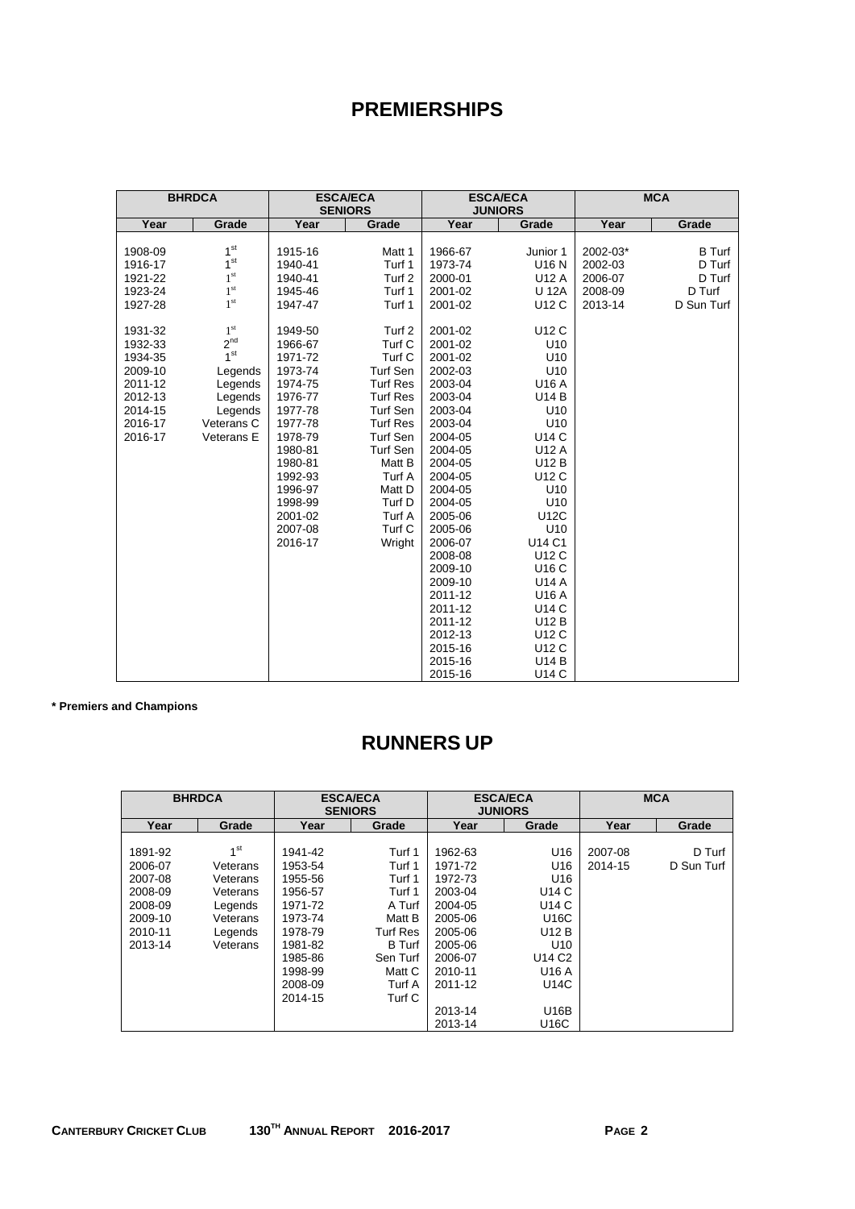# PREMIERSHIPS

| BHRDCA | | ESCA/ECA SENIORS | | ESCA/ECA JUNIORS | | MCA | |
|---|---|---|---|---|---|---|---|
| Year | Grade | Year | Grade | Year | Grade | Year | Grade |
| 1908-09 | 1st | 1915-16 | Matt 1 | 1966-67 | Junior 1 | 2002-03* | B Turf |
| 1916-17 | 1st | 1940-41 | Turf 1 | 1973-74 | U16 N | 2002-03 | D Turf |
| 1921-22 | 1st | 1940-41 | Turf 2 | 2000-01 | U12 A | 2006-07 | D Turf |
| 1923-24 | 1st | 1945-46 | Turf 1 | 2001-02 | U 12A | 2008-09 | D Turf |
| 1927-28 | 1st | 1947-47 | Turf 1 | 2001-02 | U12 C | 2013-14 | D Sun Turf |
| 1931-32 | 1st | 1949-50 | Turf 2 | 2001-02 | U12 C | | |
| 1932-33 | 2nd | 1966-67 | Turf C | 2001-02 | U10 | | |
| 1934-35 | 1st | 1971-72 | Turf C | 2001-02 | U10 | | |
| 2009-10 | Legends | 1973-74 | Turf Sen | 2002-03 | U10 | | |
| 2011-12 | Legends | 1974-75 | Turf Res | 2003-04 | U16 A | | |
| 2012-13 | Legends | 1976-77 | Turf Res | 2003-04 | U14 B | | |
| 2014-15 | Legends | 1977-78 | Turf Sen | 2003-04 | U10 | | |
| 2016-17 | Veterans C | 1977-78 | Turf Res | 2003-04 | U10 | | |
| 2016-17 | Veterans E | 1978-79 | Turf Sen | 2004-05 | U14 C | | |
| | | 1980-81 | Turf Sen | 2004-05 | U12 A | | |
| | | 1980-81 | Matt B | 2004-05 | U12 B | | |
| | | 1992-93 | Turf A | 2004-05 | U12 C | | |
| | | 1996-97 | Matt D | 2004-05 | U10 | | |
| | | 1998-99 | Turf D | 2004-05 | U10 | | |
| | | 2001-02 | Turf A | 2005-06 | U12C | | |
| | | 2007-08 | Turf C | 2005-06 | U10 | | |
| | | 2016-17 | Wright | 2006-07 | U14 C1 | | |
| | | | | 2008-08 | U12 C | | |
| | | | | 2009-10 | U16 C | | |
| | | | | 2009-10 | U14 A | | |
| | | | | 2011-12 | U16 A | | |
| | | | | 2011-12 | U14 C | | |
| | | | | 2011-12 | U12 B | | |
| | | | | 2012-13 | U12 C | | |
| | | | | 2015-16 | U12 C | | |
| | | | | 2015-16 | U14 B | | |
| | | | | 2015-16 | U14 C | | |

**\* Premiers and Champions**

# RUNNERS UP

| BHRDCA | | ESCA/ECA SENIORS | | ESCA/ECA JUNIORS | | MCA | |
|---|---|---|---|---|---|---|---|
| Year | Grade | Year | Grade | Year | Grade | Year | Grade |
| 1891-92 | 1st | 1941-42 | Turf 1 | 1962-63 | U16 | 2007-08 | D Turf |
| 2006-07 | Veterans | 1953-54 | Turf 1 | 1971-72 | U16 | 2014-15 | D Sun Turf |
| 2007-08 | Veterans | 1955-56 | Turf 1 | 1972-73 | U16 | | |
| 2008-09 | Veterans | 1956-57 | Turf 1 | 2003-04 | U14 C | | |
| 2008-09 | Legends | 1971-72 | A Turf | 2004-05 | U14 C | | |
| 2009-10 | Veterans | 1973-74 | Matt B | 2005-06 | U16C | | |
| 2010-11 | Legends | 1978-79 | Turf Res | 2005-06 | U12 B | | |
| 2013-14 | Veterans | 1981-82 | B Turf | 2005-06 | U10 | | |
| | | 1985-86 | Sen Turf | 2006-07 | U14 C2 | | |
| | | 1998-99 | Matt C | 2010-11 | U16 A | | |
| | | 2008-09 | Turf A | 2011-12 | U14C | | |
| | | 2014-15 | Turf C | | | | |
| | | | | 2013-14 | U16B | | |
| | | | | 2013-14 | U16C | | |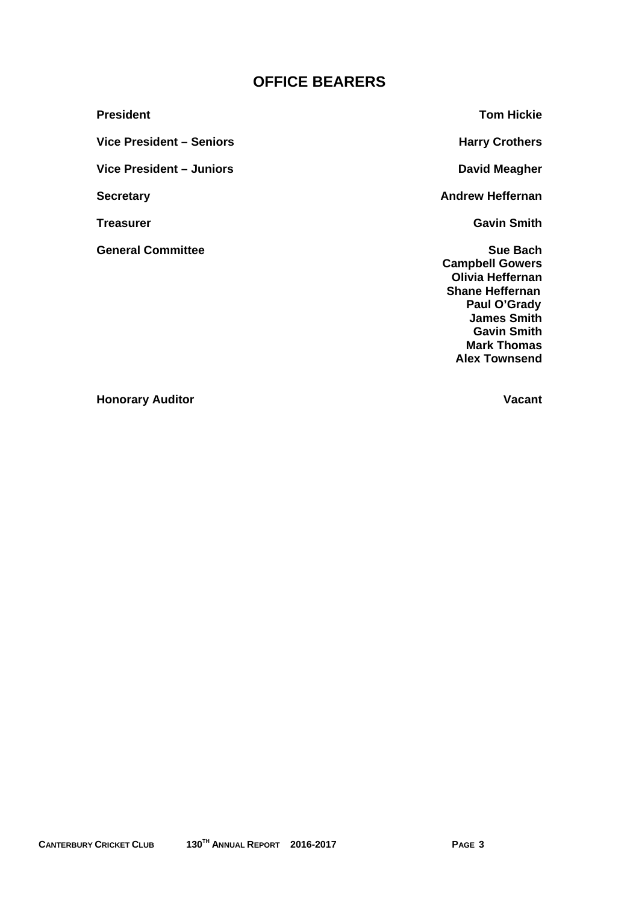# OFFICE BEARERS

| | |
|---|---|
| **President** | **Tom Hickie** |
| **Vice President – Seniors** | **Harry Crothers** |
| **Vice President – Juniors** | **David Meagher** |
| **Secretary** | **Andrew Heffernan** |
| **Treasurer** | **Gavin Smith** |
| **General Committee** | **Sue Bach**<br>**Campbell Gowers**<br>**Olivia Heffernan**<br>**Shane Heffernan**<br>**Paul O'Grady**<br>**James Smith**<br>**Gavin Smith**<br>**Mark Thomas**<br>**Alex Townsend** |
| **Honorary Auditor** | **Vacant** |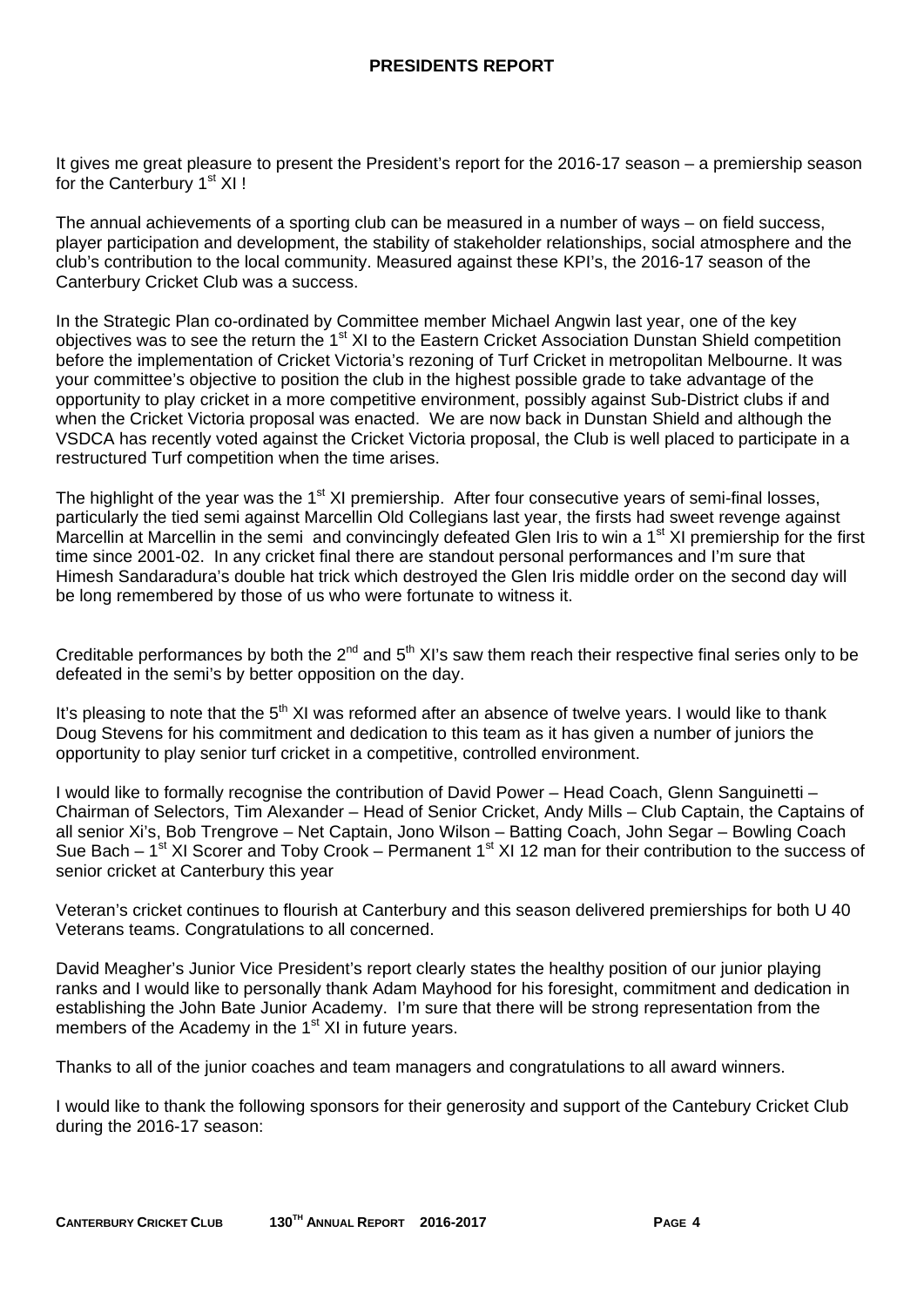# PRESIDENTS REPORT

It gives me great pleasure to present the President's report for the 2016-17 season – a premiership season for the Canterbury 1st XI !

The annual achievements of a sporting club can be measured in a number of ways – on field success, player participation and development, the stability of stakeholder relationships, social atmosphere and the club's contribution to the local community. Measured against these KPI's, the 2016-17 season of the Canterbury Cricket Club was a success.

In the Strategic Plan co-ordinated by Committee member Michael Angwin last year, one of the key objectives was to see the return the 1st XI to the Eastern Cricket Association Dunstan Shield competition before the implementation of Cricket Victoria's rezoning of Turf Cricket in metropolitan Melbourne. It was your committee's objective to position the club in the highest possible grade to take advantage of the opportunity to play cricket in a more competitive environment, possibly against Sub-District clubs if and when the Cricket Victoria proposal was enacted. We are now back in Dunstan Shield and although the VSDCA has recently voted against the Cricket Victoria proposal, the Club is well placed to participate in a restructured Turf competition when the time arises.

The highlight of the year was the 1st XI premiership. After four consecutive years of semi-final losses, particularly the tied semi against Marcellin Old Collegians last year, the firsts had sweet revenge against Marcellin at Marcellin in the semi and convincingly defeated Glen Iris to win a 1st XI premiership for the first time since 2001-02. In any cricket final there are standout personal performances and I'm sure that Himesh Sandaradura's double hat trick which destroyed the Glen Iris middle order on the second day will be long remembered by those of us who were fortunate to witness it.

Creditable performances by both the 2nd and 5th XI's saw them reach their respective final series only to be defeated in the semi's by better opposition on the day.

It's pleasing to note that the 5th XI was reformed after an absence of twelve years. I would like to thank Doug Stevens for his commitment and dedication to this team as it has given a number of juniors the opportunity to play senior turf cricket in a competitive, controlled environment.

I would like to formally recognise the contribution of David Power – Head Coach, Glenn Sanguinetti – Chairman of Selectors, Tim Alexander – Head of Senior Cricket, Andy Mills – Club Captain, the Captains of all senior Xi's, Bob Trengrove – Net Captain, Jono Wilson – Batting Coach, John Segar – Bowling Coach Sue Bach – 1st XI Scorer and Toby Crook – Permanent 1st XI 12 man for their contribution to the success of senior cricket at Canterbury this year

Veteran's cricket continues to flourish at Canterbury and this season delivered premierships for both U 40 Veterans teams. Congratulations to all concerned.

David Meagher's Junior Vice President's report clearly states the healthy position of our junior playing ranks and I would like to personally thank Adam Mayhood for his foresight, commitment and dedication in establishing the John Bate Junior Academy. I'm sure that there will be strong representation from the members of the Academy in the 1st XI in future years.

Thanks to all of the junior coaches and team managers and congratulations to all award winners.

I would like to thank the following sponsors for their generosity and support of the Cantebury Cricket Club during the 2016-17 season: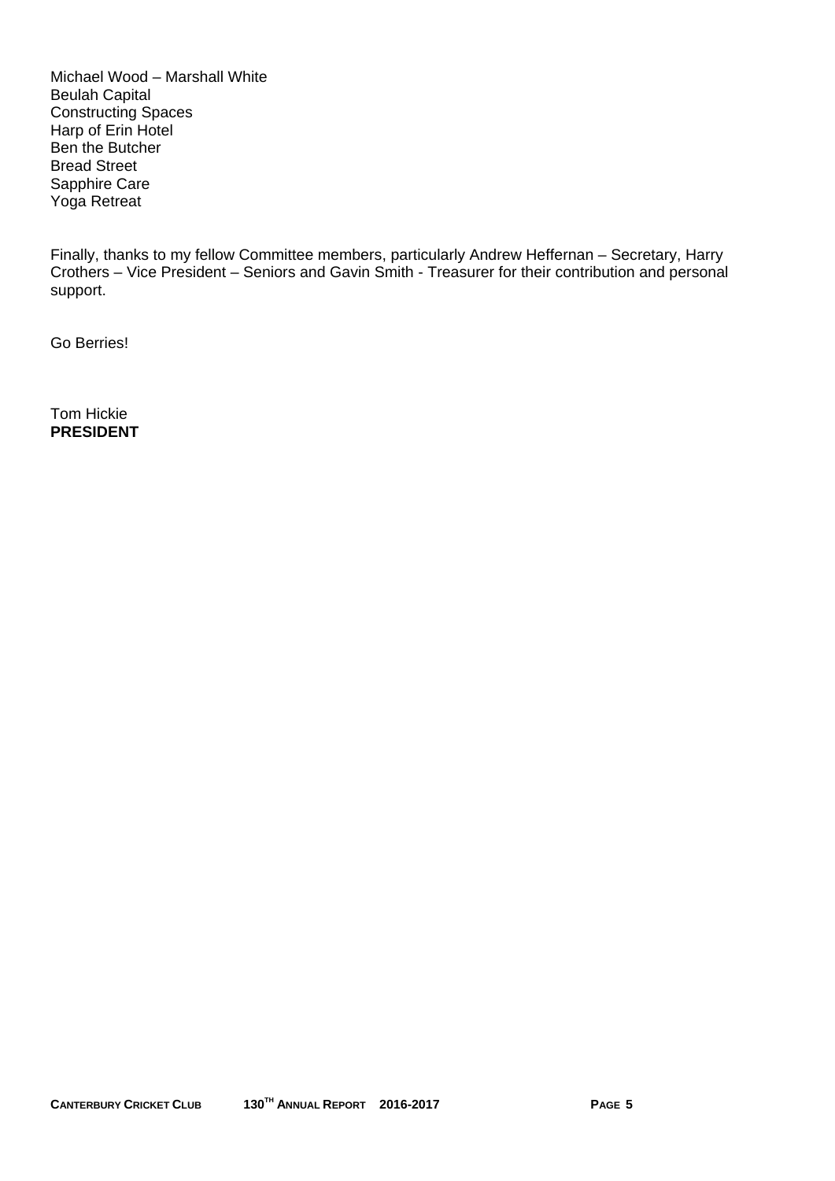Michael Wood – Marshall White
Beulah Capital
Constructing Spaces
Harp of Erin Hotel
Ben the Butcher
Bread Street
Sapphire Care
Yoga Retreat

Finally, thanks to my fellow Committee members, particularly Andrew Heffernan – Secretary, Harry Crothers – Vice President – Seniors and Gavin Smith - Treasurer for their contribution and personal support.

Go Berries!

Tom Hickie
**PRESIDENT**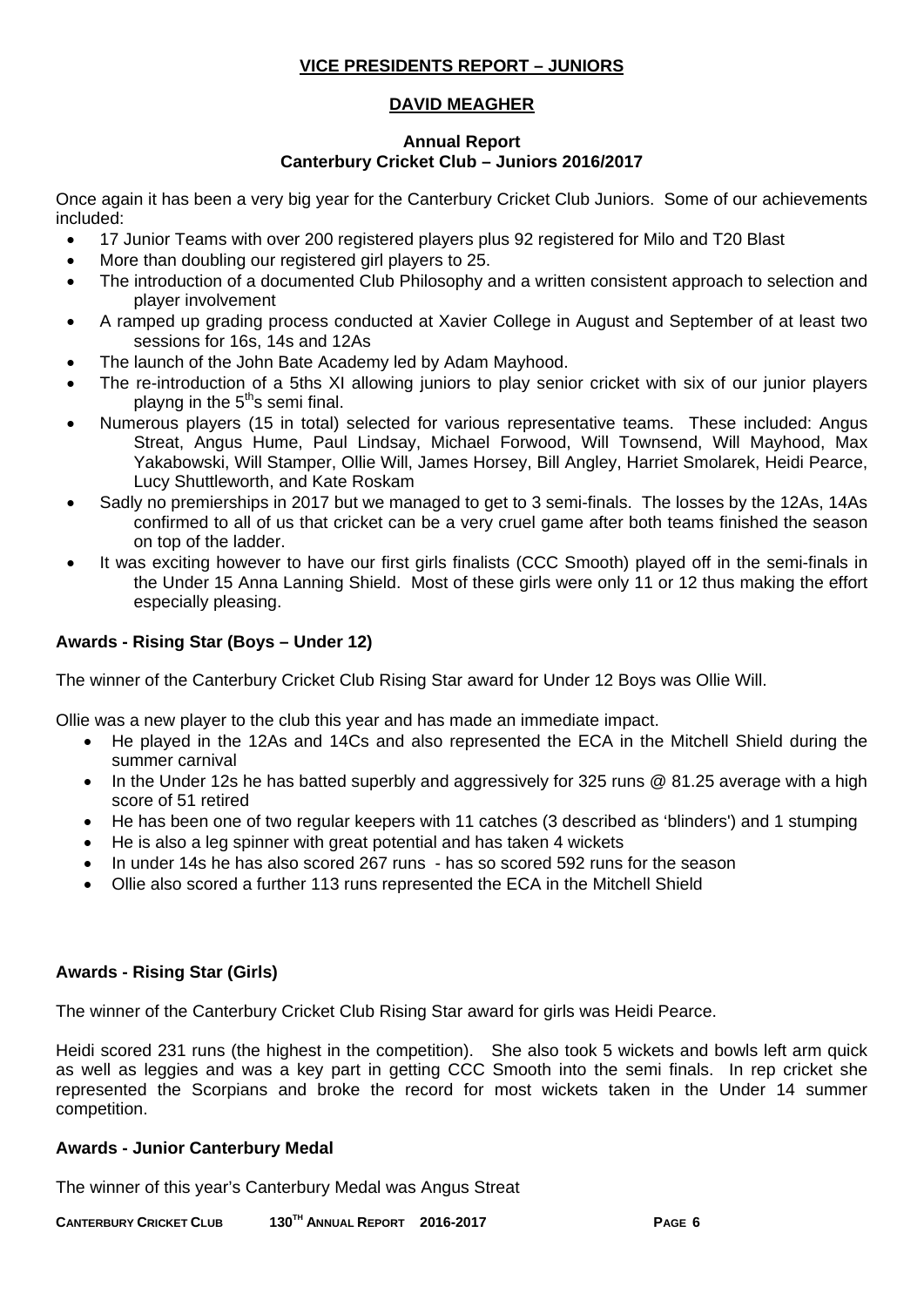## VICE PRESIDENTS REPORT – JUNIORS

## DAVID MEAGHER

### Annual Report
### Canterbury Cricket Club – Juniors 2016/2017

Once again it has been a very big year for the Canterbury Cricket Club Juniors. Some of our achievements included:

- 17 Junior Teams with over 200 registered players plus 92 registered for Milo and T20 Blast
- More than doubling our registered girl players to 25.
- The introduction of a documented Club Philosophy and a written consistent approach to selection and player involvement
- A ramped up grading process conducted at Xavier College in August and September of at least two sessions for 16s, 14s and 12As
- The launch of the John Bate Academy led by Adam Mayhood.
- The re-introduction of a 5ths XI allowing juniors to play senior cricket with six of our junior players playng in the 5th's semi final.
- Numerous players (15 in total) selected for various representative teams. These included: Angus Streat, Angus Hume, Paul Lindsay, Michael Forwood, Will Townsend, Will Mayhood, Max Yakabowski, Will Stamper, Ollie Will, James Horsey, Bill Angley, Harriet Smolarek, Heidi Pearce, Lucy Shuttleworth, and Kate Roskam
- Sadly no premierships in 2017 but we managed to get to 3 semi-finals. The losses by the 12As, 14As confirmed to all of us that cricket can be a very cruel game after both teams finished the season on top of the ladder.
- It was exciting however to have our first girls finalists (CCC Smooth) played off in the semi-finals in the Under 15 Anna Lanning Shield. Most of these girls were only 11 or 12 thus making the effort especially pleasing.

**Awards - Rising Star (Boys – Under 12)**

The winner of the Canterbury Cricket Club Rising Star award for Under 12 Boys was Ollie Will.

Ollie was a new player to the club this year and has made an immediate impact.

- He played in the 12As and 14Cs and also represented the ECA in the Mitchell Shield during the summer carnival
- In the Under 12s he has batted superbly and aggressively for 325 runs @ 81.25 average with a high score of 51 retired
- He has been one of two regular keepers with 11 catches (3 described as 'blinders') and 1 stumping
- He is also a leg spinner with great potential and has taken 4 wickets
- In under 14s he has also scored 267 runs - has so scored 592 runs for the season
- Ollie also scored a further 113 runs represented the ECA in the Mitchell Shield

**Awards - Rising Star (Girls)**

The winner of the Canterbury Cricket Club Rising Star award for girls was Heidi Pearce.

Heidi scored 231 runs (the highest in the competition). She also took 5 wickets and bowls left arm quick as well as leggies and was a key part in getting CCC Smooth into the semi finals. In rep cricket she represented the Scorpians and broke the record for most wickets taken in the Under 14 summer competition.

**Awards - Junior Canterbury Medal**

The winner of this year's Canterbury Medal was Angus Streat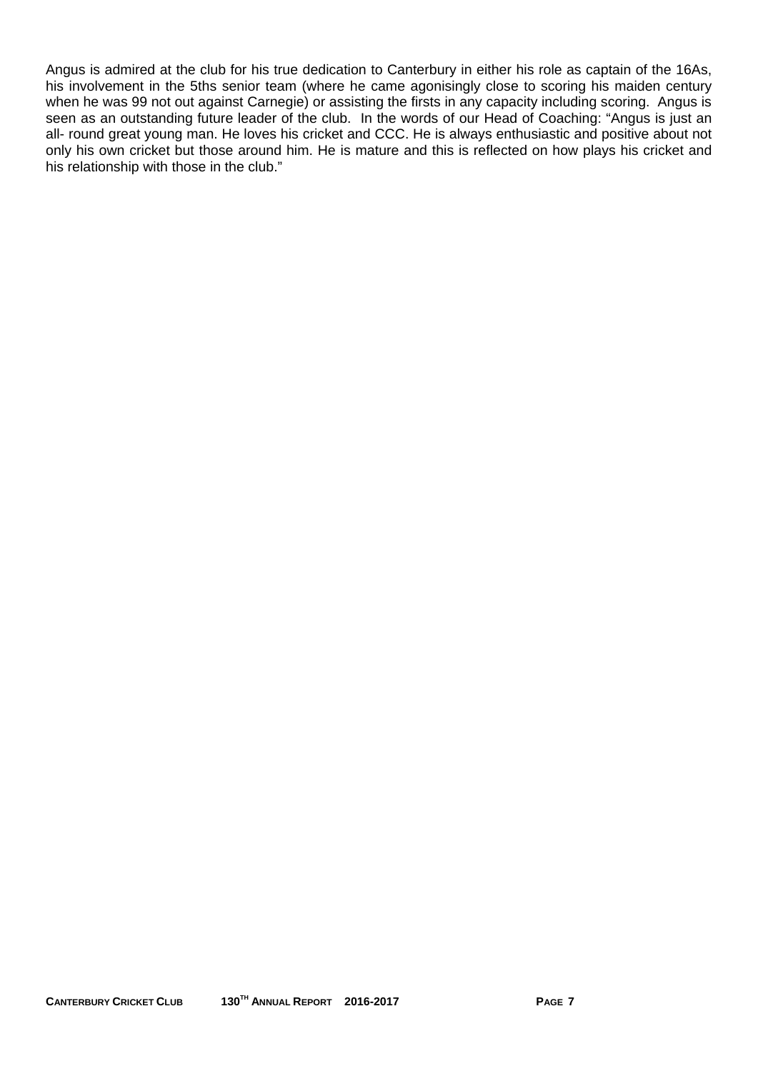Angus is admired at the club for his true dedication to Canterbury in either his role as captain of the 16As, his involvement in the 5ths senior team (where he came agonisingly close to scoring his maiden century when he was 99 not out against Carnegie) or assisting the firsts in any capacity including scoring. Angus is seen as an outstanding future leader of the club. In the words of our Head of Coaching: "Angus is just an all- round great young man. He loves his cricket and CCC. He is always enthusiastic and positive about not only his own cricket but those around him. He is mature and this is reflected on how plays his cricket and his relationship with those in the club."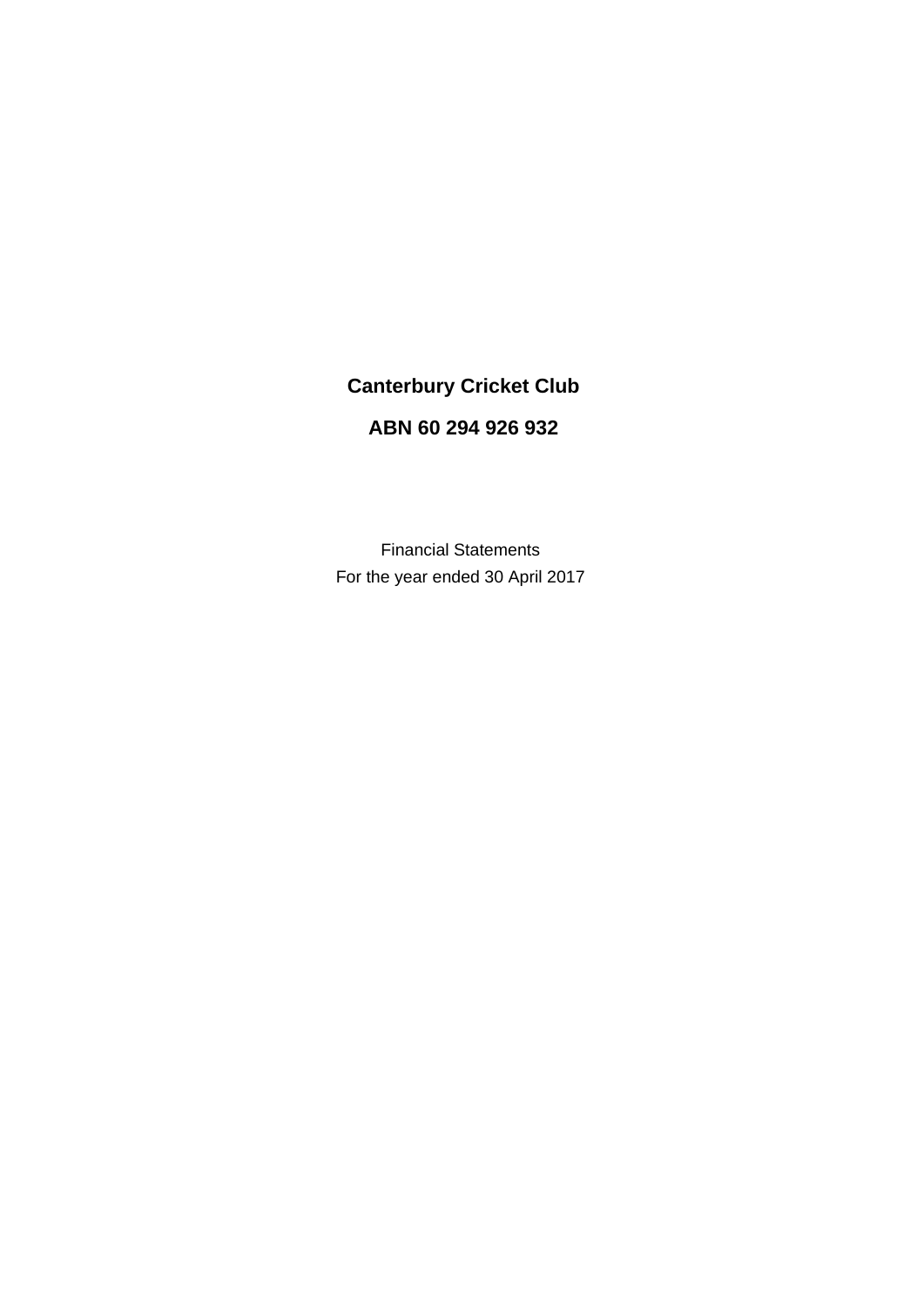# Canterbury Cricket Club

## ABN 60 294 926 932

Financial Statements

For the year ended 30 April 2017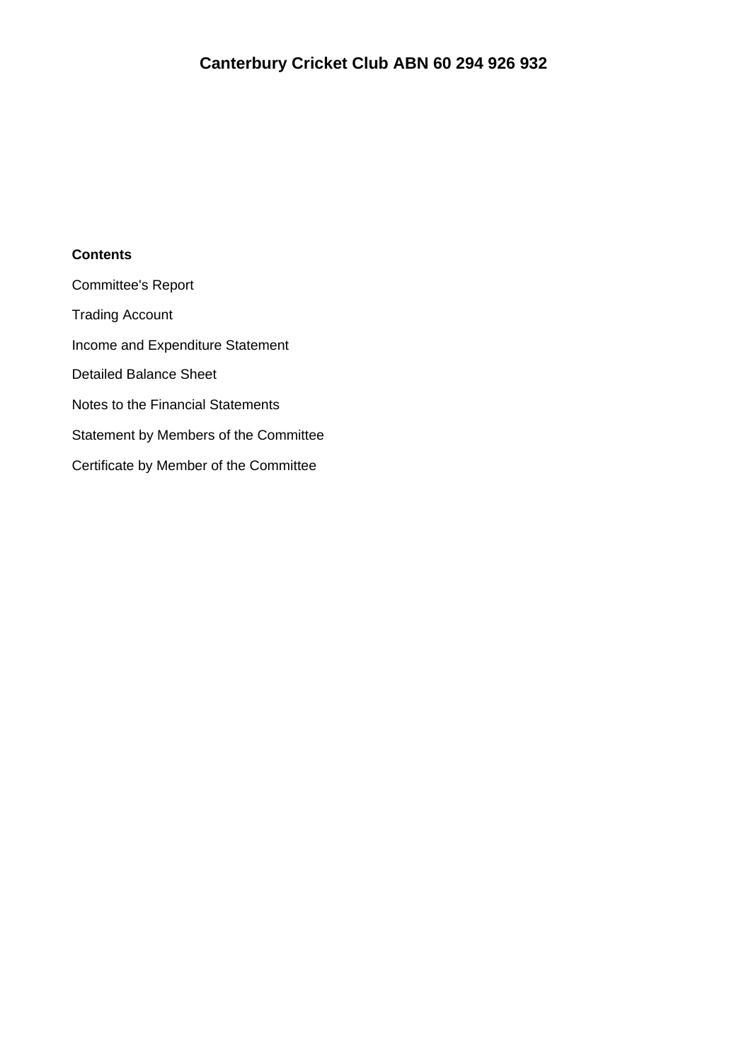# Canterbury Cricket Club ABN 60 294 926 932

**Contents**

Committee's Report

Trading Account

Income and Expenditure Statement

Detailed Balance Sheet

Notes to the Financial Statements

Statement by Members of the Committee

Certificate by Member of the Committee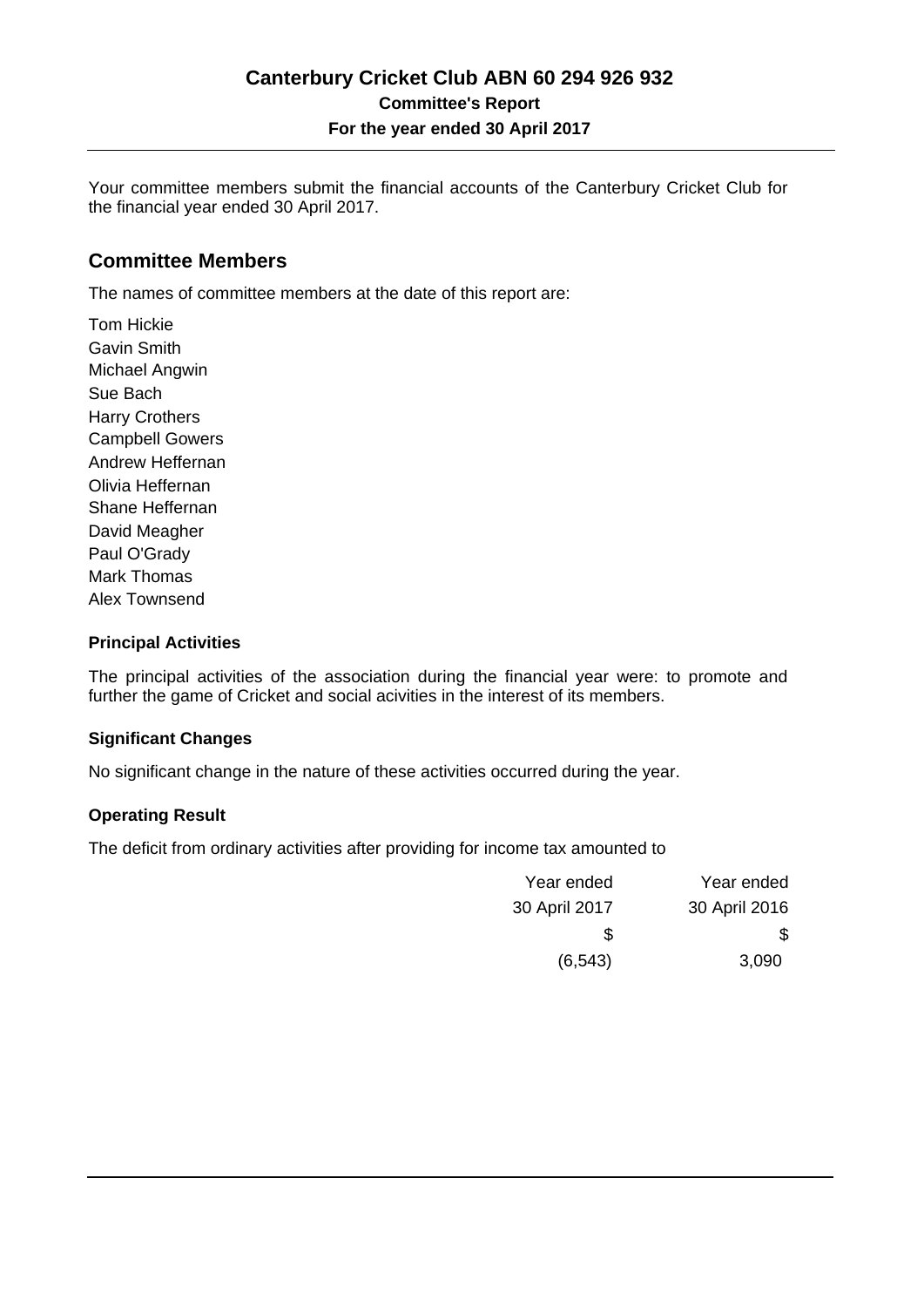# Canterbury Cricket Club ABN 60 294 926 932

**Committee's Report**

**For the year ended 30 April 2017**

Your committee members submit the financial accounts of the Canterbury Cricket Club for the financial year ended 30 April 2017.

## Committee Members

The names of committee members at the date of this report are:

Tom Hickie
Gavin Smith
Michael Angwin
Sue Bach
Harry Crothers
Campbell Gowers
Andrew Heffernan
Olivia Heffernan
Shane Heffernan
David Meagher
Paul O'Grady
Mark Thomas
Alex Townsend

### Principal Activities

The principal activities of the association during the financial year were: to promote and further the game of Cricket and social acivities in the interest of its members.

### Significant Changes

No significant change in the nature of these activities occurred during the year.

### Operating Result

The deficit from ordinary activities after providing for income tax amounted to

| Year ended 30 April 2017 | Year ended 30 April 2016 |
|---|---|
| $ | $ |
| (6,543) | 3,090 |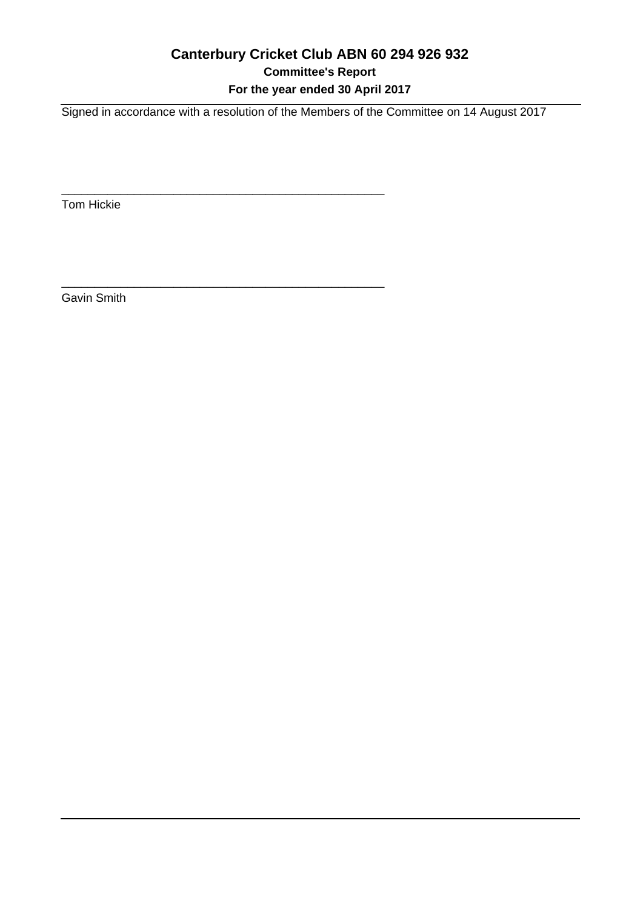# Canterbury Cricket Club ABN 60 294 926 932

**Committee's Report**

**For the year ended 30 April 2017**

Signed in accordance with a resolution of the Members of the Committee on 14 August 2017

\_\_\_\_\_\_\_\_\_\_\_\_\_\_\_\_\_\_\_\_\_\_\_\_\_\_\_\_\_\_\_\_\_\_\_\_\_\_\_\_\_\_\_\_

Tom Hickie

\_\_\_\_\_\_\_\_\_\_\_\_\_\_\_\_\_\_\_\_\_\_\_\_\_\_\_\_\_\_\_\_\_\_\_\_\_\_\_\_\_\_\_\_

Gavin Smith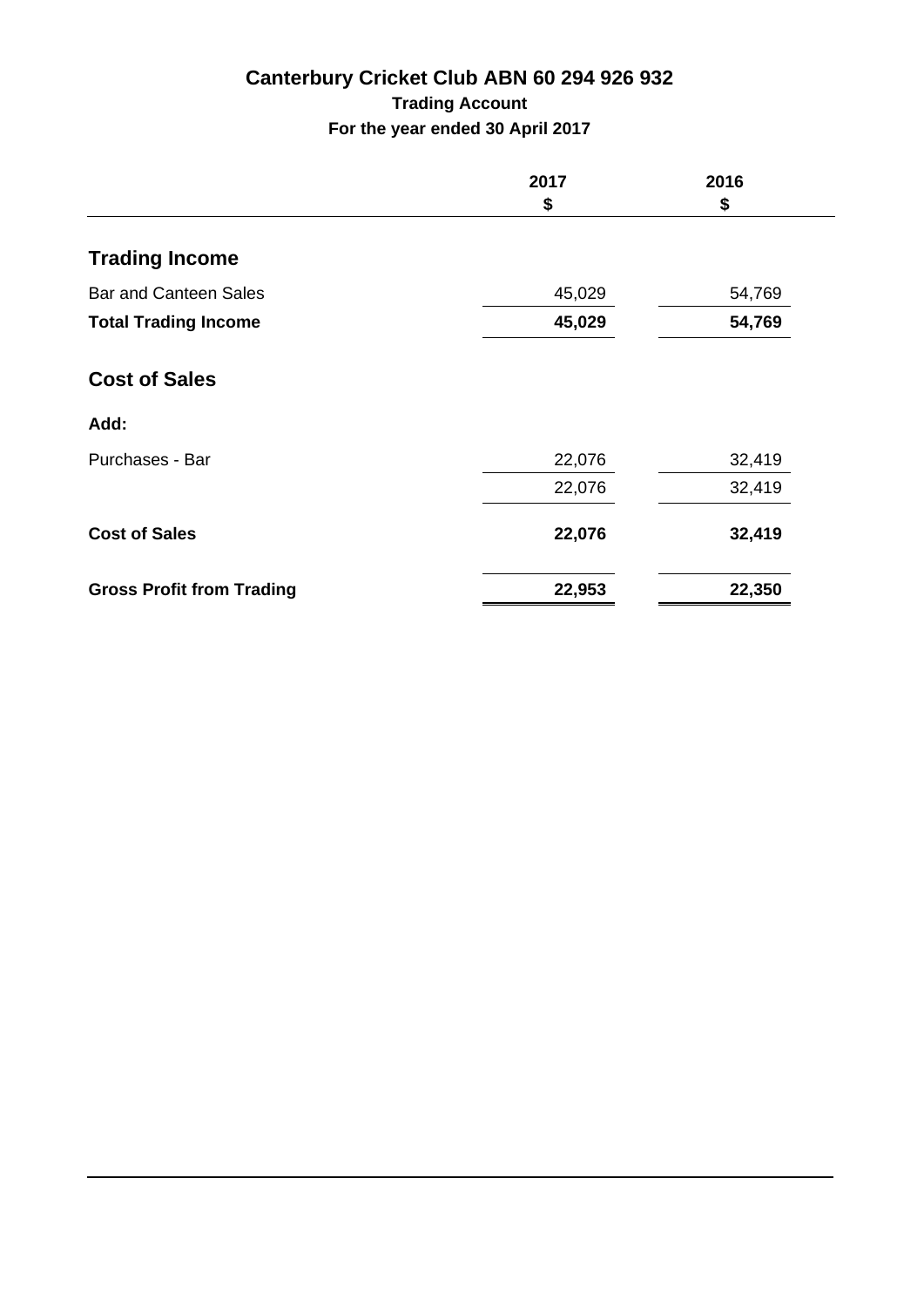# Canterbury Cricket Club ABN 60 294 926 932

## Trading Account

### For the year ended 30 April 2017

| | 2017<br>$ | 2016<br>$ |
|---|---|---|
| **Trading Income** | | |
| Bar and Canteen Sales | 45,029 | 54,769 |
| **Total Trading Income** | **45,029** | **54,769** |
| **Cost of Sales** | | |
| **Add:** | | |
| Purchases - Bar | 22,076 | 32,419 |
| | 22,076 | 32,419 |
| **Cost of Sales** | **22,076** | **32,419** |
| **Gross Profit from Trading** | **22,953** | **22,350** |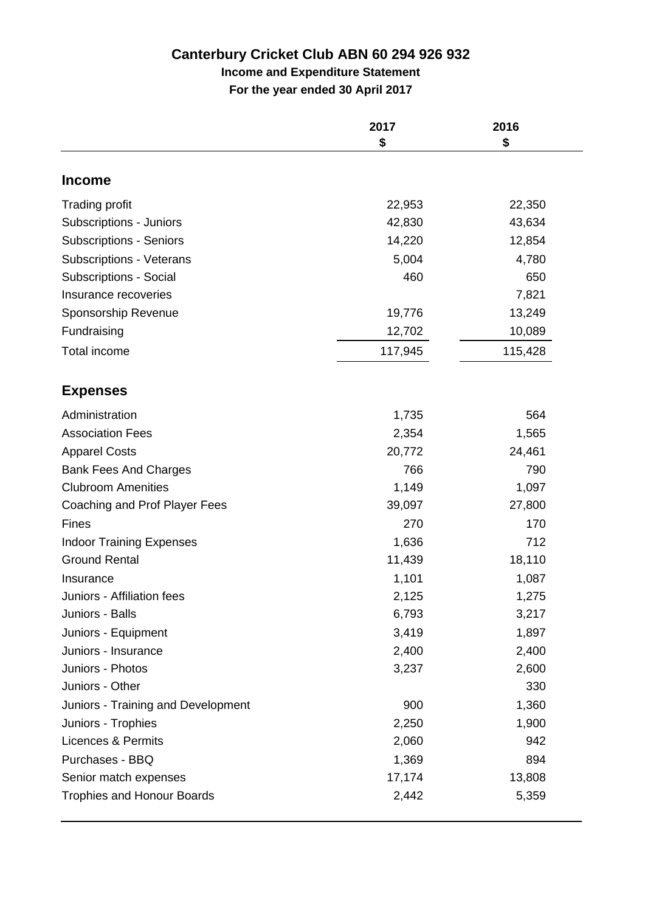# Canterbury Cricket Club ABN 60 294 926 932

## Income and Expenditure Statement

### For the year ended 30 April 2017

| | 2017<br>$ | 2016<br>$ |
|---|---|---|
| **Income** | | |
| Trading profit | 22,953 | 22,350 |
| Subscriptions - Juniors | 42,830 | 43,634 |
| Subscriptions - Seniors | 14,220 | 12,854 |
| Subscriptions - Veterans | 5,004 | 4,780 |
| Subscriptions - Social | 460 | 650 |
| Insurance recoveries | | 7,821 |
| Sponsorship Revenue | 19,776 | 13,249 |
| Fundraising | 12,702 | 10,089 |
| Total income | 117,945 | 115,428 |
| **Expenses** | | |
| Administration | 1,735 | 564 |
| Association Fees | 2,354 | 1,565 |
| Apparel Costs | 20,772 | 24,461 |
| Bank Fees And Charges | 766 | 790 |
| Clubroom Amenities | 1,149 | 1,097 |
| Coaching and Prof Player Fees | 39,097 | 27,800 |
| Fines | 270 | 170 |
| Indoor Training Expenses | 1,636 | 712 |
| Ground Rental | 11,439 | 18,110 |
| Insurance | 1,101 | 1,087 |
| Juniors - Affiliation fees | 2,125 | 1,275 |
| Juniors - Balls | 6,793 | 3,217 |
| Juniors - Equipment | 3,419 | 1,897 |
| Juniors - Insurance | 2,400 | 2,400 |
| Juniors - Photos | 3,237 | 2,600 |
| Juniors - Other | | 330 |
| Juniors - Training and Development | 900 | 1,360 |
| Juniors - Trophies | 2,250 | 1,900 |
| Licences & Permits | 2,060 | 942 |
| Purchases - BBQ | 1,369 | 894 |
| Senior match expenses | 17,174 | 13,808 |
| Trophies and Honour Boards | 2,442 | 5,359 |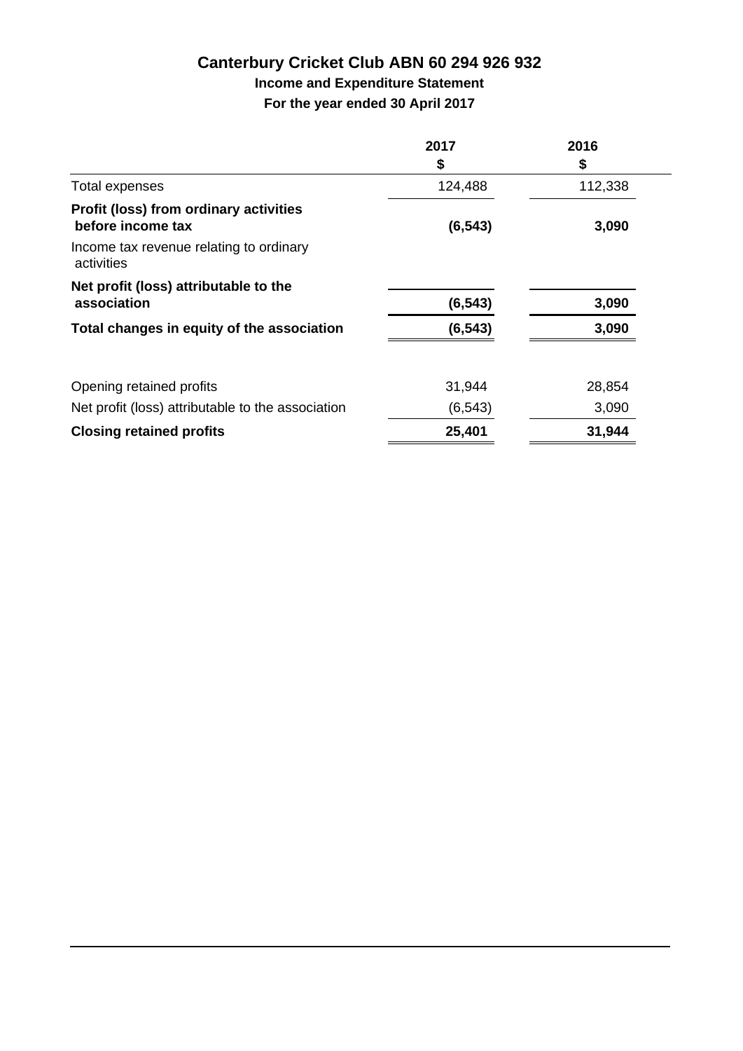# Canterbury Cricket Club ABN 60 294 926 932

## Income and Expenditure Statement

### For the year ended 30 April 2017

| | 2017<br>$ | 2016<br>$ |
|---|---|---|
| Total expenses | 124,488 | 112,338 |
| **Profit (loss) from ordinary activities before income tax** | **(6,543)** | **3,090** |
| Income tax revenue relating to ordinary activities | | |
| **Net profit (loss) attributable to the association** | **(6,543)** | **3,090** |
| **Total changes in equity of the association** | **(6,543)** | **3,090** |
| | | |
| Opening retained profits | 31,944 | 28,854 |
| Net profit (loss) attributable to the association | (6,543) | 3,090 |
| **Closing retained profits** | **25,401** | **31,944** |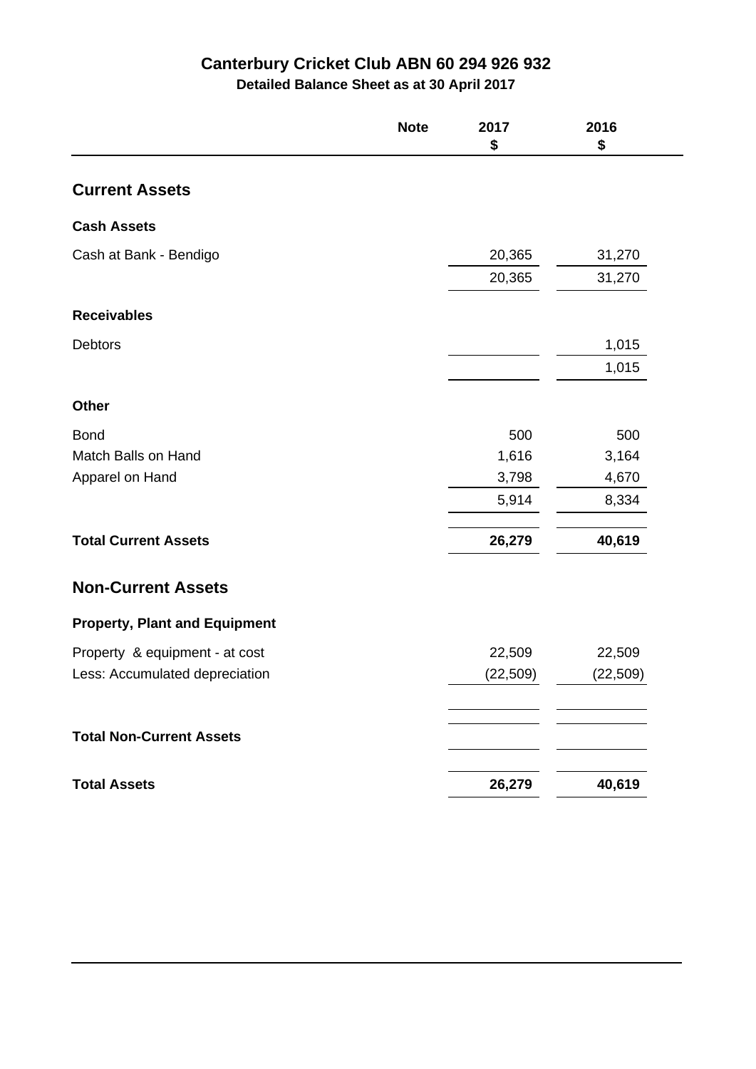# Canterbury Cricket Club ABN 60 294 926 932

**Detailed Balance Sheet as at 30 April 2017**

| | Note | 2017 $ | 2016 $ |
|---|---|---|---|
| **Current Assets** | | | |
| **Cash Assets** | | | |
| Cash at Bank - Bendigo | | 20,365 | 31,270 |
| | | 20,365 | 31,270 |
| **Receivables** | | | |
| Debtors | | | 1,015 |
| | | | 1,015 |
| **Other** | | | |
| Bond | | 500 | 500 |
| Match Balls on Hand | | 1,616 | 3,164 |
| Apparel on Hand | | 3,798 | 4,670 |
| | | 5,914 | 8,334 |
| **Total Current Assets** | | **26,279** | **40,619** |
| **Non-Current Assets** | | | |
| **Property, Plant and Equipment** | | | |
| Property & equipment - at cost | | 22,509 | 22,509 |
| Less: Accumulated depreciation | | (22,509) | (22,509) |
| **Total Non-Current Assets** | | | |
| **Total Assets** | | **26,279** | **40,619** |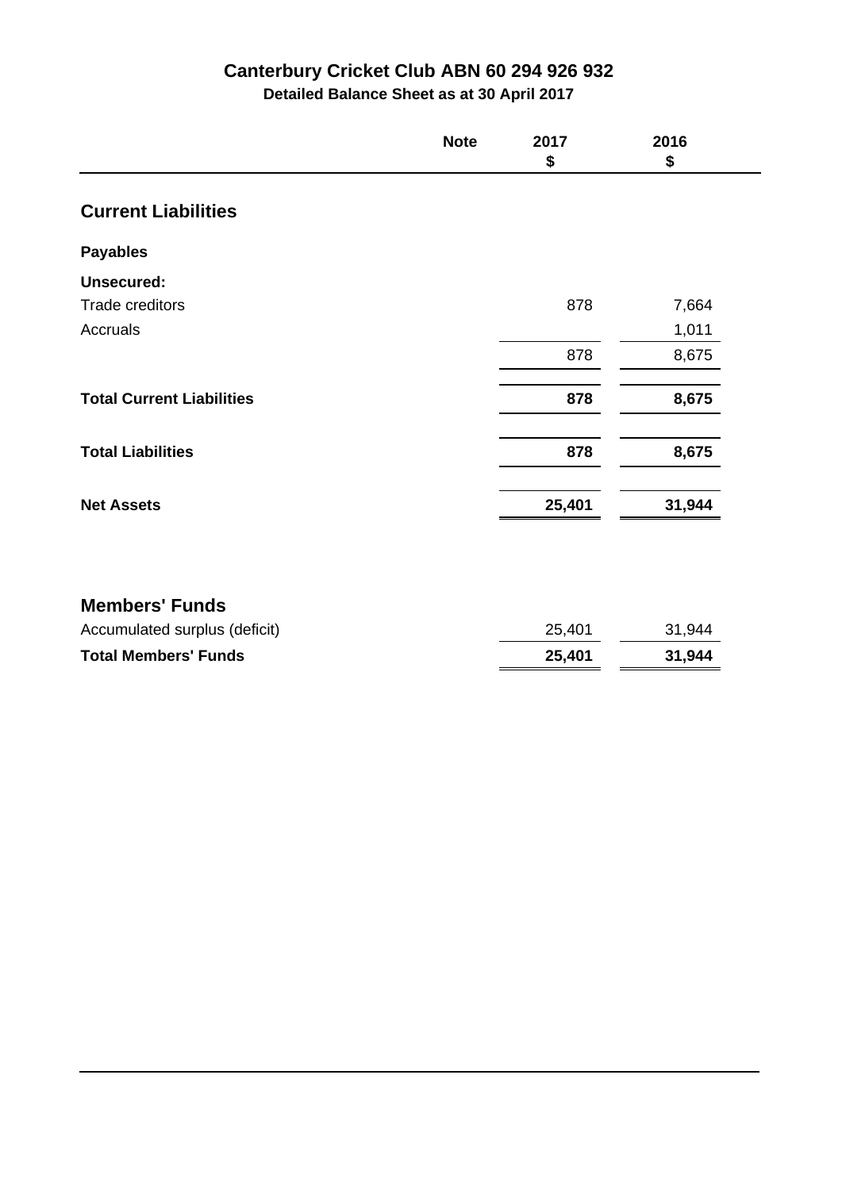# Canterbury Cricket Club ABN 60 294 926 932

## Detailed Balance Sheet as at 30 April 2017

| | Note | 2017 $ | 2016 $ |
|---|---|---|---|
| **Current Liabilities** | | | |
| **Payables** | | | |
| **Unsecured:** | | | |
| Trade creditors | | 878 | 7,664 |
| Accruals | | | 1,011 |
| | | 878 | 8,675 |
| **Total Current Liabilities** | | **878** | **8,675** |
| **Total Liabilities** | | **878** | **8,675** |
| **Net Assets** | | **25,401** | **31,944** |
| | | | |
| **Members' Funds** | | | |
| Accumulated surplus (deficit) | | 25,401 | 31,944 |
| **Total Members' Funds** | | **25,401** | **31,944** |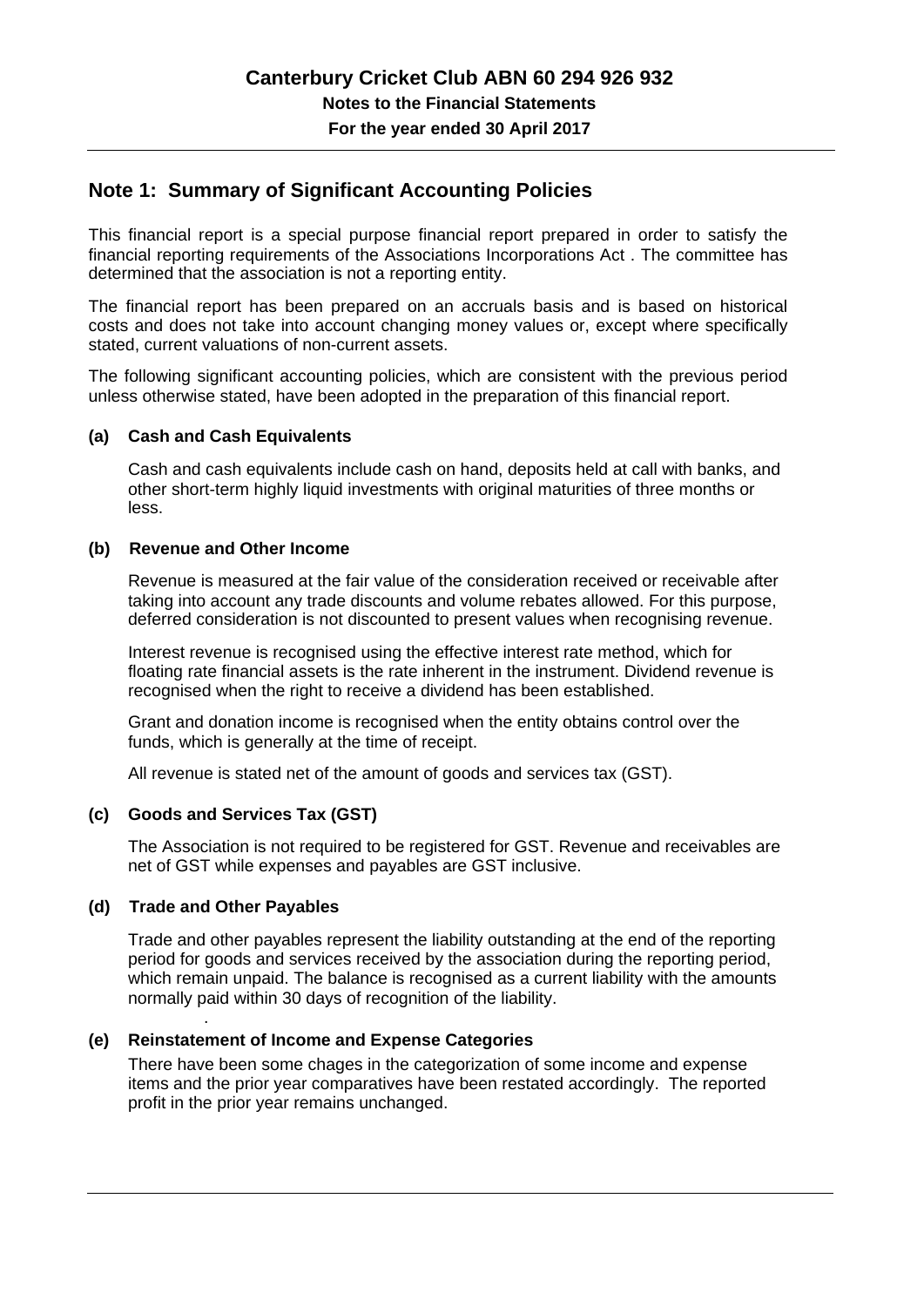# Canterbury Cricket Club ABN 60 294 926 932

**Notes to the Financial Statements**

**For the year ended 30 April 2017**

## Note 1: Summary of Significant Accounting Policies

This financial report is a special purpose financial report prepared in order to satisfy the financial reporting requirements of the Associations Incorporations Act . The committee has determined that the association is not a reporting entity.

The financial report has been prepared on an accruals basis and is based on historical costs and does not take into account changing money values or, except where specifically stated, current valuations of non-current assets.

The following significant accounting policies, which are consistent with the previous period unless otherwise stated, have been adopted in the preparation of this financial report.

### (a) Cash and Cash Equivalents

Cash and cash equivalents include cash on hand, deposits held at call with banks, and other short-term highly liquid investments with original maturities of three months or less.

### (b) Revenue and Other Income

Revenue is measured at the fair value of the consideration received or receivable after taking into account any trade discounts and volume rebates allowed. For this purpose, deferred consideration is not discounted to present values when recognising revenue.

Interest revenue is recognised using the effective interest rate method, which for floating rate financial assets is the rate inherent in the instrument. Dividend revenue is recognised when the right to receive a dividend has been established.

Grant and donation income is recognised when the entity obtains control over the funds, which is generally at the time of receipt.

All revenue is stated net of the amount of goods and services tax (GST).

### (c) Goods and Services Tax (GST)

The Association is not required to be registered for GST. Revenue and receivables are net of GST while expenses and payables are GST inclusive.

### (d) Trade and Other Payables

Trade and other payables represent the liability outstanding at the end of the reporting period for goods and services received by the association during the reporting period, which remain unpaid. The balance is recognised as a current liability with the amounts normally paid within 30 days of recognition of the liability.

### (e) Reinstatement of Income and Expense Categories

There have been some chages in the categorization of some income and expense items and the prior year comparatives have been restated accordingly. The reported profit in the prior year remains unchanged.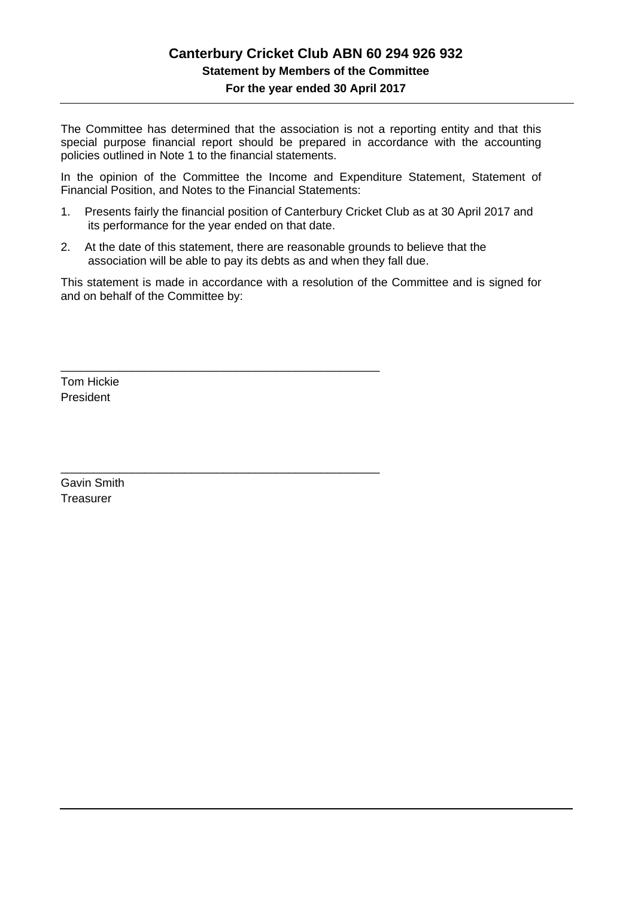# Canterbury Cricket Club ABN 60 294 926 932

## Statement by Members of the Committee

### For the year ended 30 April 2017

The Committee has determined that the association is not a reporting entity and that this special purpose financial report should be prepared in accordance with the accounting policies outlined in Note 1 to the financial statements.

In the opinion of the Committee the Income and Expenditure Statement, Statement of Financial Position, and Notes to the Financial Statements:

1. Presents fairly the financial position of Canterbury Cricket Club as at 30 April 2017 and its performance for the year ended on that date.
2. At the date of this statement, there are reasonable grounds to believe that the association will be able to pay its debts as and when they fall due.

This statement is made in accordance with a resolution of the Committee and is signed for and on behalf of the Committee by:

\_\_\_\_\_\_\_\_\_\_\_\_\_\_\_\_\_\_\_\_\_\_\_\_\_\_\_\_\_\_\_\_\_\_\_\_\_\_\_\_\_\_\_\_\_\_\_\_

Tom Hickie
President

\_\_\_\_\_\_\_\_\_\_\_\_\_\_\_\_\_\_\_\_\_\_\_\_\_\_\_\_\_\_\_\_\_\_\_\_\_\_\_\_\_\_\_\_\_\_\_\_

Gavin Smith
Treasurer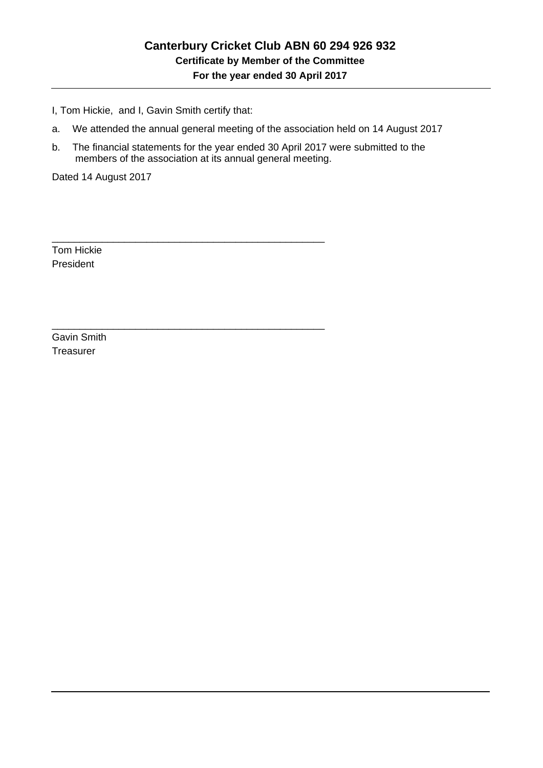# Canterbury Cricket Club ABN 60 294 926 932

## Certificate by Member of the Committee

## For the year ended 30 April 2017

I, Tom Hickie, and I, Gavin Smith certify that:

a. We attended the annual general meeting of the association held on 14 August 2017

b. The financial statements for the year ended 30 April 2017 were submitted to the members of the association at its annual general meeting.

Dated 14 August 2017

_________________________________________________

Tom Hickie
President

_________________________________________________

Gavin Smith
Treasurer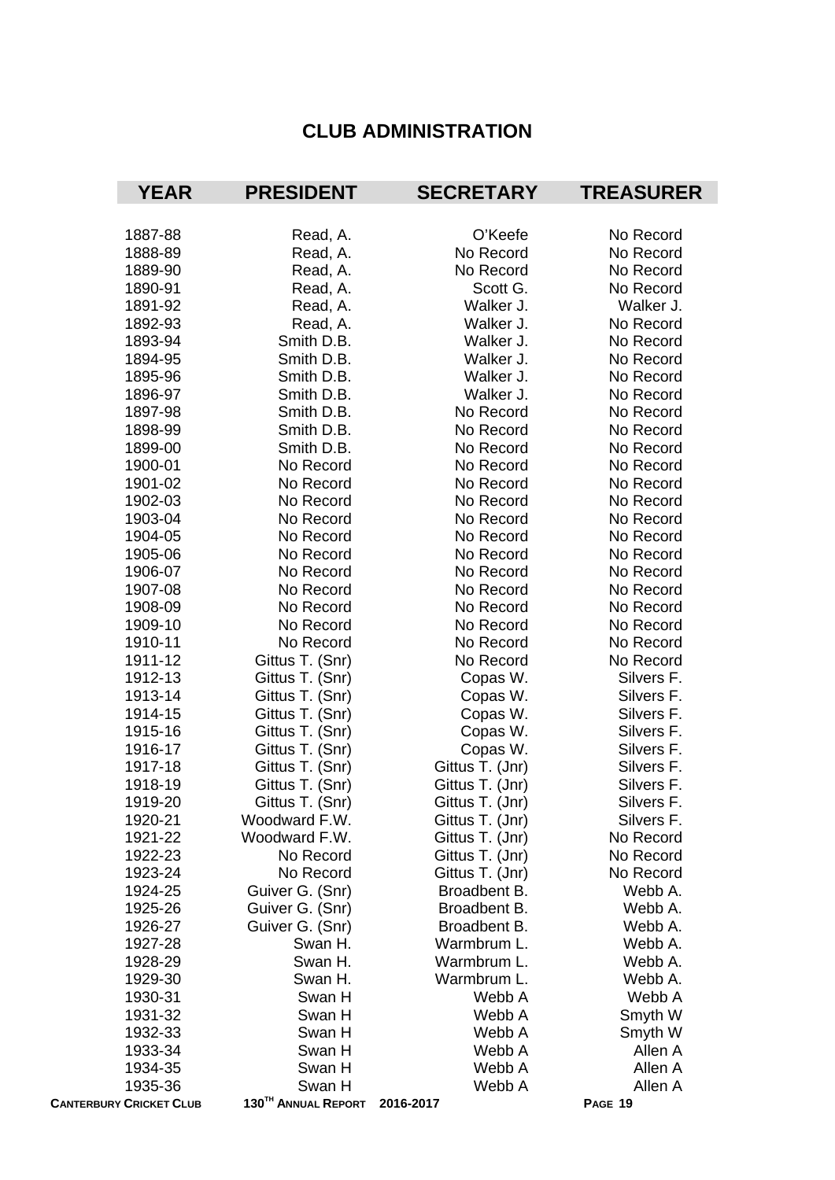# CLUB ADMINISTRATION

| YEAR | PRESIDENT | SECRETARY | TREASURER |
|---|---|---|---|
| 1887-88 | Read, A. | O'Keefe | No Record |
| 1888-89 | Read, A. | No Record | No Record |
| 1889-90 | Read, A. | No Record | No Record |
| 1890-91 | Read, A. | Scott G. | No Record |
| 1891-92 | Read, A. | Walker J. | Walker J. |
| 1892-93 | Read, A. | Walker J. | No Record |
| 1893-94 | Smith D.B. | Walker J. | No Record |
| 1894-95 | Smith D.B. | Walker J. | No Record |
| 1895-96 | Smith D.B. | Walker J. | No Record |
| 1896-97 | Smith D.B. | Walker J. | No Record |
| 1897-98 | Smith D.B. | No Record | No Record |
| 1898-99 | Smith D.B. | No Record | No Record |
| 1899-00 | Smith D.B. | No Record | No Record |
| 1900-01 | No Record | No Record | No Record |
| 1901-02 | No Record | No Record | No Record |
| 1902-03 | No Record | No Record | No Record |
| 1903-04 | No Record | No Record | No Record |
| 1904-05 | No Record | No Record | No Record |
| 1905-06 | No Record | No Record | No Record |
| 1906-07 | No Record | No Record | No Record |
| 1907-08 | No Record | No Record | No Record |
| 1908-09 | No Record | No Record | No Record |
| 1909-10 | No Record | No Record | No Record |
| 1910-11 | No Record | No Record | No Record |
| 1911-12 | Gittus T. (Snr) | No Record | No Record |
| 1912-13 | Gittus T. (Snr) | Copas W. | Silvers F. |
| 1913-14 | Gittus T. (Snr) | Copas W. | Silvers F. |
| 1914-15 | Gittus T. (Snr) | Copas W. | Silvers F. |
| 1915-16 | Gittus T. (Snr) | Copas W. | Silvers F. |
| 1916-17 | Gittus T. (Snr) | Copas W. | Silvers F. |
| 1917-18 | Gittus T. (Snr) | Gittus T. (Jnr) | Silvers F. |
| 1918-19 | Gittus T. (Snr) | Gittus T. (Jnr) | Silvers F. |
| 1919-20 | Gittus T. (Snr) | Gittus T. (Jnr) | Silvers F. |
| 1920-21 | Woodward F.W. | Gittus T. (Jnr) | Silvers F. |
| 1921-22 | Woodward F.W. | Gittus T. (Jnr) | No Record |
| 1922-23 | No Record | Gittus T. (Jnr) | No Record |
| 1923-24 | No Record | Gittus T. (Jnr) | No Record |
| 1924-25 | Guiver G. (Snr) | Broadbent B. | Webb A. |
| 1925-26 | Guiver G. (Snr) | Broadbent B. | Webb A. |
| 1926-27 | Guiver G. (Snr) | Broadbent B. | Webb A. |
| 1927-28 | Swan H. | Warmbrum L. | Webb A. |
| 1928-29 | Swan H. | Warmbrum L. | Webb A. |
| 1929-30 | Swan H. | Warmbrum L. | Webb A. |
| 1930-31 | Swan H | Webb A | Webb A |
| 1931-32 | Swan H | Webb A | Smyth W |
| 1932-33 | Swan H | Webb A | Smyth W |
| 1933-34 | Swan H | Webb A | Allen A |
| 1934-35 | Swan H | Webb A | Allen A |
| 1935-36 | Swan H | Webb A | Allen A |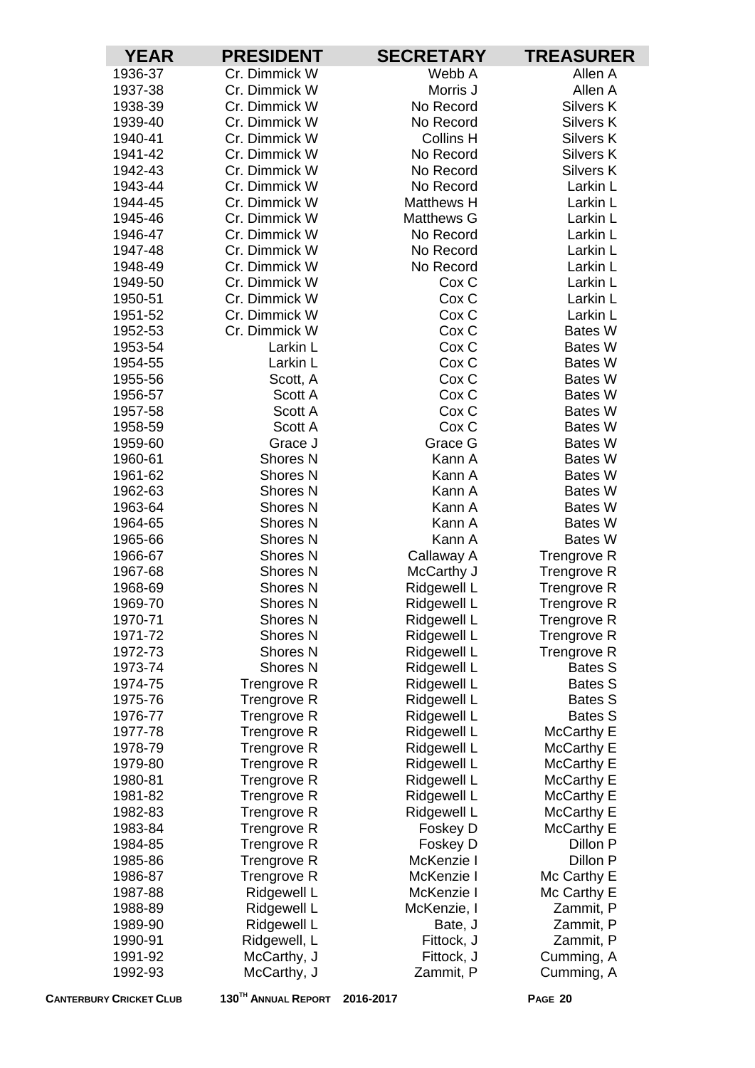| YEAR | PRESIDENT | SECRETARY | TREASURER |
|---|---|---|---|
| 1936-37 | Cr. Dimmick W | Webb A | Allen A |
| 1937-38 | Cr. Dimmick W | Morris J | Allen A |
| 1938-39 | Cr. Dimmick W | No Record | Silvers K |
| 1939-40 | Cr. Dimmick W | No Record | Silvers K |
| 1940-41 | Cr. Dimmick W | Collins H | Silvers K |
| 1941-42 | Cr. Dimmick W | No Record | Silvers K |
| 1942-43 | Cr. Dimmick W | No Record | Silvers K |
| 1943-44 | Cr. Dimmick W | No Record | Larkin L |
| 1944-45 | Cr. Dimmick W | Matthews H | Larkin L |
| 1945-46 | Cr. Dimmick W | Matthews G | Larkin L |
| 1946-47 | Cr. Dimmick W | No Record | Larkin L |
| 1947-48 | Cr. Dimmick W | No Record | Larkin L |
| 1948-49 | Cr. Dimmick W | No Record | Larkin L |
| 1949-50 | Cr. Dimmick W | Cox C | Larkin L |
| 1950-51 | Cr. Dimmick W | Cox C | Larkin L |
| 1951-52 | Cr. Dimmick W | Cox C | Larkin L |
| 1952-53 | Cr. Dimmick W | Cox C | Bates W |
| 1953-54 | Larkin L | Cox C | Bates W |
| 1954-55 | Larkin L | Cox C | Bates W |
| 1955-56 | Scott, A | Cox C | Bates W |
| 1956-57 | Scott A | Cox C | Bates W |
| 1957-58 | Scott A | Cox C | Bates W |
| 1958-59 | Scott A | Cox C | Bates W |
| 1959-60 | Grace J | Grace G | Bates W |
| 1960-61 | Shores N | Kann A | Bates W |
| 1961-62 | Shores N | Kann A | Bates W |
| 1962-63 | Shores N | Kann A | Bates W |
| 1963-64 | Shores N | Kann A | Bates W |
| 1964-65 | Shores N | Kann A | Bates W |
| 1965-66 | Shores N | Kann A | Bates W |
| 1966-67 | Shores N | Callaway A | Trengrove R |
| 1967-68 | Shores N | McCarthy J | Trengrove R |
| 1968-69 | Shores N | Ridgewell L | Trengrove R |
| 1969-70 | Shores N | Ridgewell L | Trengrove R |
| 1970-71 | Shores N | Ridgewell L | Trengrove R |
| 1971-72 | Shores N | Ridgewell L | Trengrove R |
| 1972-73 | Shores N | Ridgewell L | Trengrove R |
| 1973-74 | Shores N | Ridgewell L | Bates S |
| 1974-75 | Trengrove R | Ridgewell L | Bates S |
| 1975-76 | Trengrove R | Ridgewell L | Bates S |
| 1976-77 | Trengrove R | Ridgewell L | Bates S |
| 1977-78 | Trengrove R | Ridgewell L | McCarthy E |
| 1978-79 | Trengrove R | Ridgewell L | McCarthy E |
| 1979-80 | Trengrove R | Ridgewell L | McCarthy E |
| 1980-81 | Trengrove R | Ridgewell L | McCarthy E |
| 1981-82 | Trengrove R | Ridgewell L | McCarthy E |
| 1982-83 | Trengrove R | Ridgewell L | McCarthy E |
| 1983-84 | Trengrove R | Foskey D | McCarthy E |
| 1984-85 | Trengrove R | Foskey D | Dillon P |
| 1985-86 | Trengrove R | McKenzie I | Dillon P |
| 1986-87 | Trengrove R | McKenzie I | Mc Carthy E |
| 1987-88 | Ridgewell L | McKenzie I | Mc Carthy E |
| 1988-89 | Ridgewell L | McKenzie, I | Zammit, P |
| 1989-90 | Ridgewell L | Bate, J | Zammit, P |
| 1990-91 | Ridgewell, L | Fittock, J | Zammit, P |
| 1991-92 | McCarthy, J | Fittock, J | Cumming, A |
| 1992-93 | McCarthy, J | Zammit, P | Cumming, A |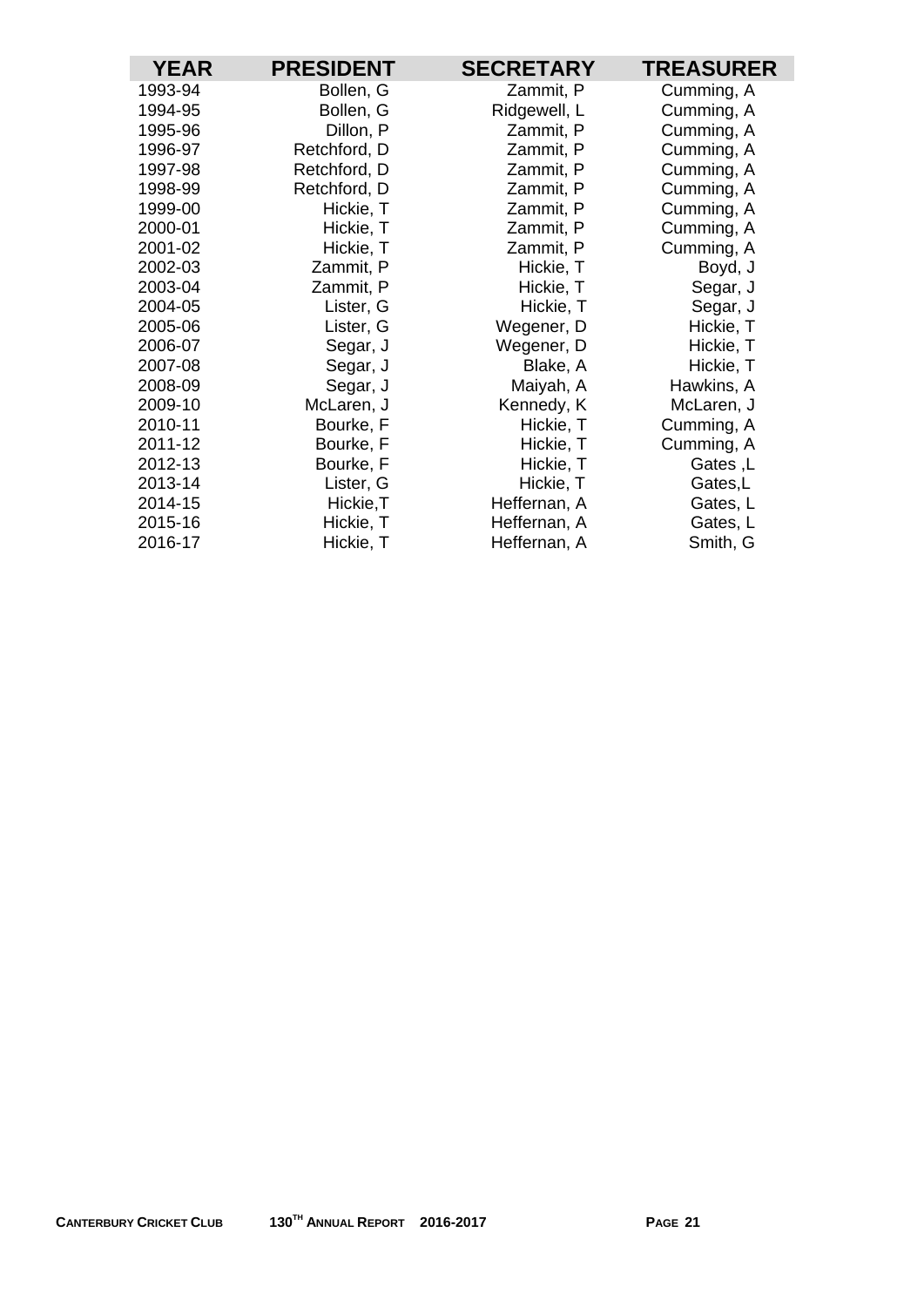| YEAR | PRESIDENT | SECRETARY | TREASURER |
|---|---|---|---|
| 1993-94 | Bollen, G | Zammit, P | Cumming, A |
| 1994-95 | Bollen, G | Ridgewell, L | Cumming, A |
| 1995-96 | Dillon, P | Zammit, P | Cumming, A |
| 1996-97 | Retchford, D | Zammit, P | Cumming, A |
| 1997-98 | Retchford, D | Zammit, P | Cumming, A |
| 1998-99 | Retchford, D | Zammit, P | Cumming, A |
| 1999-00 | Hickie, T | Zammit, P | Cumming, A |
| 2000-01 | Hickie, T | Zammit, P | Cumming, A |
| 2001-02 | Hickie, T | Zammit, P | Cumming, A |
| 2002-03 | Zammit, P | Hickie, T | Boyd, J |
| 2003-04 | Zammit, P | Hickie, T | Segar, J |
| 2004-05 | Lister, G | Hickie, T | Segar, J |
| 2005-06 | Lister, G | Wegener, D | Hickie, T |
| 2006-07 | Segar, J | Wegener, D | Hickie, T |
| 2007-08 | Segar, J | Blake, A | Hickie, T |
| 2008-09 | Segar, J | Maiyah, A | Hawkins, A |
| 2009-10 | McLaren, J | Kennedy, K | McLaren, J |
| 2010-11 | Bourke, F | Hickie, T | Cumming, A |
| 2011-12 | Bourke, F | Hickie, T | Cumming, A |
| 2012-13 | Bourke, F | Hickie, T | Gates ,L |
| 2013-14 | Lister, G | Hickie, T | Gates,L |
| 2014-15 | Hickie,T | Heffernan, A | Gates, L |
| 2015-16 | Hickie, T | Heffernan, A | Gates, L |
| 2016-17 | Hickie, T | Heffernan, A | Smith, G |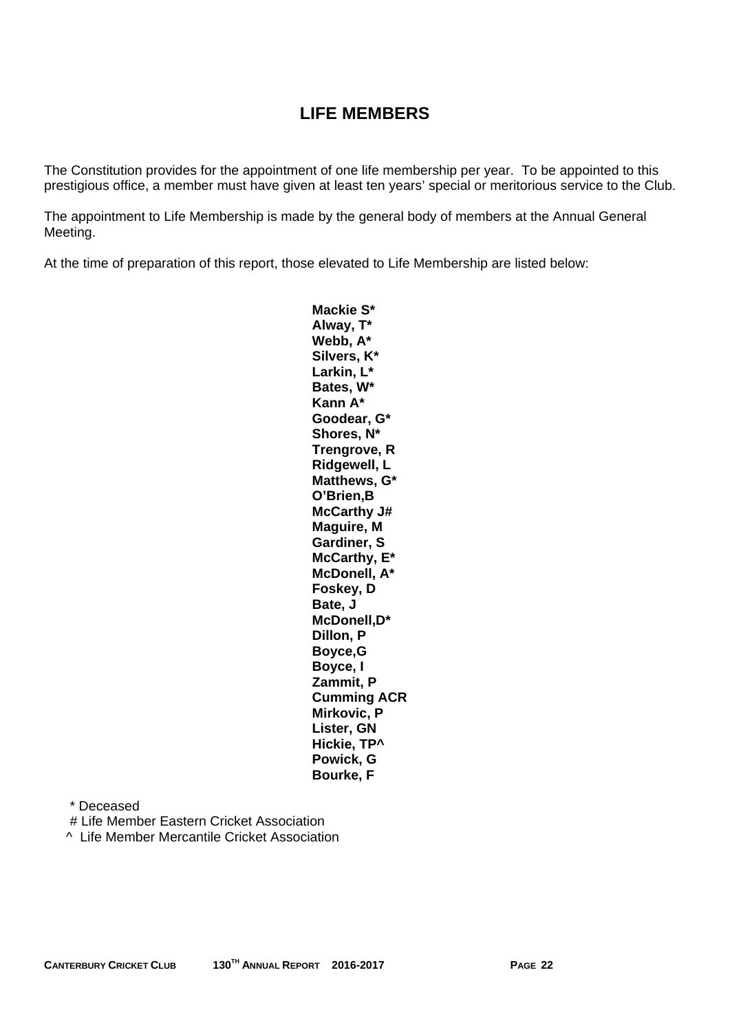# LIFE MEMBERS

The Constitution provides for the appointment of one life membership per year. To be appointed to this prestigious office, a member must have given at least ten years' special or meritorious service to the Club.

The appointment to Life Membership is made by the general body of members at the Annual General Meeting.

At the time of preparation of this report, those elevated to Life Membership are listed below:

**Mackie S***
**Alway, T***
**Webb, A***
**Silvers, K***
**Larkin, L***
**Bates, W***
**Kann A***
**Goodear, G***
**Shores, N***
**Trengrove, R**
**Ridgewell, L**
**Matthews, G***
**O'Brien,B**
**McCarthy J#**
**Maguire, M**
**Gardiner, S**
**McCarthy, E***
**McDonell, A***
**Foskey, D**
**Bate, J**
**McDonell,D***
**Dillon, P**
**Boyce,G**
**Boyce, I**
**Zammit, P**
**Cumming ACR**
**Mirkovic, P**
**Lister, GN**
**Hickie, TP^**
**Powick, G**
**Bourke, F**

\* Deceased
\# Life Member Eastern Cricket Association
^ Life Member Mercantile Cricket Association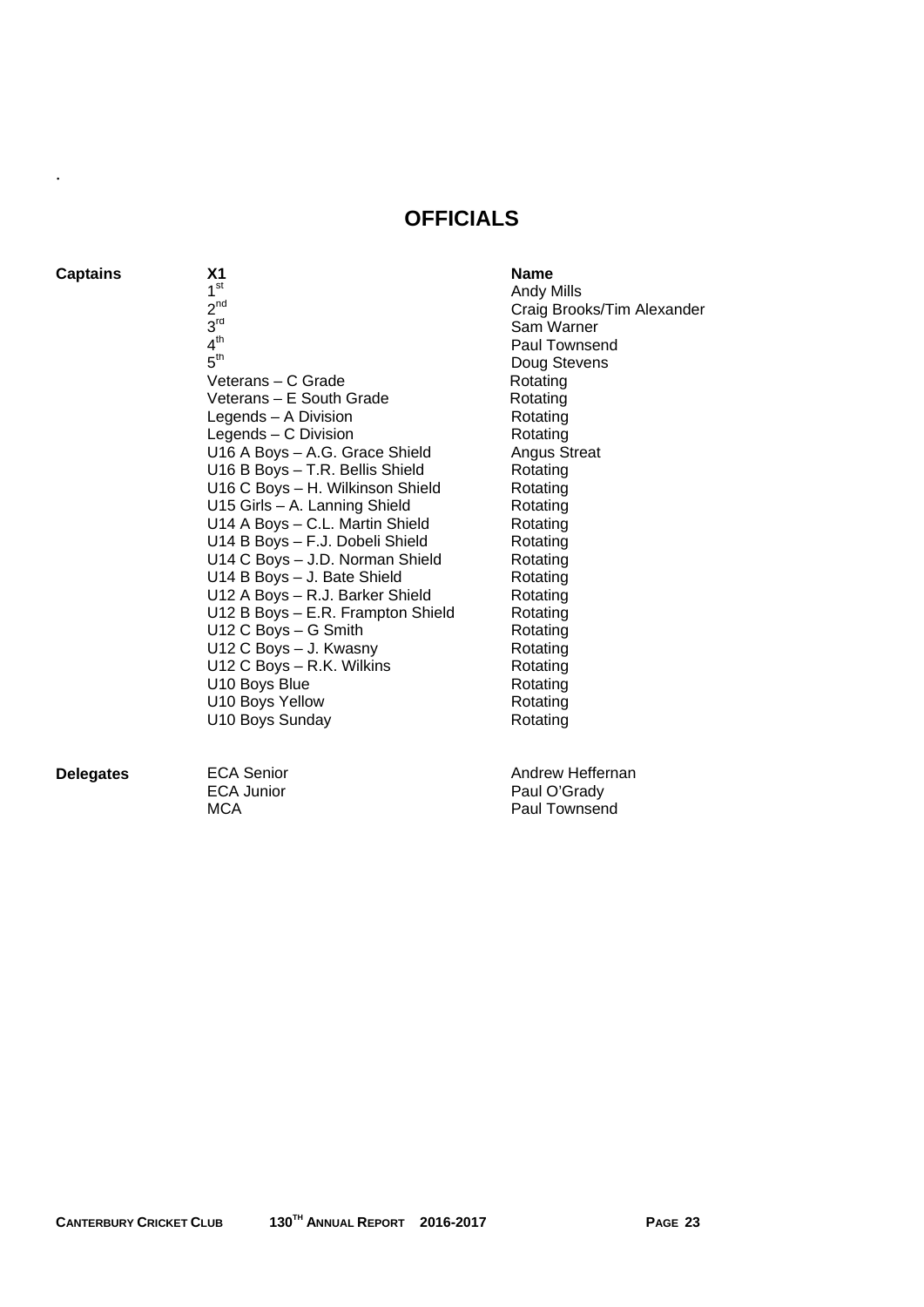.

# OFFICIALS

| | X1 | Name |
|---|---|---|
| **Captains** | 1st | Andy Mills |
| | 2nd | Craig Brooks/Tim Alexander |
| | 3rd | Sam Warner |
| | 4th | Paul Townsend |
| | 5th | Doug Stevens |
| | Veterans – C Grade | Rotating |
| | Veterans – E South Grade | Rotating |
| | Legends – A Division | Rotating |
| | Legends – C Division | Rotating |
| | U16 A Boys – A.G. Grace Shield | Angus Streat |
| | U16 B Boys – T.R. Bellis Shield | Rotating |
| | U16 C Boys – H. Wilkinson Shield | Rotating |
| | U15 Girls – A. Lanning Shield | Rotating |
| | U14 A Boys – C.L. Martin Shield | Rotating |
| | U14 B Boys – F.J. Dobeli Shield | Rotating |
| | U14 C Boys – J.D. Norman Shield | Rotating |
| | U14 B Boys – J. Bate Shield | Rotating |
| | U12 A Boys – R.J. Barker Shield | Rotating |
| | U12 B Boys – E.R. Frampton Shield | Rotating |
| | U12 C Boys – G Smith | Rotating |
| | U12 C Boys – J. Kwasny | Rotating |
| | U12 C Boys – R.K. Wilkins | Rotating |
| | U10 Boys Blue | Rotating |
| | U10 Boys Yellow | Rotating |
| | U10 Boys Sunday | Rotating |
| **Delegates** | ECA Senior | Andrew Heffernan |
| | ECA Junior | Paul O'Grady |
| | MCA | Paul Townsend |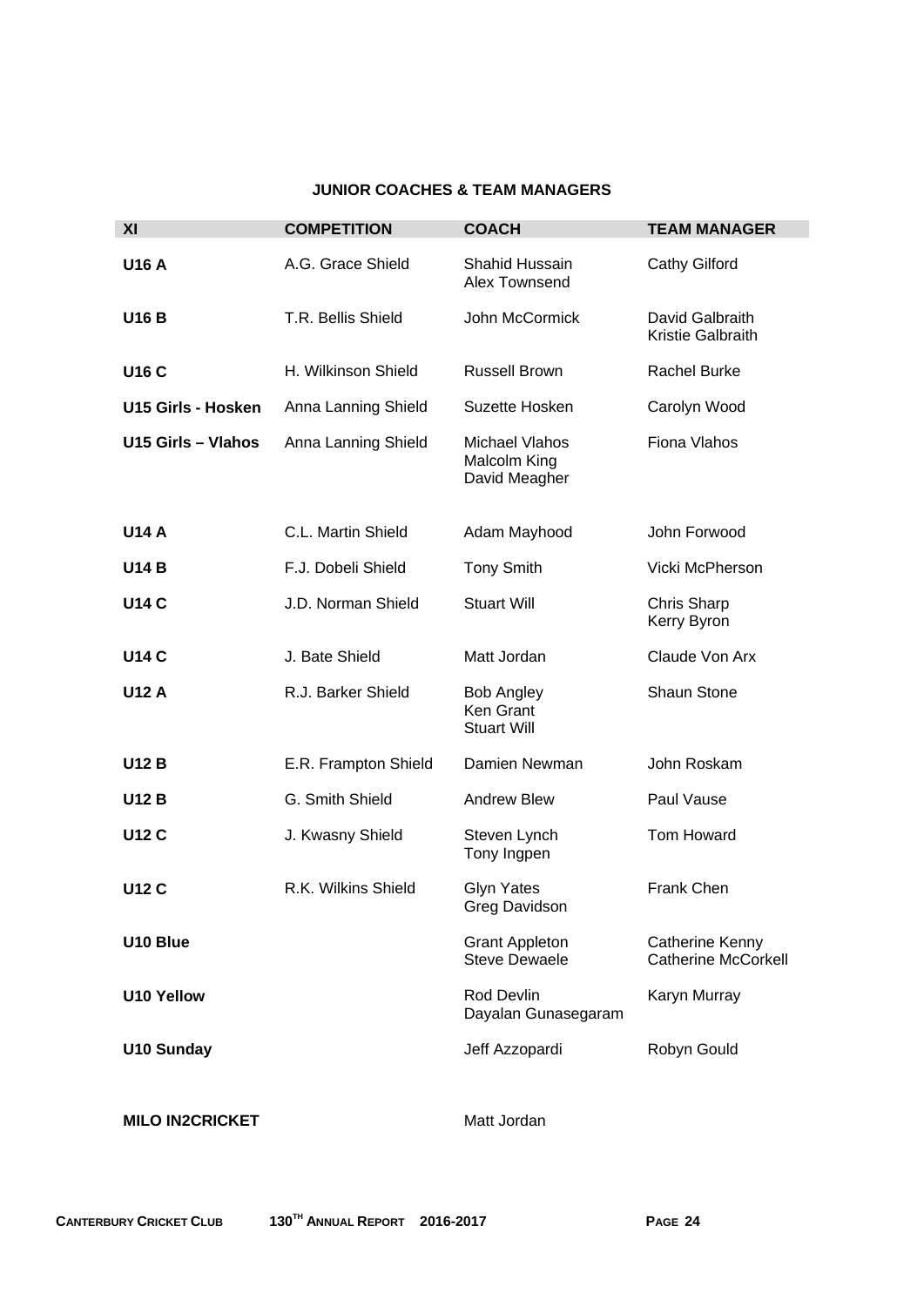**JUNIOR COACHES & TEAM MANAGERS**

| XI | COMPETITION | COACH | TEAM MANAGER |
|---|---|---|---|
| **U16 A** | A.G. Grace Shield | Shahid Hussain<br>Alex Townsend | Cathy Gilford |
| **U16 B** | T.R. Bellis Shield | John McCormick | David Galbraith<br>Kristie Galbraith |
| **U16 C** | H. Wilkinson Shield | Russell Brown | Rachel Burke |
| **U15 Girls - Hosken** | Anna Lanning Shield | Suzette Hosken | Carolyn Wood |
| **U15 Girls – Vlahos** | Anna Lanning Shield | Michael Vlahos<br>Malcolm King<br>David Meagher | Fiona Vlahos |
| **U14 A** | C.L. Martin Shield | Adam Mayhood | John Forwood |
| **U14 B** | F.J. Dobeli Shield | Tony Smith | Vicki McPherson |
| **U14 C** | J.D. Norman Shield | Stuart Will | Chris Sharp<br>Kerry Byron |
| **U14 C** | J. Bate Shield | Matt Jordan | Claude Von Arx |
| **U12 A** | R.J. Barker Shield | Bob Angley<br>Ken Grant<br>Stuart Will | Shaun Stone |
| **U12 B** | E.R. Frampton Shield | Damien Newman | John Roskam |
| **U12 B** | G. Smith Shield | Andrew Blew | Paul Vause |
| **U12 C** | J. Kwasny Shield | Steven Lynch<br>Tony Ingpen | Tom Howard |
| **U12 C** | R.K. Wilkins Shield | Glyn Yates<br>Greg Davidson | Frank Chen |
| **U10 Blue** | | Grant Appleton<br>Steve Dewaele | Catherine Kenny<br>Catherine McCorkell |
| **U10 Yellow** | | Rod Devlin<br>Dayalan Gunasegaram | Karyn Murray |
| **U10 Sunday** | | Jeff Azzopardi | Robyn Gould |
| **MILO IN2CRICKET** | | Matt Jordan | |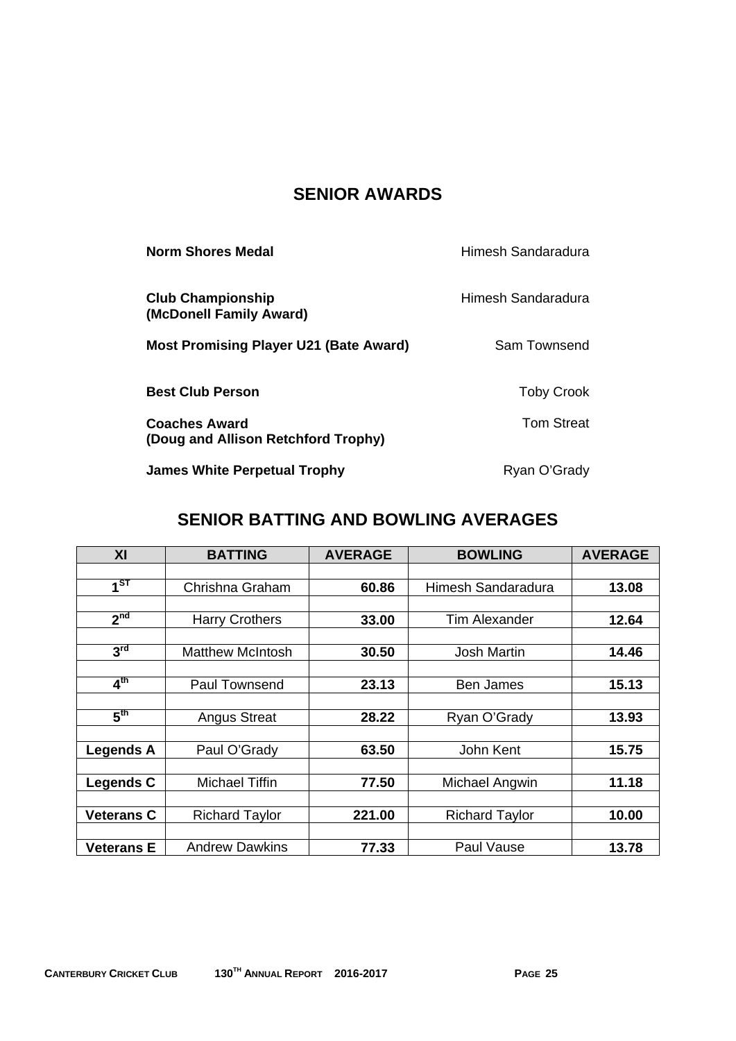## SENIOR AWARDS

| | |
|---|---|
| **Norm Shores Medal** | Himesh Sandaradura |
| **Club Championship (McDonell Family Award)** | Himesh Sandaradura |
| **Most Promising Player U21 (Bate Award)** | Sam Townsend |
| **Best Club Person** | Toby Crook |
| **Coaches Award (Doug and Allison Retchford Trophy)** | Tom Streat |
| **James White Perpetual Trophy** | Ryan O'Grady |

## SENIOR BATTING AND BOWLING AVERAGES

| XI | BATTING | AVERAGE | BOWLING | AVERAGE |
|---|---|---|---|---|
| **1ST** | Chrishna Graham | **60.86** | Himesh Sandaradura | **13.08** |
| **2nd** | Harry Crothers | **33.00** | Tim Alexander | **12.64** |
| **3rd** | Matthew McIntosh | **30.50** | Josh Martin | **14.46** |
| **4th** | Paul Townsend | **23.13** | Ben James | **15.13** |
| **5th** | Angus Streat | **28.22** | Ryan O'Grady | **13.93** |
| **Legends A** | Paul O'Grady | **63.50** | John Kent | **15.75** |
| **Legends C** | Michael Tiffin | **77.50** | Michael Angwin | **11.18** |
| **Veterans C** | Richard Taylor | **221.00** | Richard Taylor | **10.00** |
| **Veterans E** | Andrew Dawkins | **77.33** | Paul Vause | **13.78** |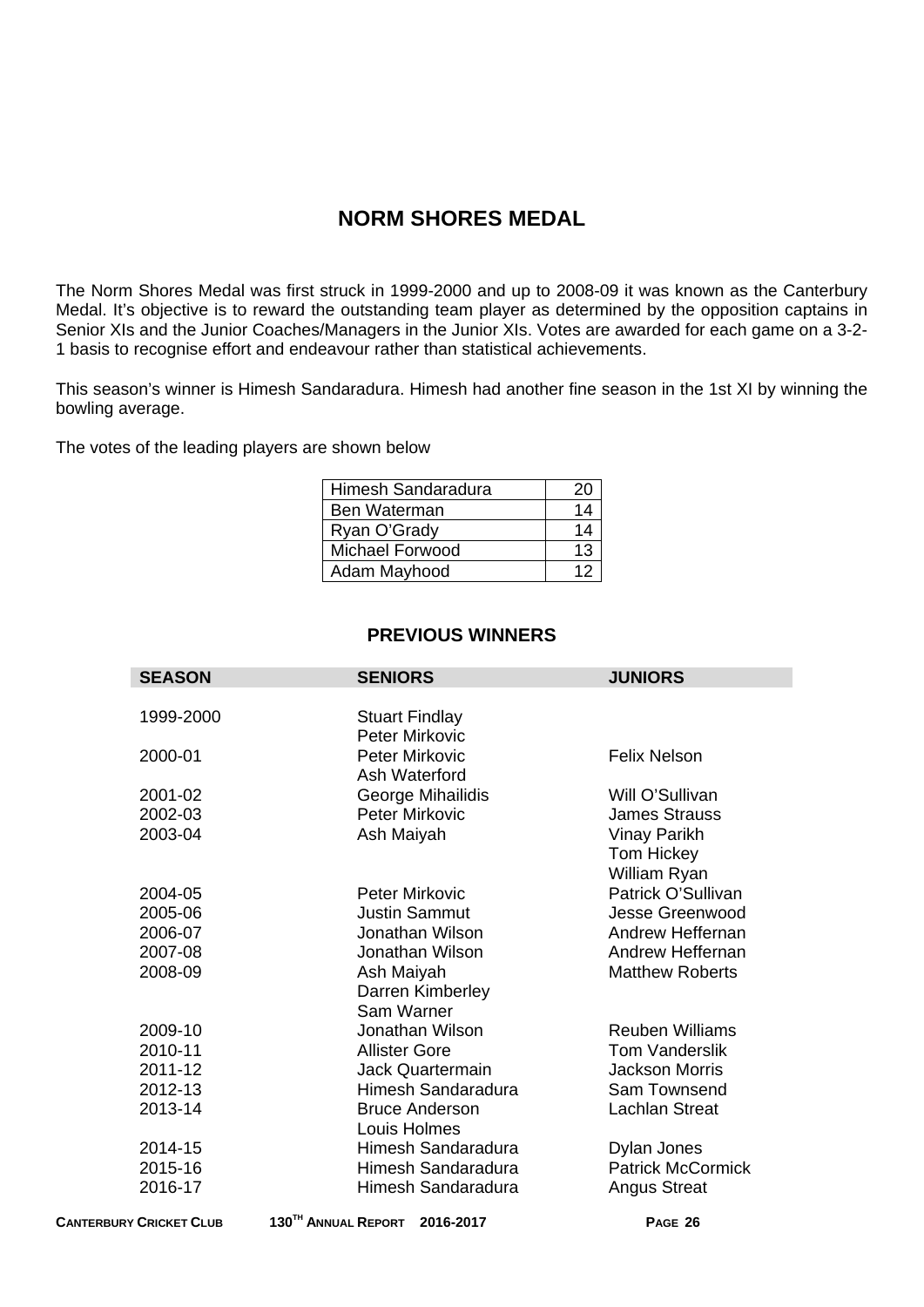# NORM SHORES MEDAL

The Norm Shores Medal was first struck in 1999-2000 and up to 2008-09 it was known as the Canterbury Medal. It's objective is to reward the outstanding team player as determined by the opposition captains in Senior XIs and the Junior Coaches/Managers in the Junior XIs. Votes are awarded for each game on a 3-2-1 basis to recognise effort and endeavour rather than statistical achievements.

This season's winner is Himesh Sandaradura. Himesh had another fine season in the 1st XI by winning the bowling average.

The votes of the leading players are shown below

| | |
|---|---|
| Himesh Sandaradura | 20 |
| Ben Waterman | 14 |
| Ryan O'Grady | 14 |
| Michael Forwood | 13 |
| Adam Mayhood | 12 |

## PREVIOUS WINNERS

| SEASON | SENIORS | JUNIORS |
|---|---|---|
| 1999-2000 | Stuart Findlay<br>Peter Mirkovic | |
| 2000-01 | Peter Mirkovic<br>Ash Waterford | Felix Nelson |
| 2001-02 | George Mihailidis | Will O'Sullivan |
| 2002-03 | Peter Mirkovic | James Strauss |
| 2003-04 | Ash Maiyah | Vinay Parikh<br>Tom Hickey<br>William Ryan |
| 2004-05 | Peter Mirkovic | Patrick O'Sullivan |
| 2005-06 | Justin Sammut | Jesse Greenwood |
| 2006-07 | Jonathan Wilson | Andrew Heffernan |
| 2007-08 | Jonathan Wilson | Andrew Heffernan |
| 2008-09 | Ash Maiyah<br>Darren Kimberley<br>Sam Warner | Matthew Roberts |
| 2009-10 | Jonathan Wilson | Reuben Williams |
| 2010-11 | Allister Gore | Tom Vanderslik |
| 2011-12 | Jack Quartermain | Jackson Morris |
| 2012-13 | Himesh Sandaradura | Sam Townsend |
| 2013-14 | Bruce Anderson<br>Louis Holmes | Lachlan Streat |
| 2014-15 | Himesh Sandaradura | Dylan Jones |
| 2015-16 | Himesh Sandaradura | Patrick McCormick |
| 2016-17 | Himesh Sandaradura | Angus Streat |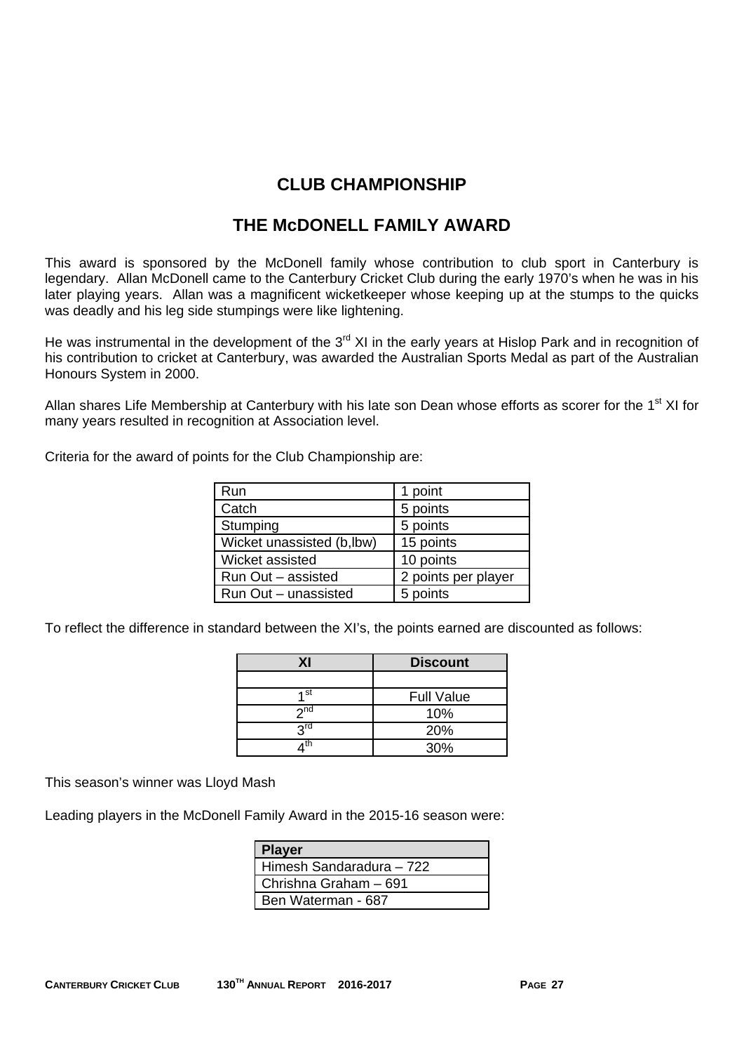# CLUB CHAMPIONSHIP

## THE McDONELL FAMILY AWARD

This award is sponsored by the McDonell family whose contribution to club sport in Canterbury is legendary. Allan McDonell came to the Canterbury Cricket Club during the early 1970's when he was in his later playing years. Allan was a magnificent wicketkeeper whose keeping up at the stumps to the quicks was deadly and his leg side stumpings were like lightening.

He was instrumental in the development of the 3rd XI in the early years at Hislop Park and in recognition of his contribution to cricket at Canterbury, was awarded the Australian Sports Medal as part of the Australian Honours System in 2000.

Allan shares Life Membership at Canterbury with his late son Dean whose efforts as scorer for the 1st XI for many years resulted in recognition at Association level.

Criteria for the award of points for the Club Championship are:

| | |
|---|---|
| Run | 1 point |
| Catch | 5 points |
| Stumping | 5 points |
| Wicket unassisted (b,lbw) | 15 points |
| Wicket assisted | 10 points |
| Run Out – assisted | 2 points per player |
| Run Out – unassisted | 5 points |

To reflect the difference in standard between the XI's, the points earned are discounted as follows:

| XI | Discount |
|---|---|
| | |
| 1st | Full Value |
| 2nd | 10% |
| 3rd | 20% |
| 4th | 30% |

This season's winner was Lloyd Mash

Leading players in the McDonell Family Award in the 2015-16 season were:

| Player |
|---|
| Himesh Sandaradura – 722 |
| Chrishna Graham – 691 |
| Ben Waterman - 687 |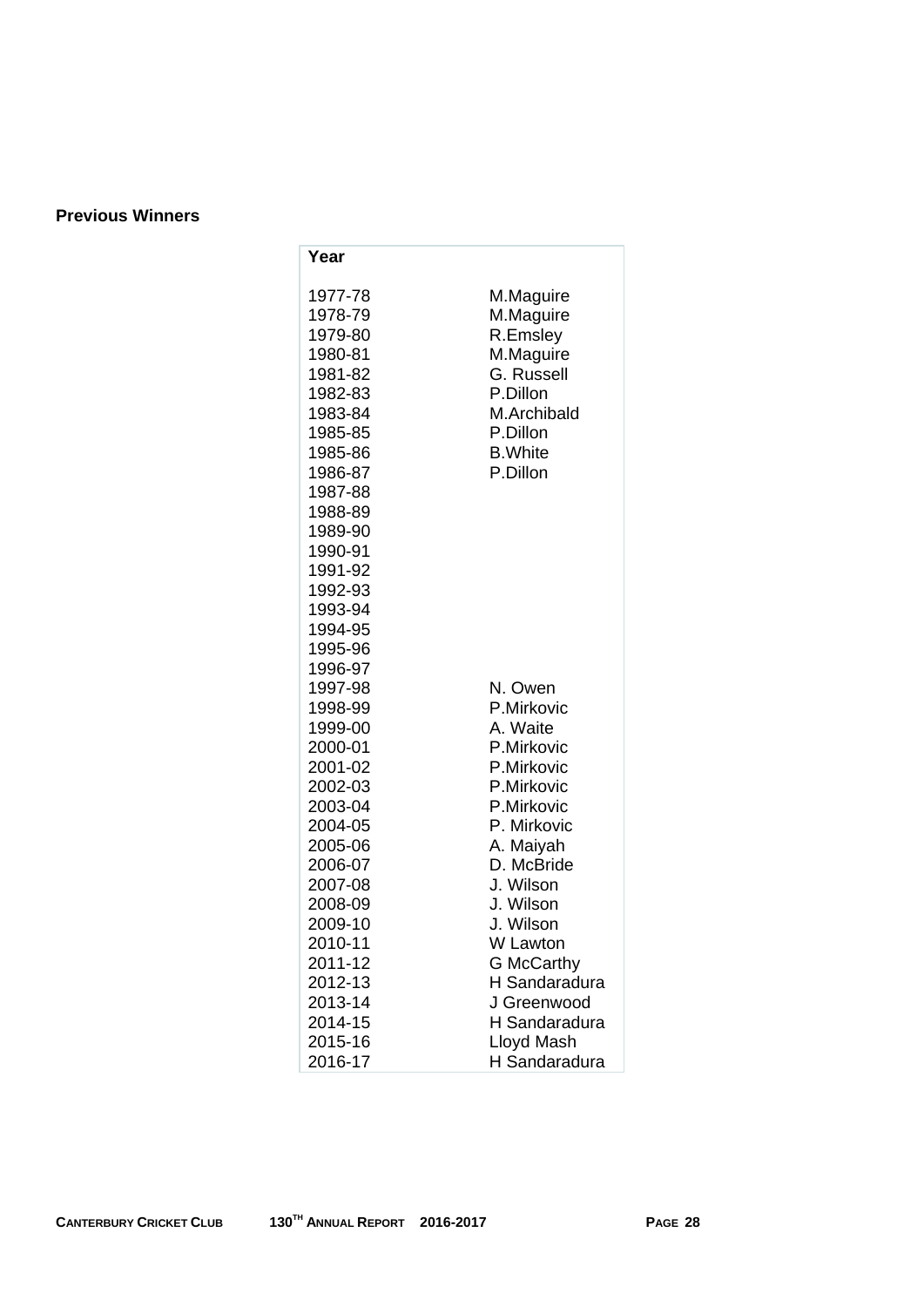**Previous Winners**

| Year | |
|---|---|
| 1977-78 | M.Maguire |
| 1978-79 | M.Maguire |
| 1979-80 | R.Emsley |
| 1980-81 | M.Maguire |
| 1981-82 | G. Russell |
| 1982-83 | P.Dillon |
| 1983-84 | M.Archibald |
| 1985-85 | P.Dillon |
| 1985-86 | B.White |
| 1986-87 | P.Dillon |
| 1987-88 | |
| 1988-89 | |
| 1989-90 | |
| 1990-91 | |
| 1991-92 | |
| 1992-93 | |
| 1993-94 | |
| 1994-95 | |
| 1995-96 | |
| 1996-97 | |
| 1997-98 | N. Owen |
| 1998-99 | P.Mirkovic |
| 1999-00 | A. Waite |
| 2000-01 | P.Mirkovic |
| 2001-02 | P.Mirkovic |
| 2002-03 | P.Mirkovic |
| 2003-04 | P.Mirkovic |
| 2004-05 | P. Mirkovic |
| 2005-06 | A. Maiyah |
| 2006-07 | D. McBride |
| 2007-08 | J. Wilson |
| 2008-09 | J. Wilson |
| 2009-10 | J. Wilson |
| 2010-11 | W Lawton |
| 2011-12 | G McCarthy |
| 2012-13 | H Sandaradura |
| 2013-14 | J Greenwood |
| 2014-15 | H Sandaradura |
| 2015-16 | Lloyd Mash |
| 2016-17 | H Sandaradura |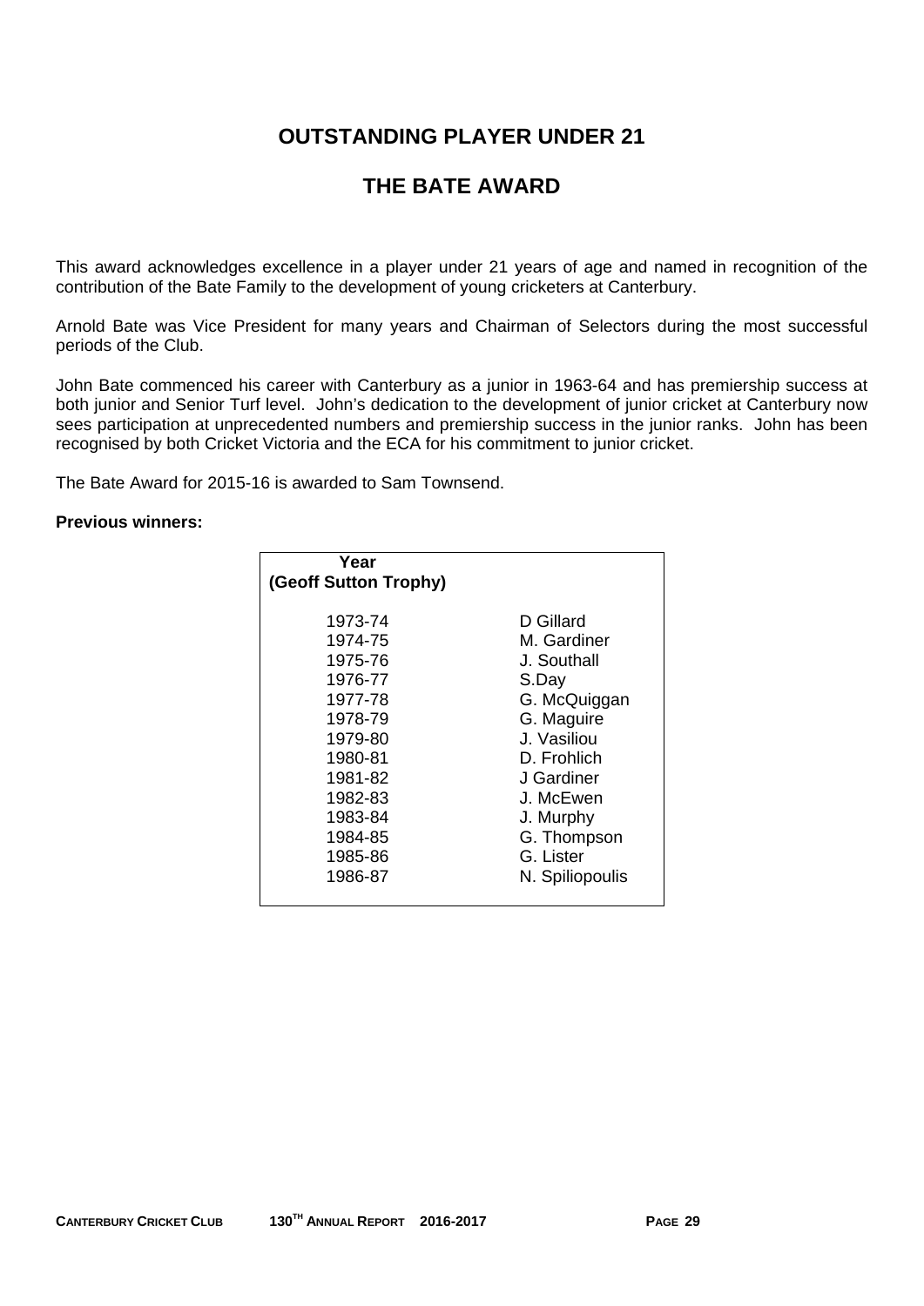# OUTSTANDING PLAYER UNDER 21

## THE BATE AWARD

This award acknowledges excellence in a player under 21 years of age and named in recognition of the contribution of the Bate Family to the development of young cricketers at Canterbury.

Arnold Bate was Vice President for many years and Chairman of Selectors during the most successful periods of the Club.

John Bate commenced his career with Canterbury as a junior in 1963-64 and has premiership success at both junior and Senior Turf level. John's dedication to the development of junior cricket at Canterbury now sees participation at unprecedented numbers and premiership success in the junior ranks. John has been recognised by both Cricket Victoria and the ECA for his commitment to junior cricket.

The Bate Award for 2015-16 is awarded to Sam Townsend.

**Previous winners:**

| Year (Geoff Sutton Trophy) | |
|---|---|
| 1973-74 | D Gillard |
| 1974-75 | M. Gardiner |
| 1975-76 | J. Southall |
| 1976-77 | S.Day |
| 1977-78 | G. McQuiggan |
| 1978-79 | G. Maguire |
| 1979-80 | J. Vasiliou |
| 1980-81 | D. Frohlich |
| 1981-82 | J Gardiner |
| 1982-83 | J. McEwen |
| 1983-84 | J. Murphy |
| 1984-85 | G. Thompson |
| 1985-86 | G. Lister |
| 1986-87 | N. Spiliopoulis |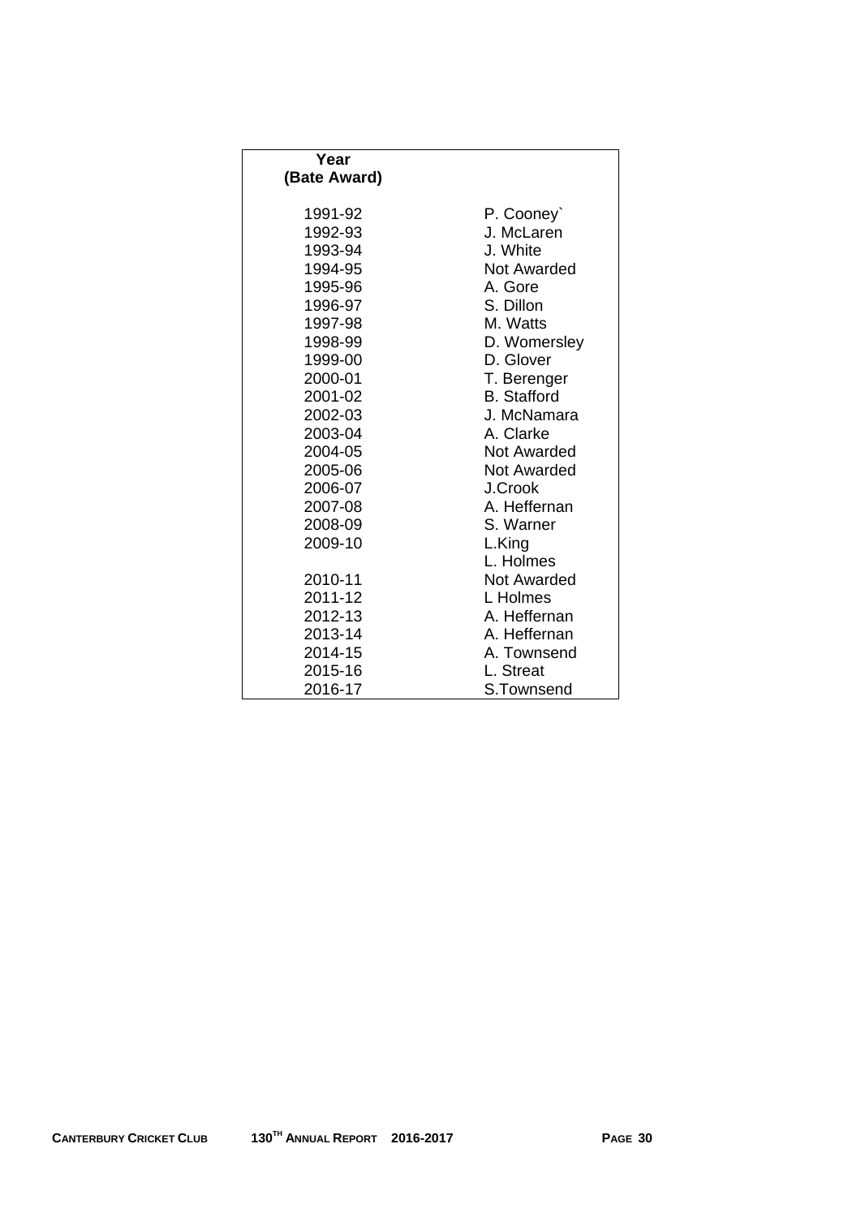| Year (Bate Award) | |
|---|---|
| 1991-92 | P. Cooney` |
| 1992-93 | J. McLaren |
| 1993-94 | J. White |
| 1994-95 | Not Awarded |
| 1995-96 | A. Gore |
| 1996-97 | S. Dillon |
| 1997-98 | M. Watts |
| 1998-99 | D. Womersley |
| 1999-00 | D. Glover |
| 2000-01 | T. Berenger |
| 2001-02 | B. Stafford |
| 2002-03 | J. McNamara |
| 2003-04 | A. Clarke |
| 2004-05 | Not Awarded |
| 2005-06 | Not Awarded |
| 2006-07 | J.Crook |
| 2007-08 | A. Heffernan |
| 2008-09 | S. Warner |
| 2009-10 | L.King |
| | L. Holmes |
| 2010-11 | Not Awarded |
| 2011-12 | L Holmes |
| 2012-13 | A. Heffernan |
| 2013-14 | A. Heffernan |
| 2014-15 | A. Townsend |
| 2015-16 | L. Streat |
| 2016-17 | S.Townsend |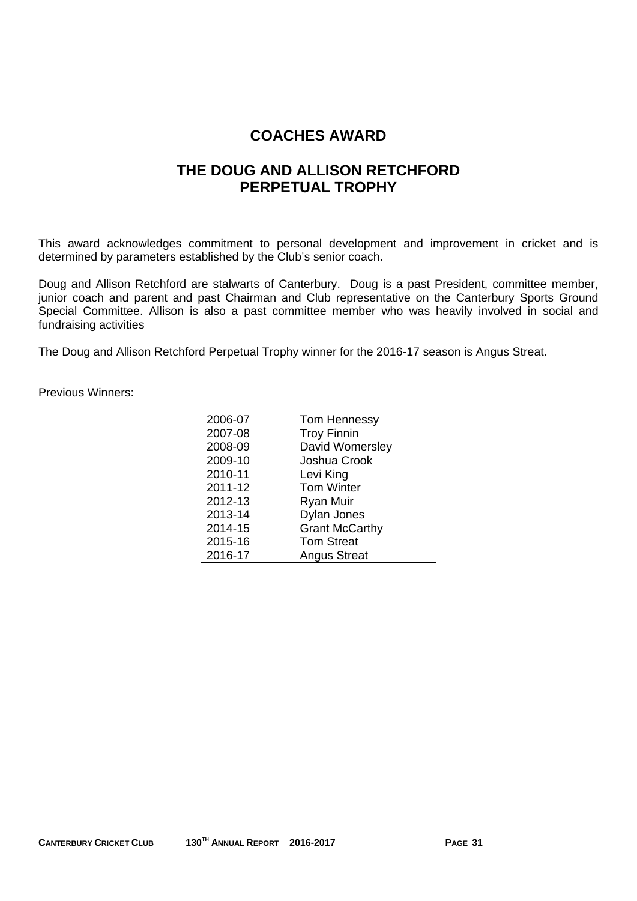# COACHES AWARD

## THE DOUG AND ALLISON RETCHFORD PERPETUAL TROPHY

This award acknowledges commitment to personal development and improvement in cricket and is determined by parameters established by the Club's senior coach.

Doug and Allison Retchford are stalwarts of Canterbury. Doug is a past President, committee member, junior coach and parent and past Chairman and Club representative on the Canterbury Sports Ground Special Committee. Allison is also a past committee member who was heavily involved in social and fundraising activities

The Doug and Allison Retchford Perpetual Trophy winner for the 2016-17 season is Angus Streat.

Previous Winners:

| Season | Winner |
|---|---|
| 2006-07 | Tom Hennessy |
| 2007-08 | Troy Finnin |
| 2008-09 | David Womersley |
| 2009-10 | Joshua Crook |
| 2010-11 | Levi King |
| 2011-12 | Tom Winter |
| 2012-13 | Ryan Muir |
| 2013-14 | Dylan Jones |
| 2014-15 | Grant McCarthy |
| 2015-16 | Tom Streat |
| 2016-17 | Angus Streat |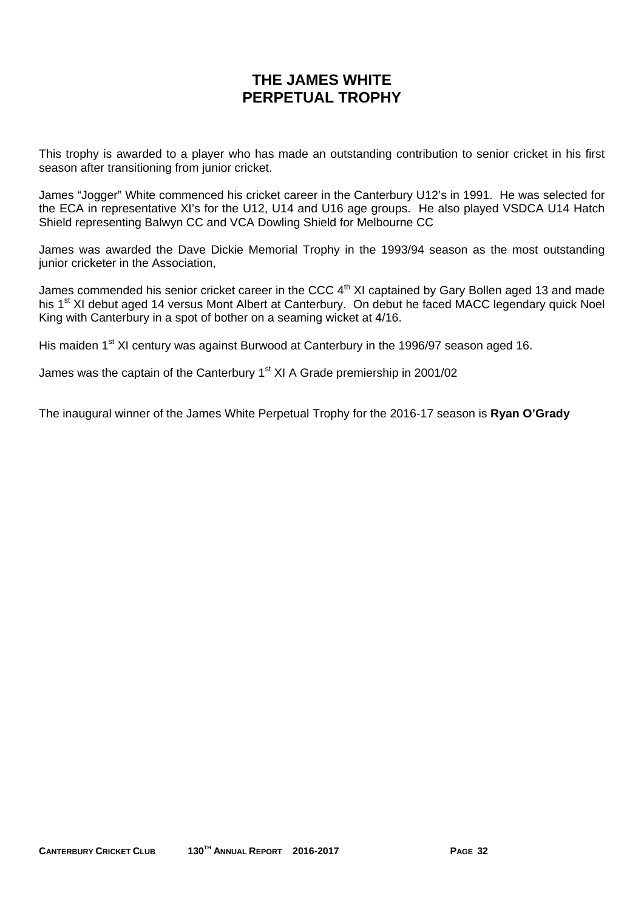# THE JAMES WHITE PERPETUAL TROPHY

This trophy is awarded to a player who has made an outstanding contribution to senior cricket in his first season after transitioning from junior cricket.

James "Jogger" White commenced his cricket career in the Canterbury U12's in 1991. He was selected for the ECA in representative XI's for the U12, U14 and U16 age groups. He also played VSDCA U14 Hatch Shield representing Balwyn CC and VCA Dowling Shield for Melbourne CC

James was awarded the Dave Dickie Memorial Trophy in the 1993/94 season as the most outstanding junior cricketer in the Association,

James commended his senior cricket career in the CCC 4th XI captained by Gary Bollen aged 13 and made his 1st XI debut aged 14 versus Mont Albert at Canterbury. On debut he faced MACC legendary quick Noel King with Canterbury in a spot of bother on a seaming wicket at 4/16.

His maiden 1st XI century was against Burwood at Canterbury in the 1996/97 season aged 16.

James was the captain of the Canterbury 1st XI A Grade premiership in 2001/02

The inaugural winner of the James White Perpetual Trophy for the 2016-17 season is **Ryan O'Grady**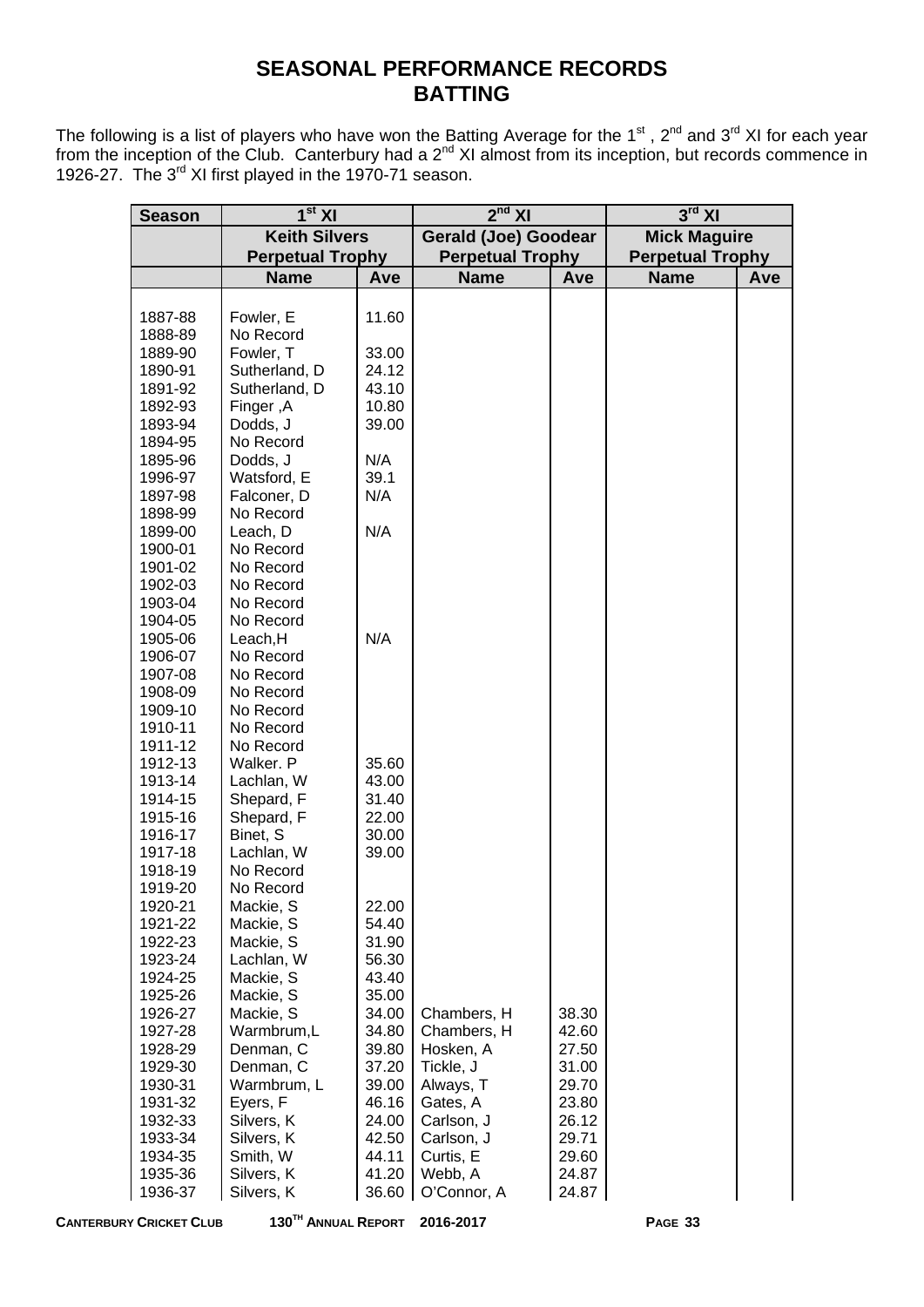# SEASONAL PERFORMANCE RECORDS
## BATTING

The following is a list of players who have won the Batting Average for the 1st , 2nd and 3rd XI for each year from the inception of the Club. Canterbury had a 2nd XI almost from its inception, but records commence in 1926-27. The 3rd XI first played in the 1970-71 season.

| Season | 1st XI | | 2nd XI | | 3rd XI | |
|---|---|---|---|---|---|---|
| | Keith Silvers Perpetual Trophy | | Gerald (Joe) Goodear Perpetual Trophy | | Mick Maguire Perpetual Trophy | |
| | Name | Ave | Name | Ave | Name | Ave |
| 1887-88 | Fowler, E | 11.60 | | | | |
| 1888-89 | No Record | | | | | |
| 1889-90 | Fowler, T | 33.00 | | | | |
| 1890-91 | Sutherland, D | 24.12 | | | | |
| 1891-92 | Sutherland, D | 43.10 | | | | |
| 1892-93 | Finger ,A | 10.80 | | | | |
| 1893-94 | Dodds, J | 39.00 | | | | |
| 1894-95 | No Record | | | | | |
| 1895-96 | Dodds, J | N/A | | | | |
| 1996-97 | Watsford, E | 39.1 | | | | |
| 1897-98 | Falconer, D | N/A | | | | |
| 1898-99 | No Record | | | | | |
| 1899-00 | Leach, D | N/A | | | | |
| 1900-01 | No Record | | | | | |
| 1901-02 | No Record | | | | | |
| 1902-03 | No Record | | | | | |
| 1903-04 | No Record | | | | | |
| 1904-05 | No Record | | | | | |
| 1905-06 | Leach,H | N/A | | | | |
| 1906-07 | No Record | | | | | |
| 1907-08 | No Record | | | | | |
| 1908-09 | No Record | | | | | |
| 1909-10 | No Record | | | | | |
| 1910-11 | No Record | | | | | |
| 1911-12 | No Record | | | | | |
| 1912-13 | Walker. P | 35.60 | | | | |
| 1913-14 | Lachlan, W | 43.00 | | | | |
| 1914-15 | Shepard, F | 31.40 | | | | |
| 1915-16 | Shepard, F | 22.00 | | | | |
| 1916-17 | Binet, S | 30.00 | | | | |
| 1917-18 | Lachlan, W | 39.00 | | | | |
| 1918-19 | No Record | | | | | |
| 1919-20 | No Record | | | | | |
| 1920-21 | Mackie, S | 22.00 | | | | |
| 1921-22 | Mackie, S | 54.40 | | | | |
| 1922-23 | Mackie, S | 31.90 | | | | |
| 1923-24 | Lachlan, W | 56.30 | | | | |
| 1924-25 | Mackie, S | 43.40 | | | | |
| 1925-26 | Mackie, S | 35.00 | | | | |
| 1926-27 | Mackie, S | 34.00 | Chambers, H | 38.30 | | |
| 1927-28 | Warmbrum,L | 34.80 | Chambers, H | 42.60 | | |
| 1928-29 | Denman, C | 39.80 | Hosken, A | 27.50 | | |
| 1929-30 | Denman, C | 37.20 | Tickle, J | 31.00 | | |
| 1930-31 | Warmbrum, L | 39.00 | Always, T | 29.70 | | |
| 1931-32 | Eyers, F | 46.16 | Gates, A | 23.80 | | |
| 1932-33 | Silvers, K | 24.00 | Carlson, J | 26.12 | | |
| 1933-34 | Silvers, K | 42.50 | Carlson, J | 29.71 | | |
| 1934-35 | Smith, W | 44.11 | Curtis, E | 29.60 | | |
| 1935-36 | Silvers, K | 41.20 | Webb, A | 24.87 | | |
| 1936-37 | Silvers, K | 36.60 | O'Connor, A | 24.87 | | |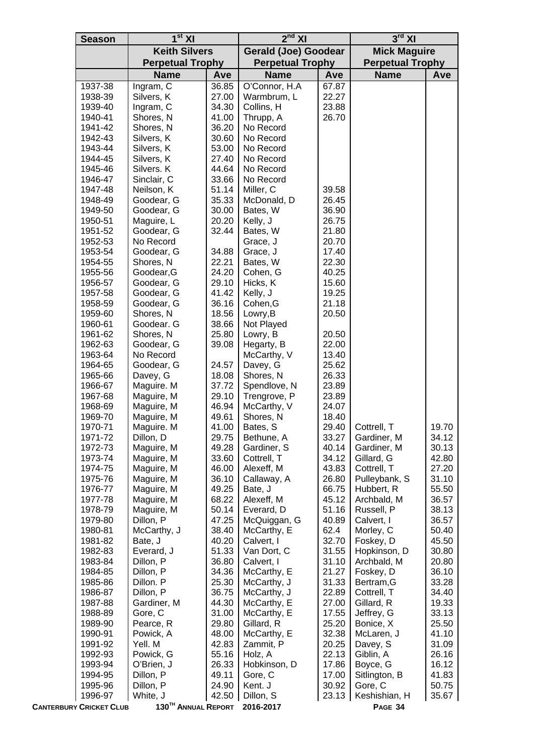| Season | 1st XI | | 2nd XI | | 3rd XI | |
|---|---|---|---|---|---|---|
| | Keith Silvers Perpetual Trophy | | Gerald (Joe) Goodear Perpetual Trophy | | Mick Maguire Perpetual Trophy | |
| | Name | Ave | Name | Ave | Name | Ave |
| 1937-38 | Ingram, C | 36.85 | O'Connor, H.A | 67.87 | | |
| 1938-39 | Silvers, K | 27.00 | Warmbrum, L | 22.27 | | |
| 1939-40 | Ingram, C | 34.30 | Collins, H | 23.88 | | |
| 1940-41 | Shores, N | 41.00 | Thrupp, A | 26.70 | | |
| 1941-42 | Shores, N | 36.20 | No Record | | | |
| 1942-43 | Silvers, K | 30.60 | No Record | | | |
| 1943-44 | Silvers, K | 53.00 | No Record | | | |
| 1944-45 | Silvers, K | 27.40 | No Record | | | |
| 1945-46 | Silvers. K | 44.64 | No Record | | | |
| 1946-47 | Sinclair, C | 33.66 | No Record | | | |
| 1947-48 | Neilson, K | 51.14 | Miller, C | 39.58 | | |
| 1948-49 | Goodear, G | 35.33 | McDonald, D | 26.45 | | |
| 1949-50 | Goodear, G | 30.00 | Bates, W | 36.90 | | |
| 1950-51 | Maguire, L | 20.20 | Kelly, J | 26.75 | | |
| 1951-52 | Goodear, G | 32.44 | Bates, W | 21.80 | | |
| 1952-53 | No Record | | Grace, J | 20.70 | | |
| 1953-54 | Goodear, G | 34.88 | Grace, J | 17.40 | | |
| 1954-55 | Shores, N | 22.21 | Bates, W | 22.30 | | |
| 1955-56 | Goodear,G | 24.20 | Cohen, G | 40.25 | | |
| 1956-57 | Goodear, G | 29.10 | Hicks, K | 15.60 | | |
| 1957-58 | Goodear, G | 41.42 | Kelly, J | 19.25 | | |
| 1958-59 | Goodear, G | 36.16 | Cohen,G | 21.18 | | |
| 1959-60 | Shores, N | 18.56 | Lowry,B | 20.50 | | |
| 1960-61 | Goodear. G | 38.66 | Not Played | | | |
| 1961-62 | Shores, N | 25.80 | Lowry, B | 20.50 | | |
| 1962-63 | Goodear, G | 39.08 | Hegarty, B | 22.00 | | |
| 1963-64 | No Record | | McCarthy, V | 13.40 | | |
| 1964-65 | Goodear, G | 24.57 | Davey, G | 25.62 | | |
| 1965-66 | Davey, G | 18.08 | Shores, N | 26.33 | | |
| 1966-67 | Maguire. M | 37.72 | Spendlove, N | 23.89 | | |
| 1967-68 | Maguire, M | 29.10 | Trengrove, P | 23.89 | | |
| 1968-69 | Maguire, M | 46.94 | McCarthy, V | 24.07 | | |
| 1969-70 | Maguire, M | 49.61 | Shores, N | 18.40 | | |
| 1970-71 | Maguire. M | 41.00 | Bates, S | 29.40 | Cottrell, T | 19.70 |
| 1971-72 | Dillon, D | 29.75 | Bethune, A | 33.27 | Gardiner, M | 34.12 |
| 1972-73 | Maguire, M | 49.28 | Gardiner, S | 40.14 | Gardiner, M | 30.13 |
| 1973-74 | Maguire, M | 33.60 | Cottrell, T | 34.12 | Gillard, G | 42.80 |
| 1974-75 | Maguire, M | 46.00 | Alexeff, M | 43.83 | Cottrell, T | 27.20 |
| 1975-76 | Maguire, M | 36.10 | Callaway, A | 26.80 | Pulleybank, S | 31.10 |
| 1976-77 | Maguire, M | 49.25 | Bate, J | 66.75 | Hubbert, R | 55.50 |
| 1977-78 | Maguire, M | 68.22 | Alexeff, M | 45.12 | Archbald, M | 36.57 |
| 1978-79 | Maguire, M | 50.14 | Everard, D | 51.16 | Russell, P | 38.13 |
| 1979-80 | Dillon, P | 47.25 | McQuiggan, G | 40.89 | Calvert, I | 36.57 |
| 1980-81 | McCarthy, J | 38.40 | McCarthy, E | 62.4 | Morley, C | 50.40 |
| 1981-82 | Bate, J | 40.20 | Calvert, I | 32.70 | Foskey, D | 45.50 |
| 1982-83 | Everard, J | 51.33 | Van Dort, C | 31.55 | Hopkinson, D | 30.80 |
| 1983-84 | Dillon, P | 36.80 | Calvert, I | 31.10 | Archbald, M | 20.80 |
| 1984-85 | Dillon, P | 34.36 | McCarthy, E | 21.27 | Foskey, D | 36.10 |
| 1985-86 | Dillon. P | 25.30 | McCarthy, J | 31.33 | Bertram,G | 33.28 |
| 1986-87 | Dillon, P | 36.75 | McCarthy, J | 22.89 | Cottrell, T | 34.40 |
| 1987-88 | Gardiner, M | 44.30 | McCarthy, E | 27.00 | Gillard, R | 19.33 |
| 1988-89 | Gore, C | 31.00 | McCarthy, E | 17.55 | Jeffrey, G | 33.13 |
| 1989-90 | Pearce, R | 29.80 | Gillard, R | 25.20 | Bonice, X | 25.50 |
| 1990-91 | Powick, A | 48.00 | McCarthy, E | 32.38 | McLaren, J | 41.10 |
| 1991-92 | Yell. M | 42.83 | Zammit, P | 20.25 | Davey, S | 31.09 |
| 1992-93 | Powick, G | 55.16 | Holz, A | 22.13 | Giblin, A | 26.16 |
| 1993-94 | O'Brien, J | 26.33 | Hobkinson, D | 17.86 | Boyce, G | 16.12 |
| 1994-95 | Dillon, P | 49.11 | Gore, C | 17.00 | Sitlington, B | 41.83 |
| 1995-96 | Dillon, P | 24.90 | Kent. J | 30.92 | Gore, C | 50.75 |
| 1996-97 | White, J | 42.50 | Dillon, S | 23.13 | Keshishian, H | 35.67 |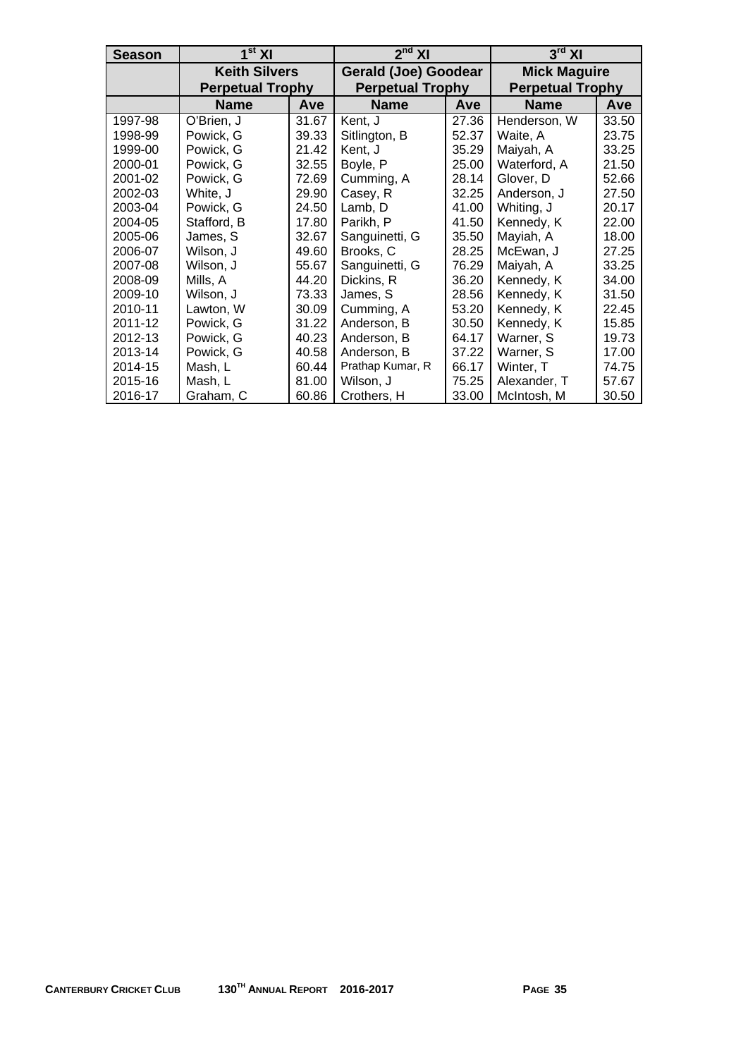| Season | 1st XI | | 2nd XI | | 3rd XI | |
|---|---|---|---|---|---|---|
| | Keith Silvers Perpetual Trophy | | Gerald (Joe) Goodear Perpetual Trophy | | Mick Maguire Perpetual Trophy | |
| | Name | Ave | Name | Ave | Name | Ave |
| 1997-98 | O'Brien, J | 31.67 | Kent, J | 27.36 | Henderson, W | 33.50 |
| 1998-99 | Powick, G | 39.33 | Sitlington, B | 52.37 | Waite, A | 23.75 |
| 1999-00 | Powick, G | 21.42 | Kent, J | 35.29 | Maiyah, A | 33.25 |
| 2000-01 | Powick, G | 32.55 | Boyle, P | 25.00 | Waterford, A | 21.50 |
| 2001-02 | Powick, G | 72.69 | Cumming, A | 28.14 | Glover, D | 52.66 |
| 2002-03 | White, J | 29.90 | Casey, R | 32.25 | Anderson, J | 27.50 |
| 2003-04 | Powick, G | 24.50 | Lamb, D | 41.00 | Whiting, J | 20.17 |
| 2004-05 | Stafford, B | 17.80 | Parikh, P | 41.50 | Kennedy, K | 22.00 |
| 2005-06 | James, S | 32.67 | Sanguinetti, G | 35.50 | Mayiah, A | 18.00 |
| 2006-07 | Wilson, J | 49.60 | Brooks, C | 28.25 | McEwan, J | 27.25 |
| 2007-08 | Wilson, J | 55.67 | Sanguinetti, G | 76.29 | Maiyah, A | 33.25 |
| 2008-09 | Mills, A | 44.20 | Dickins, R | 36.20 | Kennedy, K | 34.00 |
| 2009-10 | Wilson, J | 73.33 | James, S | 28.56 | Kennedy, K | 31.50 |
| 2010-11 | Lawton, W | 30.09 | Cumming, A | 53.20 | Kennedy, K | 22.45 |
| 2011-12 | Powick, G | 31.22 | Anderson, B | 30.50 | Kennedy, K | 15.85 |
| 2012-13 | Powick, G | 40.23 | Anderson, B | 64.17 | Warner, S | 19.73 |
| 2013-14 | Powick, G | 40.58 | Anderson, B | 37.22 | Warner, S | 17.00 |
| 2014-15 | Mash, L | 60.44 | Prathap Kumar, R | 66.17 | Winter, T | 74.75 |
| 2015-16 | Mash, L | 81.00 | Wilson, J | 75.25 | Alexander, T | 57.67 |
| 2016-17 | Graham, C | 60.86 | Crothers, H | 33.00 | McIntosh, M | 30.50 |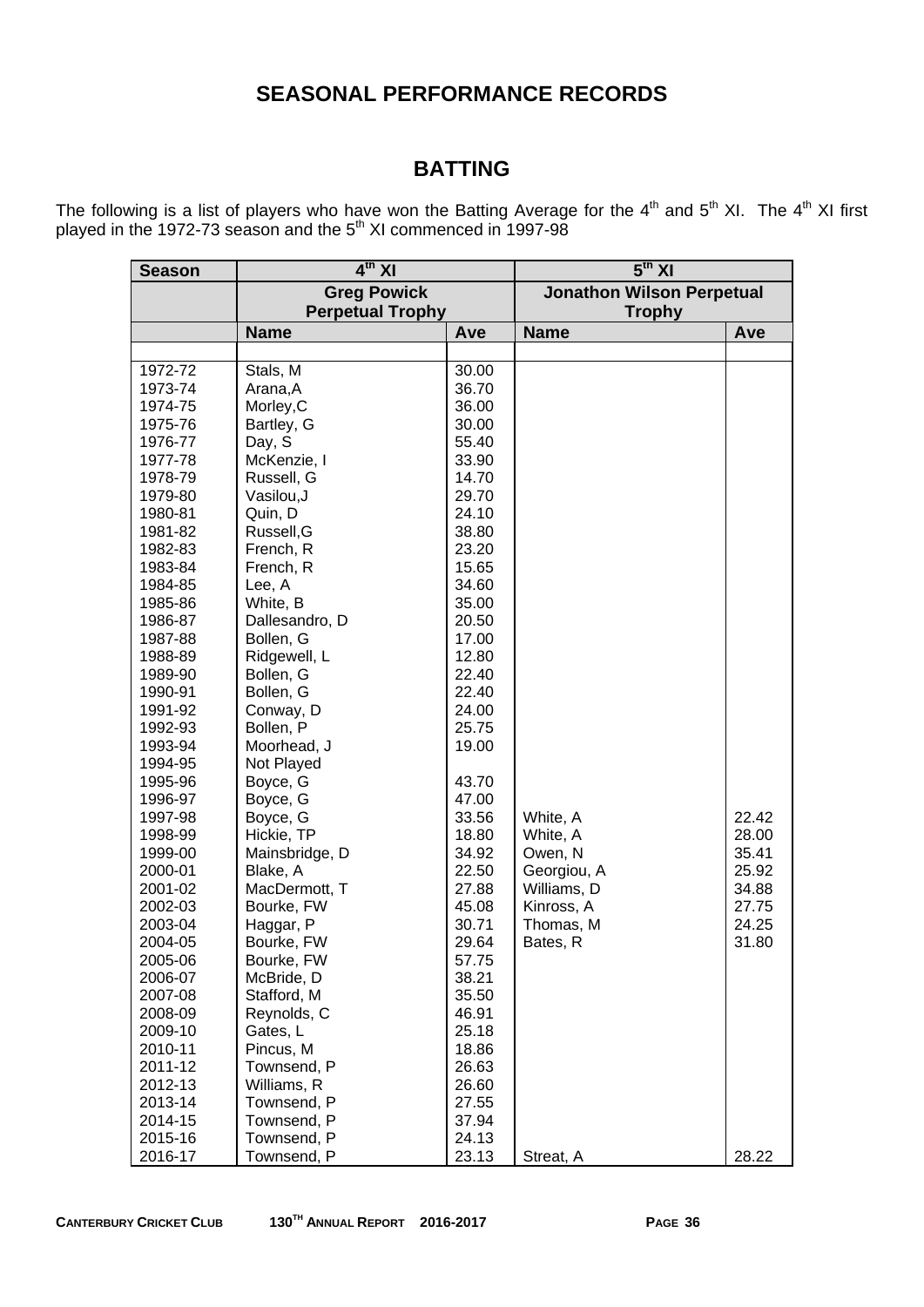# SEASONAL PERFORMANCE RECORDS

## BATTING

The following is a list of players who have won the Batting Average for the 4th and 5th XI. The 4th XI first played in the 1972-73 season and the 5th XI commenced in 1997-98

| Season | 4th XI | | 5th XI | |
|---|---|---|---|---|
| | Greg Powick Perpetual Trophy | | Jonathon Wilson Perpetual Trophy | |
| | **Name** | **Ave** | **Name** | **Ave** |
| 1972-72 | Stals, M | 30.00 | | |
| 1973-74 | Arana,A | 36.70 | | |
| 1974-75 | Morley,C | 36.00 | | |
| 1975-76 | Bartley, G | 30.00 | | |
| 1976-77 | Day, S | 55.40 | | |
| 1977-78 | McKenzie, I | 33.90 | | |
| 1978-79 | Russell, G | 14.70 | | |
| 1979-80 | Vasilou,J | 29.70 | | |
| 1980-81 | Quin, D | 24.10 | | |
| 1981-82 | Russell,G | 38.80 | | |
| 1982-83 | French, R | 23.20 | | |
| 1983-84 | French, R | 15.65 | | |
| 1984-85 | Lee, A | 34.60 | | |
| 1985-86 | White, B | 35.00 | | |
| 1986-87 | Dallesandro, D | 20.50 | | |
| 1987-88 | Bollen, G | 17.00 | | |
| 1988-89 | Ridgewell, L | 12.80 | | |
| 1989-90 | Bollen, G | 22.40 | | |
| 1990-91 | Bollen, G | 22.40 | | |
| 1991-92 | Conway, D | 24.00 | | |
| 1992-93 | Bollen, P | 25.75 | | |
| 1993-94 | Moorhead, J | 19.00 | | |
| 1994-95 | Not Played | | | |
| 1995-96 | Boyce, G | 43.70 | | |
| 1996-97 | Boyce, G | 47.00 | | |
| 1997-98 | Boyce, G | 33.56 | White, A | 22.42 |
| 1998-99 | Hickie, TP | 18.80 | White, A | 28.00 |
| 1999-00 | Mainsbridge, D | 34.92 | Owen, N | 35.41 |
| 2000-01 | Blake, A | 22.50 | Georgiou, A | 25.92 |
| 2001-02 | MacDermott, T | 27.88 | Williams, D | 34.88 |
| 2002-03 | Bourke, FW | 45.08 | Kinross, A | 27.75 |
| 2003-04 | Haggar, P | 30.71 | Thomas, M | 24.25 |
| 2004-05 | Bourke, FW | 29.64 | Bates, R | 31.80 |
| 2005-06 | Bourke, FW | 57.75 | | |
| 2006-07 | McBride, D | 38.21 | | |
| 2007-08 | Stafford, M | 35.50 | | |
| 2008-09 | Reynolds, C | 46.91 | | |
| 2009-10 | Gates, L | 25.18 | | |
| 2010-11 | Pincus, M | 18.86 | | |
| 2011-12 | Townsend, P | 26.63 | | |
| 2012-13 | Williams, R | 26.60 | | |
| 2013-14 | Townsend, P | 27.55 | | |
| 2014-15 | Townsend, P | 37.94 | | |
| 2015-16 | Townsend, P | 24.13 | | |
| 2016-17 | Townsend, P | 23.13 | Streat, A | 28.22 |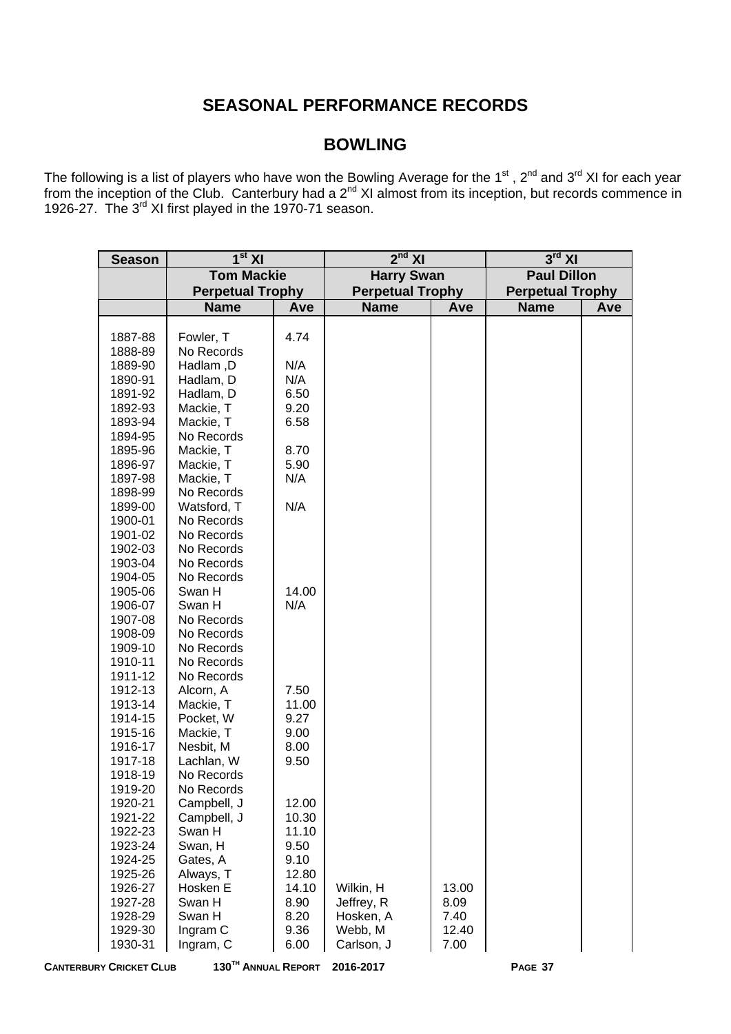# SEASONAL PERFORMANCE RECORDS

## BOWLING

The following is a list of players who have won the Bowling Average for the 1st, 2nd and 3rd XI for each year from the inception of the Club. Canterbury had a 2nd XI almost from its inception, but records commence in 1926-27. The 3rd XI first played in the 1970-71 season.

| Season | 1st XI | | 2nd XI | | 3rd XI | |
|---|---|---|---|---|---|---|
| | Tom Mackie Perpetual Trophy | | Harry Swan Perpetual Trophy | | Paul Dillon Perpetual Trophy | |
| | Name | Ave | Name | Ave | Name | Ave |
| 1887-88 | Fowler, T | 4.74 | | | | |
| 1888-89 | No Records | | | | | |
| 1889-90 | Hadlam ,D | N/A | | | | |
| 1890-91 | Hadlam, D | N/A | | | | |
| 1891-92 | Hadlam, D | 6.50 | | | | |
| 1892-93 | Mackie, T | 9.20 | | | | |
| 1893-94 | Mackie, T | 6.58 | | | | |
| 1894-95 | No Records | | | | | |
| 1895-96 | Mackie, T | 8.70 | | | | |
| 1896-97 | Mackie, T | 5.90 | | | | |
| 1897-98 | Mackie, T | N/A | | | | |
| 1898-99 | No Records | | | | | |
| 1899-00 | Watsford, T | N/A | | | | |
| 1900-01 | No Records | | | | | |
| 1901-02 | No Records | | | | | |
| 1902-03 | No Records | | | | | |
| 1903-04 | No Records | | | | | |
| 1904-05 | No Records | | | | | |
| 1905-06 | Swan H | 14.00 | | | | |
| 1906-07 | Swan H | N/A | | | | |
| 1907-08 | No Records | | | | | |
| 1908-09 | No Records | | | | | |
| 1909-10 | No Records | | | | | |
| 1910-11 | No Records | | | | | |
| 1911-12 | No Records | | | | | |
| 1912-13 | Alcorn, A | 7.50 | | | | |
| 1913-14 | Mackie, T | 11.00 | | | | |
| 1914-15 | Pocket, W | 9.27 | | | | |
| 1915-16 | Mackie, T | 9.00 | | | | |
| 1916-17 | Nesbit, M | 8.00 | | | | |
| 1917-18 | Lachlan, W | 9.50 | | | | |
| 1918-19 | No Records | | | | | |
| 1919-20 | No Records | | | | | |
| 1920-21 | Campbell, J | 12.00 | | | | |
| 1921-22 | Campbell, J | 10.30 | | | | |
| 1922-23 | Swan H | 11.10 | | | | |
| 1923-24 | Swan, H | 9.50 | | | | |
| 1924-25 | Gates, A | 9.10 | | | | |
| 1925-26 | Always, T | 12.80 | | | | |
| 1926-27 | Hosken E | 14.10 | Wilkin, H | 13.00 | | |
| 1927-28 | Swan H | 8.90 | Jeffrey, R | 8.09 | | |
| 1928-29 | Swan H | 8.20 | Hosken, A | 7.40 | | |
| 1929-30 | Ingram C | 9.36 | Webb, M | 12.40 | | |
| 1930-31 | Ingram, C | 6.00 | Carlson, J | 7.00 | | |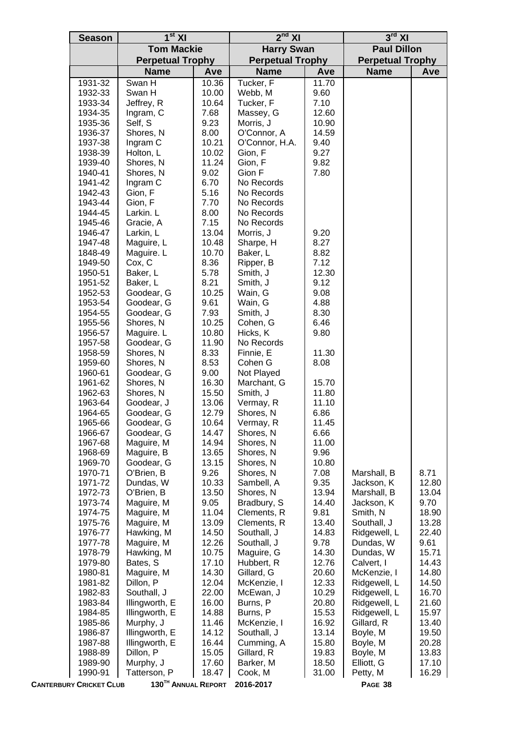| Season | 1st XI | | 2nd XI | | 3rd XI | |
|---|---|---|---|---|---|---|
| | Tom Mackie Perpetual Trophy | | Harry Swan Perpetual Trophy | | Paul Dillon Perpetual Trophy | |
| | Name | Ave | Name | Ave | Name | Ave |
| 1931-32 | Swan H | 10.36 | Tucker, F | 11.70 | | |
| 1932-33 | Swan H | 10.00 | Webb, M | 9.60 | | |
| 1933-34 | Jeffrey, R | 10.64 | Tucker, F | 7.10 | | |
| 1934-35 | Ingram, C | 7.68 | Massey, G | 12.60 | | |
| 1935-36 | Self, S | 9.23 | Morris, J | 10.90 | | |
| 1936-37 | Shores, N | 8.00 | O'Connor, A | 14.59 | | |
| 1937-38 | Ingram C | 10.21 | O'Connor, H.A. | 9.40 | | |
| 1938-39 | Holton, L | 10.02 | Gion, F | 9.27 | | |
| 1939-40 | Shores, N | 11.24 | Gion, F | 9.82 | | |
| 1940-41 | Shores, N | 9.02 | Gion F | 7.80 | | |
| 1941-42 | Ingram C | 6.70 | No Records | | | |
| 1942-43 | Gion, F | 5.16 | No Records | | | |
| 1943-44 | Gion, F | 7.70 | No Records | | | |
| 1944-45 | Larkin. L | 8.00 | No Records | | | |
| 1945-46 | Gracie, A | 7.15 | No Records | | | |
| 1946-47 | Larkin, L | 13.04 | Morris, J | 9.20 | | |
| 1947-48 | Maguire, L | 10.48 | Sharpe, H | 8.27 | | |
| 1848-49 | Maguire. L | 10.70 | Baker, L | 8.82 | | |
| 1949-50 | Cox, C | 8.36 | Ripper, B | 7.12 | | |
| 1950-51 | Baker, L | 5.78 | Smith, J | 12.30 | | |
| 1951-52 | Baker, L | 8.21 | Smith, J | 9.12 | | |
| 1952-53 | Goodear, G | 10.25 | Wain, G | 9.08 | | |
| 1953-54 | Goodear, G | 9.61 | Wain, G | 4.88 | | |
| 1954-55 | Goodear, G | 7.93 | Smith, J | 8.30 | | |
| 1955-56 | Shores, N | 10.25 | Cohen, G | 6.46 | | |
| 1956-57 | Maguire. L | 10.80 | Hicks, K | 9.80 | | |
| 1957-58 | Goodear, G | 11.90 | No Records | | | |
| 1958-59 | Shores, N | 8.33 | Finnie, E | 11.30 | | |
| 1959-60 | Shores, N | 8.53 | Cohen G | 8.08 | | |
| 1960-61 | Goodear, G | 9.00 | Not Played | | | |
| 1961-62 | Shores, N | 16.30 | Marchant, G | 15.70 | | |
| 1962-63 | Shores, N | 15.50 | Smith, J | 11.80 | | |
| 1963-64 | Goodear, J | 13.06 | Vermay, R | 11.10 | | |
| 1964-65 | Goodear, G | 12.79 | Shores, N | 6.86 | | |
| 1965-66 | Goodear, G | 10.64 | Vermay, R | 11.45 | | |
| 1966-67 | Goodear, G | 14.47 | Shores, N | 6.66 | | |
| 1967-68 | Maguire, M | 14.94 | Shores, N | 11.00 | | |
| 1968-69 | Maguire, B | 13.65 | Shores, N | 9.96 | | |
| 1969-70 | Goodear, G | 13.15 | Shores, N | 10.80 | | |
| 1970-71 | O'Brien, B | 9.26 | Shores, N | 7.08 | Marshall, B | 8.71 |
| 1971-72 | Dundas, W | 10.33 | Sambell, A | 9.35 | Jackson, K | 12.80 |
| 1972-73 | O'Brien, B | 13.50 | Shores, N | 13.94 | Marshall, B | 13.04 |
| 1973-74 | Maguire, M | 9.05 | Bradbury, S | 14.40 | Jackson, K | 9.70 |
| 1974-75 | Maguire, M | 11.04 | Clements, R | 9.81 | Smith, N | 18.90 |
| 1975-76 | Maguire, M | 13.09 | Clements, R | 13.40 | Southall, J | 13.28 |
| 1976-77 | Hawking, M | 14.50 | Southall, J | 14.83 | Ridgewell, L | 22.40 |
| 1977-78 | Maguire, M | 12.26 | Southall, J | 9.78 | Dundas, W | 9.61 |
| 1978-79 | Hawking, M | 10.75 | Maguire, G | 14.30 | Dundas, W | 15.71 |
| 1979-80 | Bates, S | 17.10 | Hubbert, R | 12.76 | Calvert, I | 14.43 |
| 1980-81 | Maguire, M | 14.30 | Gillard, G | 20.60 | McKenzie, I | 14.80 |
| 1981-82 | Dillon, P | 12.04 | McKenzie, I | 12.33 | Ridgewell, L | 14.50 |
| 1982-83 | Southall, J | 22.00 | McEwan, J | 10.29 | Ridgewell, L | 16.70 |
| 1983-84 | Illingworth, E | 16.00 | Burns, P | 20.80 | Ridgewell, L | 21.60 |
| 1984-85 | Illingworth, E | 14.88 | Burns, P | 15.53 | Ridgewell, L | 15.97 |
| 1985-86 | Murphy, J | 11.46 | McKenzie, I | 16.92 | Gillard, R | 13.40 |
| 1986-87 | Illingworth, E | 14.12 | Southall, J | 13.14 | Boyle, M | 19.50 |
| 1987-88 | Illingworth, E | 16.44 | Cumming, A | 15.80 | Boyle, M | 20.28 |
| 1988-89 | Dillon, P | 15.05 | Gillard, R | 19.83 | Boyle, M | 13.83 |
| 1989-90 | Murphy, J | 17.60 | Barker, M | 18.50 | Elliott, G | 17.10 |
| 1990-91 | Tatterson, P | 18.47 | Cook, M | 31.00 | Petty, M | 16.29 |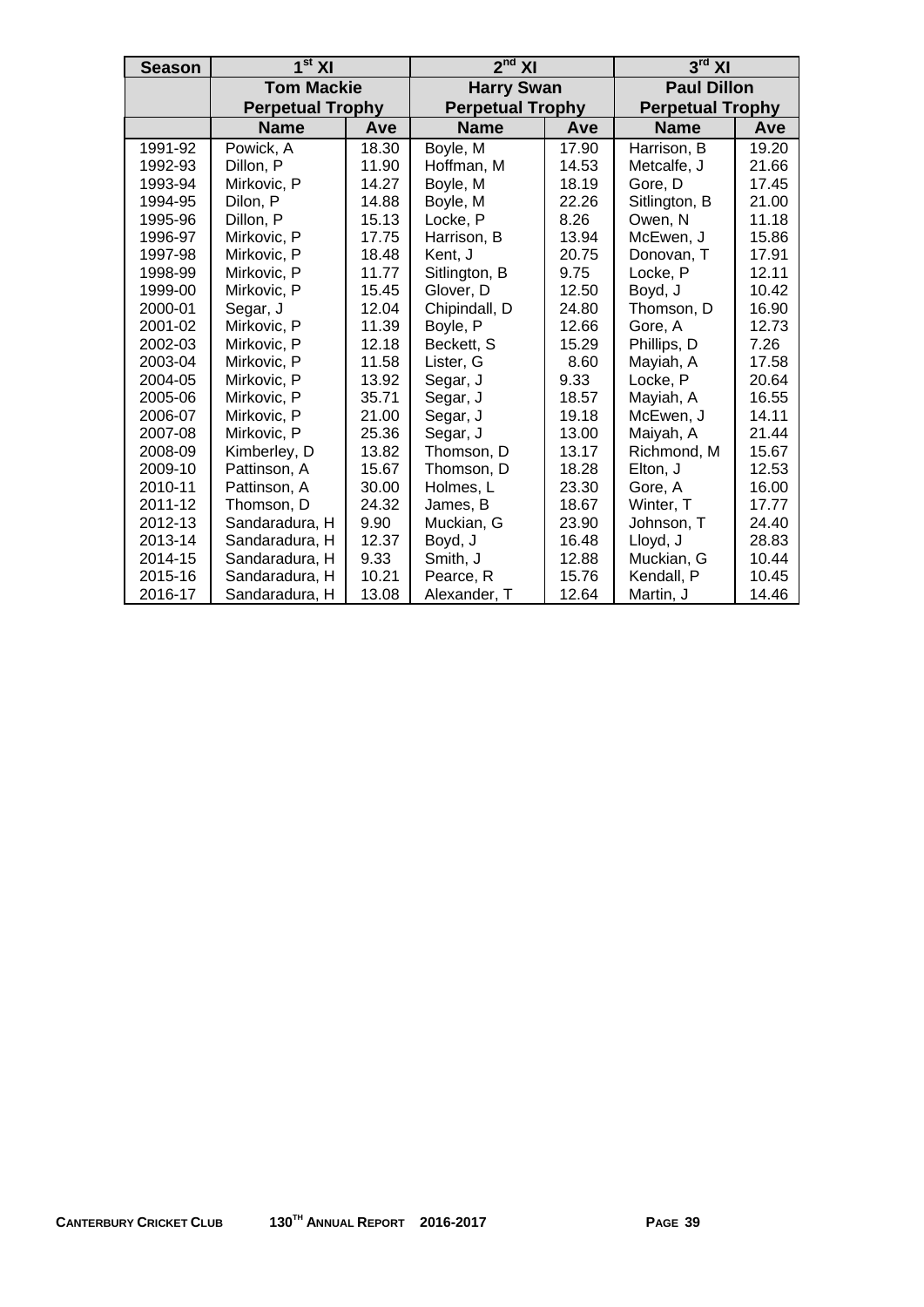| Season | 1st XI | | 2nd XI | | 3rd XI | |
|---|---|---|---|---|---|---|
| | Tom Mackie Perpetual Trophy | | Harry Swan Perpetual Trophy | | Paul Dillon Perpetual Trophy | |
| | Name | Ave | Name | Ave | Name | Ave |
| 1991-92 | Powick, A | 18.30 | Boyle, M | 17.90 | Harrison, B | 19.20 |
| 1992-93 | Dillon, P | 11.90 | Hoffman, M | 14.53 | Metcalfe, J | 21.66 |
| 1993-94 | Mirkovic, P | 14.27 | Boyle, M | 18.19 | Gore, D | 17.45 |
| 1994-95 | Dilon, P | 14.88 | Boyle, M | 22.26 | Sitlington, B | 21.00 |
| 1995-96 | Dillon, P | 15.13 | Locke, P | 8.26 | Owen, N | 11.18 |
| 1996-97 | Mirkovic, P | 17.75 | Harrison, B | 13.94 | McEwen, J | 15.86 |
| 1997-98 | Mirkovic, P | 18.48 | Kent, J | 20.75 | Donovan, T | 17.91 |
| 1998-99 | Mirkovic, P | 11.77 | Sitlington, B | 9.75 | Locke, P | 12.11 |
| 1999-00 | Mirkovic, P | 15.45 | Glover, D | 12.50 | Boyd, J | 10.42 |
| 2000-01 | Segar, J | 12.04 | Chipindall, D | 24.80 | Thomson, D | 16.90 |
| 2001-02 | Mirkovic, P | 11.39 | Boyle, P | 12.66 | Gore, A | 12.73 |
| 2002-03 | Mirkovic, P | 12.18 | Beckett, S | 15.29 | Phillips, D | 7.26 |
| 2003-04 | Mirkovic, P | 11.58 | Lister, G | 8.60 | Mayiah, A | 17.58 |
| 2004-05 | Mirkovic, P | 13.92 | Segar, J | 9.33 | Locke, P | 20.64 |
| 2005-06 | Mirkovic, P | 35.71 | Segar, J | 18.57 | Mayiah, A | 16.55 |
| 2006-07 | Mirkovic, P | 21.00 | Segar, J | 19.18 | McEwen, J | 14.11 |
| 2007-08 | Mirkovic, P | 25.36 | Segar, J | 13.00 | Maiyah, A | 21.44 |
| 2008-09 | Kimberley, D | 13.82 | Thomson, D | 13.17 | Richmond, M | 15.67 |
| 2009-10 | Pattinson, A | 15.67 | Thomson, D | 18.28 | Elton, J | 12.53 |
| 2010-11 | Pattinson, A | 30.00 | Holmes, L | 23.30 | Gore, A | 16.00 |
| 2011-12 | Thomson, D | 24.32 | James, B | 18.67 | Winter, T | 17.77 |
| 2012-13 | Sandaradura, H | 9.90 | Muckian, G | 23.90 | Johnson, T | 24.40 |
| 2013-14 | Sandaradura, H | 12.37 | Boyd, J | 16.48 | Lloyd, J | 28.83 |
| 2014-15 | Sandaradura, H | 9.33 | Smith, J | 12.88 | Muckian, G | 10.44 |
| 2015-16 | Sandaradura, H | 10.21 | Pearce, R | 15.76 | Kendall, P | 10.45 |
| 2016-17 | Sandaradura, H | 13.08 | Alexander, T | 12.64 | Martin, J | 14.46 |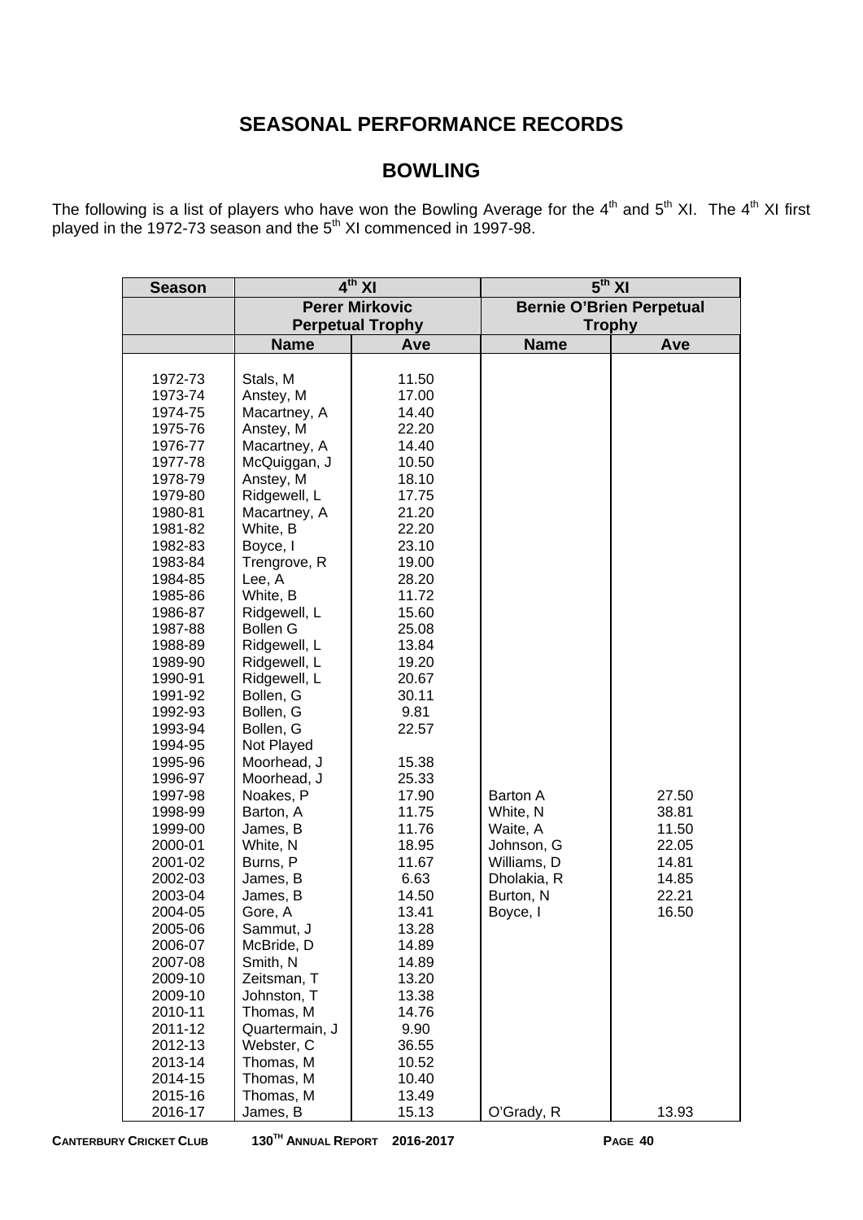# SEASONAL PERFORMANCE RECORDS

## BOWLING

The following is a list of players who have won the Bowling Average for the 4th and 5th XI. The 4th XI first played in the 1972-73 season and the 5th XI commenced in 1997-98.

| Season | 4th XI | | 5th XI | |
|---|---|---|---|---|
| | Perer Mirkovic Perpetual Trophy | | Bernie O'Brien Perpetual Trophy | |
| | Name | Ave | Name | Ave |
| 1972-73 | Stals, M | 11.50 | | |
| 1973-74 | Anstey, M | 17.00 | | |
| 1974-75 | Macartney, A | 14.40 | | |
| 1975-76 | Anstey, M | 22.20 | | |
| 1976-77 | Macartney, A | 14.40 | | |
| 1977-78 | McQuiggan, J | 10.50 | | |
| 1978-79 | Anstey, M | 18.10 | | |
| 1979-80 | Ridgewell, L | 17.75 | | |
| 1980-81 | Macartney, A | 21.20 | | |
| 1981-82 | White, B | 22.20 | | |
| 1982-83 | Boyce, I | 23.10 | | |
| 1983-84 | Trengrove, R | 19.00 | | |
| 1984-85 | Lee, A | 28.20 | | |
| 1985-86 | White, B | 11.72 | | |
| 1986-87 | Ridgewell, L | 15.60 | | |
| 1987-88 | Bollen G | 25.08 | | |
| 1988-89 | Ridgewell, L | 13.84 | | |
| 1989-90 | Ridgewell, L | 19.20 | | |
| 1990-91 | Ridgewell, L | 20.67 | | |
| 1991-92 | Bollen, G | 30.11 | | |
| 1992-93 | Bollen, G | 9.81 | | |
| 1993-94 | Bollen, G | 22.57 | | |
| 1994-95 | Not Played | | | |
| 1995-96 | Moorhead, J | 15.38 | | |
| 1996-97 | Moorhead, J | 25.33 | | |
| 1997-98 | Noakes, P | 17.90 | Barton A | 27.50 |
| 1998-99 | Barton, A | 11.75 | White, N | 38.81 |
| 1999-00 | James, B | 11.76 | Waite, A | 11.50 |
| 2000-01 | White, N | 18.95 | Johnson, G | 22.05 |
| 2001-02 | Burns, P | 11.67 | Williams, D | 14.81 |
| 2002-03 | James, B | 6.63 | Dholakia, R | 14.85 |
| 2003-04 | James, B | 14.50 | Burton, N | 22.21 |
| 2004-05 | Gore, A | 13.41 | Boyce, I | 16.50 |
| 2005-06 | Sammut, J | 13.28 | | |
| 2006-07 | McBride, D | 14.89 | | |
| 2007-08 | Smith, N | 14.89 | | |
| 2009-10 | Zeitsman, T | 13.20 | | |
| 2009-10 | Johnston, T | 13.38 | | |
| 2010-11 | Thomas, M | 14.76 | | |
| 2011-12 | Quartermain, J | 9.90 | | |
| 2012-13 | Webster, C | 36.55 | | |
| 2013-14 | Thomas, M | 10.52 | | |
| 2014-15 | Thomas, M | 10.40 | | |
| 2015-16 | Thomas, M | 13.49 | | |
| 2016-17 | James, B | 15.13 | O'Grady, R | 13.93 |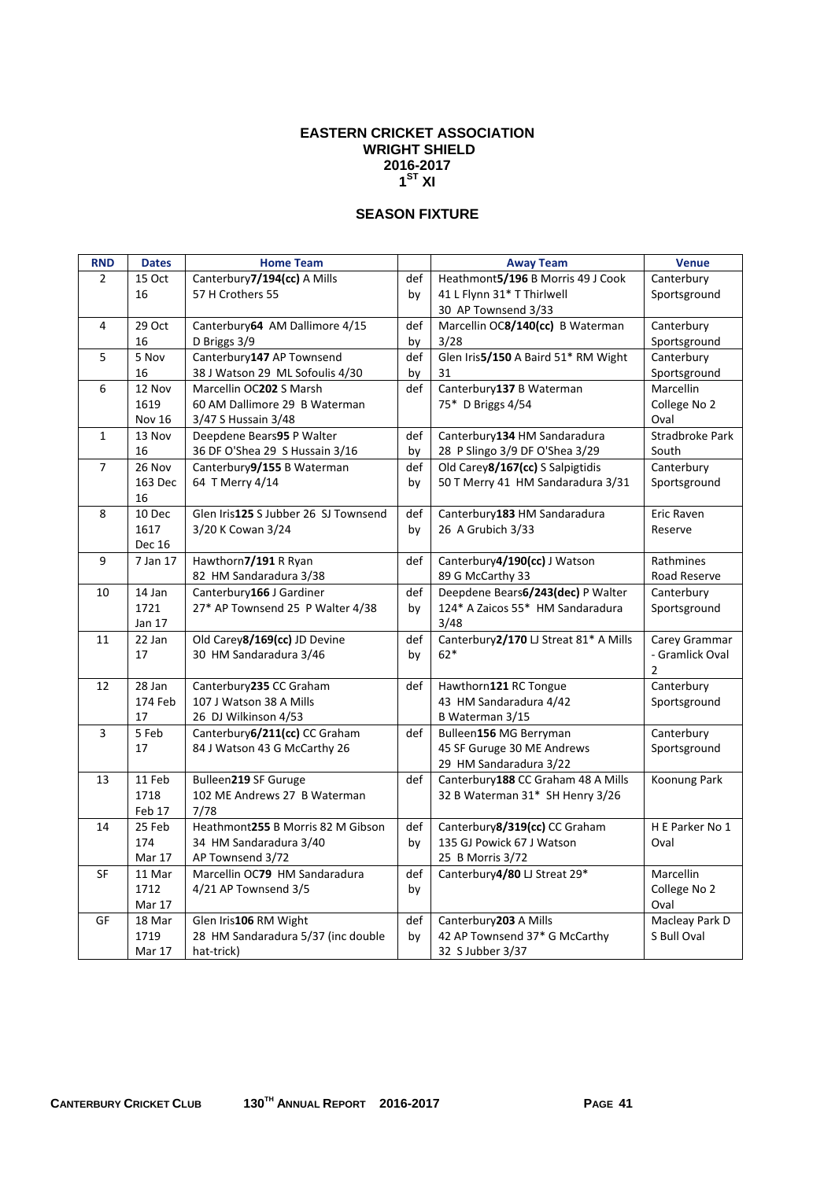# EASTERN CRICKET ASSOCIATION
## WRIGHT SHIELD
## 2016-2017
## 1ST XI

### SEASON FIXTURE

| RND | Dates | Home Team | | Away Team | Venue |
|---|---|---|---|---|---|
| 2 | 15 Oct 16 | Canterbury**7/194(cc)** A Mills 57 H Crothers 55 | def by | Heathmont**5/196** B Morris 49 J Cook 41 L Flynn 31* T Thirlwell 30 AP Townsend 3/33 | Canterbury Sportsground |
| 4 | 29 Oct 16 | Canterbury**64** AM Dallimore 4/15 D Briggs 3/9 | def by | Marcellin OC**8/140(cc)** B Waterman 3/28 | Canterbury Sportsground |
| 5 | 5 Nov 16 | Canterbury**147** AP Townsend 38 J Watson 29 ML Sofoulis 4/30 | def by | Glen Iris**5/150** A Baird 51* RM Wight 31 | Canterbury Sportsground |
| 6 | 12 Nov 1619 Nov 16 | Marcellin OC**202** S Marsh 60 AM Dallimore 29 B Waterman 3/47 S Hussain 3/48 | def | Canterbury**137** B Waterman 75* D Briggs 4/54 | Marcellin College No 2 Oval |
| 1 | 13 Nov 16 | Deepdene Bears**95** P Walter 36 DF O'Shea 29 S Hussain 3/16 | def by | Canterbury**134** HM Sandaradura 28 P Slingo 3/9 DF O'Shea 3/29 | Stradbroke Park South |
| 7 | 26 Nov 163 Dec 16 | Canterbury**9/155** B Waterman 64 T Merry 4/14 | def by | Old Carey**8/167(cc)** S Salpigtidis 50 T Merry 41 HM Sandaradura 3/31 | Canterbury Sportsground |
| 8 | 10 Dec 1617 Dec 16 | Glen Iris**125** S Jubber 26 SJ Townsend 3/20 K Cowan 3/24 | def by | Canterbury**183** HM Sandaradura 26 A Grubich 3/33 | Eric Raven Reserve |
| 9 | 7 Jan 17 | Hawthorn**7/191** R Ryan 82 HM Sandaradura 3/38 | def | Canterbury**4/190(cc)** J Watson 89 G McCarthy 33 | Rathmines Road Reserve |
| 10 | 14 Jan 1721 Jan 17 | Canterbury**166** J Gardiner 27* AP Townsend 25 P Walter 4/38 | def by | Deepdene Bears**6/243(dec)** P Walter 124* A Zaicos 55* HM Sandaradura 3/48 | Canterbury Sportsground |
| 11 | 22 Jan 17 | Old Carey**8/169(cc)** JD Devine 30 HM Sandaradura 3/46 | def by | Canterbury**2/170** LJ Streat 81* A Mills 62* | Carey Grammar - Gramlick Oval 2 |
| 12 | 28 Jan 174 Feb 17 | Canterbury**235** CC Graham 107 J Watson 38 A Mills 26 DJ Wilkinson 4/53 | def | Hawthorn**121** RC Tongue 43 HM Sandaradura 4/42 B Waterman 3/15 | Canterbury Sportsground |
| 3 | 5 Feb 17 | Canterbury**6/211(cc)** CC Graham 84 J Watson 43 G McCarthy 26 | def | Bulleen**156** MG Berryman 45 SF Guruge 30 ME Andrews 29 HM Sandaradura 3/22 | Canterbury Sportsground |
| 13 | 11 Feb 1718 Feb 17 | Bulleen**219** SF Guruge 102 ME Andrews 27 B Waterman 7/78 | def | Canterbury**188** CC Graham 48 A Mills 32 B Waterman 31* SH Henry 3/26 | Koonung Park |
| 14 | 25 Feb 174 Mar 17 | Heathmont**255** B Morris 82 M Gibson 34 HM Sandaradura 3/40 AP Townsend 3/72 | def by | Canterbury**8/319(cc)** CC Graham 135 GJ Powick 67 J Watson 25 B Morris 3/72 | H E Parker No 1 Oval |
| SF | 11 Mar 1712 Mar 17 | Marcellin OC**79** HM Sandaradura 4/21 AP Townsend 3/5 | def by | Canterbury**4/80** LJ Streat 29* | Marcellin College No 2 Oval |
| GF | 18 Mar 1719 Mar 17 | Glen Iris**106** RM Wight 28 HM Sandaradura 5/37 (inc double hat-trick) | def by | Canterbury**203** A Mills 42 AP Townsend 37* G McCarthy 32 S Jubber 3/37 | Macleay Park D S Bull Oval |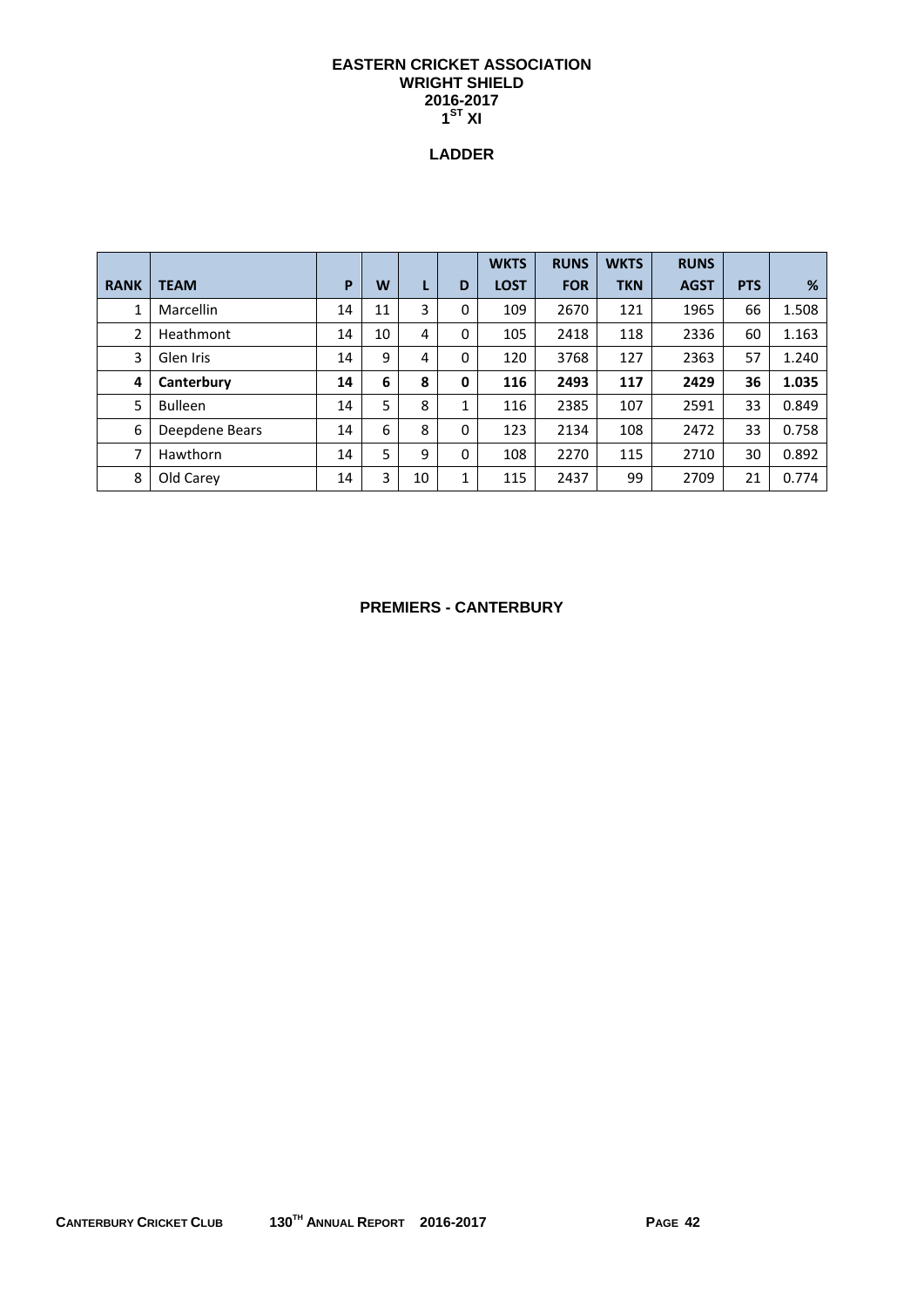# EASTERN CRICKET ASSOCIATION
## WRIGHT SHIELD
## 2016-2017
## $1^{ST}$ XI

### LADDER

| RANK | TEAM | P | W | L | D | WKTS LOST | RUNS FOR | WKTS TKN | RUNS AGST | PTS | % |
|---|---|---|---|---|---|---|---|---|---|---|---|
| 1 | Marcellin | 14 | 11 | 3 | 0 | 109 | 2670 | 121 | 1965 | 66 | 1.508 |
| 2 | Heathmont | 14 | 10 | 4 | 0 | 105 | 2418 | 118 | 2336 | 60 | 1.163 |
| 3 | Glen Iris | 14 | 9 | 4 | 0 | 120 | 3768 | 127 | 2363 | 57 | 1.240 |
| **4** | **Canterbury** | **14** | **6** | **8** | **0** | **116** | **2493** | **117** | **2429** | **36** | **1.035** |
| 5 | Bulleen | 14 | 5 | 8 | 1 | 116 | 2385 | 107 | 2591 | 33 | 0.849 |
| 6 | Deepdene Bears | 14 | 6 | 8 | 0 | 123 | 2134 | 108 | 2472 | 33 | 0.758 |
| 7 | Hawthorn | 14 | 5 | 9 | 0 | 108 | 2270 | 115 | 2710 | 30 | 0.892 |
| 8 | Old Carey | 14 | 3 | 10 | 1 | 115 | 2437 | 99 | 2709 | 21 | 0.774 |

**PREMIERS - CANTERBURY**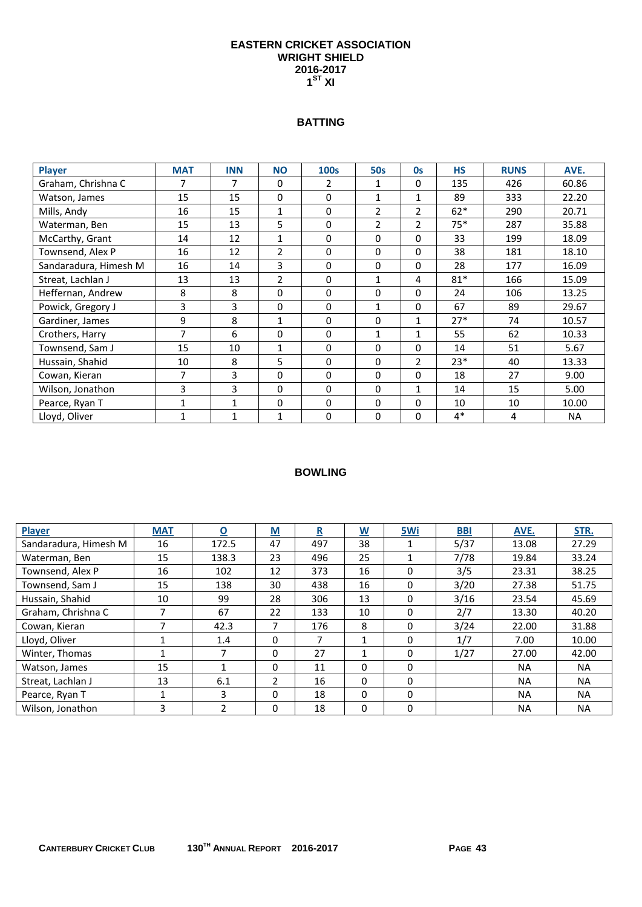# EASTERN CRICKET ASSOCIATION
## WRIGHT SHIELD
## 2016-2017
## 1ST XI

### BATTING

| Player | MAT | INN | NO | 100s | 50s | 0s | HS | RUNS | AVE. |
|---|---|---|---|---|---|---|---|---|---|
| Graham, Chrishna C | 7 | 7 | 0 | 2 | 1 | 0 | 135 | 426 | 60.86 |
| Watson, James | 15 | 15 | 0 | 0 | 1 | 1 | 89 | 333 | 22.20 |
| Mills, Andy | 16 | 15 | 1 | 0 | 2 | 2 | 62* | 290 | 20.71 |
| Waterman, Ben | 15 | 13 | 5 | 0 | 2 | 2 | 75* | 287 | 35.88 |
| McCarthy, Grant | 14 | 12 | 1 | 0 | 0 | 0 | 33 | 199 | 18.09 |
| Townsend, Alex P | 16 | 12 | 2 | 0 | 0 | 0 | 38 | 181 | 18.10 |
| Sandaradura, Himesh M | 16 | 14 | 3 | 0 | 0 | 0 | 28 | 177 | 16.09 |
| Streat, Lachlan J | 13 | 13 | 2 | 0 | 1 | 4 | 81* | 166 | 15.09 |
| Heffernan, Andrew | 8 | 8 | 0 | 0 | 0 | 0 | 24 | 106 | 13.25 |
| Powick, Gregory J | 3 | 3 | 0 | 0 | 1 | 0 | 67 | 89 | 29.67 |
| Gardiner, James | 9 | 8 | 1 | 0 | 0 | 1 | 27* | 74 | 10.57 |
| Crothers, Harry | 7 | 6 | 0 | 0 | 1 | 1 | 55 | 62 | 10.33 |
| Townsend, Sam J | 15 | 10 | 1 | 0 | 0 | 0 | 14 | 51 | 5.67 |
| Hussain, Shahid | 10 | 8 | 5 | 0 | 0 | 2 | 23* | 40 | 13.33 |
| Cowan, Kieran | 7 | 3 | 0 | 0 | 0 | 0 | 18 | 27 | 9.00 |
| Wilson, Jonathon | 3 | 3 | 0 | 0 | 0 | 1 | 14 | 15 | 5.00 |
| Pearce, Ryan T | 1 | 1 | 0 | 0 | 0 | 0 | 10 | 10 | 10.00 |
| Lloyd, Oliver | 1 | 1 | 1 | 0 | 0 | 0 | 4* | 4 | NA |

### BOWLING

| Player | MAT | O | M | R | W | 5Wi | BBI | AVE. | STR. |
|---|---|---|---|---|---|---|---|---|---|
| Sandaradura, Himesh M | 16 | 172.5 | 47 | 497 | 38 | 1 | 5/37 | 13.08 | 27.29 |
| Waterman, Ben | 15 | 138.3 | 23 | 496 | 25 | 1 | 7/78 | 19.84 | 33.24 |
| Townsend, Alex P | 16 | 102 | 12 | 373 | 16 | 0 | 3/5 | 23.31 | 38.25 |
| Townsend, Sam J | 15 | 138 | 30 | 438 | 16 | 0 | 3/20 | 27.38 | 51.75 |
| Hussain, Shahid | 10 | 99 | 28 | 306 | 13 | 0 | 3/16 | 23.54 | 45.69 |
| Graham, Chrishna C | 7 | 67 | 22 | 133 | 10 | 0 | 2/7 | 13.30 | 40.20 |
| Cowan, Kieran | 7 | 42.3 | 7 | 176 | 8 | 0 | 3/24 | 22.00 | 31.88 |
| Lloyd, Oliver | 1 | 1.4 | 0 | 7 | 1 | 0 | 1/7 | 7.00 | 10.00 |
| Winter, Thomas | 1 | 7 | 0 | 27 | 1 | 0 | 1/27 | 27.00 | 42.00 |
| Watson, James | 15 | 1 | 0 | 11 | 0 | 0 | | NA | NA |
| Streat, Lachlan J | 13 | 6.1 | 2 | 16 | 0 | 0 | | NA | NA |
| Pearce, Ryan T | 1 | 3 | 0 | 18 | 0 | 0 | | NA | NA |
| Wilson, Jonathon | 3 | 2 | 0 | 18 | 0 | 0 | | NA | NA |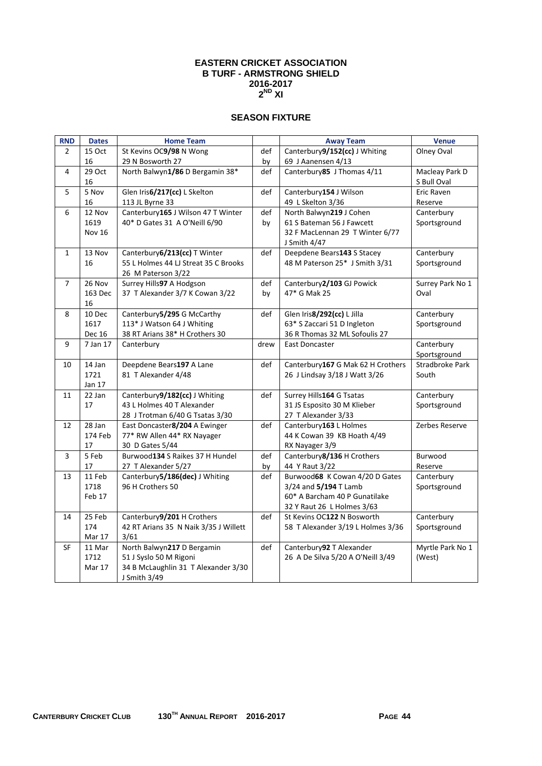# EASTERN CRICKET ASSOCIATION
## B TURF - ARMSTRONG SHIELD
## 2016-2017
## 2ND XI

### SEASON FIXTURE

| RND | Dates | Home Team | | Away Team | Venue |
|---|---|---|---|---|---|
| 2 | 15 Oct 16 | St Kevins OC**9/98** N Wong 29 N Bosworth 27 | def by | Canterbury**9/152(cc)** J Whiting 69 J Aanensen 4/13 | Olney Oval |
| 4 | 29 Oct 16 | North Balwyn**1/86** D Bergamin 38* | def | Canterbury**85** J Thomas 4/11 | Macleay Park D S Bull Oval |
| 5 | 5 Nov 16 | Glen Iris**6/217(cc)** L Skelton 113 JL Byrne 33 | def | Canterbury**154** J Wilson 49 L Skelton 3/36 | Eric Raven Reserve |
| 6 | 12 Nov 1619 Nov 16 | Canterbury**165** J Wilson 47 T Winter 40* D Gates 31 A O'Neill 6/90 | def by | North Balwyn**219** J Cohen 61 S Bateman 56 J Fawcett 32 F MacLennan 29 T Winter 6/77 J Smith 4/47 | Canterbury Sportsground |
| 1 | 13 Nov 16 | Canterbury**6/213(cc)** T Winter 55 L Holmes 44 LJ Streat 35 C Brooks 26 M Paterson 3/22 | def | Deepdene Bears**143** S Stacey 48 M Paterson 25* J Smith 3/31 | Canterbury Sportsground |
| 7 | 26 Nov 163 Dec 16 | Surrey Hills**97** A Hodgson 37 T Alexander 3/7 K Cowan 3/22 | def by | Canterbury**2/103** GJ Powick 47* G Mak 25 | Surrey Park No 1 Oval |
| 8 | 10 Dec 1617 Dec 16 | Canterbury**5/295** G McCarthy 113* J Watson 64 J Whiting 38 RT Arians 38* H Crothers 30 | def | Glen Iris**8/292(cc)** L Jilla 63* S Zaccari 51 D Ingleton 36 R Thomas 32 ML Sofoulis 27 | Canterbury Sportsground |
| 9 | 7 Jan 17 | Canterbury | drew | East Doncaster | Canterbury Sportsground |
| 10 | 14 Jan 1721 Jan 17 | Deepdene Bears**197** A Lane 81 T Alexander 4/48 | def | Canterbury**167** G Mak 62 H Crothers 26 J Lindsay 3/18 J Watt 3/26 | Stradbroke Park South |
| 11 | 22 Jan 17 | Canterbury**9/182(cc)** J Whiting 43 L Holmes 40 T Alexander 28 J Trotman 6/40 G Tsatas 3/30 | def | Surrey Hills**164** G Tsatas 31 JS Esposito 30 M Klieber 27 T Alexander 3/33 | Canterbury Sportsground |
| 12 | 28 Jan 174 Feb 17 | East Doncaster**8/204** A Ewinger 77* RW Allen 44* RX Nayager 30 D Gates 5/44 | def | Canterbury**163** L Holmes 44 K Cowan 39 KB Hoath 4/49 RX Nayager 3/9 | Zerbes Reserve |
| 3 | 5 Feb 17 | Burwood**134** S Raikes 37 H Hundel 27 T Alexander 5/27 | def by | Canterbury**8/136** H Crothers 44 Y Raut 3/22 | Burwood Reserve |
| 13 | 11 Feb 1718 Feb 17 | Canterbury**5/186(dec)** J Whiting 96 H Crothers 50 | def | Burwood**68** K Cowan 4/20 D Gates 3/24 and **5/194** T Lamb 60* A Barcham 40 P Gunatilake 32 Y Raut 26 L Holmes 3/63 | Canterbury Sportsground |
| 14 | 25 Feb 174 Mar 17 | Canterbury**9/201** H Crothers 42 RT Arians 35 N Naik 3/35 J Willett 3/61 | def | St Kevins OC**122** N Bosworth 58 T Alexander 3/19 L Holmes 3/36 | Canterbury Sportsground |
| SF | 11 Mar 1712 Mar 17 | North Balwyn**217** D Bergamin 51 J Syslo 50 M Rigoni 34 B McLaughlin 31 T Alexander 3/30 J Smith 3/49 | def | Canterbury**92** T Alexander 26 A De Silva 5/20 A O'Neill 3/49 | Myrtle Park No 1 (West) |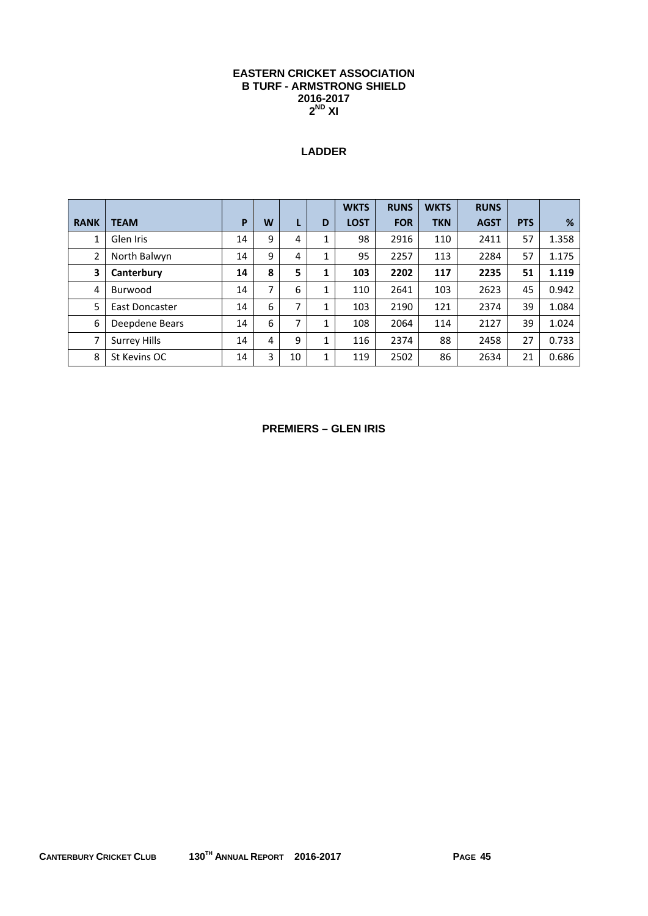# EASTERN CRICKET ASSOCIATION
## B TURF - ARMSTRONG SHIELD
## 2016-2017
## 2ND XI

### LADDER

| RANK | TEAM | P | W | L | D | WKTS LOST | RUNS FOR | WKTS TKN | RUNS AGST | PTS | % |
|---|---|---|---|---|---|---|---|---|---|---|---|
| 1 | Glen Iris | 14 | 9 | 4 | 1 | 98 | 2916 | 110 | 2411 | 57 | 1.358 |
| 2 | North Balwyn | 14 | 9 | 4 | 1 | 95 | 2257 | 113 | 2284 | 57 | 1.175 |
| **3** | **Canterbury** | **14** | **8** | **5** | **1** | **103** | **2202** | **117** | **2235** | **51** | **1.119** |
| 4 | Burwood | 14 | 7 | 6 | 1 | 110 | 2641 | 103 | 2623 | 45 | 0.942 |
| 5 | East Doncaster | 14 | 6 | 7 | 1 | 103 | 2190 | 121 | 2374 | 39 | 1.084 |
| 6 | Deepdene Bears | 14 | 6 | 7 | 1 | 108 | 2064 | 114 | 2127 | 39 | 1.024 |
| 7 | Surrey Hills | 14 | 4 | 9 | 1 | 116 | 2374 | 88 | 2458 | 27 | 0.733 |
| 8 | St Kevins OC | 14 | 3 | 10 | 1 | 119 | 2502 | 86 | 2634 | 21 | 0.686 |

**PREMIERS – GLEN IRIS**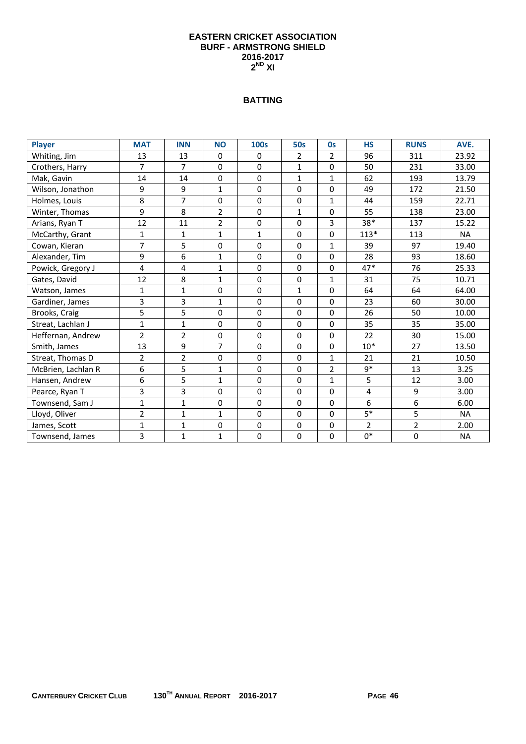# EASTERN CRICKET ASSOCIATION
## BURF - ARMSTRONG SHIELD
## 2016-2017
## 2ND XI

### BATTING

| Player | MAT | INN | NO | 100s | 50s | 0s | HS | RUNS | AVE. |
|---|---|---|---|---|---|---|---|---|---|
| Whiting, Jim | 13 | 13 | 0 | 0 | 2 | 2 | 96 | 311 | 23.92 |
| Crothers, Harry | 7 | 7 | 0 | 0 | 1 | 0 | 50 | 231 | 33.00 |
| Mak, Gavin | 14 | 14 | 0 | 0 | 1 | 1 | 62 | 193 | 13.79 |
| Wilson, Jonathon | 9 | 9 | 1 | 0 | 0 | 0 | 49 | 172 | 21.50 |
| Holmes, Louis | 8 | 7 | 0 | 0 | 0 | 1 | 44 | 159 | 22.71 |
| Winter, Thomas | 9 | 8 | 2 | 0 | 1 | 0 | 55 | 138 | 23.00 |
| Arians, Ryan T | 12 | 11 | 2 | 0 | 0 | 3 | 38* | 137 | 15.22 |
| McCarthy, Grant | 1 | 1 | 1 | 1 | 0 | 0 | 113* | 113 | NA |
| Cowan, Kieran | 7 | 5 | 0 | 0 | 0 | 1 | 39 | 97 | 19.40 |
| Alexander, Tim | 9 | 6 | 1 | 0 | 0 | 0 | 28 | 93 | 18.60 |
| Powick, Gregory J | 4 | 4 | 1 | 0 | 0 | 0 | 47* | 76 | 25.33 |
| Gates, David | 12 | 8 | 1 | 0 | 0 | 1 | 31 | 75 | 10.71 |
| Watson, James | 1 | 1 | 0 | 0 | 1 | 0 | 64 | 64 | 64.00 |
| Gardiner, James | 3 | 3 | 1 | 0 | 0 | 0 | 23 | 60 | 30.00 |
| Brooks, Craig | 5 | 5 | 0 | 0 | 0 | 0 | 26 | 50 | 10.00 |
| Streat, Lachlan J | 1 | 1 | 0 | 0 | 0 | 0 | 35 | 35 | 35.00 |
| Heffernan, Andrew | 2 | 2 | 0 | 0 | 0 | 0 | 22 | 30 | 15.00 |
| Smith, James | 13 | 9 | 7 | 0 | 0 | 0 | 10* | 27 | 13.50 |
| Streat, Thomas D | 2 | 2 | 0 | 0 | 0 | 1 | 21 | 21 | 10.50 |
| McBrien, Lachlan R | 6 | 5 | 1 | 0 | 0 | 2 | 9* | 13 | 3.25 |
| Hansen, Andrew | 6 | 5 | 1 | 0 | 0 | 1 | 5 | 12 | 3.00 |
| Pearce, Ryan T | 3 | 3 | 0 | 0 | 0 | 0 | 4 | 9 | 3.00 |
| Townsend, Sam J | 1 | 1 | 0 | 0 | 0 | 0 | 6 | 6 | 6.00 |
| Lloyd, Oliver | 2 | 1 | 1 | 0 | 0 | 0 | 5* | 5 | NA |
| James, Scott | 1 | 1 | 0 | 0 | 0 | 0 | 2 | 2 | 2.00 |
| Townsend, James | 3 | 1 | 1 | 0 | 0 | 0 | 0* | 0 | NA |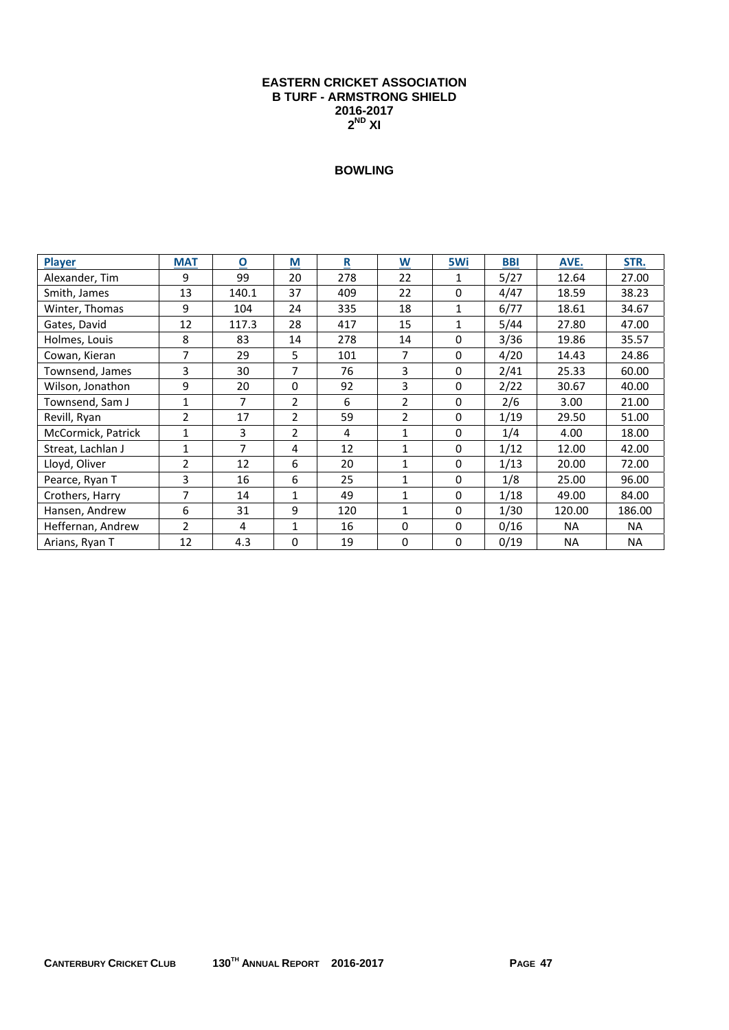# EASTERN CRICKET ASSOCIATION
## B TURF - ARMSTRONG SHIELD
## 2016-2017
## $2^{ND}$ XI

### BOWLING

| Player | MAT | O | M | R | W | 5Wi | BBI | AVE. | STR. |
|---|---|---|---|---|---|---|---|---|---|
| Alexander, Tim | 9 | 99 | 20 | 278 | 22 | 1 | 5/27 | 12.64 | 27.00 |
| Smith, James | 13 | 140.1 | 37 | 409 | 22 | 0 | 4/47 | 18.59 | 38.23 |
| Winter, Thomas | 9 | 104 | 24 | 335 | 18 | 1 | 6/77 | 18.61 | 34.67 |
| Gates, David | 12 | 117.3 | 28 | 417 | 15 | 1 | 5/44 | 27.80 | 47.00 |
| Holmes, Louis | 8 | 83 | 14 | 278 | 14 | 0 | 3/36 | 19.86 | 35.57 |
| Cowan, Kieran | 7 | 29 | 5 | 101 | 7 | 0 | 4/20 | 14.43 | 24.86 |
| Townsend, James | 3 | 30 | 7 | 76 | 3 | 0 | 2/41 | 25.33 | 60.00 |
| Wilson, Jonathon | 9 | 20 | 0 | 92 | 3 | 0 | 2/22 | 30.67 | 40.00 |
| Townsend, Sam J | 1 | 7 | 2 | 6 | 2 | 0 | 2/6 | 3.00 | 21.00 |
| Revill, Ryan | 2 | 17 | 2 | 59 | 2 | 0 | 1/19 | 29.50 | 51.00 |
| McCormick, Patrick | 1 | 3 | 2 | 4 | 1 | 0 | 1/4 | 4.00 | 18.00 |
| Streat, Lachlan J | 1 | 7 | 4 | 12 | 1 | 0 | 1/12 | 12.00 | 42.00 |
| Lloyd, Oliver | 2 | 12 | 6 | 20 | 1 | 0 | 1/13 | 20.00 | 72.00 |
| Pearce, Ryan T | 3 | 16 | 6 | 25 | 1 | 0 | 1/8 | 25.00 | 96.00 |
| Crothers, Harry | 7 | 14 | 1 | 49 | 1 | 0 | 1/18 | 49.00 | 84.00 |
| Hansen, Andrew | 6 | 31 | 9 | 120 | 1 | 0 | 1/30 | 120.00 | 186.00 |
| Heffernan, Andrew | 2 | 4 | 1 | 16 | 0 | 0 | 0/16 | NA | NA |
| Arians, Ryan T | 12 | 4.3 | 0 | 19 | 0 | 0 | 0/19 | NA | NA |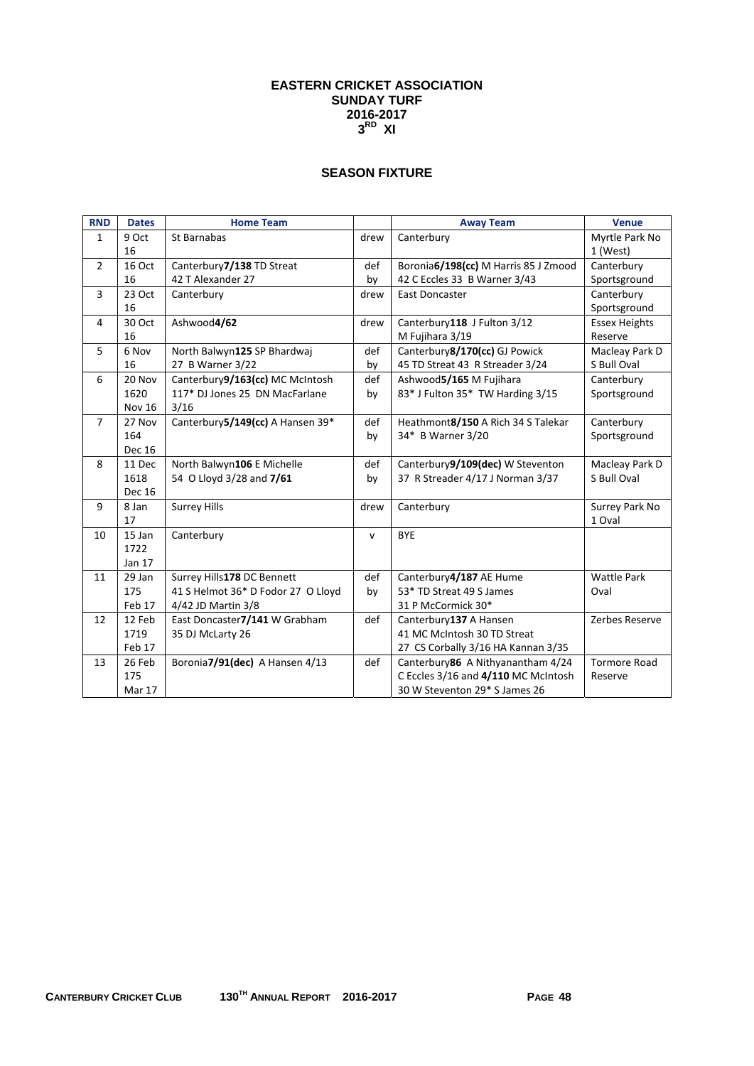# EASTERN CRICKET ASSOCIATION
## SUNDAY TURF
## 2016-2017
## 3RD XI

### SEASON FIXTURE

| RND | Dates | Home Team | | Away Team | Venue |
|---|---|---|---|---|---|
| 1 | 9 Oct 16 | St Barnabas | drew | Canterbury | Myrtle Park No 1 (West) |
| 2 | 16 Oct 16 | Canterbury**7/138** TD Streat 42 T Alexander 27 | def by | Boronia**6/198(cc)** M Harris 85 J Zmood 42 C Eccles 33 B Warner 3/43 | Canterbury Sportsground |
| 3 | 23 Oct 16 | Canterbury | drew | East Doncaster | Canterbury Sportsground |
| 4 | 30 Oct 16 | Ashwood**4/62** | drew | Canterbury**118** J Fulton 3/12 M Fujihara 3/19 | Essex Heights Reserve |
| 5 | 6 Nov 16 | North Balwyn**125** SP Bhardwaj 27 B Warner 3/22 | def by | Canterbury**8/170(cc)** GJ Powick 45 TD Streat 43 R Streader 3/24 | Macleay Park D S Bull Oval |
| 6 | 20 Nov 1620 Nov 16 | Canterbury**9/163(cc)** MC McIntosh 117* DJ Jones 25 DN MacFarlane 3/16 | def by | Ashwood**5/165** M Fujihara 83* J Fulton 35* TW Harding 3/15 | Canterbury Sportsground |
| 7 | 27 Nov 164 Dec 16 | Canterbury**5/149(cc)** A Hansen 39* | def by | Heathmont**8/150** A Rich 34 S Talekar 34* B Warner 3/20 | Canterbury Sportsground |
| 8 | 11 Dec 1618 Dec 16 | North Balwyn**106** E Michelle 54 O Lloyd 3/28 and **7/61** | def by | Canterbury**9/109(dec)** W Steventon 37 R Streader 4/17 J Norman 3/37 | Macleay Park D S Bull Oval |
| 9 | 8 Jan 17 | Surrey Hills | drew | Canterbury | Surrey Park No 1 Oval |
| 10 | 15 Jan 1722 Jan 17 | Canterbury | v | BYE | |
| 11 | 29 Jan 175 Feb 17 | Surrey Hills**178** DC Bennett 41 S Helmot 36* D Fodor 27 O Lloyd 4/42 JD Martin 3/8 | def by | Canterbury**4/187** AE Hume 53* TD Streat 49 S James 31 P McCormick 30* | Wattle Park Oval |
| 12 | 12 Feb 1719 Feb 17 | East Doncaster**7/141** W Grabham 35 DJ McLarty 26 | def | Canterbury**137** A Hansen 41 MC McIntosh 30 TD Streat 27 CS Corbally 3/16 HA Kannan 3/35 | Zerbes Reserve |
| 13 | 26 Feb 175 Mar 17 | Boronia**7/91(dec)** A Hansen 4/13 | def | Canterbury**86** A Nithyanantham 4/24 C Eccles 3/16 and **4/110** MC McIntosh 30 W Steventon 29* S James 26 | Tormore Road Reserve |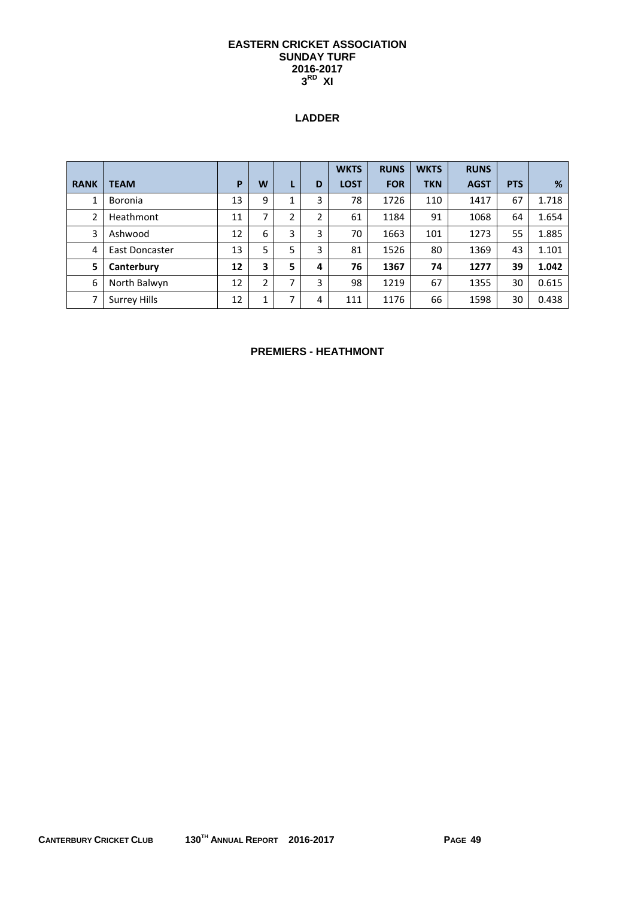# EASTERN CRICKET ASSOCIATION
## SUNDAY TURF
## 2016-2017
## 3RD XI

### LADDER

| RANK | TEAM | P | W | L | D | WKTS LOST | RUNS FOR | WKTS TKN | RUNS AGST | PTS | % |
|---|---|---|---|---|---|---|---|---|---|---|---|
| 1 | Boronia | 13 | 9 | 1 | 3 | 78 | 1726 | 110 | 1417 | 67 | 1.718 |
| 2 | Heathmont | 11 | 7 | 2 | 2 | 61 | 1184 | 91 | 1068 | 64 | 1.654 |
| 3 | Ashwood | 12 | 6 | 3 | 3 | 70 | 1663 | 101 | 1273 | 55 | 1.885 |
| 4 | East Doncaster | 13 | 5 | 5 | 3 | 81 | 1526 | 80 | 1369 | 43 | 1.101 |
| **5** | **Canterbury** | **12** | **3** | **5** | **4** | **76** | **1367** | **74** | **1277** | **39** | **1.042** |
| 6 | North Balwyn | 12 | 2 | 7 | 3 | 98 | 1219 | 67 | 1355 | 30 | 0.615 |
| 7 | Surrey Hills | 12 | 1 | 7 | 4 | 111 | 1176 | 66 | 1598 | 30 | 0.438 |

**PREMIERS - HEATHMONT**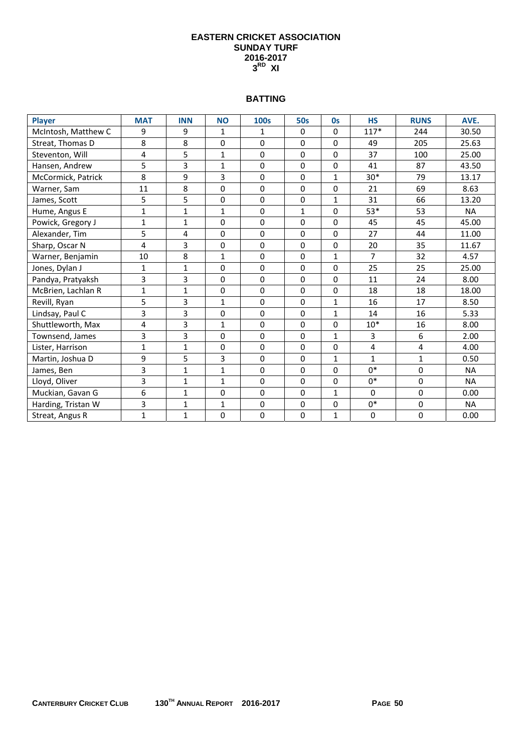# EASTERN CRICKET ASSOCIATION
## SUNDAY TURF
## 2016-2017
## 3RD XI

### BATTING

| Player | MAT | INN | NO | 100s | 50s | 0s | HS | RUNS | AVE. |
|---|---|---|---|---|---|---|---|---|---|
| McIntosh, Matthew C | 9 | 9 | 1 | 1 | 0 | 0 | 117* | 244 | 30.50 |
| Streat, Thomas D | 8 | 8 | 0 | 0 | 0 | 0 | 49 | 205 | 25.63 |
| Steventon, Will | 4 | 5 | 1 | 0 | 0 | 0 | 37 | 100 | 25.00 |
| Hansen, Andrew | 5 | 3 | 1 | 0 | 0 | 0 | 41 | 87 | 43.50 |
| McCormick, Patrick | 8 | 9 | 3 | 0 | 0 | 1 | 30* | 79 | 13.17 |
| Warner, Sam | 11 | 8 | 0 | 0 | 0 | 0 | 21 | 69 | 8.63 |
| James, Scott | 5 | 5 | 0 | 0 | 0 | 1 | 31 | 66 | 13.20 |
| Hume, Angus E | 1 | 1 | 1 | 0 | 1 | 0 | 53* | 53 | NA |
| Powick, Gregory J | 1 | 1 | 0 | 0 | 0 | 0 | 45 | 45 | 45.00 |
| Alexander, Tim | 5 | 4 | 0 | 0 | 0 | 0 | 27 | 44 | 11.00 |
| Sharp, Oscar N | 4 | 3 | 0 | 0 | 0 | 0 | 20 | 35 | 11.67 |
| Warner, Benjamin | 10 | 8 | 1 | 0 | 0 | 1 | 7 | 32 | 4.57 |
| Jones, Dylan J | 1 | 1 | 0 | 0 | 0 | 0 | 25 | 25 | 25.00 |
| Pandya, Pratyaksh | 3 | 3 | 0 | 0 | 0 | 0 | 11 | 24 | 8.00 |
| McBrien, Lachlan R | 1 | 1 | 0 | 0 | 0 | 0 | 18 | 18 | 18.00 |
| Revill, Ryan | 5 | 3 | 1 | 0 | 0 | 1 | 16 | 17 | 8.50 |
| Lindsay, Paul C | 3 | 3 | 0 | 0 | 0 | 1 | 14 | 16 | 5.33 |
| Shuttleworth, Max | 4 | 3 | 1 | 0 | 0 | 0 | 10* | 16 | 8.00 |
| Townsend, James | 3 | 3 | 0 | 0 | 0 | 1 | 3 | 6 | 2.00 |
| Lister, Harrison | 1 | 1 | 0 | 0 | 0 | 0 | 4 | 4 | 4.00 |
| Martin, Joshua D | 9 | 5 | 3 | 0 | 0 | 1 | 1 | 1 | 0.50 |
| James, Ben | 3 | 1 | 1 | 0 | 0 | 0 | 0* | 0 | NA |
| Lloyd, Oliver | 3 | 1 | 1 | 0 | 0 | 0 | 0* | 0 | NA |
| Muckian, Gavan G | 6 | 1 | 0 | 0 | 0 | 1 | 0 | 0 | 0.00 |
| Harding, Tristan W | 3 | 1 | 1 | 0 | 0 | 0 | 0* | 0 | NA |
| Streat, Angus R | 1 | 1 | 0 | 0 | 0 | 1 | 0 | 0 | 0.00 |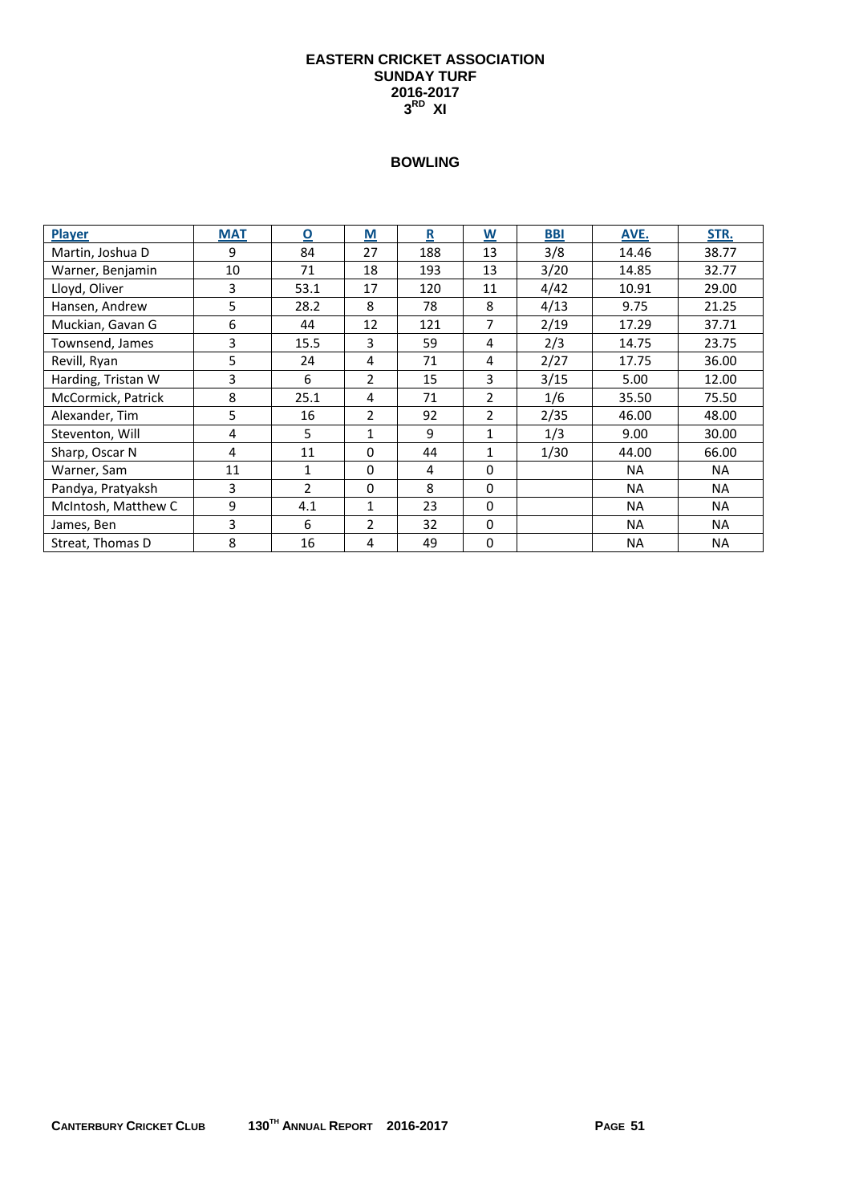# EASTERN CRICKET ASSOCIATION
## SUNDAY TURF
## 2016-2017
## 3RD XI

### BOWLING

| Player | MAT | O | M | R | W | BBI | AVE. | STR. |
|---|---|---|---|---|---|---|---|---|
| Martin, Joshua D | 9 | 84 | 27 | 188 | 13 | 3/8 | 14.46 | 38.77 |
| Warner, Benjamin | 10 | 71 | 18 | 193 | 13 | 3/20 | 14.85 | 32.77 |
| Lloyd, Oliver | 3 | 53.1 | 17 | 120 | 11 | 4/42 | 10.91 | 29.00 |
| Hansen, Andrew | 5 | 28.2 | 8 | 78 | 8 | 4/13 | 9.75 | 21.25 |
| Muckian, Gavan G | 6 | 44 | 12 | 121 | 7 | 2/19 | 17.29 | 37.71 |
| Townsend, James | 3 | 15.5 | 3 | 59 | 4 | 2/3 | 14.75 | 23.75 |
| Revill, Ryan | 5 | 24 | 4 | 71 | 4 | 2/27 | 17.75 | 36.00 |
| Harding, Tristan W | 3 | 6 | 2 | 15 | 3 | 3/15 | 5.00 | 12.00 |
| McCormick, Patrick | 8 | 25.1 | 4 | 71 | 2 | 1/6 | 35.50 | 75.50 |
| Alexander, Tim | 5 | 16 | 2 | 92 | 2 | 2/35 | 46.00 | 48.00 |
| Steventon, Will | 4 | 5 | 1 | 9 | 1 | 1/3 | 9.00 | 30.00 |
| Sharp, Oscar N | 4 | 11 | 0 | 44 | 1 | 1/30 | 44.00 | 66.00 |
| Warner, Sam | 11 | 1 | 0 | 4 | 0 | | NA | NA |
| Pandya, Pratyaksh | 3 | 2 | 0 | 8 | 0 | | NA | NA |
| McIntosh, Matthew C | 9 | 4.1 | 1 | 23 | 0 | | NA | NA |
| James, Ben | 3 | 6 | 2 | 32 | 0 | | NA | NA |
| Streat, Thomas D | 8 | 16 | 4 | 49 | 0 | | NA | NA |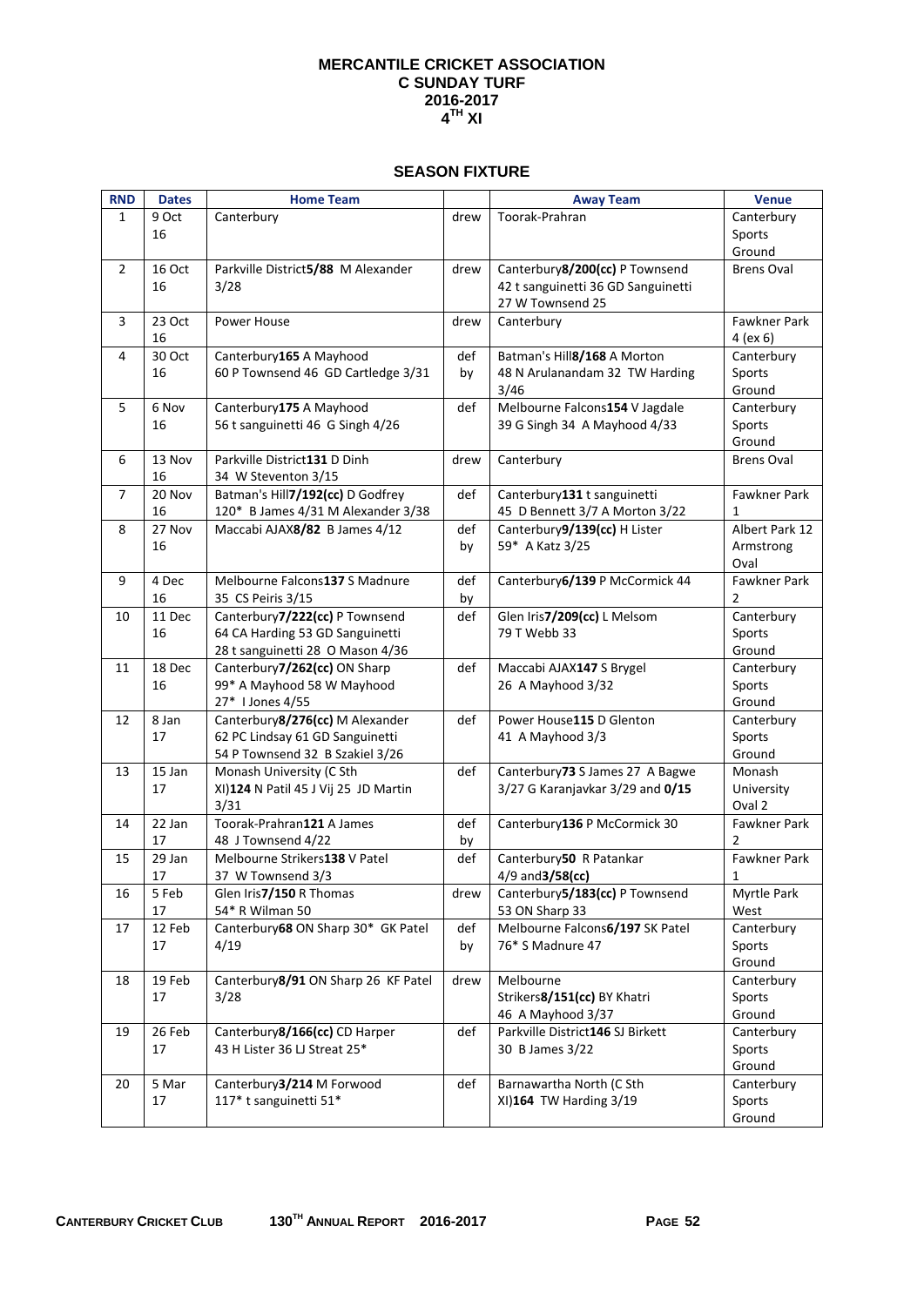# MERCANTILE CRICKET ASSOCIATION
## C SUNDAY TURF
## 2016-2017
## 4TH XI

### SEASON FIXTURE

| RND | Dates | Home Team | | Away Team | Venue |
|---|---|---|---|---|---|
| 1 | 9 Oct 16 | Canterbury | drew | Toorak-Prahran | Canterbury Sports Ground |
| 2 | 16 Oct 16 | Parkville District**5/88** M Alexander 3/28 | drew | Canterbury**8/200(cc)** P Townsend 42 t sanguinetti 36 GD Sanguinetti 27 W Townsend 25 | Brens Oval |
| 3 | 23 Oct 16 | Power House | drew | Canterbury | Fawkner Park 4 (ex 6) |
| 4 | 30 Oct 16 | Canterbury**165** A Mayhood 60 P Townsend 46 GD Cartledge 3/31 | def by | Batman's Hill**8/168** A Morton 48 N Arulanandam 32 TW Harding 3/46 | Canterbury Sports Ground |
| 5 | 6 Nov 16 | Canterbury**175** A Mayhood 56 t sanguinetti 46 G Singh 4/26 | def | Melbourne Falcons**154** V Jagdale 39 G Singh 34 A Mayhood 4/33 | Canterbury Sports Ground |
| 6 | 13 Nov 16 | Parkville District**131** D Dinh 34 W Steventon 3/15 | drew | Canterbury | Brens Oval |
| 7 | 20 Nov 16 | Batman's Hill**7/192(cc)** D Godfrey 120* B James 4/31 M Alexander 3/38 | def | Canterbury**131** t sanguinetti 45 D Bennett 3/7 A Morton 3/22 | Fawkner Park 1 |
| 8 | 27 Nov 16 | Maccabi AJAX**8/82** B James 4/12 | def by | Canterbury**9/139(cc)** H Lister 59* A Katz 3/25 | Albert Park 12 Armstrong Oval |
| 9 | 4 Dec 16 | Melbourne Falcons**137** S Madnure 35 CS Peiris 3/15 | def by | Canterbury**6/139** P McCormick 44 | Fawkner Park 2 |
| 10 | 11 Dec 16 | Canterbury**7/222(cc)** P Townsend 64 CA Harding 53 GD Sanguinetti 28 t sanguinetti 28 O Mason 4/36 | def | Glen Iris**7/209(cc)** L Melsom 79 T Webb 33 | Canterbury Sports Ground |
| 11 | 18 Dec 16 | Canterbury**7/262(cc)** ON Sharp 99* A Mayhood 58 W Mayhood 27* I Jones 4/55 | def | Maccabi AJAX**147** S Brygel 26 A Mayhood 3/32 | Canterbury Sports Ground |
| 12 | 8 Jan 17 | Canterbury**8/276(cc)** M Alexander 62 PC Lindsay 61 GD Sanguinetti 54 P Townsend 32 B Szakiel 3/26 | def | Power House**115** D Glenton 41 A Mayhood 3/3 | Canterbury Sports Ground |
| 13 | 15 Jan 17 | Monash University (C Sth XI)**124** N Patil 45 J Vij 25 JD Martin 3/31 | def | Canterbury**73** S James 27 A Bagwe 3/27 G Karanjavkar 3/29 and **0/15** | Monash University Oval 2 |
| 14 | 22 Jan 17 | Toorak-Prahran**121** A James 48 J Townsend 4/22 | def by | Canterbury**136** P McCormick 30 | Fawkner Park 2 |
| 15 | 29 Jan 17 | Melbourne Strikers**138** V Patel 37 W Townsend 3/3 | def | Canterbury**50** R Patankar 4/9 and**3/58(cc)** | Fawkner Park 1 |
| 16 | 5 Feb 17 | Glen Iris**7/150** R Thomas 54* R Wilman 50 | drew | Canterbury**5/183(cc)** P Townsend 53 ON Sharp 33 | Myrtle Park West |
| 17 | 12 Feb 17 | Canterbury**68** ON Sharp 30* GK Patel 4/19 | def by | Melbourne Falcons**6/197** SK Patel 76* S Madnure 47 | Canterbury Sports Ground |
| 18 | 19 Feb 17 | Canterbury**8/91** ON Sharp 26 KF Patel 3/28 | drew | Melbourne Strikers**8/151(cc)** BY Khatri 46 A Mayhood 3/37 | Canterbury Sports Ground |
| 19 | 26 Feb 17 | Canterbury**8/166(cc)** CD Harper 43 H Lister 36 LJ Streat 25* | def | Parkville District**146** SJ Birkett 30 B James 3/22 | Canterbury Sports Ground |
| 20 | 5 Mar 17 | Canterbury**3/214** M Forwood 117* t sanguinetti 51* | def | Barnawartha North (C Sth XI)**164** TW Harding 3/19 | Canterbury Sports Ground |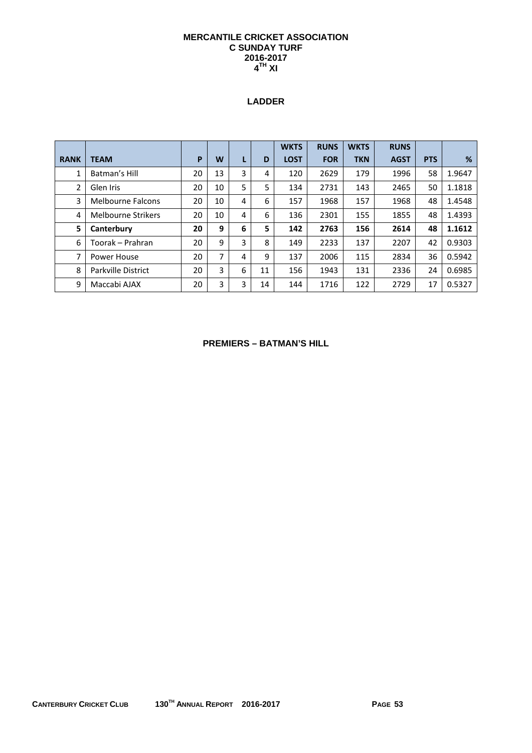# MERCANTILE CRICKET ASSOCIATION
## C SUNDAY TURF
## 2016-2017
## 4TH XI

### LADDER

| RANK | TEAM | P | W | L | D | WKTS LOST | RUNS FOR | WKTS TKN | RUNS AGST | PTS | % |
|---|---|---|---|---|---|---|---|---|---|---|---|
| 1 | Batman's Hill | 20 | 13 | 3 | 4 | 120 | 2629 | 179 | 1996 | 58 | 1.9647 |
| 2 | Glen Iris | 20 | 10 | 5 | 5 | 134 | 2731 | 143 | 2465 | 50 | 1.1818 |
| 3 | Melbourne Falcons | 20 | 10 | 4 | 6 | 157 | 1968 | 157 | 1968 | 48 | 1.4548 |
| 4 | Melbourne Strikers | 20 | 10 | 4 | 6 | 136 | 2301 | 155 | 1855 | 48 | 1.4393 |
| **5** | **Canterbury** | **20** | **9** | **6** | **5** | **142** | **2763** | **156** | **2614** | **48** | **1.1612** |
| 6 | Toorak – Prahran | 20 | 9 | 3 | 8 | 149 | 2233 | 137 | 2207 | 42 | 0.9303 |
| 7 | Power House | 20 | 7 | 4 | 9 | 137 | 2006 | 115 | 2834 | 36 | 0.5942 |
| 8 | Parkville District | 20 | 3 | 6 | 11 | 156 | 1943 | 131 | 2336 | 24 | 0.6985 |
| 9 | Maccabi AJAX | 20 | 3 | 3 | 14 | 144 | 1716 | 122 | 2729 | 17 | 0.5327 |

**PREMIERS – BATMAN'S HILL**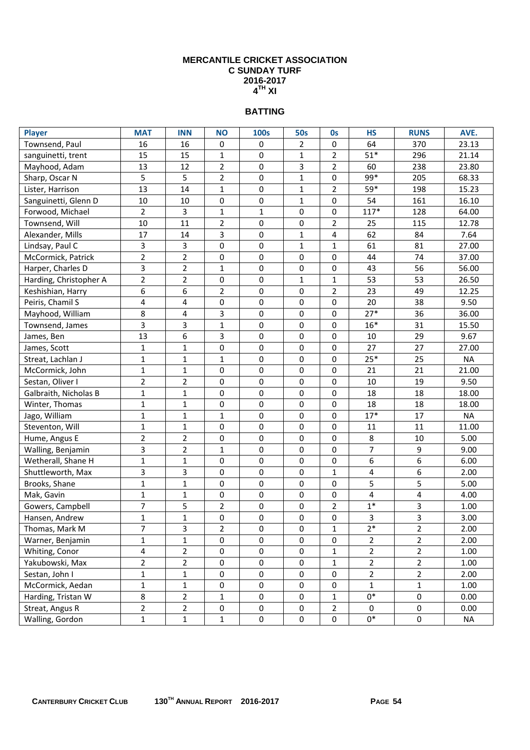# MERCANTILE CRICKET ASSOCIATION
## C SUNDAY TURF
## 2016-2017
## 4TH XI

### BATTING

| Player | MAT | INN | NO | 100s | 50s | 0s | HS | RUNS | AVE. |
|---|---|---|---|---|---|---|---|---|---|
| Townsend, Paul | 16 | 16 | 0 | 0 | 2 | 0 | 64 | 370 | 23.13 |
| sanguinetti, trent | 15 | 15 | 1 | 0 | 1 | 2 | 51* | 296 | 21.14 |
| Mayhood, Adam | 13 | 12 | 2 | 0 | 3 | 2 | 60 | 238 | 23.80 |
| Sharp, Oscar N | 5 | 5 | 2 | 0 | 1 | 0 | 99* | 205 | 68.33 |
| Lister, Harrison | 13 | 14 | 1 | 0 | 1 | 2 | 59* | 198 | 15.23 |
| Sanguinetti, Glenn D | 10 | 10 | 0 | 0 | 1 | 0 | 54 | 161 | 16.10 |
| Forwood, Michael | 2 | 3 | 1 | 1 | 0 | 0 | 117* | 128 | 64.00 |
| Townsend, Will | 10 | 11 | 2 | 0 | 0 | 2 | 25 | 115 | 12.78 |
| Alexander, Mills | 17 | 14 | 3 | 0 | 1 | 4 | 62 | 84 | 7.64 |
| Lindsay, Paul C | 3 | 3 | 0 | 0 | 1 | 1 | 61 | 81 | 27.00 |
| McCormick, Patrick | 2 | 2 | 0 | 0 | 0 | 0 | 44 | 74 | 37.00 |
| Harper, Charles D | 3 | 2 | 1 | 0 | 0 | 0 | 43 | 56 | 56.00 |
| Harding, Christopher A | 2 | 2 | 0 | 0 | 1 | 1 | 53 | 53 | 26.50 |
| Keshishian, Harry | 6 | 6 | 2 | 0 | 0 | 2 | 23 | 49 | 12.25 |
| Peiris, Chamil S | 4 | 4 | 0 | 0 | 0 | 0 | 20 | 38 | 9.50 |
| Mayhood, William | 8 | 4 | 3 | 0 | 0 | 0 | 27* | 36 | 36.00 |
| Townsend, James | 3 | 3 | 1 | 0 | 0 | 0 | 16* | 31 | 15.50 |
| James, Ben | 13 | 6 | 3 | 0 | 0 | 0 | 10 | 29 | 9.67 |
| James, Scott | 1 | 1 | 0 | 0 | 0 | 0 | 27 | 27 | 27.00 |
| Streat, Lachlan J | 1 | 1 | 1 | 0 | 0 | 0 | 25* | 25 | NA |
| McCormick, John | 1 | 1 | 0 | 0 | 0 | 0 | 21 | 21 | 21.00 |
| Sestan, Oliver I | 2 | 2 | 0 | 0 | 0 | 0 | 10 | 19 | 9.50 |
| Galbraith, Nicholas B | 1 | 1 | 0 | 0 | 0 | 0 | 18 | 18 | 18.00 |
| Winter, Thomas | 1 | 1 | 0 | 0 | 0 | 0 | 18 | 18 | 18.00 |
| Jago, William | 1 | 1 | 1 | 0 | 0 | 0 | 17* | 17 | NA |
| Steventon, Will | 1 | 1 | 0 | 0 | 0 | 0 | 11 | 11 | 11.00 |
| Hume, Angus E | 2 | 2 | 0 | 0 | 0 | 0 | 8 | 10 | 5.00 |
| Walling, Benjamin | 3 | 2 | 1 | 0 | 0 | 0 | 7 | 9 | 9.00 |
| Wetherall, Shane H | 1 | 1 | 0 | 0 | 0 | 0 | 6 | 6 | 6.00 |
| Shuttleworth, Max | 3 | 3 | 0 | 0 | 0 | 1 | 4 | 6 | 2.00 |
| Brooks, Shane | 1 | 1 | 0 | 0 | 0 | 0 | 5 | 5 | 5.00 |
| Mak, Gavin | 1 | 1 | 0 | 0 | 0 | 0 | 4 | 4 | 4.00 |
| Gowers, Campbell | 7 | 5 | 2 | 0 | 0 | 2 | 1* | 3 | 1.00 |
| Hansen, Andrew | 1 | 1 | 0 | 0 | 0 | 0 | 3 | 3 | 3.00 |
| Thomas, Mark M | 7 | 3 | 2 | 0 | 0 | 1 | 2* | 2 | 2.00 |
| Warner, Benjamin | 1 | 1 | 0 | 0 | 0 | 0 | 2 | 2 | 2.00 |
| Whiting, Conor | 4 | 2 | 0 | 0 | 0 | 1 | 2 | 2 | 1.00 |
| Yakubowski, Max | 2 | 2 | 0 | 0 | 0 | 1 | 2 | 2 | 1.00 |
| Sestan, John I | 1 | 1 | 0 | 0 | 0 | 0 | 2 | 2 | 2.00 |
| McCormick, Aedan | 1 | 1 | 0 | 0 | 0 | 0 | 1 | 1 | 1.00 |
| Harding, Tristan W | 8 | 2 | 1 | 0 | 0 | 1 | 0* | 0 | 0.00 |
| Streat, Angus R | 2 | 2 | 0 | 0 | 0 | 2 | 0 | 0 | 0.00 |
| Walling, Gordon | 1 | 1 | 1 | 0 | 0 | 0 | 0* | 0 | NA |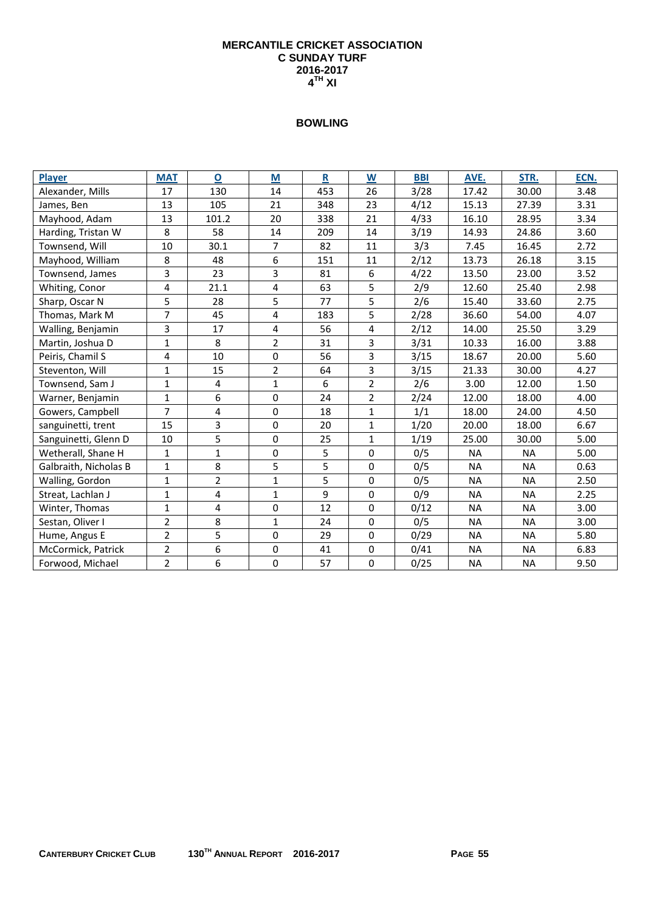# MERCANTILE CRICKET ASSOCIATION
## C SUNDAY TURF
## 2016-2017
## 4TH XI

### BOWLING

| Player | MAT | O | M | R | W | BBI | AVE. | STR. | ECN. |
|---|---|---|---|---|---|---|---|---|---|
| Alexander, Mills | 17 | 130 | 14 | 453 | 26 | 3/28 | 17.42 | 30.00 | 3.48 |
| James, Ben | 13 | 105 | 21 | 348 | 23 | 4/12 | 15.13 | 27.39 | 3.31 |
| Mayhood, Adam | 13 | 101.2 | 20 | 338 | 21 | 4/33 | 16.10 | 28.95 | 3.34 |
| Harding, Tristan W | 8 | 58 | 14 | 209 | 14 | 3/19 | 14.93 | 24.86 | 3.60 |
| Townsend, Will | 10 | 30.1 | 7 | 82 | 11 | 3/3 | 7.45 | 16.45 | 2.72 |
| Mayhood, William | 8 | 48 | 6 | 151 | 11 | 2/12 | 13.73 | 26.18 | 3.15 |
| Townsend, James | 3 | 23 | 3 | 81 | 6 | 4/22 | 13.50 | 23.00 | 3.52 |
| Whiting, Conor | 4 | 21.1 | 4 | 63 | 5 | 2/9 | 12.60 | 25.40 | 2.98 |
| Sharp, Oscar N | 5 | 28 | 5 | 77 | 5 | 2/6 | 15.40 | 33.60 | 2.75 |
| Thomas, Mark M | 7 | 45 | 4 | 183 | 5 | 2/28 | 36.60 | 54.00 | 4.07 |
| Walling, Benjamin | 3 | 17 | 4 | 56 | 4 | 2/12 | 14.00 | 25.50 | 3.29 |
| Martin, Joshua D | 1 | 8 | 2 | 31 | 3 | 3/31 | 10.33 | 16.00 | 3.88 |
| Peiris, Chamil S | 4 | 10 | 0 | 56 | 3 | 3/15 | 18.67 | 20.00 | 5.60 |
| Steventon, Will | 1 | 15 | 2 | 64 | 3 | 3/15 | 21.33 | 30.00 | 4.27 |
| Townsend, Sam J | 1 | 4 | 1 | 6 | 2 | 2/6 | 3.00 | 12.00 | 1.50 |
| Warner, Benjamin | 1 | 6 | 0 | 24 | 2 | 2/24 | 12.00 | 18.00 | 4.00 |
| Gowers, Campbell | 7 | 4 | 0 | 18 | 1 | 1/1 | 18.00 | 24.00 | 4.50 |
| sanguinetti, trent | 15 | 3 | 0 | 20 | 1 | 1/20 | 20.00 | 18.00 | 6.67 |
| Sanguinetti, Glenn D | 10 | 5 | 0 | 25 | 1 | 1/19 | 25.00 | 30.00 | 5.00 |
| Wetherall, Shane H | 1 | 1 | 0 | 5 | 0 | 0/5 | NA | NA | 5.00 |
| Galbraith, Nicholas B | 1 | 8 | 5 | 5 | 0 | 0/5 | NA | NA | 0.63 |
| Walling, Gordon | 1 | 2 | 1 | 5 | 0 | 0/5 | NA | NA | 2.50 |
| Streat, Lachlan J | 1 | 4 | 1 | 9 | 0 | 0/9 | NA | NA | 2.25 |
| Winter, Thomas | 1 | 4 | 0 | 12 | 0 | 0/12 | NA | NA | 3.00 |
| Sestan, Oliver I | 2 | 8 | 1 | 24 | 0 | 0/5 | NA | NA | 3.00 |
| Hume, Angus E | 2 | 5 | 0 | 29 | 0 | 0/29 | NA | NA | 5.80 |
| McCormick, Patrick | 2 | 6 | 0 | 41 | 0 | 0/41 | NA | NA | 6.83 |
| Forwood, Michael | 2 | 6 | 0 | 57 | 0 | 0/25 | NA | NA | 9.50 |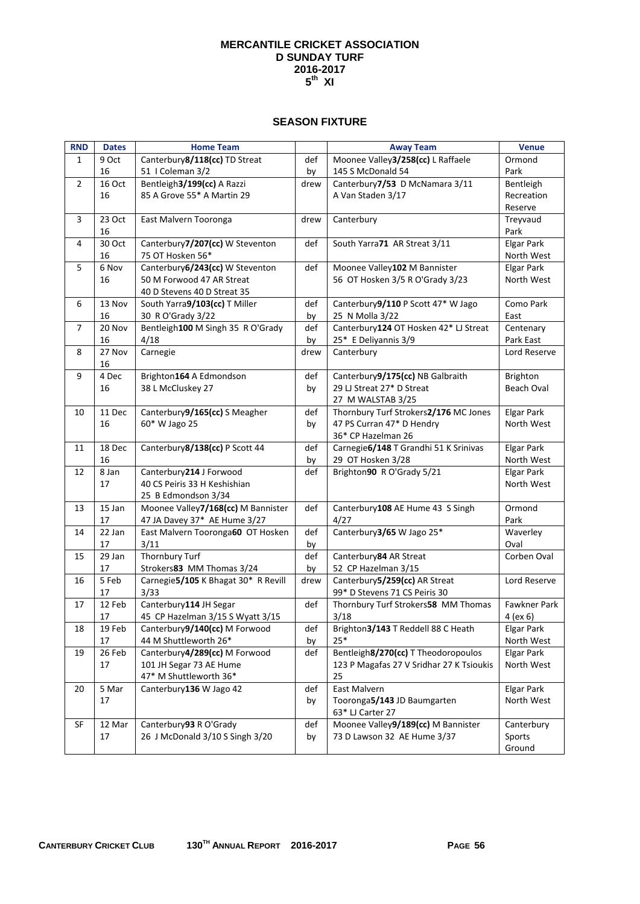# MERCANTILE CRICKET ASSOCIATION
## D SUNDAY TURF
## 2016-2017
## 5th XI

### SEASON FIXTURE

| RND | Dates | Home Team | | Away Team | Venue |
|---|---|---|---|---|---|
| 1 | 9 Oct 16 | Canterbury **8/118(cc)** TD Streat 51 I Coleman 3/2 | def by | Moonee Valley **3/258(cc)** L Raffaele 145 S McDonald 54 | Ormond Park |
| 2 | 16 Oct 16 | Bentleigh **3/199(cc)** A Razzi 85 A Grove 55* A Martin 29 | drew | Canterbury **7/53** D McNamara 3/11 A Van Staden 3/17 | Bentleigh Recreation Reserve |
| 3 | 23 Oct 16 | East Malvern Tooronga | drew | Canterbury | Treyvaud Park |
| 4 | 30 Oct 16 | Canterbury **7/207(cc)** W Steventon 75 OT Hosken 56* | def | South Yarra **71** AR Streat 3/11 | Elgar Park North West |
| 5 | 6 Nov 16 | Canterbury **6/243(cc)** W Steventon 50 M Forwood 47 AR Streat 40 D Stevens 40 D Streat 35 | def | Moonee Valley **102** M Bannister 56 OT Hosken 3/5 R O'Grady 3/23 | Elgar Park North West |
| 6 | 13 Nov 16 | South Yarra **9/103(cc)** T Miller 30 R O'Grady 3/22 | def by | Canterbury **9/110** P Scott 47* W Jago 25 N Molla 3/22 | Como Park East |
| 7 | 20 Nov 16 | Bentleigh **100** M Singh 35 R O'Grady 4/18 | def by | Canterbury **124** OT Hosken 42* LJ Streat 25* E Deliyannis 3/9 | Centenary Park East |
| 8 | 27 Nov 16 | Carnegie | drew | Canterbury | Lord Reserve |
| 9 | 4 Dec 16 | Brighton **164** A Edmondson 38 L McCluskey 27 | def by | Canterbury **9/175(cc)** NB Galbraith 29 LJ Streat 27* D Streat 27 M WALSTAB 3/25 | Brighton Beach Oval |
| 10 | 11 Dec 16 | Canterbury **9/165(cc)** S Meagher 60* W Jago 25 | def by | Thornbury Turf Strokers **2/176** MC Jones 47 PS Curran 47* D Hendry 36* CP Hazelman 26 | Elgar Park North West |
| 11 | 18 Dec 16 | Canterbury **8/138(cc)** P Scott 44 | def by | Carnegie **6/148** T Grandhi 51 K Srinivas 29 OT Hosken 3/28 | Elgar Park North West |
| 12 | 8 Jan 17 | Canterbury **214** J Forwood 40 CS Peiris 33 H Keshishian 25 B Edmondson 3/34 | def | Brighton **90** R O'Grady 5/21 | Elgar Park North West |
| 13 | 15 Jan 17 | Moonee Valley **7/168(cc)** M Bannister 47 JA Davey 37* AE Hume 3/27 | def | Canterbury **108** AE Hume 43 S Singh 4/27 | Ormond Park |
| 14 | 22 Jan 17 | East Malvern Tooronga **60** OT Hosken 3/11 | def by | Canterbury **3/65** W Jago 25* | Waverley Oval |
| 15 | 29 Jan 17 | Thornbury Turf Strokers **83** MM Thomas 3/24 | def by | Canterbury **84** AR Streat 52 CP Hazelman 3/15 | Corben Oval |
| 16 | 5 Feb 17 | Carnegie **5/105** K Bhagat 30* R Revill 3/33 | drew | Canterbury **5/259(cc)** AR Streat 99* D Stevens 71 CS Peiris 30 | Lord Reserve |
| 17 | 12 Feb 17 | Canterbury **114** JH Segar 45 CP Hazelman 3/15 S Wyatt 3/15 | def | Thornbury Turf Strokers **58** MM Thomas 3/18 | Fawkner Park 4 (ex 6) |
| 18 | 19 Feb 17 | Canterbury **9/140(cc)** M Forwood 44 M Shuttleworth 26* | def by | Brighton **3/143** T Reddell 88 C Heath 25* | Elgar Park North West |
| 19 | 26 Feb 17 | Canterbury **4/289(cc)** M Forwood 101 JH Segar 73 AE Hume 47* M Shuttleworth 36* | def | Bentleigh **8/270(cc)** T Theodoropoulos 123 P Magafas 27 V Sridhar 27 K Tsioukis 25 | Elgar Park North West |
| 20 | 5 Mar 17 | Canterbury **136** W Jago 42 | def by | East Malvern Tooronga **5/143** JD Baumgarten 63* LJ Carter 27 | Elgar Park North West |
| SF | 12 Mar 17 | Canterbury **93** R O'Grady 26 J McDonald 3/10 S Singh 3/20 | def by | Moonee Valley **9/189(cc)** M Bannister 73 D Lawson 32 AE Hume 3/37 | Canterbury Sports Ground |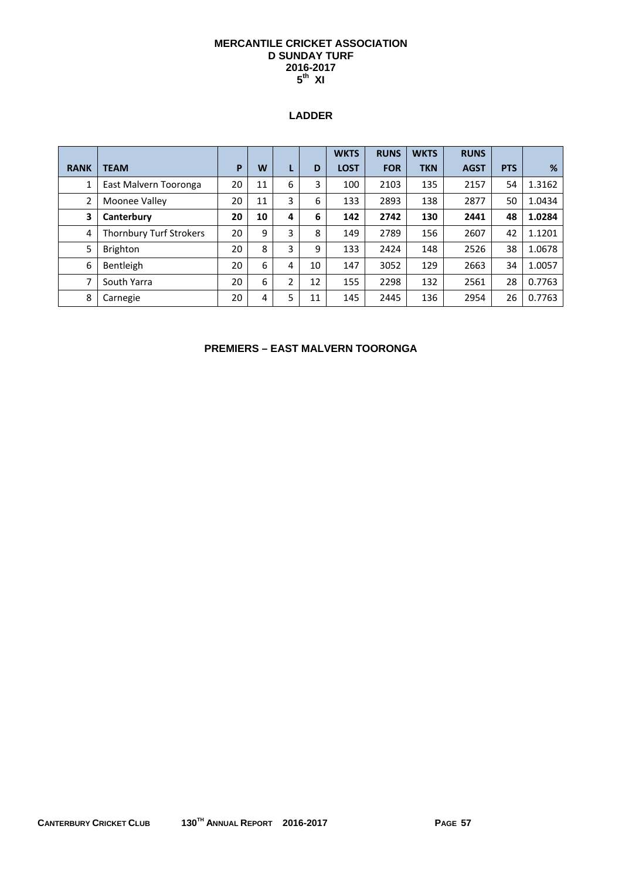# MERCANTILE CRICKET ASSOCIATION
## D SUNDAY TURF
## 2016-2017
## $5^{th}$ XI

### LADDER

| RANK | TEAM | P | W | L | D | WKTS LOST | RUNS FOR | WKTS TKN | RUNS AGST | PTS | % |
|---|---|---|---|---|---|---|---|---|---|---|---|
| 1 | East Malvern Tooronga | 20 | 11 | 6 | 3 | 100 | 2103 | 135 | 2157 | 54 | 1.3162 |
| 2 | Moonee Valley | 20 | 11 | 3 | 6 | 133 | 2893 | 138 | 2877 | 50 | 1.0434 |
| **3** | **Canterbury** | **20** | **10** | **4** | **6** | **142** | **2742** | **130** | **2441** | **48** | **1.0284** |
| 4 | Thornbury Turf Strokers | 20 | 9 | 3 | 8 | 149 | 2789 | 156 | 2607 | 42 | 1.1201 |
| 5 | Brighton | 20 | 8 | 3 | 9 | 133 | 2424 | 148 | 2526 | 38 | 1.0678 |
| 6 | Bentleigh | 20 | 6 | 4 | 10 | 147 | 3052 | 129 | 2663 | 34 | 1.0057 |
| 7 | South Yarra | 20 | 6 | 2 | 12 | 155 | 2298 | 132 | 2561 | 28 | 0.7763 |
| 8 | Carnegie | 20 | 4 | 5 | 11 | 145 | 2445 | 136 | 2954 | 26 | 0.7763 |

**PREMIERS – EAST MALVERN TOORONGA**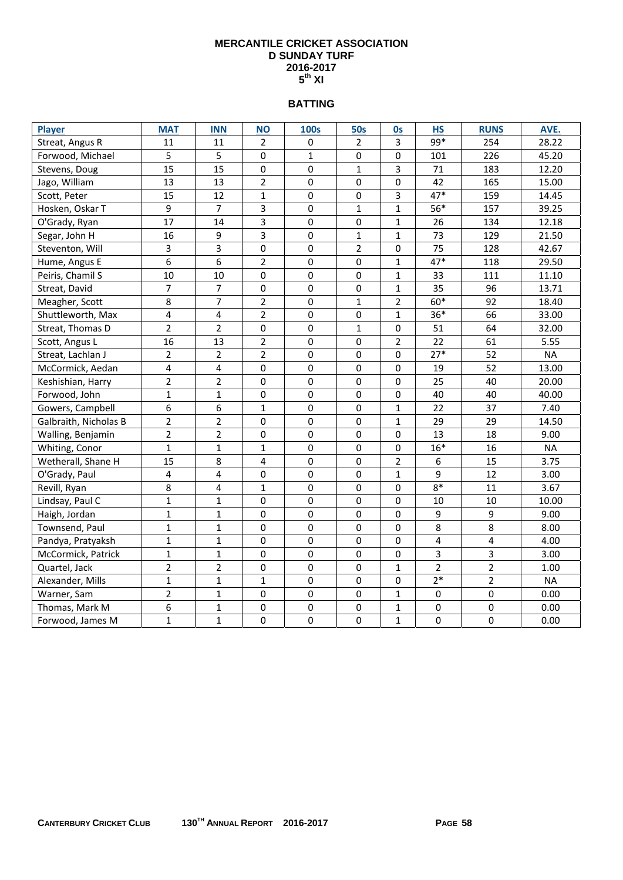# MERCANTILE CRICKET ASSOCIATION
## D SUNDAY TURF
## 2016-2017
## 5th XI

### BATTING

| Player | MAT | INN | NO | 100s | 50s | 0s | HS | RUNS | AVE. |
|---|---|---|---|---|---|---|---|---|---|
| Streat, Angus R | 11 | 11 | 2 | 0 | 2 | 3 | 99* | 254 | 28.22 |
| Forwood, Michael | 5 | 5 | 0 | 1 | 0 | 0 | 101 | 226 | 45.20 |
| Stevens, Doug | 15 | 15 | 0 | 0 | 1 | 3 | 71 | 183 | 12.20 |
| Jago, William | 13 | 13 | 2 | 0 | 0 | 0 | 42 | 165 | 15.00 |
| Scott, Peter | 15 | 12 | 1 | 0 | 0 | 3 | 47* | 159 | 14.45 |
| Hosken, Oskar T | 9 | 7 | 3 | 0 | 1 | 1 | 56* | 157 | 39.25 |
| O'Grady, Ryan | 17 | 14 | 3 | 0 | 0 | 1 | 26 | 134 | 12.18 |
| Segar, John H | 16 | 9 | 3 | 0 | 1 | 1 | 73 | 129 | 21.50 |
| Steventon, Will | 3 | 3 | 0 | 0 | 2 | 0 | 75 | 128 | 42.67 |
| Hume, Angus E | 6 | 6 | 2 | 0 | 0 | 1 | 47* | 118 | 29.50 |
| Peiris, Chamil S | 10 | 10 | 0 | 0 | 0 | 1 | 33 | 111 | 11.10 |
| Streat, David | 7 | 7 | 0 | 0 | 0 | 1 | 35 | 96 | 13.71 |
| Meagher, Scott | 8 | 7 | 2 | 0 | 1 | 2 | 60* | 92 | 18.40 |
| Shuttleworth, Max | 4 | 4 | 2 | 0 | 0 | 1 | 36* | 66 | 33.00 |
| Streat, Thomas D | 2 | 2 | 0 | 0 | 1 | 0 | 51 | 64 | 32.00 |
| Scott, Angus L | 16 | 13 | 2 | 0 | 0 | 2 | 22 | 61 | 5.55 |
| Streat, Lachlan J | 2 | 2 | 2 | 0 | 0 | 0 | 27* | 52 | NA |
| McCormick, Aedan | 4 | 4 | 0 | 0 | 0 | 0 | 19 | 52 | 13.00 |
| Keshishian, Harry | 2 | 2 | 0 | 0 | 0 | 0 | 25 | 40 | 20.00 |
| Forwood, John | 1 | 1 | 0 | 0 | 0 | 0 | 40 | 40 | 40.00 |
| Gowers, Campbell | 6 | 6 | 1 | 0 | 0 | 1 | 22 | 37 | 7.40 |
| Galbraith, Nicholas B | 2 | 2 | 0 | 0 | 0 | 1 | 29 | 29 | 14.50 |
| Walling, Benjamin | 2 | 2 | 0 | 0 | 0 | 0 | 13 | 18 | 9.00 |
| Whiting, Conor | 1 | 1 | 1 | 0 | 0 | 0 | 16* | 16 | NA |
| Wetherall, Shane H | 15 | 8 | 4 | 0 | 0 | 2 | 6 | 15 | 3.75 |
| O'Grady, Paul | 4 | 4 | 0 | 0 | 0 | 1 | 9 | 12 | 3.00 |
| Revill, Ryan | 8 | 4 | 1 | 0 | 0 | 0 | 8* | 11 | 3.67 |
| Lindsay, Paul C | 1 | 1 | 0 | 0 | 0 | 0 | 10 | 10 | 10.00 |
| Haigh, Jordan | 1 | 1 | 0 | 0 | 0 | 0 | 9 | 9 | 9.00 |
| Townsend, Paul | 1 | 1 | 0 | 0 | 0 | 0 | 8 | 8 | 8.00 |
| Pandya, Pratyaksh | 1 | 1 | 0 | 0 | 0 | 0 | 4 | 4 | 4.00 |
| McCormick, Patrick | 1 | 1 | 0 | 0 | 0 | 0 | 3 | 3 | 3.00 |
| Quartel, Jack | 2 | 2 | 0 | 0 | 0 | 1 | 2 | 2 | 1.00 |
| Alexander, Mills | 1 | 1 | 1 | 0 | 0 | 0 | 2* | 2 | NA |
| Warner, Sam | 2 | 1 | 0 | 0 | 0 | 1 | 0 | 0 | 0.00 |
| Thomas, Mark M | 6 | 1 | 0 | 0 | 0 | 1 | 0 | 0 | 0.00 |
| Forwood, James M | 1 | 1 | 0 | 0 | 0 | 1 | 0 | 0 | 0.00 |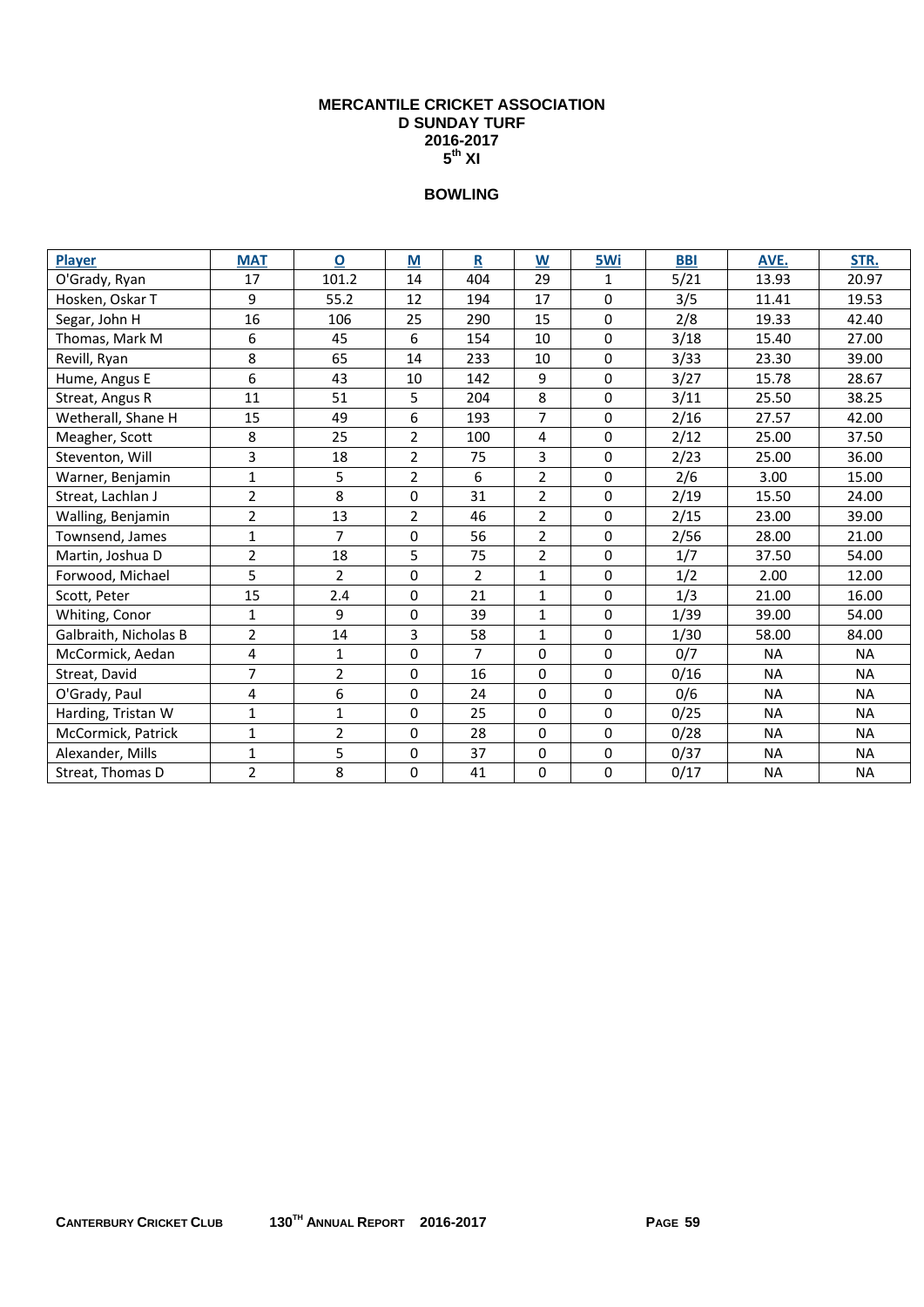# MERCANTILE CRICKET ASSOCIATION
## D SUNDAY TURF
## 2016-2017
## 5th XI

### BOWLING

| Player | MAT | O | M | R | W | 5Wi | BBI | AVE. | STR. |
|---|---|---|---|---|---|---|---|---|---|
| O'Grady, Ryan | 17 | 101.2 | 14 | 404 | 29 | 1 | 5/21 | 13.93 | 20.97 |
| Hosken, Oskar T | 9 | 55.2 | 12 | 194 | 17 | 0 | 3/5 | 11.41 | 19.53 |
| Segar, John H | 16 | 106 | 25 | 290 | 15 | 0 | 2/8 | 19.33 | 42.40 |
| Thomas, Mark M | 6 | 45 | 6 | 154 | 10 | 0 | 3/18 | 15.40 | 27.00 |
| Revill, Ryan | 8 | 65 | 14 | 233 | 10 | 0 | 3/33 | 23.30 | 39.00 |
| Hume, Angus E | 6 | 43 | 10 | 142 | 9 | 0 | 3/27 | 15.78 | 28.67 |
| Streat, Angus R | 11 | 51 | 5 | 204 | 8 | 0 | 3/11 | 25.50 | 38.25 |
| Wetherall, Shane H | 15 | 49 | 6 | 193 | 7 | 0 | 2/16 | 27.57 | 42.00 |
| Meagher, Scott | 8 | 25 | 2 | 100 | 4 | 0 | 2/12 | 25.00 | 37.50 |
| Steventon, Will | 3 | 18 | 2 | 75 | 3 | 0 | 2/23 | 25.00 | 36.00 |
| Warner, Benjamin | 1 | 5 | 2 | 6 | 2 | 0 | 2/6 | 3.00 | 15.00 |
| Streat, Lachlan J | 2 | 8 | 0 | 31 | 2 | 0 | 2/19 | 15.50 | 24.00 |
| Walling, Benjamin | 2 | 13 | 2 | 46 | 2 | 0 | 2/15 | 23.00 | 39.00 |
| Townsend, James | 1 | 7 | 0 | 56 | 2 | 0 | 2/56 | 28.00 | 21.00 |
| Martin, Joshua D | 2 | 18 | 5 | 75 | 2 | 0 | 1/7 | 37.50 | 54.00 |
| Forwood, Michael | 5 | 2 | 0 | 2 | 1 | 0 | 1/2 | 2.00 | 12.00 |
| Scott, Peter | 15 | 2.4 | 0 | 21 | 1 | 0 | 1/3 | 21.00 | 16.00 |
| Whiting, Conor | 1 | 9 | 0 | 39 | 1 | 0 | 1/39 | 39.00 | 54.00 |
| Galbraith, Nicholas B | 2 | 14 | 3 | 58 | 1 | 0 | 1/30 | 58.00 | 84.00 |
| McCormick, Aedan | 4 | 1 | 0 | 7 | 0 | 0 | 0/7 | NA | NA |
| Streat, David | 7 | 2 | 0 | 16 | 0 | 0 | 0/16 | NA | NA |
| O'Grady, Paul | 4 | 6 | 0 | 24 | 0 | 0 | 0/6 | NA | NA |
| Harding, Tristan W | 1 | 1 | 0 | 25 | 0 | 0 | 0/25 | NA | NA |
| McCormick, Patrick | 1 | 2 | 0 | 28 | 0 | 0 | 0/28 | NA | NA |
| Alexander, Mills | 1 | 5 | 0 | 37 | 0 | 0 | 0/37 | NA | NA |
| Streat, Thomas D | 2 | 8 | 0 | 41 | 0 | 0 | 0/17 | NA | NA |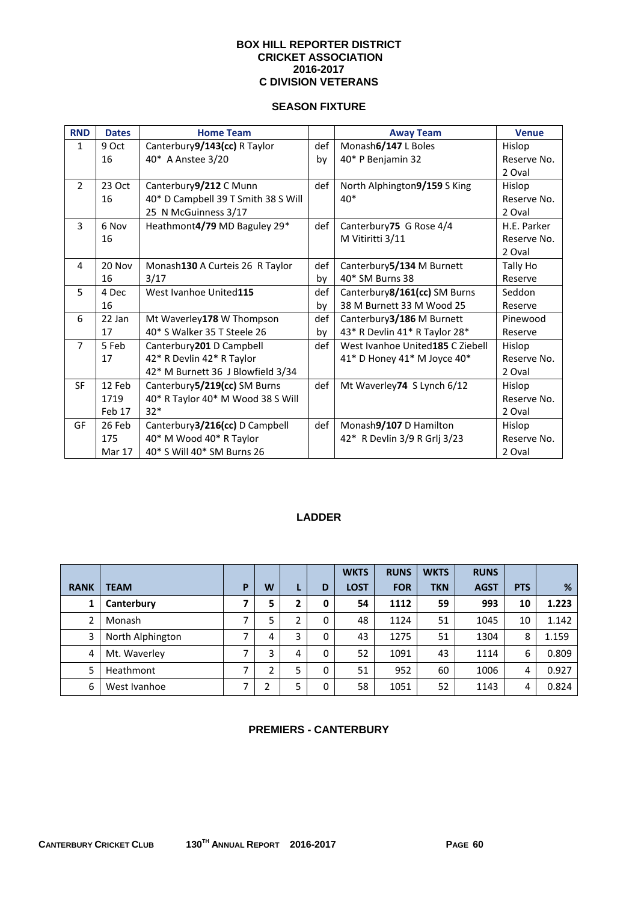# BOX HILL REPORTER DISTRICT CRICKET ASSOCIATION 2016-2017 C DIVISION VETERANS

## SEASON FIXTURE

| RND | Dates | Home Team | | Away Team | Venue |
|---|---|---|---|---|---|
| 1 | 9 Oct 16 | Canterbury**9/143(cc)** R Taylor 40* A Anstee 3/20 | def by | Monash**6/147** L Boles 40* P Benjamin 32 | Hislop Reserve No. 2 Oval |
| 2 | 23 Oct 16 | Canterbury**9/212** C Munn 40* D Campbell 39 T Smith 38 S Will 25 N McGuinness 3/17 | def | North Alphington**9/159** S King 40* | Hislop Reserve No. 2 Oval |
| 3 | 6 Nov 16 | Heathmont**4/79** MD Baguley 29* | def | Canterbury**75** G Rose 4/4 M Vitiritti 3/11 | H.E. Parker Reserve No. 2 Oval |
| 4 | 20 Nov 16 | Monash**130** A Curteis 26 R Taylor 3/17 | def by | Canterbury**5/134** M Burnett 40* SM Burns 38 | Tally Ho Reserve |
| 5 | 4 Dec 16 | West Ivanhoe United**115** | def by | Canterbury**8/161(cc)** SM Burns 38 M Burnett 33 M Wood 25 | Seddon Reserve |
| 6 | 22 Jan 17 | Mt Waverley**178** W Thompson 40* S Walker 35 T Steele 26 | def by | Canterbury**3/186** M Burnett 43* R Devlin 41* R Taylor 28* | Pinewood Reserve |
| 7 | 5 Feb 17 | Canterbury**201** D Campbell 42* R Devlin 42* R Taylor 42* M Burnett 36 J Blowfield 3/34 | def | West Ivanhoe United**185** C Ziebell 41* D Honey 41* M Joyce 40* | Hislop Reserve No. 2 Oval |
| SF | 12 Feb 1719 Feb 17 | Canterbury**5/219(cc)** SM Burns 40* R Taylor 40* M Wood 38 S Will 32* | def | Mt Waverley**74** S Lynch 6/12 | Hislop Reserve No. 2 Oval |
| GF | 26 Feb 175 Mar 17 | Canterbury**3/216(cc)** D Campbell 40* M Wood 40* R Taylor 40* S Will 40* SM Burns 26 | def | Monash**9/107** D Hamilton 42* R Devlin 3/9 R Grlj 3/23 | Hislop Reserve No. 2 Oval |

## LADDER

| RANK | TEAM | P | W | L | D | WKTS LOST | RUNS FOR | WKTS TKN | RUNS AGST | PTS | % |
|---|---|---|---|---|---|---|---|---|---|---|---|
| **1** | **Canterbury** | **7** | **5** | **2** | **0** | **54** | **1112** | **59** | **993** | **10** | **1.223** |
| 2 | Monash | 7 | 5 | 2 | 0 | 48 | 1124 | 51 | 1045 | 10 | 1.142 |
| 3 | North Alphington | 7 | 4 | 3 | 0 | 43 | 1275 | 51 | 1304 | 8 | 1.159 |
| 4 | Mt. Waverley | 7 | 3 | 4 | 0 | 52 | 1091 | 43 | 1114 | 6 | 0.809 |
| 5 | Heathmont | 7 | 2 | 5 | 0 | 51 | 952 | 60 | 1006 | 4 | 0.927 |
| 6 | West Ivanhoe | 7 | 2 | 5 | 0 | 58 | 1051 | 52 | 1143 | 4 | 0.824 |

## PREMIERS - CANTERBURY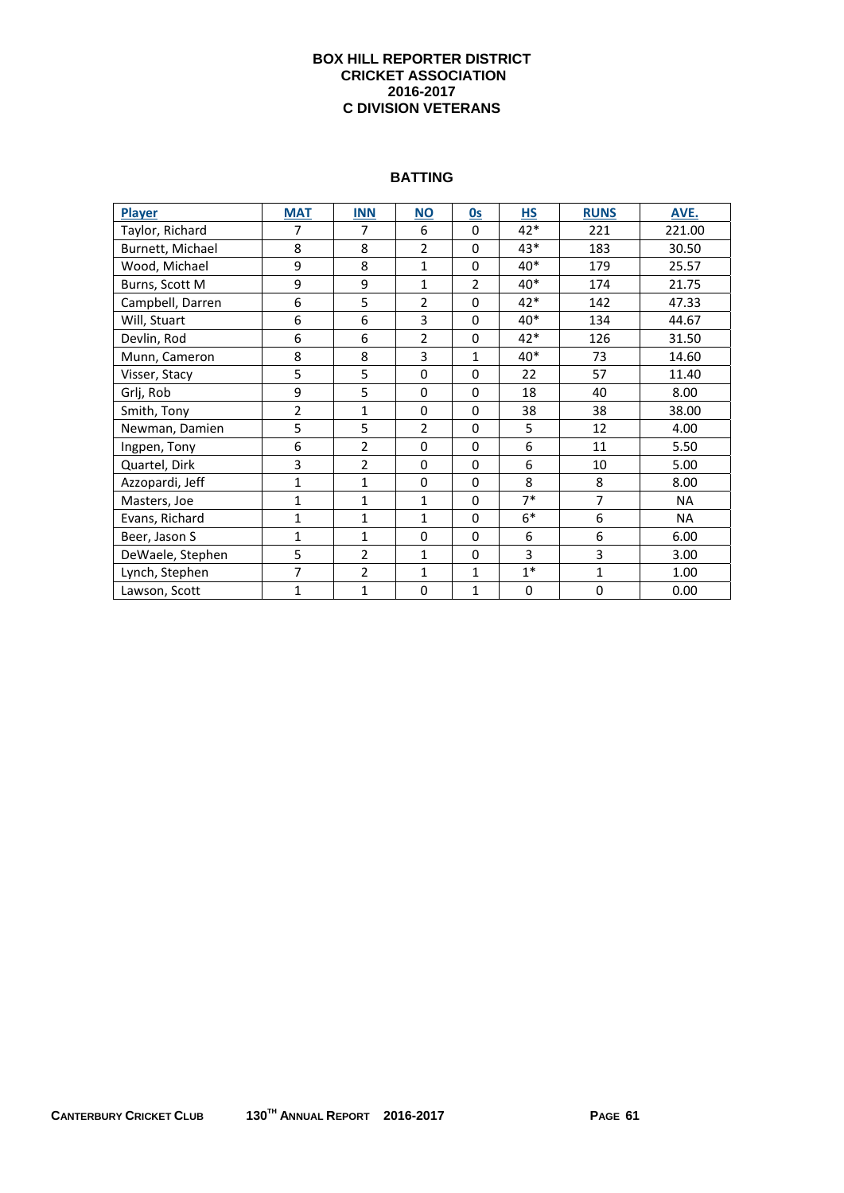# BOX HILL REPORTER DISTRICT CRICKET ASSOCIATION 2016-2017 C DIVISION VETERANS

## BATTING

| Player | MAT | INN | NO | 0s | HS | RUNS | AVE. |
|---|---|---|---|---|---|---|---|
| Taylor, Richard | 7 | 7 | 6 | 0 | 42* | 221 | 221.00 |
| Burnett, Michael | 8 | 8 | 2 | 0 | 43* | 183 | 30.50 |
| Wood, Michael | 9 | 8 | 1 | 0 | 40* | 179 | 25.57 |
| Burns, Scott M | 9 | 9 | 1 | 2 | 40* | 174 | 21.75 |
| Campbell, Darren | 6 | 5 | 2 | 0 | 42* | 142 | 47.33 |
| Will, Stuart | 6 | 6 | 3 | 0 | 40* | 134 | 44.67 |
| Devlin, Rod | 6 | 6 | 2 | 0 | 42* | 126 | 31.50 |
| Munn, Cameron | 8 | 8 | 3 | 1 | 40* | 73 | 14.60 |
| Visser, Stacy | 5 | 5 | 0 | 0 | 22 | 57 | 11.40 |
| Grlj, Rob | 9 | 5 | 0 | 0 | 18 | 40 | 8.00 |
| Smith, Tony | 2 | 1 | 0 | 0 | 38 | 38 | 38.00 |
| Newman, Damien | 5 | 5 | 2 | 0 | 5 | 12 | 4.00 |
| Ingpen, Tony | 6 | 2 | 0 | 0 | 6 | 11 | 5.50 |
| Quartel, Dirk | 3 | 2 | 0 | 0 | 6 | 10 | 5.00 |
| Azzopardi, Jeff | 1 | 1 | 0 | 0 | 8 | 8 | 8.00 |
| Masters, Joe | 1 | 1 | 1 | 0 | 7* | 7 | NA |
| Evans, Richard | 1 | 1 | 1 | 0 | 6* | 6 | NA |
| Beer, Jason S | 1 | 1 | 0 | 0 | 6 | 6 | 6.00 |
| DeWaele, Stephen | 5 | 2 | 1 | 0 | 3 | 3 | 3.00 |
| Lynch, Stephen | 7 | 2 | 1 | 1 | 1* | 1 | 1.00 |
| Lawson, Scott | 1 | 1 | 0 | 1 | 0 | 0 | 0.00 |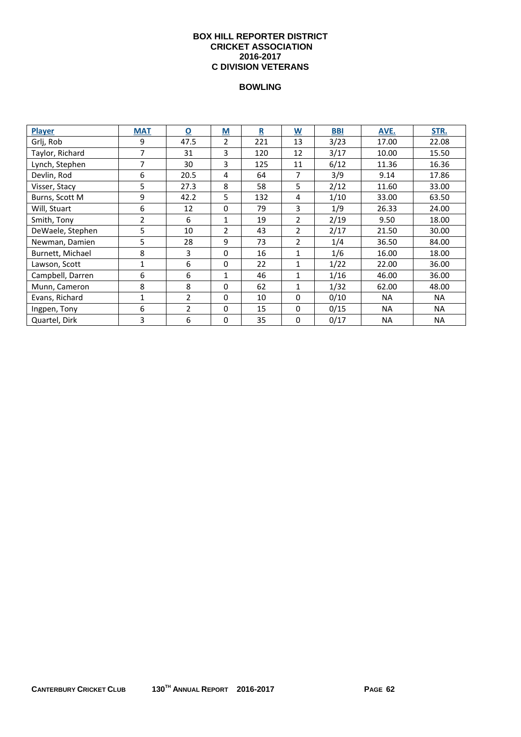**BOX HILL REPORTER DISTRICT CRICKET ASSOCIATION 2016-2017 C DIVISION VETERANS**

**BOWLING**

| Player | MAT | O | M | R | W | BBI | AVE. | STR. |
|---|---|---|---|---|---|---|---|---|
| Grlj, Rob | 9 | 47.5 | 2 | 221 | 13 | 3/23 | 17.00 | 22.08 |
| Taylor, Richard | 7 | 31 | 3 | 120 | 12 | 3/17 | 10.00 | 15.50 |
| Lynch, Stephen | 7 | 30 | 3 | 125 | 11 | 6/12 | 11.36 | 16.36 |
| Devlin, Rod | 6 | 20.5 | 4 | 64 | 7 | 3/9 | 9.14 | 17.86 |
| Visser, Stacy | 5 | 27.3 | 8 | 58 | 5 | 2/12 | 11.60 | 33.00 |
| Burns, Scott M | 9 | 42.2 | 5 | 132 | 4 | 1/10 | 33.00 | 63.50 |
| Will, Stuart | 6 | 12 | 0 | 79 | 3 | 1/9 | 26.33 | 24.00 |
| Smith, Tony | 2 | 6 | 1 | 19 | 2 | 2/19 | 9.50 | 18.00 |
| DeWaele, Stephen | 5 | 10 | 2 | 43 | 2 | 2/17 | 21.50 | 30.00 |
| Newman, Damien | 5 | 28 | 9 | 73 | 2 | 1/4 | 36.50 | 84.00 |
| Burnett, Michael | 8 | 3 | 0 | 16 | 1 | 1/6 | 16.00 | 18.00 |
| Lawson, Scott | 1 | 6 | 0 | 22 | 1 | 1/22 | 22.00 | 36.00 |
| Campbell, Darren | 6 | 6 | 1 | 46 | 1 | 1/16 | 46.00 | 36.00 |
| Munn, Cameron | 8 | 8 | 0 | 62 | 1 | 1/32 | 62.00 | 48.00 |
| Evans, Richard | 1 | 2 | 0 | 10 | 0 | 0/10 | NA | NA |
| Ingpen, Tony | 6 | 2 | 0 | 15 | 0 | 0/15 | NA | NA |
| Quartel, Dirk | 3 | 6 | 0 | 35 | 0 | 0/17 | NA | NA |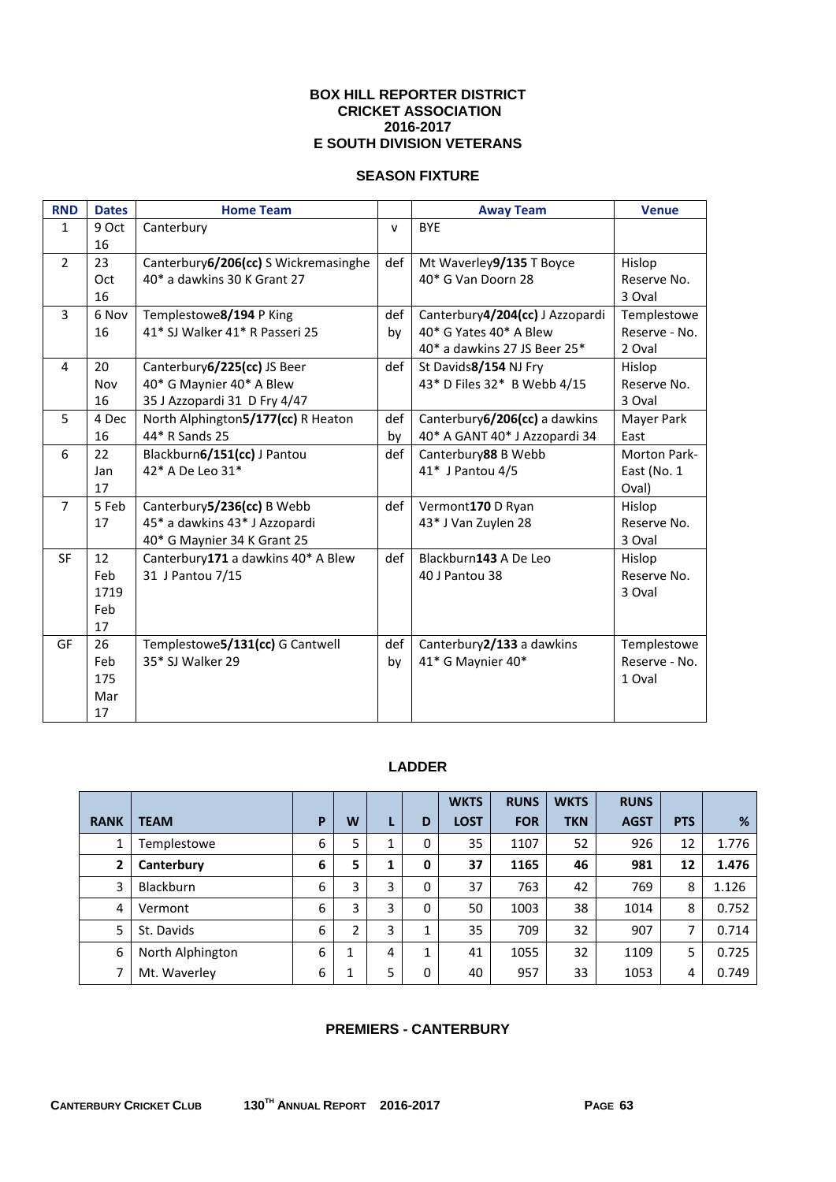**BOX HILL REPORTER DISTRICT**
**CRICKET ASSOCIATION**
**2016-2017**
**E SOUTH DIVISION VETERANS**

## SEASON FIXTURE

| RND | Dates | Home Team | | Away Team | Venue |
|---|---|---|---|---|---|
| 1 | 9 Oct 16 | Canterbury | v | BYE | |
| 2 | 23 Oct 16 | Canterbury**6/206(cc)** S Wickremasinghe 40* a dawkins 30 K Grant 27 | def | Mt Waverley**9/135** T Boyce 40* G Van Doorn 28 | Hislop Reserve No. 3 Oval |
| 3 | 6 Nov 16 | Templestowe**8/194** P King 41* SJ Walker 41* R Passeri 25 | def by | Canterbury**4/204(cc)** J Azzopardi 40* G Yates 40* A Blew 40* a dawkins 27 JS Beer 25* | Templestowe Reserve - No. 2 Oval |
| 4 | 20 Nov 16 | Canterbury**6/225(cc)** JS Beer 40* G Maynier 40* A Blew 35 J Azzopardi 31 D Fry 4/47 | def | St Davids**8/154** NJ Fry 43* D Files 32* B Webb 4/15 | Hislop Reserve No. 3 Oval |
| 5 | 4 Dec 16 | North Alphington**5/177(cc)** R Heaton 44* R Sands 25 | def by | Canterbury**6/206(cc)** a dawkins 40* A GANT 40* J Azzopardi 34 | Mayer Park East |
| 6 | 22 Jan 17 | Blackburn**6/151(cc)** J Pantou 42* A De Leo 31* | def | Canterbury**88** B Webb 41* J Pantou 4/5 | Morton Park-East (No. 1 Oval) |
| 7 | 5 Feb 17 | Canterbury**5/236(cc)** B Webb 45* a dawkins 43* J Azzopardi 40* G Maynier 34 K Grant 25 | def | Vermont**170** D Ryan 43* J Van Zuylen 28 | Hislop Reserve No. 3 Oval |
| SF | 12 Feb 1719 Feb 17 | Canterbury**171** a dawkins 40* A Blew 31 J Pantou 7/15 | def | Blackburn**143** A De Leo 40 J Pantou 38 | Hislop Reserve No. 3 Oval |
| GF | 26 Feb 175 Mar 17 | Templestowe**5/131(cc)** G Cantwell 35* SJ Walker 29 | def by | Canterbury**2/133** a dawkins 41* G Maynier 40* | Templestowe Reserve - No. 1 Oval |

## LADDER

| RANK | TEAM | P | W | L | D | WKTS LOST | RUNS FOR | WKTS TKN | RUNS AGST | PTS | % |
|---|---|---|---|---|---|---|---|---|---|---|---|
| 1 | Templestowe | 6 | 5 | 1 | 0 | 35 | 1107 | 52 | 926 | 12 | 1.776 |
| **2** | **Canterbury** | **6** | **5** | **1** | **0** | **37** | **1165** | **46** | **981** | **12** | **1.476** |
| 3 | Blackburn | 6 | 3 | 3 | 0 | 37 | 763 | 42 | 769 | 8 | 1.126 |
| 4 | Vermont | 6 | 3 | 3 | 0 | 50 | 1003 | 38 | 1014 | 8 | 0.752 |
| 5 | St. Davids | 6 | 2 | 3 | 1 | 35 | 709 | 32 | 907 | 7 | 0.714 |
| 6 | North Alphington | 6 | 1 | 4 | 1 | 41 | 1055 | 32 | 1109 | 5 | 0.725 |
| 7 | Mt. Waverley | 6 | 1 | 5 | 0 | 40 | 957 | 33 | 1053 | 4 | 0.749 |

**PREMIERS - CANTERBURY**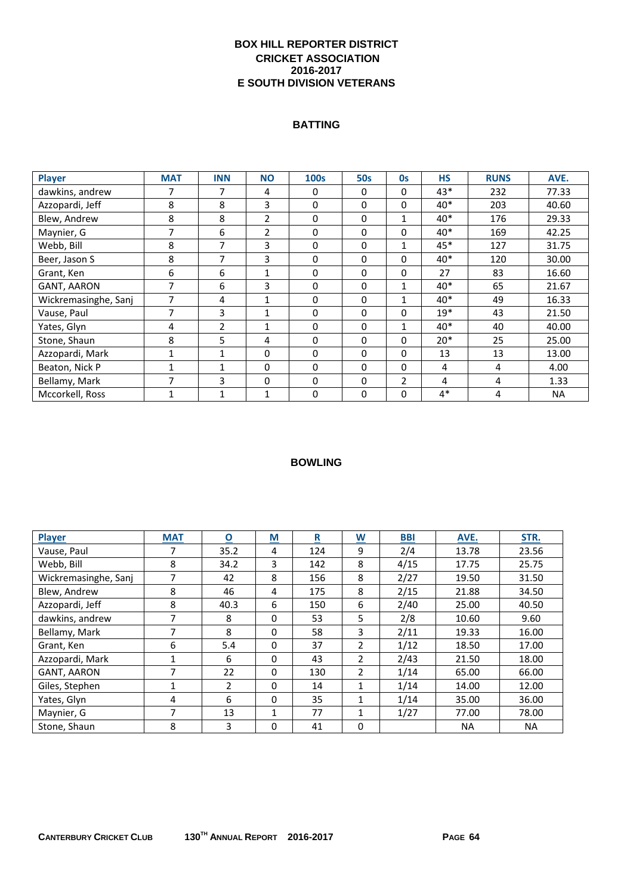# BOX HILL REPORTER DISTRICT CRICKET ASSOCIATION 2016-2017 E SOUTH DIVISION VETERANS

## BATTING

| Player | MAT | INN | NO | 100s | 50s | 0s | HS | RUNS | AVE. |
|---|---|---|---|---|---|---|---|---|---|
| dawkins, andrew | 7 | 7 | 4 | 0 | 0 | 0 | 43* | 232 | 77.33 |
| Azzopardi, Jeff | 8 | 8 | 3 | 0 | 0 | 0 | 40* | 203 | 40.60 |
| Blew, Andrew | 8 | 8 | 2 | 0 | 0 | 1 | 40* | 176 | 29.33 |
| Maynier, G | 7 | 6 | 2 | 0 | 0 | 0 | 40* | 169 | 42.25 |
| Webb, Bill | 8 | 7 | 3 | 0 | 0 | 1 | 45* | 127 | 31.75 |
| Beer, Jason S | 8 | 7 | 3 | 0 | 0 | 0 | 40* | 120 | 30.00 |
| Grant, Ken | 6 | 6 | 1 | 0 | 0 | 0 | 27 | 83 | 16.60 |
| GANT, AARON | 7 | 6 | 3 | 0 | 0 | 1 | 40* | 65 | 21.67 |
| Wickremasinghe, Sanj | 7 | 4 | 1 | 0 | 0 | 1 | 40* | 49 | 16.33 |
| Vause, Paul | 7 | 3 | 1 | 0 | 0 | 0 | 19* | 43 | 21.50 |
| Yates, Glyn | 4 | 2 | 1 | 0 | 0 | 1 | 40* | 40 | 40.00 |
| Stone, Shaun | 8 | 5 | 4 | 0 | 0 | 0 | 20* | 25 | 25.00 |
| Azzopardi, Mark | 1 | 1 | 0 | 0 | 0 | 0 | 13 | 13 | 13.00 |
| Beaton, Nick P | 1 | 1 | 0 | 0 | 0 | 0 | 4 | 4 | 4.00 |
| Bellamy, Mark | 7 | 3 | 0 | 0 | 0 | 2 | 4 | 4 | 1.33 |
| Mccorkell, Ross | 1 | 1 | 1 | 0 | 0 | 0 | 4* | 4 | NA |

## BOWLING

| Player | MAT | O | M | R | W | BBI | AVE. | STR. |
|---|---|---|---|---|---|---|---|---|
| Vause, Paul | 7 | 35.2 | 4 | 124 | 9 | 2/4 | 13.78 | 23.56 |
| Webb, Bill | 8 | 34.2 | 3 | 142 | 8 | 4/15 | 17.75 | 25.75 |
| Wickremasinghe, Sanj | 7 | 42 | 8 | 156 | 8 | 2/27 | 19.50 | 31.50 |
| Blew, Andrew | 8 | 46 | 4 | 175 | 8 | 2/15 | 21.88 | 34.50 |
| Azzopardi, Jeff | 8 | 40.3 | 6 | 150 | 6 | 2/40 | 25.00 | 40.50 |
| dawkins, andrew | 7 | 8 | 0 | 53 | 5 | 2/8 | 10.60 | 9.60 |
| Bellamy, Mark | 7 | 8 | 0 | 58 | 3 | 2/11 | 19.33 | 16.00 |
| Grant, Ken | 6 | 5.4 | 0 | 37 | 2 | 1/12 | 18.50 | 17.00 |
| Azzopardi, Mark | 1 | 6 | 0 | 43 | 2 | 2/43 | 21.50 | 18.00 |
| GANT, AARON | 7 | 22 | 0 | 130 | 2 | 1/14 | 65.00 | 66.00 |
| Giles, Stephen | 1 | 2 | 0 | 14 | 1 | 1/14 | 14.00 | 12.00 |
| Yates, Glyn | 4 | 6 | 0 | 35 | 1 | 1/14 | 35.00 | 36.00 |
| Maynier, G | 7 | 13 | 1 | 77 | 1 | 1/27 | 77.00 | 78.00 |
| Stone, Shaun | 8 | 3 | 0 | 41 | 0 | | NA | NA |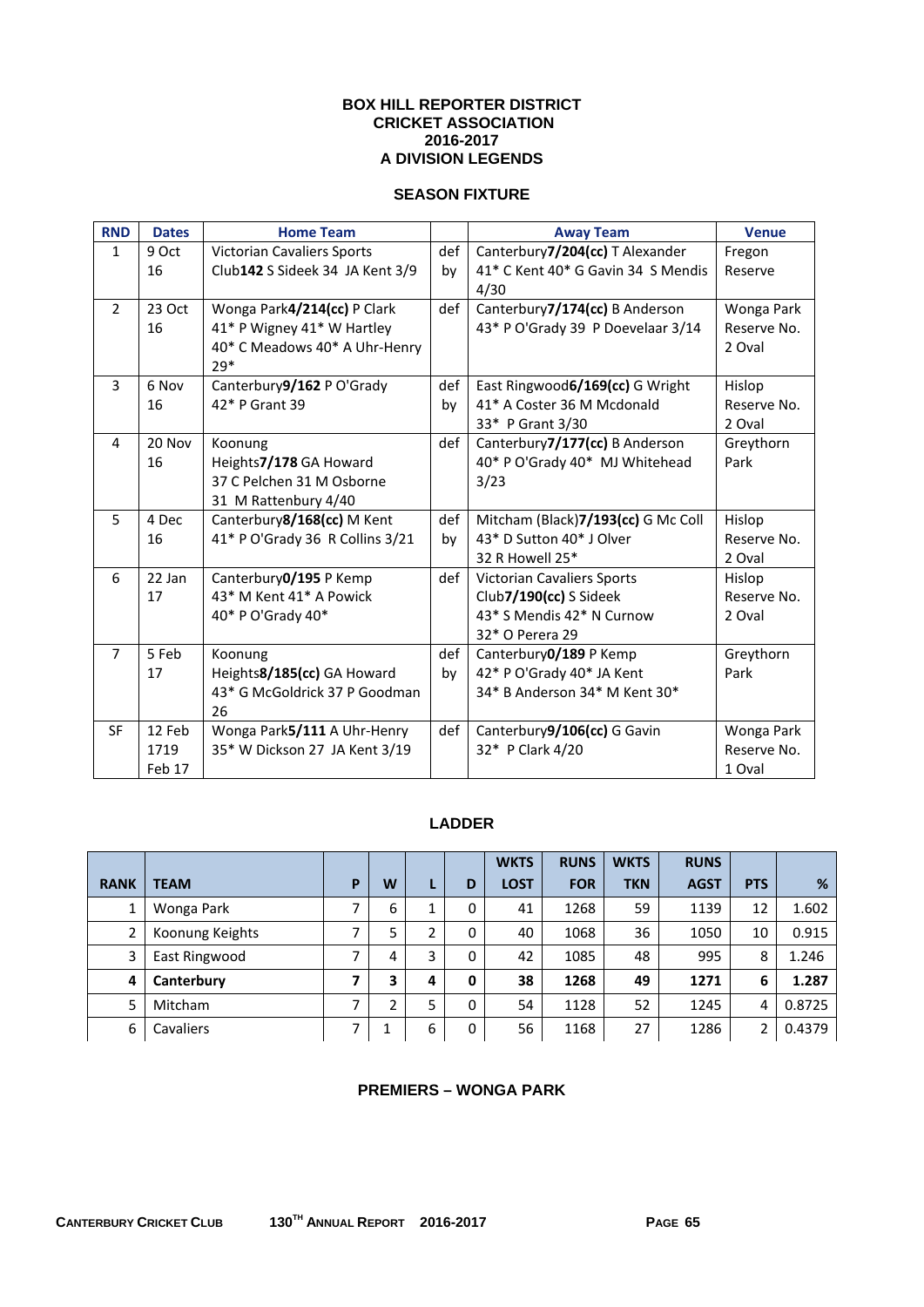**BOX HILL REPORTER DISTRICT CRICKET ASSOCIATION 2016-2017 A DIVISION LEGENDS**

**SEASON FIXTURE**

| RND | Dates | Home Team | | Away Team | Venue |
|---|---|---|---|---|---|
| 1 | 9 Oct 16 | Victorian Cavaliers Sports Club**142** S Sideek 34 JA Kent 3/9 | def by | Canterbury**7/204(cc)** T Alexander 41* C Kent 40* G Gavin 34 S Mendis 4/30 | Fregon Reserve |
| 2 | 23 Oct 16 | Wonga Park**4/214(cc)** P Clark 41* P Wigney 41* W Hartley 40* C Meadows 40* A Uhr-Henry 29* | def | Canterbury**7/174(cc)** B Anderson 43* P O'Grady 39 P Doevelaar 3/14 | Wonga Park Reserve No. 2 Oval |
| 3 | 6 Nov 16 | Canterbury**9/162** P O'Grady 42* P Grant 39 | def by | East Ringwood**6/169(cc)** G Wright 41* A Coster 36 M Mcdonald 33* P Grant 3/30 | Hislop Reserve No. 2 Oval |
| 4 | 20 Nov 16 | Koonung Heights**7/178** GA Howard 37 C Pelchen 31 M Osborne 31 M Rattenbury 4/40 | def | Canterbury**7/177(cc)** B Anderson 40* P O'Grady 40* MJ Whitehead 3/23 | Greythorn Park |
| 5 | 4 Dec 16 | Canterbury**8/168(cc)** M Kent 41* P O'Grady 36 R Collins 3/21 | def by | Mitcham (Black)**7/193(cc)** G Mc Coll 43* D Sutton 40* J Olver 32 R Howell 25* | Hislop Reserve No. 2 Oval |
| 6 | 22 Jan 17 | Canterbury**0/195** P Kemp 43* M Kent 41* A Powick 40* P O'Grady 40* | def | Victorian Cavaliers Sports Club**7/190(cc)** S Sideek 43* S Mendis 42* N Curnow 32* O Perera 29 | Hislop Reserve No. 2 Oval |
| 7 | 5 Feb 17 | Koonung Heights**8/185(cc)** GA Howard 43* G McGoldrick 37 P Goodman 26 | def by | Canterbury**0/189** P Kemp 42* P O'Grady 40* JA Kent 34* B Anderson 34* M Kent 30* | Greythorn Park |
| SF | 12 Feb 1719 Feb 17 | Wonga Park**5/111** A Uhr-Henry 35* W Dickson 27 JA Kent 3/19 | def | Canterbury**9/106(cc)** G Gavin 32* P Clark 4/20 | Wonga Park Reserve No. 1 Oval |

**LADDER**

| RANK | TEAM | P | W | L | D | WKTS LOST | RUNS FOR | WKTS TKN | RUNS AGST | PTS | % |
|---|---|---|---|---|---|---|---|---|---|---|---|
| 1 | Wonga Park | 7 | 6 | 1 | 0 | 41 | 1268 | 59 | 1139 | 12 | 1.602 |
| 2 | Koonung Keights | 7 | 5 | 2 | 0 | 40 | 1068 | 36 | 1050 | 10 | 0.915 |
| 3 | East Ringwood | 7 | 4 | 3 | 0 | 42 | 1085 | 48 | 995 | 8 | 1.246 |
| **4** | **Canterbury** | **7** | **3** | **4** | **0** | **38** | **1268** | **49** | **1271** | **6** | **1.287** |
| 5 | Mitcham | 7 | 2 | 5 | 0 | 54 | 1128 | 52 | 1245 | 4 | 0.8725 |
| 6 | Cavaliers | 7 | 1 | 6 | 0 | 56 | 1168 | 27 | 1286 | 2 | 0.4379 |

**PREMIERS – WONGA PARK**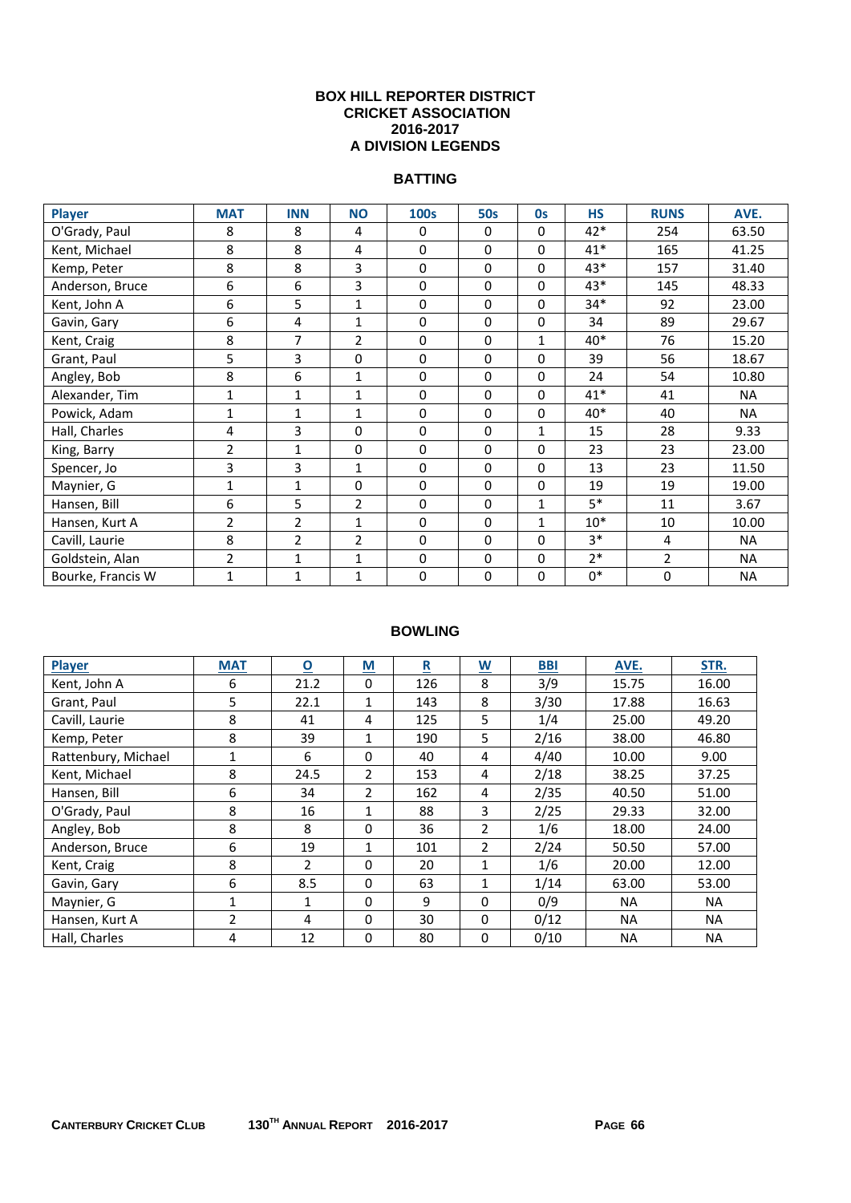# BOX HILL REPORTER DISTRICT CRICKET ASSOCIATION 2016-2017 A DIVISION LEGENDS

## BATTING

| Player | MAT | INN | NO | 100s | 50s | 0s | HS | RUNS | AVE. |
|---|---|---|---|---|---|---|---|---|---|
| O'Grady, Paul | 8 | 8 | 4 | 0 | 0 | 0 | 42* | 254 | 63.50 |
| Kent, Michael | 8 | 8 | 4 | 0 | 0 | 0 | 41* | 165 | 41.25 |
| Kemp, Peter | 8 | 8 | 3 | 0 | 0 | 0 | 43* | 157 | 31.40 |
| Anderson, Bruce | 6 | 6 | 3 | 0 | 0 | 0 | 43* | 145 | 48.33 |
| Kent, John A | 6 | 5 | 1 | 0 | 0 | 0 | 34* | 92 | 23.00 |
| Gavin, Gary | 6 | 4 | 1 | 0 | 0 | 0 | 34 | 89 | 29.67 |
| Kent, Craig | 8 | 7 | 2 | 0 | 0 | 1 | 40* | 76 | 15.20 |
| Grant, Paul | 5 | 3 | 0 | 0 | 0 | 0 | 39 | 56 | 18.67 |
| Angley, Bob | 8 | 6 | 1 | 0 | 0 | 0 | 24 | 54 | 10.80 |
| Alexander, Tim | 1 | 1 | 1 | 0 | 0 | 0 | 41* | 41 | NA |
| Powick, Adam | 1 | 1 | 1 | 0 | 0 | 0 | 40* | 40 | NA |
| Hall, Charles | 4 | 3 | 0 | 0 | 0 | 1 | 15 | 28 | 9.33 |
| King, Barry | 2 | 1 | 0 | 0 | 0 | 0 | 23 | 23 | 23.00 |
| Spencer, Jo | 3 | 3 | 1 | 0 | 0 | 0 | 13 | 23 | 11.50 |
| Maynier, G | 1 | 1 | 0 | 0 | 0 | 0 | 19 | 19 | 19.00 |
| Hansen, Bill | 6 | 5 | 2 | 0 | 0 | 1 | 5* | 11 | 3.67 |
| Hansen, Kurt A | 2 | 2 | 1 | 0 | 0 | 1 | 10* | 10 | 10.00 |
| Cavill, Laurie | 8 | 2 | 2 | 0 | 0 | 0 | 3* | 4 | NA |
| Goldstein, Alan | 2 | 1 | 1 | 0 | 0 | 0 | 2* | 2 | NA |
| Bourke, Francis W | 1 | 1 | 1 | 0 | 0 | 0 | 0* | 0 | NA |

## BOWLING

| Player | MAT | O | M | R | W | BBI | AVE. | STR. |
|---|---|---|---|---|---|---|---|---|
| Kent, John A | 6 | 21.2 | 0 | 126 | 8 | 3/9 | 15.75 | 16.00 |
| Grant, Paul | 5 | 22.1 | 1 | 143 | 8 | 3/30 | 17.88 | 16.63 |
| Cavill, Laurie | 8 | 41 | 4 | 125 | 5 | 1/4 | 25.00 | 49.20 |
| Kemp, Peter | 8 | 39 | 1 | 190 | 5 | 2/16 | 38.00 | 46.80 |
| Rattenbury, Michael | 1 | 6 | 0 | 40 | 4 | 4/40 | 10.00 | 9.00 |
| Kent, Michael | 8 | 24.5 | 2 | 153 | 4 | 2/18 | 38.25 | 37.25 |
| Hansen, Bill | 6 | 34 | 2 | 162 | 4 | 2/35 | 40.50 | 51.00 |
| O'Grady, Paul | 8 | 16 | 1 | 88 | 3 | 2/25 | 29.33 | 32.00 |
| Angley, Bob | 8 | 8 | 0 | 36 | 2 | 1/6 | 18.00 | 24.00 |
| Anderson, Bruce | 6 | 19 | 1 | 101 | 2 | 2/24 | 50.50 | 57.00 |
| Kent, Craig | 8 | 2 | 0 | 20 | 1 | 1/6 | 20.00 | 12.00 |
| Gavin, Gary | 6 | 8.5 | 0 | 63 | 1 | 1/14 | 63.00 | 53.00 |
| Maynier, G | 1 | 1 | 0 | 9 | 0 | 0/9 | NA | NA |
| Hansen, Kurt A | 2 | 4 | 0 | 30 | 0 | 0/12 | NA | NA |
| Hall, Charles | 4 | 12 | 0 | 80 | 0 | 0/10 | NA | NA |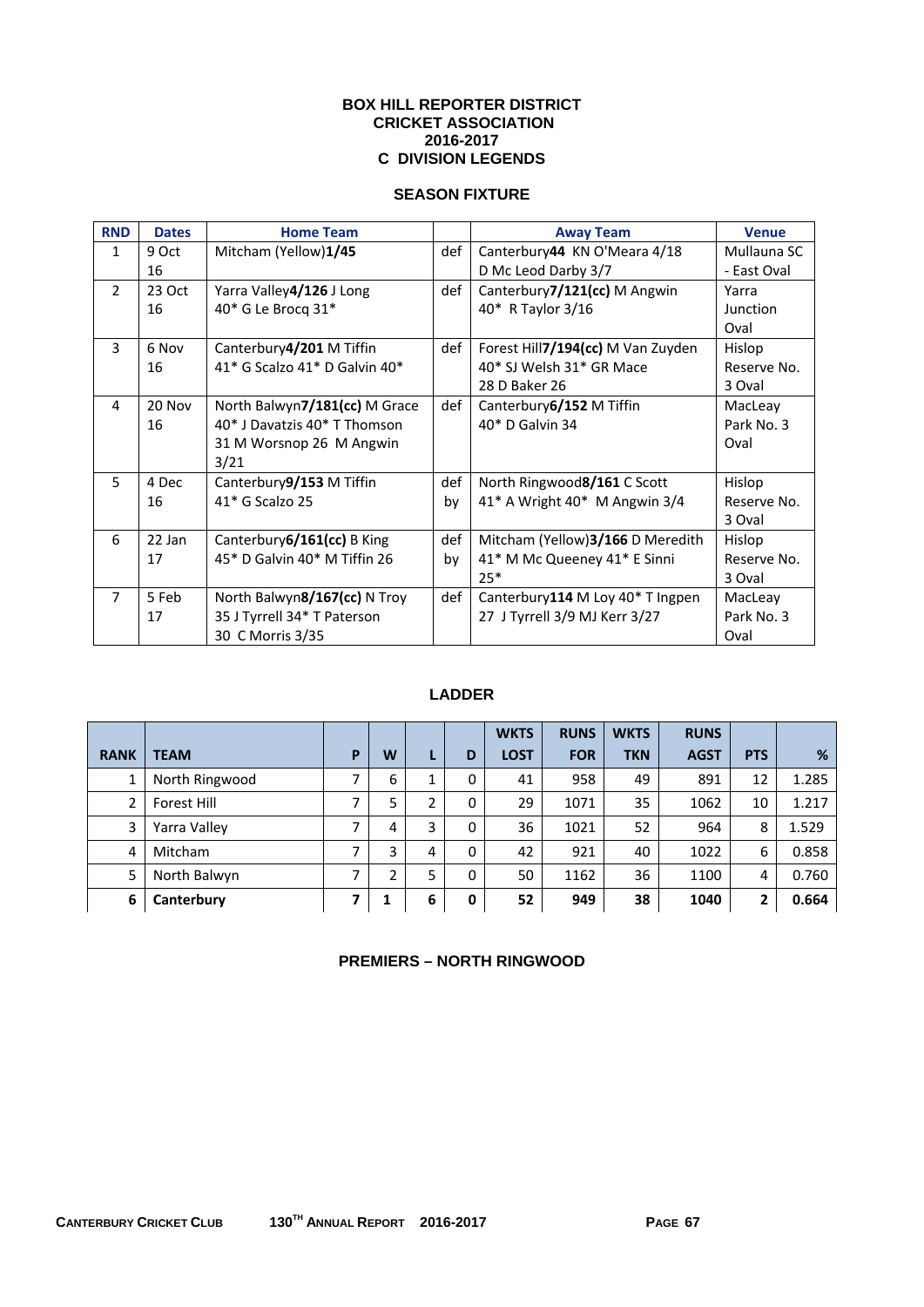**BOX HILL REPORTER DISTRICT**
**CRICKET ASSOCIATION**
**2016-2017**
**C DIVISION LEGENDS**

**SEASON FIXTURE**

| RND | Dates | Home Team | | Away Team | Venue |
|---|---|---|---|---|---|
| 1 | 9 Oct 16 | Mitcham (Yellow)**1/45** | def | Canterbury**44** KN O'Meara 4/18 D Mc Leod Darby 3/7 | Mullauna SC - East Oval |
| 2 | 23 Oct 16 | Yarra Valley**4/126** J Long 40* G Le Brocq 31* | def | Canterbury**7/121(cc)** M Angwin 40* R Taylor 3/16 | Yarra Junction Oval |
| 3 | 6 Nov 16 | Canterbury**4/201** M Tiffin 41* G Scalzo 41* D Galvin 40* | def | Forest Hill**7/194(cc)** M Van Zuyden 40* SJ Welsh 31* GR Mace 28 D Baker 26 | Hislop Reserve No. 3 Oval |
| 4 | 20 Nov 16 | North Balwyn**7/181(cc)** M Grace 40* J Davatzis 40* T Thomson 31 M Worsnop 26 M Angwin 3/21 | def | Canterbury**6/152** M Tiffin 40* D Galvin 34 | MacLeay Park No. 3 Oval |
| 5 | 4 Dec 16 | Canterbury**9/153** M Tiffin 41* G Scalzo 25 | def by | North Ringwood**8/161** C Scott 41* A Wright 40* M Angwin 3/4 | Hislop Reserve No. 3 Oval |
| 6 | 22 Jan 17 | Canterbury**6/161(cc)** B King 45* D Galvin 40* M Tiffin 26 | def by | Mitcham (Yellow)**3/166** D Meredith 41* M Mc Queeney 41* E Sinni 25* | Hislop Reserve No. 3 Oval |
| 7 | 5 Feb 17 | North Balwyn**8/167(cc)** N Troy 35 J Tyrrell 34* T Paterson 30 C Morris 3/35 | def | Canterbury**114** M Loy 40* T Ingpen 27 J Tyrrell 3/9 MJ Kerr 3/27 | MacLeay Park No. 3 Oval |

**LADDER**

| RANK | TEAM | P | W | L | D | WKTS LOST | RUNS FOR | WKTS TKN | RUNS AGST | PTS | % |
|---|---|---|---|---|---|---|---|---|---|---|---|
| 1 | North Ringwood | 7 | 6 | 1 | 0 | 41 | 958 | 49 | 891 | 12 | 1.285 |
| 2 | Forest Hill | 7 | 5 | 2 | 0 | 29 | 1071 | 35 | 1062 | 10 | 1.217 |
| 3 | Yarra Valley | 7 | 4 | 3 | 0 | 36 | 1021 | 52 | 964 | 8 | 1.529 |
| 4 | Mitcham | 7 | 3 | 4 | 0 | 42 | 921 | 40 | 1022 | 6 | 0.858 |
| 5 | North Balwyn | 7 | 2 | 5 | 0 | 50 | 1162 | 36 | 1100 | 4 | 0.760 |
| **6** | **Canterbury** | **7** | **1** | **6** | **0** | **52** | **949** | **38** | **1040** | **2** | **0.664** |

**PREMIERS – NORTH RINGWOOD**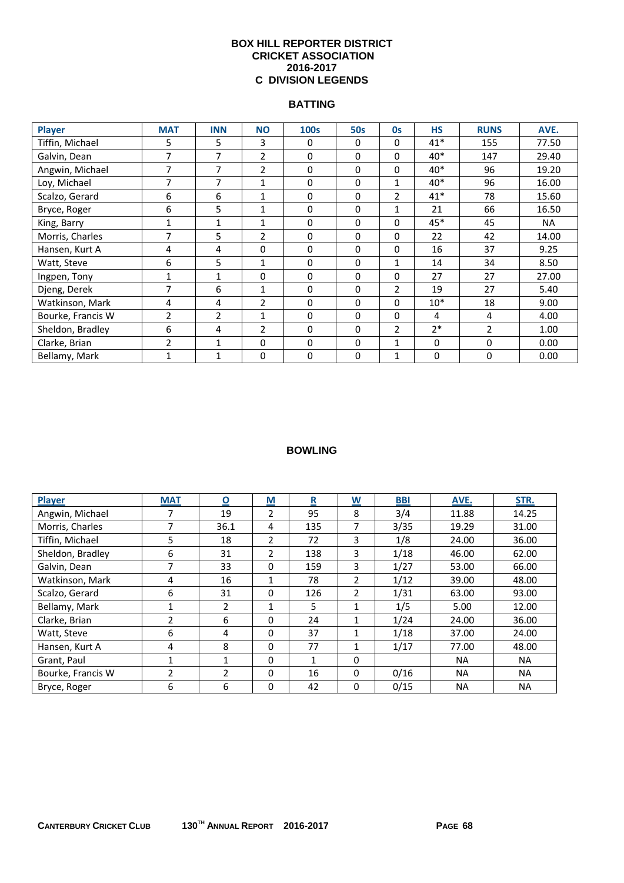# BOX HILL REPORTER DISTRICT CRICKET ASSOCIATION 2016-2017 C DIVISION LEGENDS

## BATTING

| Player | MAT | INN | NO | 100s | 50s | 0s | HS | RUNS | AVE. |
|---|---|---|---|---|---|---|---|---|---|
| Tiffin, Michael | 5 | 5 | 3 | 0 | 0 | 0 | 41* | 155 | 77.50 |
| Galvin, Dean | 7 | 7 | 2 | 0 | 0 | 0 | 40* | 147 | 29.40 |
| Angwin, Michael | 7 | 7 | 2 | 0 | 0 | 0 | 40* | 96 | 19.20 |
| Loy, Michael | 7 | 7 | 1 | 0 | 0 | 1 | 40* | 96 | 16.00 |
| Scalzo, Gerard | 6 | 6 | 1 | 0 | 0 | 2 | 41* | 78 | 15.60 |
| Bryce, Roger | 6 | 5 | 1 | 0 | 0 | 1 | 21 | 66 | 16.50 |
| King, Barry | 1 | 1 | 1 | 0 | 0 | 0 | 45* | 45 | NA |
| Morris, Charles | 7 | 5 | 2 | 0 | 0 | 0 | 22 | 42 | 14.00 |
| Hansen, Kurt A | 4 | 4 | 0 | 0 | 0 | 0 | 16 | 37 | 9.25 |
| Watt, Steve | 6 | 5 | 1 | 0 | 0 | 1 | 14 | 34 | 8.50 |
| Ingpen, Tony | 1 | 1 | 0 | 0 | 0 | 0 | 27 | 27 | 27.00 |
| Djeng, Derek | 7 | 6 | 1 | 0 | 0 | 2 | 19 | 27 | 5.40 |
| Watkinson, Mark | 4 | 4 | 2 | 0 | 0 | 0 | 10* | 18 | 9.00 |
| Bourke, Francis W | 2 | 2 | 1 | 0 | 0 | 0 | 4 | 4 | 4.00 |
| Sheldon, Bradley | 6 | 4 | 2 | 0 | 0 | 2 | 2* | 2 | 1.00 |
| Clarke, Brian | 2 | 1 | 0 | 0 | 0 | 1 | 0 | 0 | 0.00 |
| Bellamy, Mark | 1 | 1 | 0 | 0 | 0 | 1 | 0 | 0 | 0.00 |

## BOWLING

| Player | MAT | O | M | R | W | BBI | AVE. | STR. |
|---|---|---|---|---|---|---|---|---|
| Angwin, Michael | 7 | 19 | 2 | 95 | 8 | 3/4 | 11.88 | 14.25 |
| Morris, Charles | 7 | 36.1 | 4 | 135 | 7 | 3/35 | 19.29 | 31.00 |
| Tiffin, Michael | 5 | 18 | 2 | 72 | 3 | 1/8 | 24.00 | 36.00 |
| Sheldon, Bradley | 6 | 31 | 2 | 138 | 3 | 1/18 | 46.00 | 62.00 |
| Galvin, Dean | 7 | 33 | 0 | 159 | 3 | 1/27 | 53.00 | 66.00 |
| Watkinson, Mark | 4 | 16 | 1 | 78 | 2 | 1/12 | 39.00 | 48.00 |
| Scalzo, Gerard | 6 | 31 | 0 | 126 | 2 | 1/31 | 63.00 | 93.00 |
| Bellamy, Mark | 1 | 2 | 1 | 5 | 1 | 1/5 | 5.00 | 12.00 |
| Clarke, Brian | 2 | 6 | 0 | 24 | 1 | 1/24 | 24.00 | 36.00 |
| Watt, Steve | 6 | 4 | 0 | 37 | 1 | 1/18 | 37.00 | 24.00 |
| Hansen, Kurt A | 4 | 8 | 0 | 77 | 1 | 1/17 | 77.00 | 48.00 |
| Grant, Paul | 1 | 1 | 0 | 1 | 0 | | NA | NA |
| Bourke, Francis W | 2 | 2 | 0 | 16 | 0 | 0/16 | NA | NA |
| Bryce, Roger | 6 | 6 | 0 | 42 | 0 | 0/15 | NA | NA |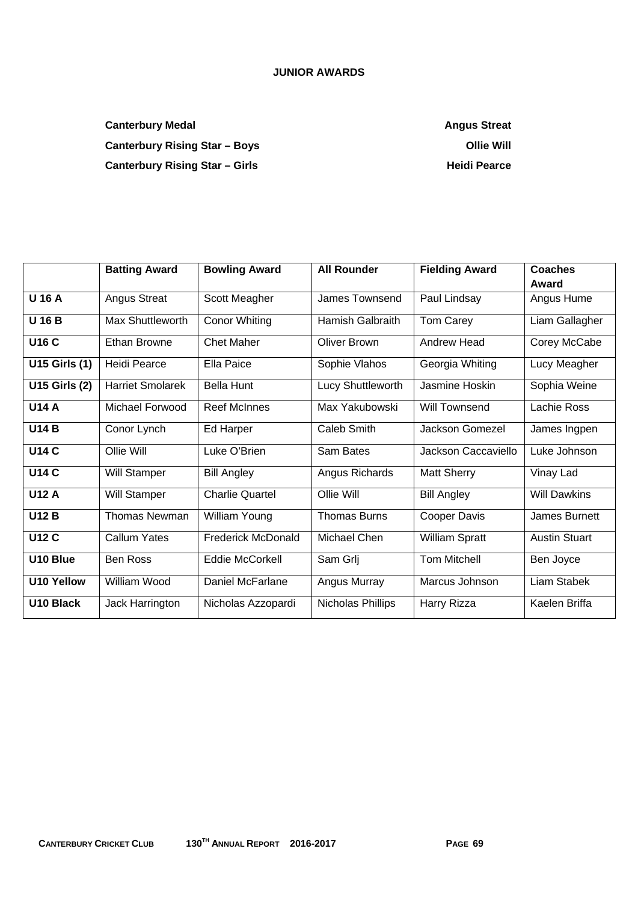## JUNIOR AWARDS

| | |
|---|---|
| **Canterbury Medal** | **Angus Streat** |
| **Canterbury Rising Star – Boys** | **Ollie Will** |
| **Canterbury Rising Star – Girls** | **Heidi Pearce** |

| | **Batting Award** | **Bowling Award** | **All Rounder** | **Fielding Award** | **Coaches Award** |
|---|---|---|---|---|---|
| **U 16 A** | Angus Streat | Scott Meagher | James Townsend | Paul Lindsay | Angus Hume |
| **U 16 B** | Max Shuttleworth | Conor Whiting | Hamish Galbraith | Tom Carey | Liam Gallagher |
| **U16 C** | Ethan Browne | Chet Maher | Oliver Brown | Andrew Head | Corey McCabe |
| **U15 Girls (1)** | Heidi Pearce | Ella Paice | Sophie Vlahos | Georgia Whiting | Lucy Meagher |
| **U15 Girls (2)** | Harriet Smolarek | Bella Hunt | Lucy Shuttleworth | Jasmine Hoskin | Sophia Weine |
| **U14 A** | Michael Forwood | Reef McInnes | Max Yakubowski | Will Townsend | Lachie Ross |
| **U14 B** | Conor Lynch | Ed Harper | Caleb Smith | Jackson Gomezel | James Ingpen |
| **U14 C** | Ollie Will | Luke O'Brien | Sam Bates | Jackson Caccaviello | Luke Johnson |
| **U14 C** | Will Stamper | Bill Angley | Angus Richards | Matt Sherry | Vinay Lad |
| **U12 A** | Will Stamper | Charlie Quartel | Ollie Will | Bill Angley | Will Dawkins |
| **U12 B** | Thomas Newman | William Young | Thomas Burns | Cooper Davis | James Burnett |
| **U12 C** | Callum Yates | Frederick McDonald | Michael Chen | William Spratt | Austin Stuart |
| **U10 Blue** | Ben Ross | Eddie McCorkell | Sam Grlj | Tom Mitchell | Ben Joyce |
| **U10 Yellow** | William Wood | Daniel McFarlane | Angus Murray | Marcus Johnson | Liam Stabek |
| **U10 Black** | Jack Harrington | Nicholas Azzopardi | Nicholas Phillips | Harry Rizza | Kaelen Briffa |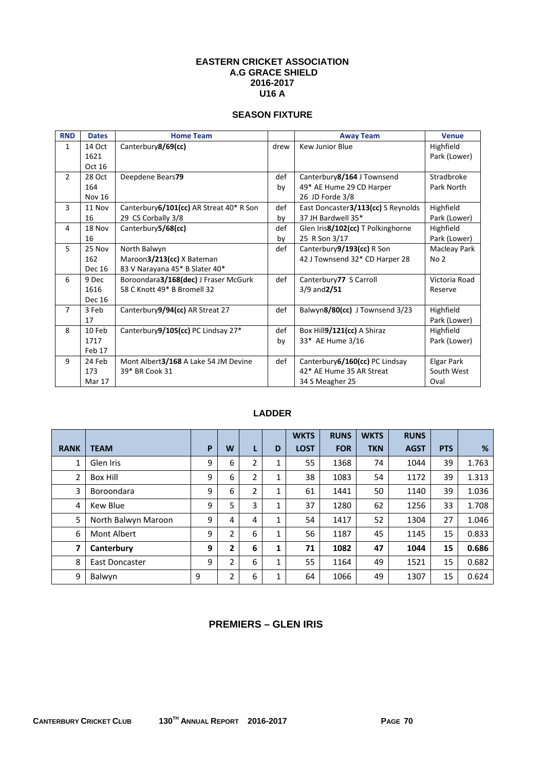**EASTERN CRICKET ASSOCIATION**
**A.G GRACE SHIELD**
**2016-2017**
**U16 A**

## SEASON FIXTURE

| RND | Dates | Home Team | | Away Team | Venue |
|---|---|---|---|---|---|
| 1 | 14 Oct 1621 Oct 16 | Canterbury**8/69(cc)** | drew | Kew Junior Blue | Highfield Park (Lower) |
| 2 | 28 Oct 164 Nov 16 | Deepdene Bears**79** | def by | Canterbury**8/164** J Townsend 49* AE Hume 29 CD Harper 26 JD Forde 3/8 | Stradbroke Park North |
| 3 | 11 Nov 16 | Canterbury**6/101(cc)** AR Streat 40* R Son 29 CS Corbally 3/8 | def by | East Doncaster**3/113(cc)** S Reynolds 37 JH Bardwell 35* | Highfield Park (Lower) |
| 4 | 18 Nov 16 | Canterbury**5/68(cc)** | def by | Glen Iris**8/102(cc)** T Polkinghorne 25 R Son 3/17 | Highfield Park (Lower) |
| 5 | 25 Nov 162 Dec 16 | North Balwyn Maroon**3/213(cc)** X Bateman 83 V Narayana 45* B Slater 40* | def | Canterbury**9/193(cc)** R Son 42 J Townsend 32* CD Harper 28 | Macleay Park No 2 |
| 6 | 9 Dec 1616 Dec 16 | Boroondara**3/168(dec)** J Fraser McGurk 58 C Knott 49* B Bromell 32 | def | Canterbury**77** S Carroll 3/9 and**2/51** | Victoria Road Reserve |
| 7 | 3 Feb 17 | Canterbury**9/94(cc)** AR Streat 27 | def | Balwyn**8/80(cc)** J Townsend 3/23 | Highfield Park (Lower) |
| 8 | 10 Feb 1717 Feb 17 | Canterbury**9/105(cc)** PC Lindsay 27* | def by | Box Hill**9/121(cc)** A Shiraz 33* AE Hume 3/16 | Highfield Park (Lower) |
| 9 | 24 Feb 173 Mar 17 | Mont Albert**3/168** A Lake 54 JM Devine 39* BR Cook 31 | def | Canterbury**6/160(cc)** PC Lindsay 42* AE Hume 35 AR Streat 34 S Meagher 25 | Elgar Park South West Oval |

## LADDER

| RANK | TEAM | P | W | L | D | WKTS LOST | RUNS FOR | WKTS TKN | RUNS AGST | PTS | % |
|---|---|---|---|---|---|---|---|---|---|---|---|
| 1 | Glen Iris | 9 | 6 | 2 | 1 | 55 | 1368 | 74 | 1044 | 39 | 1.763 |
| 2 | Box Hill | 9 | 6 | 2 | 1 | 38 | 1083 | 54 | 1172 | 39 | 1.313 |
| 3 | Boroondara | 9 | 6 | 2 | 1 | 61 | 1441 | 50 | 1140 | 39 | 1.036 |
| 4 | Kew Blue | 9 | 5 | 3 | 1 | 37 | 1280 | 62 | 1256 | 33 | 1.708 |
| 5 | North Balwyn Maroon | 9 | 4 | 4 | 1 | 54 | 1417 | 52 | 1304 | 27 | 1.046 |
| 6 | Mont Albert | 9 | 2 | 6 | 1 | 56 | 1187 | 45 | 1145 | 15 | 0.833 |
| **7** | **Canterbury** | **9** | **2** | **6** | **1** | **71** | **1082** | **47** | **1044** | **15** | **0.686** |
| 8 | East Doncaster | 9 | 2 | 6 | 1 | 55 | 1164 | 49 | 1521 | 15 | 0.682 |
| 9 | Balwyn | 9 | 2 | 6 | 1 | 64 | 1066 | 49 | 1307 | 15 | 0.624 |

## PREMIERS – GLEN IRIS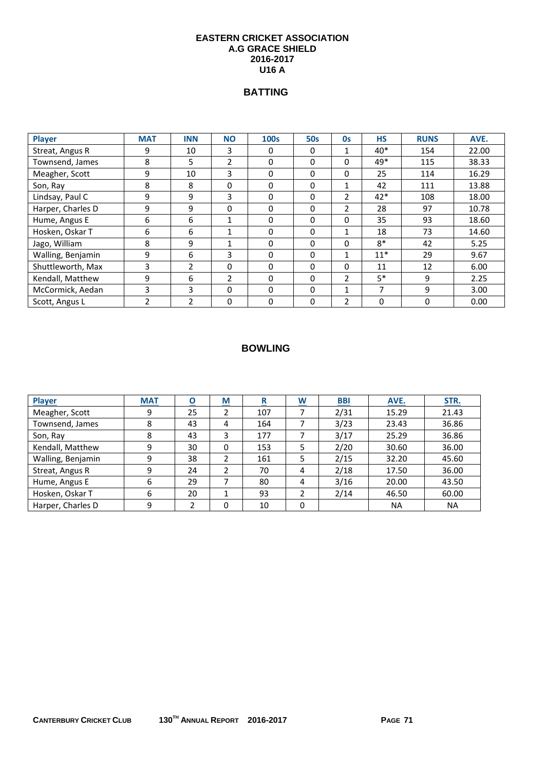# EASTERN CRICKET ASSOCIATION
## A.G GRACE SHIELD
## 2016-2017
## U16 A

### BATTING

| Player | MAT | INN | NO | 100s | 50s | 0s | HS | RUNS | AVE. |
|---|---|---|---|---|---|---|---|---|---|
| Streat, Angus R | 9 | 10 | 3 | 0 | 0 | 1 | 40* | 154 | 22.00 |
| Townsend, James | 8 | 5 | 2 | 0 | 0 | 0 | 49* | 115 | 38.33 |
| Meagher, Scott | 9 | 10 | 3 | 0 | 0 | 0 | 25 | 114 | 16.29 |
| Son, Ray | 8 | 8 | 0 | 0 | 0 | 1 | 42 | 111 | 13.88 |
| Lindsay, Paul C | 9 | 9 | 3 | 0 | 0 | 2 | 42* | 108 | 18.00 |
| Harper, Charles D | 9 | 9 | 0 | 0 | 0 | 2 | 28 | 97 | 10.78 |
| Hume, Angus E | 6 | 6 | 1 | 0 | 0 | 0 | 35 | 93 | 18.60 |
| Hosken, Oskar T | 6 | 6 | 1 | 0 | 0 | 1 | 18 | 73 | 14.60 |
| Jago, William | 8 | 9 | 1 | 0 | 0 | 0 | 8* | 42 | 5.25 |
| Walling, Benjamin | 9 | 6 | 3 | 0 | 0 | 1 | 11* | 29 | 9.67 |
| Shuttleworth, Max | 3 | 2 | 0 | 0 | 0 | 0 | 11 | 12 | 6.00 |
| Kendall, Matthew | 9 | 6 | 2 | 0 | 0 | 2 | 5* | 9 | 2.25 |
| McCormick, Aedan | 3 | 3 | 0 | 0 | 0 | 1 | 7 | 9 | 3.00 |
| Scott, Angus L | 2 | 2 | 0 | 0 | 0 | 2 | 0 | 0 | 0.00 |

### BOWLING

| Player | MAT | O | M | R | W | BBI | AVE. | STR. |
|---|---|---|---|---|---|---|---|---|
| Meagher, Scott | 9 | 25 | 2 | 107 | 7 | 2/31 | 15.29 | 21.43 |
| Townsend, James | 8 | 43 | 4 | 164 | 7 | 3/23 | 23.43 | 36.86 |
| Son, Ray | 8 | 43 | 3 | 177 | 7 | 3/17 | 25.29 | 36.86 |
| Kendall, Matthew | 9 | 30 | 0 | 153 | 5 | 2/20 | 30.60 | 36.00 |
| Walling, Benjamin | 9 | 38 | 2 | 161 | 5 | 2/15 | 32.20 | 45.60 |
| Streat, Angus R | 9 | 24 | 2 | 70 | 4 | 2/18 | 17.50 | 36.00 |
| Hume, Angus E | 6 | 29 | 7 | 80 | 4 | 3/16 | 20.00 | 43.50 |
| Hosken, Oskar T | 6 | 20 | 1 | 93 | 2 | 2/14 | 46.50 | 60.00 |
| Harper, Charles D | 9 | 2 | 0 | 10 | 0 | | NA | NA |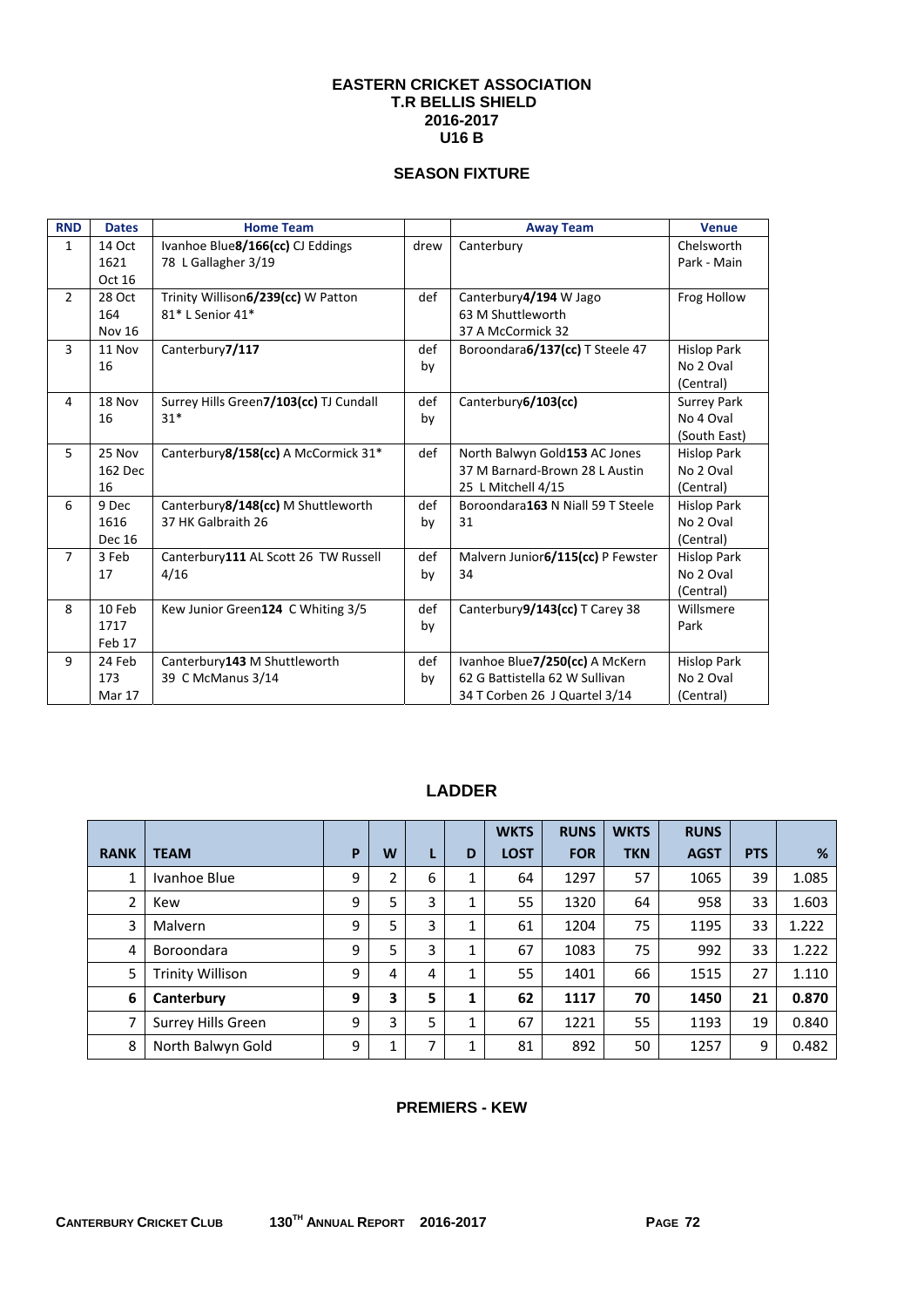# EASTERN CRICKET ASSOCIATION
## T.R BELLIS SHIELD
## 2016-2017
## U16 B

### SEASON FIXTURE

| RND | Dates | Home Team | | Away Team | Venue |
|---|---|---|---|---|---|
| 1 | 14 Oct 1621 Oct 16 | Ivanhoe Blue**8/166(cc)** CJ Eddings 78 L Gallagher 3/19 | drew | Canterbury | Chelsworth Park - Main |
| 2 | 28 Oct 164 Nov 16 | Trinity Willison**6/239(cc)** W Patton 81* L Senior 41* | def | Canterbury**4/194** W Jago 63 M Shuttleworth 37 A McCormick 32 | Frog Hollow |
| 3 | 11 Nov 16 | Canterbury**7/117** | def by | Boroondara**6/137(cc)** T Steele 47 | Hislop Park No 2 Oval (Central) |
| 4 | 18 Nov 16 | Surrey Hills Green**7/103(cc)** TJ Cundall 31* | def by | Canterbury**6/103(cc)** | Surrey Park No 4 Oval (South East) |
| 5 | 25 Nov 162 Dec 16 | Canterbury**8/158(cc)** A McCormick 31* | def | North Balwyn Gold**153** AC Jones 37 M Barnard-Brown 28 L Austin 25 L Mitchell 4/15 | Hislop Park No 2 Oval (Central) |
| 6 | 9 Dec 1616 Dec 16 | Canterbury**8/148(cc)** M Shuttleworth 37 HK Galbraith 26 | def by | Boroondara**163** N Niall 59 T Steele 31 | Hislop Park No 2 Oval (Central) |
| 7 | 3 Feb 17 | Canterbury**111** AL Scott 26 TW Russell 4/16 | def by | Malvern Junior**6/115(cc)** P Fewster 34 | Hislop Park No 2 Oval (Central) |
| 8 | 10 Feb 1717 Feb 17 | Kew Junior Green**124** C Whiting 3/5 | def by | Canterbury**9/143(cc)** T Carey 38 | Willsmere Park |
| 9 | 24 Feb 173 Mar 17 | Canterbury**143** M Shuttleworth 39 C McManus 3/14 | def by | Ivanhoe Blue**7/250(cc)** A McKern 62 G Battistella 62 W Sullivan 34 T Corben 26 J Quartel 3/14 | Hislop Park No 2 Oval (Central) |

### LADDER

| RANK | TEAM | P | W | L | D | WKTS LOST | RUNS FOR | WKTS TKN | RUNS AGST | PTS | % |
|---|---|---|---|---|---|---|---|---|---|---|---|
| 1 | Ivanhoe Blue | 9 | 2 | 6 | 1 | 64 | 1297 | 57 | 1065 | 39 | 1.085 |
| 2 | Kew | 9 | 5 | 3 | 1 | 55 | 1320 | 64 | 958 | 33 | 1.603 |
| 3 | Malvern | 9 | 5 | 3 | 1 | 61 | 1204 | 75 | 1195 | 33 | 1.222 |
| 4 | Boroondara | 9 | 5 | 3 | 1 | 67 | 1083 | 75 | 992 | 33 | 1.222 |
| 5 | Trinity Willison | 9 | 4 | 4 | 1 | 55 | 1401 | 66 | 1515 | 27 | 1.110 |
| **6** | **Canterbury** | **9** | **3** | **5** | **1** | **62** | **1117** | **70** | **1450** | **21** | **0.870** |
| 7 | Surrey Hills Green | 9 | 3 | 5 | 1 | 67 | 1221 | 55 | 1193 | 19 | 0.840 |
| 8 | North Balwyn Gold | 9 | 1 | 7 | 1 | 81 | 892 | 50 | 1257 | 9 | 0.482 |

### PREMIERS - KEW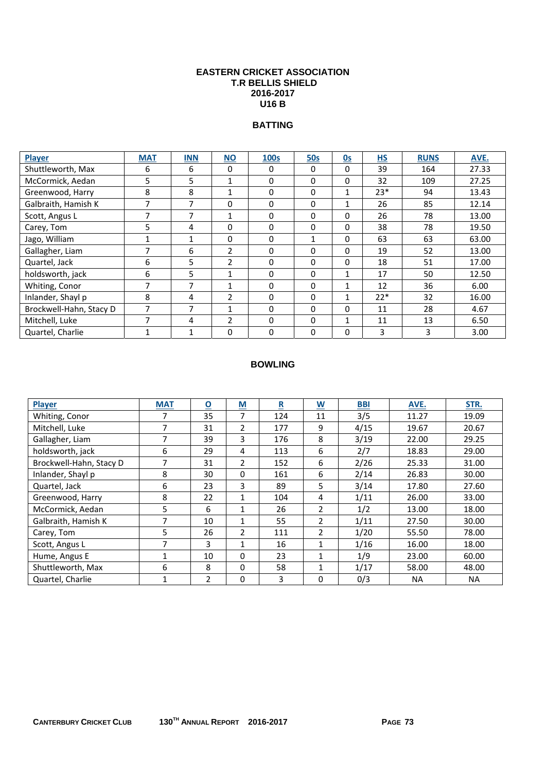# EASTERN CRICKET ASSOCIATION
## T.R BELLIS SHIELD
## 2016-2017
## U16 B

### BATTING

| Player | MAT | INN | NO | 100s | 50s | 0s | HS | RUNS | AVE. |
|---|---|---|---|---|---|---|---|---|---|
| Shuttleworth, Max | 6 | 6 | 0 | 0 | 0 | 0 | 39 | 164 | 27.33 |
| McCormick, Aedan | 5 | 5 | 1 | 0 | 0 | 0 | 32 | 109 | 27.25 |
| Greenwood, Harry | 8 | 8 | 1 | 0 | 0 | 1 | 23* | 94 | 13.43 |
| Galbraith, Hamish K | 7 | 7 | 0 | 0 | 0 | 1 | 26 | 85 | 12.14 |
| Scott, Angus L | 7 | 7 | 1 | 0 | 0 | 0 | 26 | 78 | 13.00 |
| Carey, Tom | 5 | 4 | 0 | 0 | 0 | 0 | 38 | 78 | 19.50 |
| Jago, William | 1 | 1 | 0 | 0 | 1 | 0 | 63 | 63 | 63.00 |
| Gallagher, Liam | 7 | 6 | 2 | 0 | 0 | 0 | 19 | 52 | 13.00 |
| Quartel, Jack | 6 | 5 | 2 | 0 | 0 | 0 | 18 | 51 | 17.00 |
| holdsworth, jack | 6 | 5 | 1 | 0 | 0 | 1 | 17 | 50 | 12.50 |
| Whiting, Conor | 7 | 7 | 1 | 0 | 0 | 1 | 12 | 36 | 6.00 |
| Inlander, Shayl p | 8 | 4 | 2 | 0 | 0 | 1 | 22* | 32 | 16.00 |
| Brockwell-Hahn, Stacy D | 7 | 7 | 1 | 0 | 0 | 0 | 11 | 28 | 4.67 |
| Mitchell, Luke | 7 | 4 | 2 | 0 | 0 | 1 | 11 | 13 | 6.50 |
| Quartel, Charlie | 1 | 1 | 0 | 0 | 0 | 0 | 3 | 3 | 3.00 |

### BOWLING

| Player | MAT | O | M | R | W | BBI | AVE. | STR. |
|---|---|---|---|---|---|---|---|---|
| Whiting, Conor | 7 | 35 | 7 | 124 | 11 | 3/5 | 11.27 | 19.09 |
| Mitchell, Luke | 7 | 31 | 2 | 177 | 9 | 4/15 | 19.67 | 20.67 |
| Gallagher, Liam | 7 | 39 | 3 | 176 | 8 | 3/19 | 22.00 | 29.25 |
| holdsworth, jack | 6 | 29 | 4 | 113 | 6 | 2/7 | 18.83 | 29.00 |
| Brockwell-Hahn, Stacy D | 7 | 31 | 2 | 152 | 6 | 2/26 | 25.33 | 31.00 |
| Inlander, Shayl p | 8 | 30 | 0 | 161 | 6 | 2/14 | 26.83 | 30.00 |
| Quartel, Jack | 6 | 23 | 3 | 89 | 5 | 3/14 | 17.80 | 27.60 |
| Greenwood, Harry | 8 | 22 | 1 | 104 | 4 | 1/11 | 26.00 | 33.00 |
| McCormick, Aedan | 5 | 6 | 1 | 26 | 2 | 1/2 | 13.00 | 18.00 |
| Galbraith, Hamish K | 7 | 10 | 1 | 55 | 2 | 1/11 | 27.50 | 30.00 |
| Carey, Tom | 5 | 26 | 2 | 111 | 2 | 1/20 | 55.50 | 78.00 |
| Scott, Angus L | 7 | 3 | 1 | 16 | 1 | 1/16 | 16.00 | 18.00 |
| Hume, Angus E | 1 | 10 | 0 | 23 | 1 | 1/9 | 23.00 | 60.00 |
| Shuttleworth, Max | 6 | 8 | 0 | 58 | 1 | 1/17 | 58.00 | 48.00 |
| Quartel, Charlie | 1 | 2 | 0 | 3 | 0 | 0/3 | NA | NA |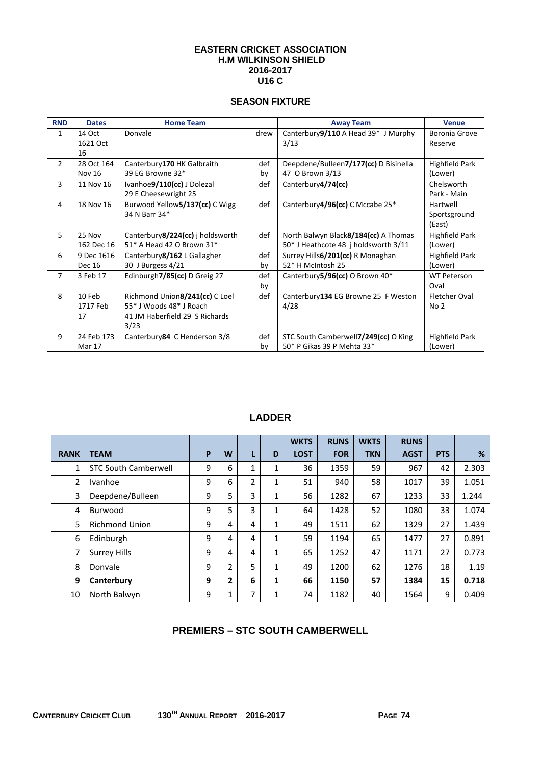# EASTERN CRICKET ASSOCIATION
## H.M WILKINSON SHIELD
## 2016-2017
## U16 C

### SEASON FIXTURE

| RND | Dates | Home Team | | Away Team | Venue |
|---|---|---|---|---|---|
| 1 | 14 Oct 1621 Oct 16 | Donvale | drew | Canterbury**9/110** A Head 39* J Murphy 3/13 | Boronia Grove Reserve |
| 2 | 28 Oct 164 Nov 16 | Canterbury**170** HK Galbraith 39 EG Browne 32* | def by | Deepdene/Bulleen**7/177(cc)** D Bisinella 47 O Brown 3/13 | Highfield Park (Lower) |
| 3 | 11 Nov 16 | Ivanhoe**9/110(cc)** J Dolezal 29 E Cheesewright 25 | def | Canterbury**4/74(cc)** | Chelsworth Park - Main |
| 4 | 18 Nov 16 | Burwood Yellow**5/137(cc)** C Wigg 34 N Barr 34* | def | Canterbury**4/96(cc)** C Mccabe 25* | Hartwell Sportsground (East) |
| 5 | 25 Nov 162 Dec 16 | Canterbury**8/224(cc)** j holdsworth 51* A Head 42 O Brown 31* | def | North Balwyn Black**8/184(cc)** A Thomas 50* J Heathcote 48 j holdsworth 3/11 | Highfield Park (Lower) |
| 6 | 9 Dec 1616 Dec 16 | Canterbury**8/162** L Gallagher 30 J Burgess 4/21 | def by | Surrey Hills**6/201(cc)** R Monaghan 52* H McIntosh 25 | Highfield Park (Lower) |
| 7 | 3 Feb 17 | Edinburgh**7/85(cc)** D Greig 27 | def by | Canterbury**5/96(cc)** O Brown 40* | WT Peterson Oval |
| 8 | 10 Feb 1717 Feb 17 | Richmond Union**8/241(cc)** C Loel 55* J Woods 48* J Roach 41 JM Haberfield 29 S Richards 3/23 | def | Canterbury**134** EG Browne 25 F Weston 4/28 | Fletcher Oval No 2 |
| 9 | 24 Feb 173 Mar 17 | Canterbury**84** C Henderson 3/8 | def by | STC South Camberwell**7/249(cc)** O King 50* P Gikas 39 P Mehta 33* | Highfield Park (Lower) |

### LADDER

| RANK | TEAM | P | W | L | D | WKTS LOST | RUNS FOR | WKTS TKN | RUNS AGST | PTS | % |
|---|---|---|---|---|---|---|---|---|---|---|---|
| 1 | STC South Camberwell | 9 | 6 | 1 | 1 | 36 | 1359 | 59 | 967 | 42 | 2.303 |
| 2 | Ivanhoe | 9 | 6 | 2 | 1 | 51 | 940 | 58 | 1017 | 39 | 1.051 |
| 3 | Deepdene/Bulleen | 9 | 5 | 3 | 1 | 56 | 1282 | 67 | 1233 | 33 | 1.244 |
| 4 | Burwood | 9 | 5 | 3 | 1 | 64 | 1428 | 52 | 1080 | 33 | 1.074 |
| 5 | Richmond Union | 9 | 4 | 4 | 1 | 49 | 1511 | 62 | 1329 | 27 | 1.439 |
| 6 | Edinburgh | 9 | 4 | 4 | 1 | 59 | 1194 | 65 | 1477 | 27 | 0.891 |
| 7 | Surrey Hills | 9 | 4 | 4 | 1 | 65 | 1252 | 47 | 1171 | 27 | 0.773 |
| 8 | Donvale | 9 | 2 | 5 | 1 | 49 | 1200 | 62 | 1276 | 18 | 1.19 |
| **9** | **Canterbury** | **9** | **2** | **6** | **1** | 66 | 1150 | 57 | 1384 | **15** | **0.718** |
| 10 | North Balwyn | 9 | 1 | 7 | 1 | 74 | 1182 | 40 | 1564 | 9 | 0.409 |

### PREMIERS – STC SOUTH CAMBERWELL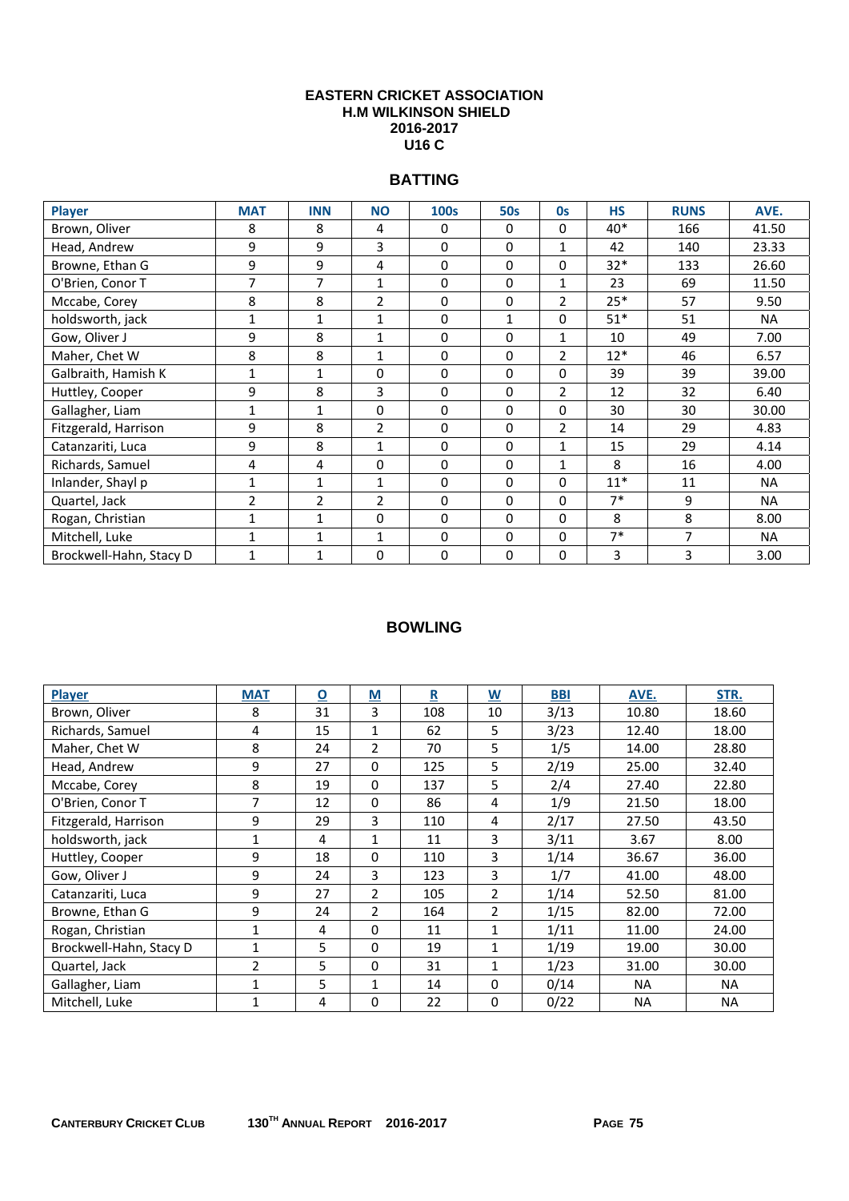# EASTERN CRICKET ASSOCIATION
## H.M WILKINSON SHIELD
## 2016-2017
## U16 C

## BATTING

| Player | MAT | INN | NO | 100s | 50s | 0s | HS | RUNS | AVE. |
|---|---|---|---|---|---|---|---|---|---|
| Brown, Oliver | 8 | 8 | 4 | 0 | 0 | 0 | 40* | 166 | 41.50 |
| Head, Andrew | 9 | 9 | 3 | 0 | 0 | 1 | 42 | 140 | 23.33 |
| Browne, Ethan G | 9 | 9 | 4 | 0 | 0 | 0 | 32* | 133 | 26.60 |
| O'Brien, Conor T | 7 | 7 | 1 | 0 | 0 | 1 | 23 | 69 | 11.50 |
| Mccabe, Corey | 8 | 8 | 2 | 0 | 0 | 2 | 25* | 57 | 9.50 |
| holdsworth, jack | 1 | 1 | 1 | 0 | 1 | 0 | 51* | 51 | NA |
| Gow, Oliver J | 9 | 8 | 1 | 0 | 0 | 1 | 10 | 49 | 7.00 |
| Maher, Chet W | 8 | 8 | 1 | 0 | 0 | 2 | 12* | 46 | 6.57 |
| Galbraith, Hamish K | 1 | 1 | 0 | 0 | 0 | 0 | 39 | 39 | 39.00 |
| Huttley, Cooper | 9 | 8 | 3 | 0 | 0 | 2 | 12 | 32 | 6.40 |
| Gallagher, Liam | 1 | 1 | 0 | 0 | 0 | 0 | 30 | 30 | 30.00 |
| Fitzgerald, Harrison | 9 | 8 | 2 | 0 | 0 | 2 | 14 | 29 | 4.83 |
| Catanzariti, Luca | 9 | 8 | 1 | 0 | 0 | 1 | 15 | 29 | 4.14 |
| Richards, Samuel | 4 | 4 | 0 | 0 | 0 | 1 | 8 | 16 | 4.00 |
| Inlander, Shayl p | 1 | 1 | 1 | 0 | 0 | 0 | 11* | 11 | NA |
| Quartel, Jack | 2 | 2 | 2 | 0 | 0 | 0 | 7* | 9 | NA |
| Rogan, Christian | 1 | 1 | 0 | 0 | 0 | 0 | 8 | 8 | 8.00 |
| Mitchell, Luke | 1 | 1 | 1 | 0 | 0 | 0 | 7* | 7 | NA |
| Brockwell-Hahn, Stacy D | 1 | 1 | 0 | 0 | 0 | 0 | 3 | 3 | 3.00 |

## BOWLING

| Player | MAT | O | M | R | W | BBI | AVE. | STR. |
|---|---|---|---|---|---|---|---|---|
| Brown, Oliver | 8 | 31 | 3 | 108 | 10 | 3/13 | 10.80 | 18.60 |
| Richards, Samuel | 4 | 15 | 1 | 62 | 5 | 3/23 | 12.40 | 18.00 |
| Maher, Chet W | 8 | 24 | 2 | 70 | 5 | 1/5 | 14.00 | 28.80 |
| Head, Andrew | 9 | 27 | 0 | 125 | 5 | 2/19 | 25.00 | 32.40 |
| Mccabe, Corey | 8 | 19 | 0 | 137 | 5 | 2/4 | 27.40 | 22.80 |
| O'Brien, Conor T | 7 | 12 | 0 | 86 | 4 | 1/9 | 21.50 | 18.00 |
| Fitzgerald, Harrison | 9 | 29 | 3 | 110 | 4 | 2/17 | 27.50 | 43.50 |
| holdsworth, jack | 1 | 4 | 1 | 11 | 3 | 3/11 | 3.67 | 8.00 |
| Huttley, Cooper | 9 | 18 | 0 | 110 | 3 | 1/14 | 36.67 | 36.00 |
| Gow, Oliver J | 9 | 24 | 3 | 123 | 3 | 1/7 | 41.00 | 48.00 |
| Catanzariti, Luca | 9 | 27 | 2 | 105 | 2 | 1/14 | 52.50 | 81.00 |
| Browne, Ethan G | 9 | 24 | 2 | 164 | 2 | 1/15 | 82.00 | 72.00 |
| Rogan, Christian | 1 | 4 | 0 | 11 | 1 | 1/11 | 11.00 | 24.00 |
| Brockwell-Hahn, Stacy D | 1 | 5 | 0 | 19 | 1 | 1/19 | 19.00 | 30.00 |
| Quartel, Jack | 2 | 5 | 0 | 31 | 1 | 1/23 | 31.00 | 30.00 |
| Gallagher, Liam | 1 | 5 | 1 | 14 | 0 | 0/14 | NA | NA |
| Mitchell, Luke | 1 | 4 | 0 | 22 | 0 | 0/22 | NA | NA |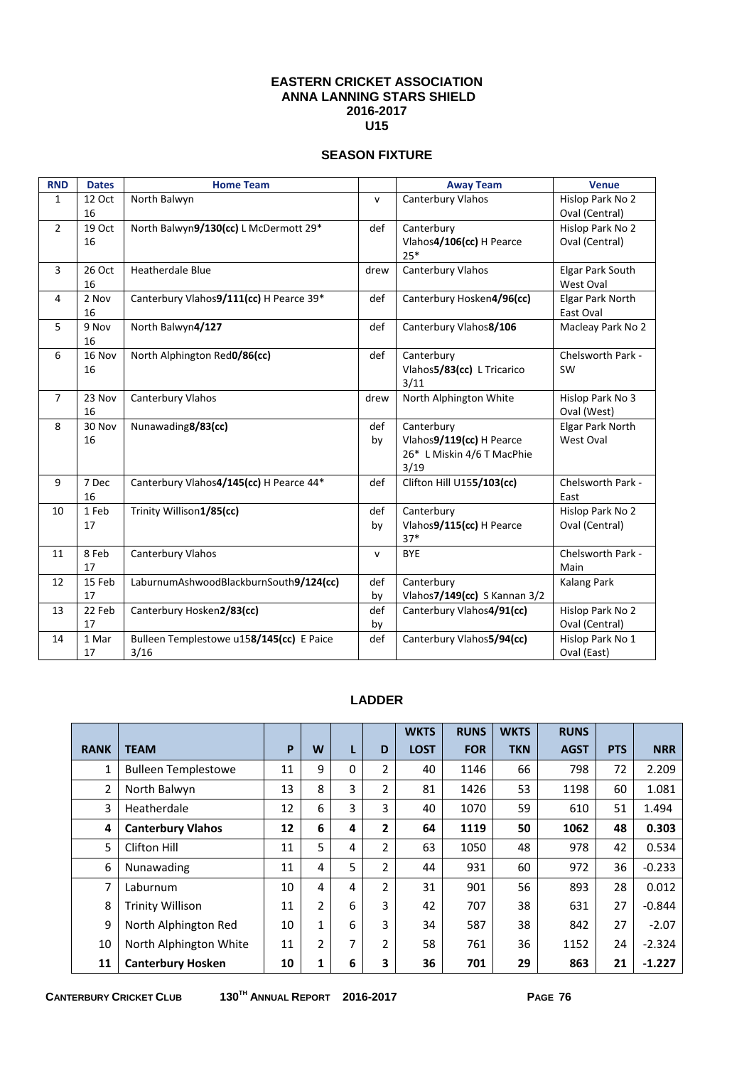# EASTERN CRICKET ASSOCIATION
# ANNA LANNING STARS SHIELD
# 2016-2017
# U15

## SEASON FIXTURE

| RND | Dates | Home Team | | Away Team | Venue |
|---|---|---|---|---|---|
| 1 | 12 Oct 16 | North Balwyn | v | Canterbury Vlahos | Hislop Park No 2 Oval (Central) |
| 2 | 19 Oct 16 | North Balwyn**9/130(cc)** L McDermott 29* | def | Canterbury Vlahos**4/106(cc)** H Pearce 25* | Hislop Park No 2 Oval (Central) |
| 3 | 26 Oct 16 | Heatherdale Blue | drew | Canterbury Vlahos | Elgar Park South West Oval |
| 4 | 2 Nov 16 | Canterbury Vlahos**9/111(cc)** H Pearce 39* | def | Canterbury Hosken**4/96(cc)** | Elgar Park North East Oval |
| 5 | 9 Nov 16 | North Balwyn**4/127** | def | Canterbury Vlahos**8/106** | Macleay Park No 2 |
| 6 | 16 Nov 16 | North Alphington Red**0/86(cc)** | def | Canterbury Vlahos**5/83(cc)** L Tricarico 3/11 | Chelsworth Park - SW |
| 7 | 23 Nov 16 | Canterbury Vlahos | drew | North Alphington White | Hislop Park No 3 Oval (West) |
| 8 | 30 Nov 16 | Nunawading**8/83(cc)** | def by | Canterbury Vlahos**9/119(cc)** H Pearce 26* L Miskin 4/6 T MacPhie 3/19 | Elgar Park North West Oval |
| 9 | 7 Dec 16 | Canterbury Vlahos**4/145(cc)** H Pearce 44* | def | Clifton Hill U15**5/103(cc)** | Chelsworth Park - East |
| 10 | 1 Feb 17 | Trinity Willison**1/85(cc)** | def by | Canterbury Vlahos**9/115(cc)** H Pearce 37* | Hislop Park No 2 Oval (Central) |
| 11 | 8 Feb 17 | Canterbury Vlahos | v | BYE | Chelsworth Park - Main |
| 12 | 15 Feb 17 | LaburnumAshwoodBlackburnSouth**9/124(cc)** | def by | Canterbury Vlahos**7/149(cc)** S Kannan 3/2 | Kalang Park |
| 13 | 22 Feb 17 | Canterbury Hosken**2/83(cc)** | def by | Canterbury Vlahos**4/91(cc)** | Hislop Park No 2 Oval (Central) |
| 14 | 1 Mar 17 | Bulleen Templestowe u15**8/145(cc)** E Paice 3/16 | def | Canterbury Vlahos**5/94(cc)** | Hislop Park No 1 Oval (East) |

## LADDER

| RANK | TEAM | P | W | L | D | WKTS LOST | RUNS FOR | WKTS TKN | RUNS AGST | PTS | NRR |
|---|---|---|---|---|---|---|---|---|---|---|---|
| 1 | Bulleen Templestowe | 11 | 9 | 0 | 2 | 40 | 1146 | 66 | 798 | 72 | 2.209 |
| 2 | North Balwyn | 13 | 8 | 3 | 2 | 81 | 1426 | 53 | 1198 | 60 | 1.081 |
| 3 | Heatherdale | 12 | 6 | 3 | 3 | 40 | 1070 | 59 | 610 | 51 | 1.494 |
| **4** | **Canterbury Vlahos** | **12** | **6** | **4** | **2** | **64** | **1119** | **50** | **1062** | **48** | **0.303** |
| 5 | Clifton Hill | 11 | 5 | 4 | 2 | 63 | 1050 | 48 | 978 | 42 | 0.534 |
| 6 | Nunawading | 11 | 4 | 5 | 2 | 44 | 931 | 60 | 972 | 36 | -0.233 |
| 7 | Laburnum | 10 | 4 | 4 | 2 | 31 | 901 | 56 | 893 | 28 | 0.012 |
| 8 | Trinity Willison | 11 | 2 | 6 | 3 | 42 | 707 | 38 | 631 | 27 | -0.844 |
| 9 | North Alphington Red | 10 | 1 | 6 | 3 | 34 | 587 | 38 | 842 | 27 | -2.07 |
| 10 | North Alphington White | 11 | 2 | 7 | 2 | 58 | 761 | 36 | 1152 | 24 | -2.324 |
| **11** | **Canterbury Hosken** | **10** | **1** | **6** | **3** | **36** | **701** | **29** | **863** | **21** | **-1.227** |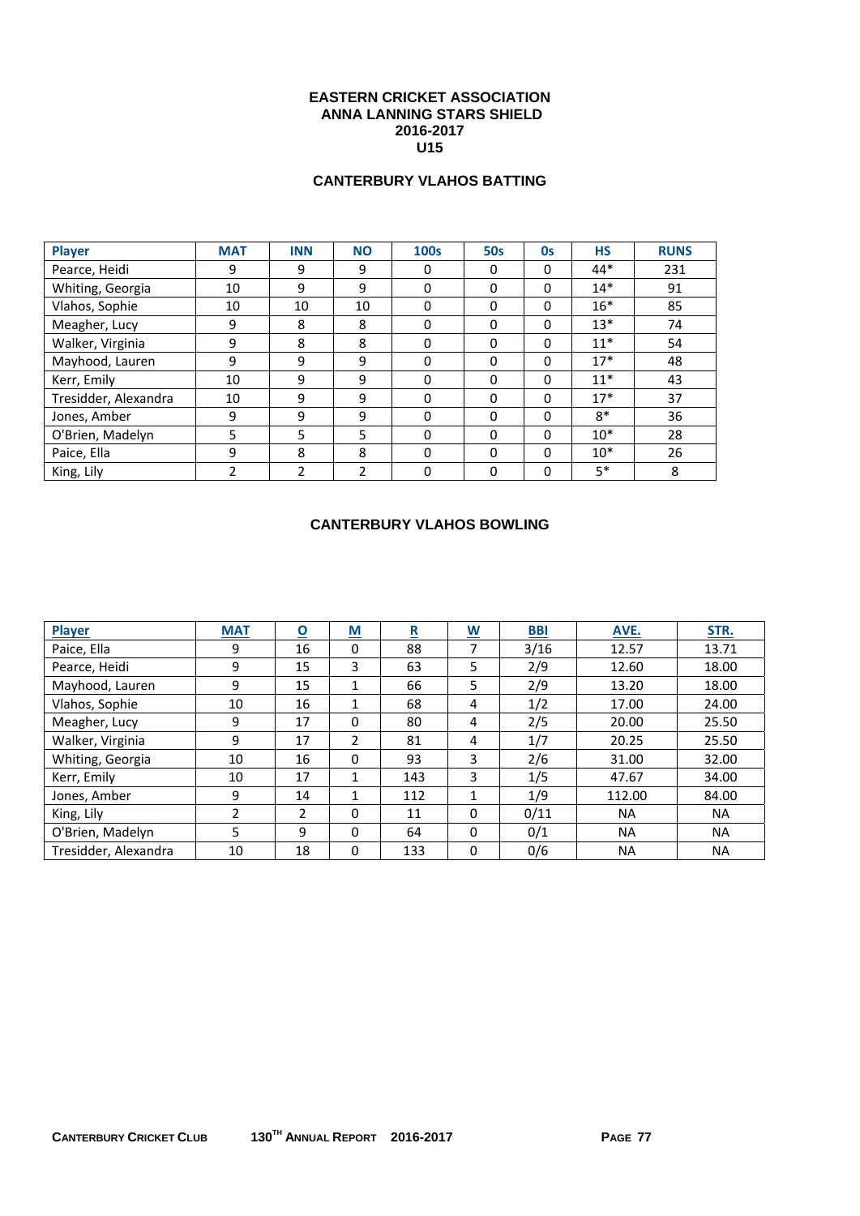# EASTERN CRICKET ASSOCIATION
# ANNA LANNING STARS SHIELD
# 2016-2017
# U15

## CANTERBURY VLAHOS BATTING

| Player | MAT | INN | NO | 100s | 50s | 0s | HS | RUNS |
|---|---|---|---|---|---|---|---|---|
| Pearce, Heidi | 9 | 9 | 9 | 0 | 0 | 0 | 44* | 231 |
| Whiting, Georgia | 10 | 9 | 9 | 0 | 0 | 0 | 14* | 91 |
| Vlahos, Sophie | 10 | 10 | 10 | 0 | 0 | 0 | 16* | 85 |
| Meagher, Lucy | 9 | 8 | 8 | 0 | 0 | 0 | 13* | 74 |
| Walker, Virginia | 9 | 8 | 8 | 0 | 0 | 0 | 11* | 54 |
| Mayhood, Lauren | 9 | 9 | 9 | 0 | 0 | 0 | 17* | 48 |
| Kerr, Emily | 10 | 9 | 9 | 0 | 0 | 0 | 11* | 43 |
| Tresidder, Alexandra | 10 | 9 | 9 | 0 | 0 | 0 | 17* | 37 |
| Jones, Amber | 9 | 9 | 9 | 0 | 0 | 0 | 8* | 36 |
| O'Brien, Madelyn | 5 | 5 | 5 | 0 | 0 | 0 | 10* | 28 |
| Paice, Ella | 9 | 8 | 8 | 0 | 0 | 0 | 10* | 26 |
| King, Lily | 2 | 2 | 2 | 0 | 0 | 0 | 5* | 8 |

## CANTERBURY VLAHOS BOWLING

| Player | MAT | O | M | R | W | BBI | AVE. | STR. |
|---|---|---|---|---|---|---|---|---|
| Paice, Ella | 9 | 16 | 0 | 88 | 7 | 3/16 | 12.57 | 13.71 |
| Pearce, Heidi | 9 | 15 | 3 | 63 | 5 | 2/9 | 12.60 | 18.00 |
| Mayhood, Lauren | 9 | 15 | 1 | 66 | 5 | 2/9 | 13.20 | 18.00 |
| Vlahos, Sophie | 10 | 16 | 1 | 68 | 4 | 1/2 | 17.00 | 24.00 |
| Meagher, Lucy | 9 | 17 | 0 | 80 | 4 | 2/5 | 20.00 | 25.50 |
| Walker, Virginia | 9 | 17 | 2 | 81 | 4 | 1/7 | 20.25 | 25.50 |
| Whiting, Georgia | 10 | 16 | 0 | 93 | 3 | 2/6 | 31.00 | 32.00 |
| Kerr, Emily | 10 | 17 | 1 | 143 | 3 | 1/5 | 47.67 | 34.00 |
| Jones, Amber | 9 | 14 | 1 | 112 | 1 | 1/9 | 112.00 | 84.00 |
| King, Lily | 2 | 2 | 0 | 11 | 0 | 0/11 | NA | NA |
| O'Brien, Madelyn | 5 | 9 | 0 | 64 | 0 | 0/1 | NA | NA |
| Tresidder, Alexandra | 10 | 18 | 0 | 133 | 0 | 0/6 | NA | NA |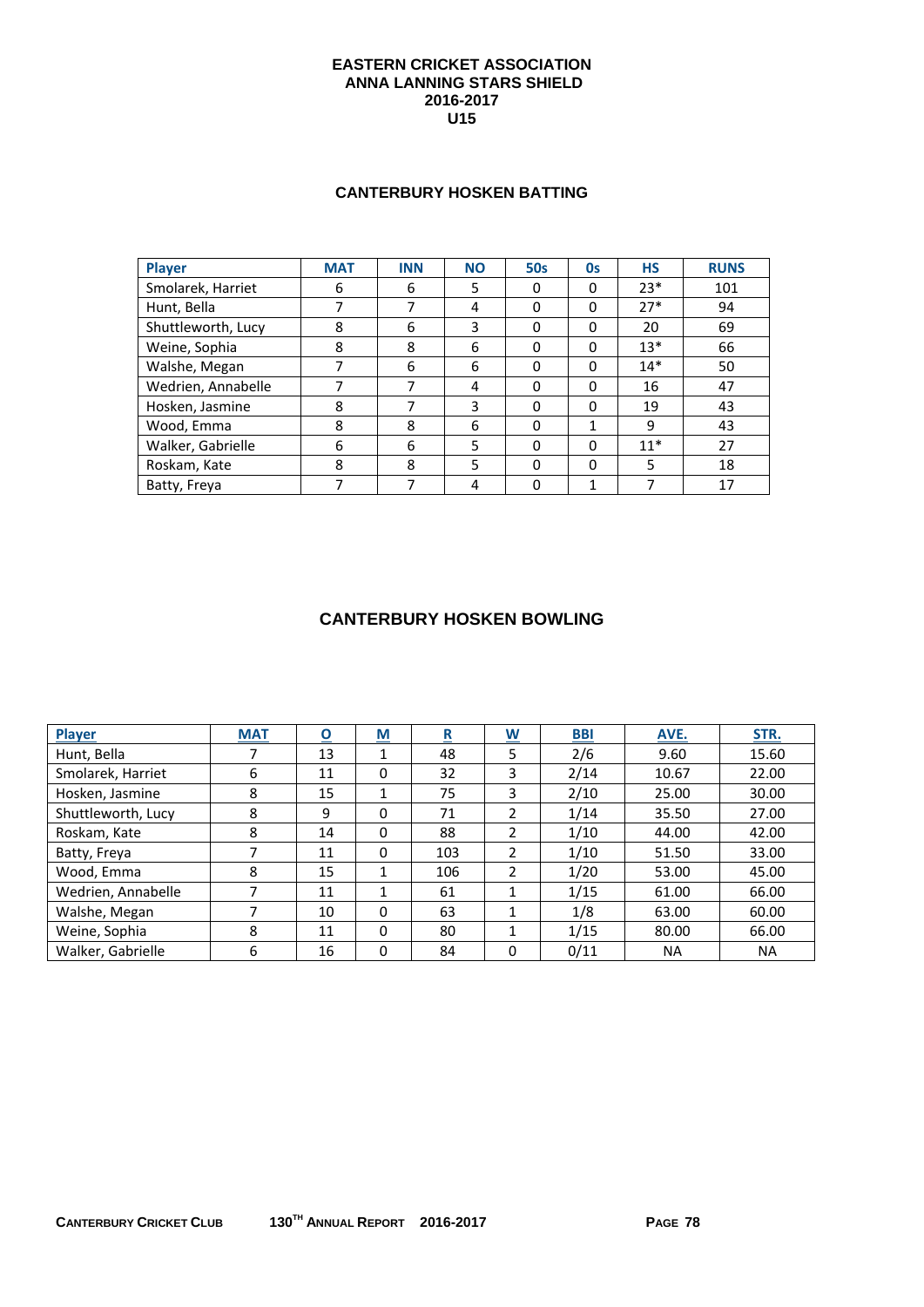# EASTERN CRICKET ASSOCIATION
# ANNA LANNING STARS SHIELD
# 2016-2017
# U15

## CANTERBURY HOSKEN BATTING

| Player | MAT | INN | NO | 50s | 0s | HS | RUNS |
|---|---|---|---|---|---|---|---|
| Smolarek, Harriet | 6 | 6 | 5 | 0 | 0 | 23* | 101 |
| Hunt, Bella | 7 | 7 | 4 | 0 | 0 | 27* | 94 |
| Shuttleworth, Lucy | 8 | 6 | 3 | 0 | 0 | 20 | 69 |
| Weine, Sophia | 8 | 8 | 6 | 0 | 0 | 13* | 66 |
| Walshe, Megan | 7 | 6 | 6 | 0 | 0 | 14* | 50 |
| Wedrien, Annabelle | 7 | 7 | 4 | 0 | 0 | 16 | 47 |
| Hosken, Jasmine | 8 | 7 | 3 | 0 | 0 | 19 | 43 |
| Wood, Emma | 8 | 8 | 6 | 0 | 1 | 9 | 43 |
| Walker, Gabrielle | 6 | 6 | 5 | 0 | 0 | 11* | 27 |
| Roskam, Kate | 8 | 8 | 5 | 0 | 0 | 5 | 18 |
| Batty, Freya | 7 | 7 | 4 | 0 | 1 | 7 | 17 |

## CANTERBURY HOSKEN BOWLING

| Player | MAT | O | M | R | W | BBI | AVE. | STR. |
|---|---|---|---|---|---|---|---|---|
| Hunt, Bella | 7 | 13 | 1 | 48 | 5 | 2/6 | 9.60 | 15.60 |
| Smolarek, Harriet | 6 | 11 | 0 | 32 | 3 | 2/14 | 10.67 | 22.00 |
| Hosken, Jasmine | 8 | 15 | 1 | 75 | 3 | 2/10 | 25.00 | 30.00 |
| Shuttleworth, Lucy | 8 | 9 | 0 | 71 | 2 | 1/14 | 35.50 | 27.00 |
| Roskam, Kate | 8 | 14 | 0 | 88 | 2 | 1/10 | 44.00 | 42.00 |
| Batty, Freya | 7 | 11 | 0 | 103 | 2 | 1/10 | 51.50 | 33.00 |
| Wood, Emma | 8 | 15 | 1 | 106 | 2 | 1/20 | 53.00 | 45.00 |
| Wedrien, Annabelle | 7 | 11 | 1 | 61 | 1 | 1/15 | 61.00 | 66.00 |
| Walshe, Megan | 7 | 10 | 0 | 63 | 1 | 1/8 | 63.00 | 60.00 |
| Weine, Sophia | 8 | 11 | 0 | 80 | 1 | 1/15 | 80.00 | 66.00 |
| Walker, Gabrielle | 6 | 16 | 0 | 84 | 0 | 0/11 | NA | NA |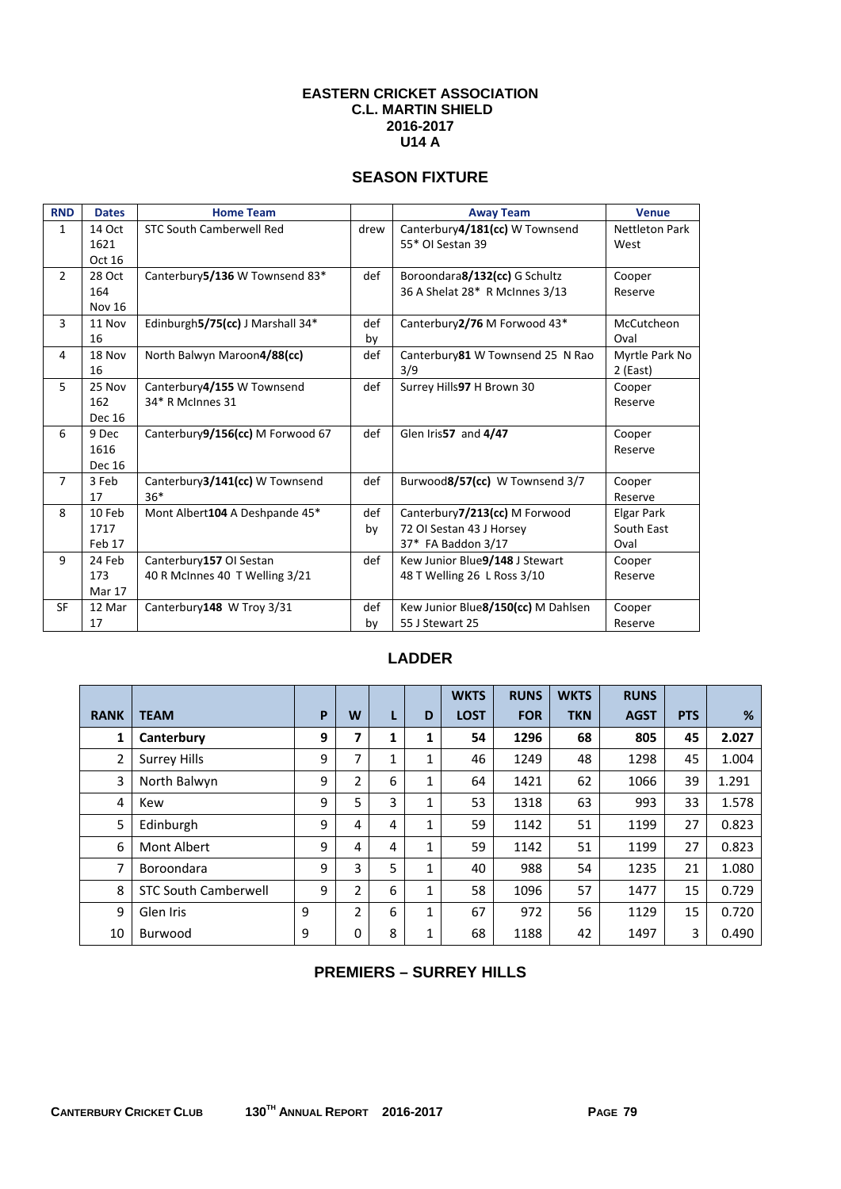# EASTERN CRICKET ASSOCIATION
## C.L. MARTIN SHIELD
## 2016-2017
## U14 A

## SEASON FIXTURE

| RND | Dates | Home Team | | Away Team | Venue |
|---|---|---|---|---|---|
| 1 | 14 Oct 1621 Oct 16 | STC South Camberwell Red | drew | Canterbury**4/181(cc)** W Townsend 55* OI Sestan 39 | Nettleton Park West |
| 2 | 28 Oct 164 Nov 16 | Canterbury**5/136** W Townsend 83* | def | Boroondara**8/132(cc)** G Schultz 36 A Shelat 28* R McInnes 3/13 | Cooper Reserve |
| 3 | 11 Nov 16 | Edinburgh**5/75(cc)** J Marshall 34* | def by | Canterbury**2/76** M Forwood 43* | McCutcheon Oval |
| 4 | 18 Nov 16 | North Balwyn Maroon**4/88(cc)** | def | Canterbury**81** W Townsend 25 N Rao 3/9 | Myrtle Park No 2 (East) |
| 5 | 25 Nov 162 Dec 16 | Canterbury**4/155** W Townsend 34* R McInnes 31 | def | Surrey Hills**97** H Brown 30 | Cooper Reserve |
| 6 | 9 Dec 1616 Dec 16 | Canterbury**9/156(cc)** M Forwood 67 | def | Glen Iris**57** and **4/47** | Cooper Reserve |
| 7 | 3 Feb 17 | Canterbury**3/141(cc)** W Townsend 36* | def | Burwood**8/57(cc)** W Townsend 3/7 | Cooper Reserve |
| 8 | 10 Feb 1717 Feb 17 | Mont Albert**104** A Deshpande 45* | def by | Canterbury**7/213(cc)** M Forwood 72 OI Sestan 43 J Horsey 37* FA Baddon 3/17 | Elgar Park South East Oval |
| 9 | 24 Feb 173 Mar 17 | Canterbury**157** OI Sestan 40 R McInnes 40 T Welling 3/21 | def | Kew Junior Blue**9/148** J Stewart 48 T Welling 26 L Ross 3/10 | Cooper Reserve |
| SF | 12 Mar 17 | Canterbury**148** W Troy 3/31 | def by | Kew Junior Blue**8/150(cc)** M Dahlsen 55 J Stewart 25 | Cooper Reserve |

## LADDER

| RANK | TEAM | P | W | L | D | WKTS LOST | RUNS FOR | WKTS TKN | RUNS AGST | PTS | % |
|---|---|---|---|---|---|---|---|---|---|---|---|
| **1** | **Canterbury** | **9** | **7** | **1** | **1** | **54** | **1296** | **68** | **805** | **45** | **2.027** |
| 2 | Surrey Hills | 9 | 7 | 1 | 1 | 46 | 1249 | 48 | 1298 | 45 | 1.004 |
| 3 | North Balwyn | 9 | 2 | 6 | 1 | 64 | 1421 | 62 | 1066 | 39 | 1.291 |
| 4 | Kew | 9 | 5 | 3 | 1 | 53 | 1318 | 63 | 993 | 33 | 1.578 |
| 5 | Edinburgh | 9 | 4 | 4 | 1 | 59 | 1142 | 51 | 1199 | 27 | 0.823 |
| 6 | Mont Albert | 9 | 4 | 4 | 1 | 59 | 1142 | 51 | 1199 | 27 | 0.823 |
| 7 | Boroondara | 9 | 3 | 5 | 1 | 40 | 988 | 54 | 1235 | 21 | 1.080 |
| 8 | STC South Camberwell | 9 | 2 | 6 | 1 | 58 | 1096 | 57 | 1477 | 15 | 0.729 |
| 9 | Glen Iris | 9 | 2 | 6 | 1 | 67 | 972 | 56 | 1129 | 15 | 0.720 |
| 10 | Burwood | 9 | 0 | 8 | 1 | 68 | 1188 | 42 | 1497 | 3 | 0.490 |

## PREMIERS – SURREY HILLS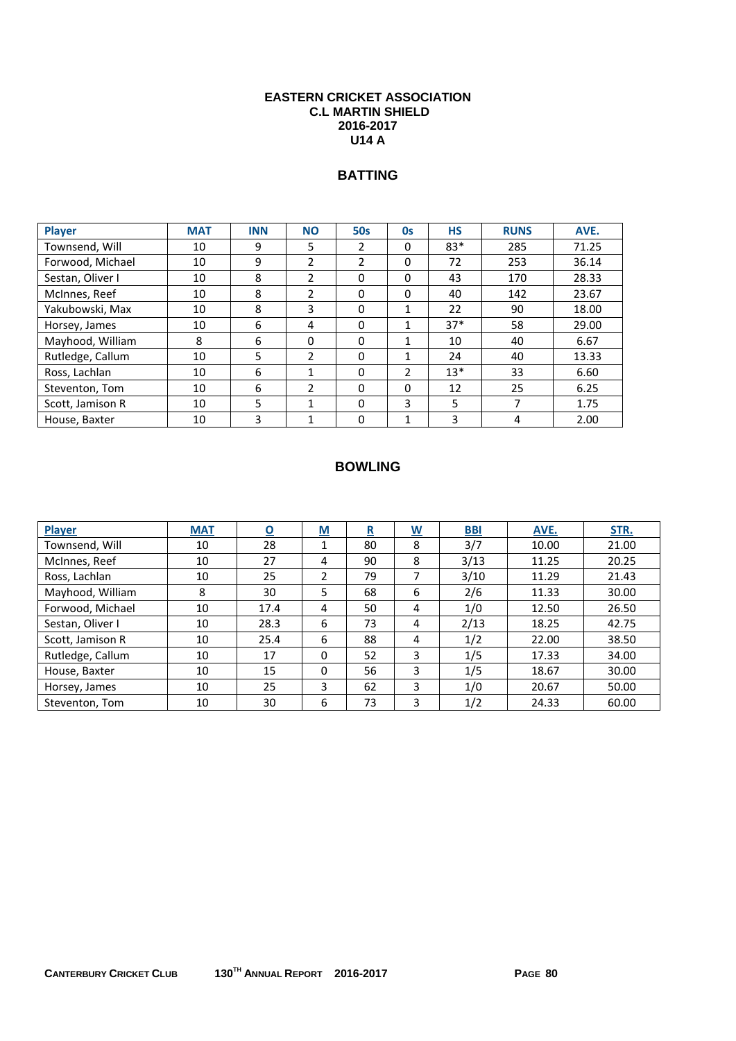**EASTERN CRICKET ASSOCIATION**
**C.L MARTIN SHIELD**
**2016-2017**
**U14 A**

## BATTING

| Player | MAT | INN | NO | 50s | 0s | HS | RUNS | AVE. |
|---|---|---|---|---|---|---|---|---|
| Townsend, Will | 10 | 9 | 5 | 2 | 0 | 83* | 285 | 71.25 |
| Forwood, Michael | 10 | 9 | 2 | 2 | 0 | 72 | 253 | 36.14 |
| Sestan, Oliver I | 10 | 8 | 2 | 0 | 0 | 43 | 170 | 28.33 |
| McInnes, Reef | 10 | 8 | 2 | 0 | 0 | 40 | 142 | 23.67 |
| Yakubowski, Max | 10 | 8 | 3 | 0 | 1 | 22 | 90 | 18.00 |
| Horsey, James | 10 | 6 | 4 | 0 | 1 | 37* | 58 | 29.00 |
| Mayhood, William | 8 | 6 | 0 | 0 | 1 | 10 | 40 | 6.67 |
| Rutledge, Callum | 10 | 5 | 2 | 0 | 1 | 24 | 40 | 13.33 |
| Ross, Lachlan | 10 | 6 | 1 | 0 | 2 | 13* | 33 | 6.60 |
| Steventon, Tom | 10 | 6 | 2 | 0 | 0 | 12 | 25 | 6.25 |
| Scott, Jamison R | 10 | 5 | 1 | 0 | 3 | 5 | 7 | 1.75 |
| House, Baxter | 10 | 3 | 1 | 0 | 1 | 3 | 4 | 2.00 |

## BOWLING

| Player | MAT | O | M | R | W | BBI | AVE. | STR. |
|---|---|---|---|---|---|---|---|---|
| Townsend, Will | 10 | 28 | 1 | 80 | 8 | 3/7 | 10.00 | 21.00 |
| McInnes, Reef | 10 | 27 | 4 | 90 | 8 | 3/13 | 11.25 | 20.25 |
| Ross, Lachlan | 10 | 25 | 2 | 79 | 7 | 3/10 | 11.29 | 21.43 |
| Mayhood, William | 8 | 30 | 5 | 68 | 6 | 2/6 | 11.33 | 30.00 |
| Forwood, Michael | 10 | 17.4 | 4 | 50 | 4 | 1/0 | 12.50 | 26.50 |
| Sestan, Oliver I | 10 | 28.3 | 6 | 73 | 4 | 2/13 | 18.25 | 42.75 |
| Scott, Jamison R | 10 | 25.4 | 6 | 88 | 4 | 1/2 | 22.00 | 38.50 |
| Rutledge, Callum | 10 | 17 | 0 | 52 | 3 | 1/5 | 17.33 | 34.00 |
| House, Baxter | 10 | 15 | 0 | 56 | 3 | 1/5 | 18.67 | 30.00 |
| Horsey, James | 10 | 25 | 3 | 62 | 3 | 1/0 | 20.67 | 50.00 |
| Steventon, Tom | 10 | 30 | 6 | 73 | 3 | 1/2 | 24.33 | 60.00 |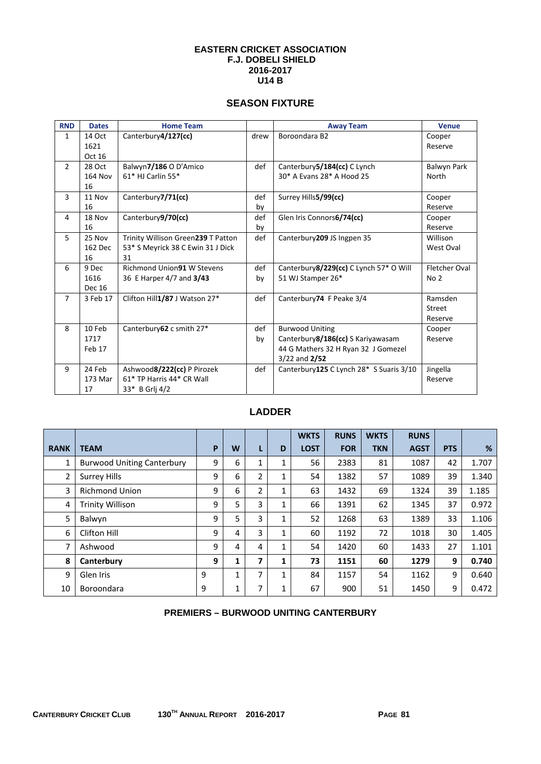# EASTERN CRICKET ASSOCIATION
## F.J. DOBELI SHIELD
## 2016-2017
## U14 B

## SEASON FIXTURE

| RND | Dates | Home Team | | Away Team | Venue |
|---|---|---|---|---|---|
| 1 | 14 Oct 1621 Oct 16 | Canterbury**4/127(cc)** | drew | Boroondara B2 | Cooper Reserve |
| 2 | 28 Oct 164 Nov 16 | Balwyn**7/186** O D'Amico 61* HJ Carlin 55* | def | Canterbury**5/184(cc)** C Lynch 30* A Evans 28* A Hood 25 | Balwyn Park North |
| 3 | 11 Nov 16 | Canterbury**7/71(cc)** | def by | Surrey Hills**5/99(cc)** | Cooper Reserve |
| 4 | 18 Nov 16 | Canterbury**9/70(cc)** | def by | Glen Iris Connors**6/74(cc)** | Cooper Reserve |
| 5 | 25 Nov 162 Dec 16 | Trinity Willison Green**239** T Patton 53* S Meyrick 38 C Ewin 31 J Dick 31 | def | Canterbury**209** JS Ingpen 35 | Willison West Oval |
| 6 | 9 Dec 1616 Dec 16 | Richmond Union**91** W Stevens 36 E Harper 4/7 and **3/43** | def by | Canterbury**8/229(cc)** C Lynch 57* O Will 51 WJ Stamper 26* | Fletcher Oval No 2 |
| 7 | 3 Feb 17 | Clifton Hill**1/87** J Watson 27* | def | Canterbury**74** F Peake 3/4 | Ramsden Street Reserve |
| 8 | 10 Feb 1717 Feb 17 | Canterbury**62** c smith 27* | def by | Burwood Uniting Canterbury**8/186(cc)** S Kariyawasam 44 G Mathers 32 H Ryan 32 J Gomezel 3/22 and **2/52** | Cooper Reserve |
| 9 | 24 Feb 173 Mar 17 | Ashwood**8/222(cc)** P Pirozek 61* TP Harris 44* CR Wall 33* B Grlj 4/2 | def | Canterbury**125** C Lynch 28* S Suaris 3/10 | Jingella Reserve |

## LADDER

| RANK | TEAM | P | W | L | D | WKTS LOST | RUNS FOR | WKTS TKN | RUNS AGST | PTS | % |
|---|---|---|---|---|---|---|---|---|---|---|---|
| 1 | Burwood Uniting Canterbury | 9 | 6 | 1 | 1 | 56 | 2383 | 81 | 1087 | 42 | 1.707 |
| 2 | Surrey Hills | 9 | 6 | 2 | 1 | 54 | 1382 | 57 | 1089 | 39 | 1.340 |
| 3 | Richmond Union | 9 | 6 | 2 | 1 | 63 | 1432 | 69 | 1324 | 39 | 1.185 |
| 4 | Trinity Willison | 9 | 5 | 3 | 1 | 66 | 1391 | 62 | 1345 | 37 | 0.972 |
| 5 | Balwyn | 9 | 5 | 3 | 1 | 52 | 1268 | 63 | 1389 | 33 | 1.106 |
| 6 | Clifton Hill | 9 | 4 | 3 | 1 | 60 | 1192 | 72 | 1018 | 30 | 1.405 |
| 7 | Ashwood | 9 | 4 | 4 | 1 | 54 | 1420 | 60 | 1433 | 27 | 1.101 |
| **8** | **Canterbury** | **9** | **1** | **7** | **1** | **73** | **1151** | **60** | **1279** | **9** | **0.740** |
| 9 | Glen Iris | 9 | 1 | 7 | 1 | 84 | 1157 | 54 | 1162 | 9 | 0.640 |
| 10 | Boroondara | 9 | 1 | 7 | 1 | 67 | 900 | 51 | 1450 | 9 | 0.472 |

**PREMIERS – BURWOOD UNITING CANTERBURY**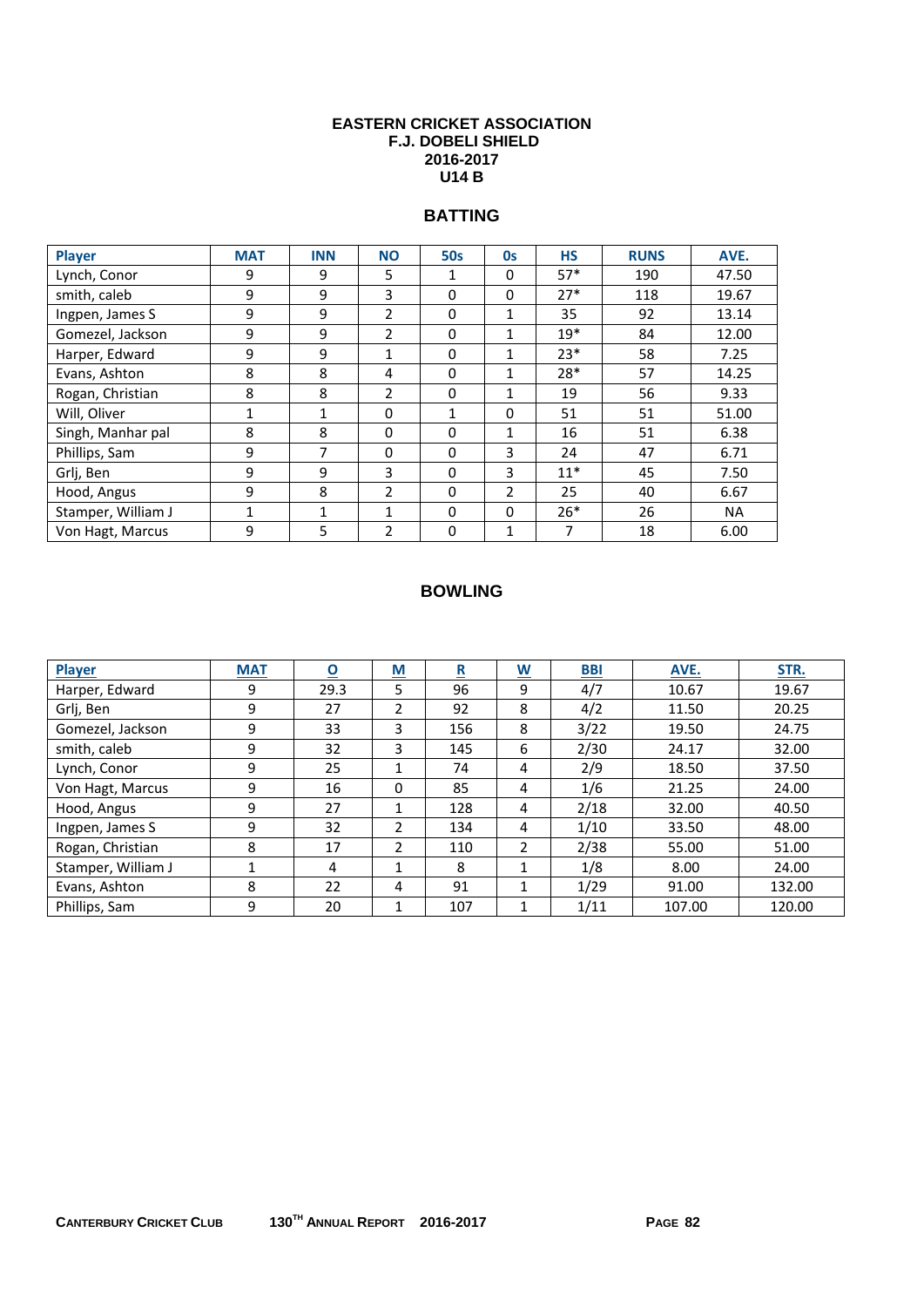# EASTERN CRICKET ASSOCIATION
## F.J. DOBELI SHIELD
## 2016-2017
## U14 B

### BATTING

| Player | MAT | INN | NO | 50s | 0s | HS | RUNS | AVE. |
|---|---|---|---|---|---|---|---|---|
| Lynch, Conor | 9 | 9 | 5 | 1 | 0 | 57* | 190 | 47.50 |
| smith, caleb | 9 | 9 | 3 | 0 | 0 | 27* | 118 | 19.67 |
| Ingpen, James S | 9 | 9 | 2 | 0 | 1 | 35 | 92 | 13.14 |
| Gomezel, Jackson | 9 | 9 | 2 | 0 | 1 | 19* | 84 | 12.00 |
| Harper, Edward | 9 | 9 | 1 | 0 | 1 | 23* | 58 | 7.25 |
| Evans, Ashton | 8 | 8 | 4 | 0 | 1 | 28* | 57 | 14.25 |
| Rogan, Christian | 8 | 8 | 2 | 0 | 1 | 19 | 56 | 9.33 |
| Will, Oliver | 1 | 1 | 0 | 1 | 0 | 51 | 51 | 51.00 |
| Singh, Manhar pal | 8 | 8 | 0 | 0 | 1 | 16 | 51 | 6.38 |
| Phillips, Sam | 9 | 7 | 0 | 0 | 3 | 24 | 47 | 6.71 |
| Grlj, Ben | 9 | 9 | 3 | 0 | 3 | 11* | 45 | 7.50 |
| Hood, Angus | 9 | 8 | 2 | 0 | 2 | 25 | 40 | 6.67 |
| Stamper, William J | 1 | 1 | 1 | 0 | 0 | 26* | 26 | NA |
| Von Hagt, Marcus | 9 | 5 | 2 | 0 | 1 | 7 | 18 | 6.00 |

### BOWLING

| Player | MAT | O | M | R | W | BBI | AVE. | STR. |
|---|---|---|---|---|---|---|---|---|
| Harper, Edward | 9 | 29.3 | 5 | 96 | 9 | 4/7 | 10.67 | 19.67 |
| Grlj, Ben | 9 | 27 | 2 | 92 | 8 | 4/2 | 11.50 | 20.25 |
| Gomezel, Jackson | 9 | 33 | 3 | 156 | 8 | 3/22 | 19.50 | 24.75 |
| smith, caleb | 9 | 32 | 3 | 145 | 6 | 2/30 | 24.17 | 32.00 |
| Lynch, Conor | 9 | 25 | 1 | 74 | 4 | 2/9 | 18.50 | 37.50 |
| Von Hagt, Marcus | 9 | 16 | 0 | 85 | 4 | 1/6 | 21.25 | 24.00 |
| Hood, Angus | 9 | 27 | 1 | 128 | 4 | 2/18 | 32.00 | 40.50 |
| Ingpen, James S | 9 | 32 | 2 | 134 | 4 | 1/10 | 33.50 | 48.00 |
| Rogan, Christian | 8 | 17 | 2 | 110 | 2 | 2/38 | 55.00 | 51.00 |
| Stamper, William J | 1 | 4 | 1 | 8 | 1 | 1/8 | 8.00 | 24.00 |
| Evans, Ashton | 8 | 22 | 4 | 91 | 1 | 1/29 | 91.00 | 132.00 |
| Phillips, Sam | 9 | 20 | 1 | 107 | 1 | 1/11 | 107.00 | 120.00 |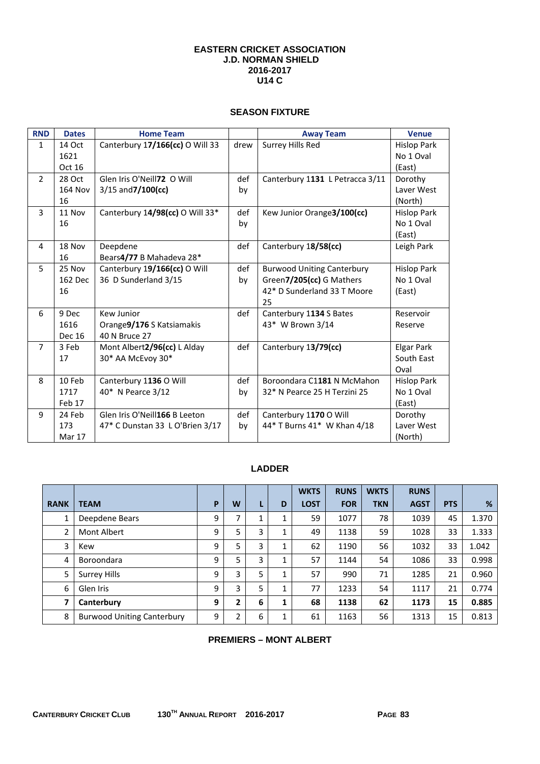**EASTERN CRICKET ASSOCIATION**
**J.D. NORMAN SHIELD**
**2016-2017**
**U14 C**

## SEASON FIXTURE

| RND | Dates | Home Team | | Away Team | Venue |
|---|---|---|---|---|---|
| 1 | 14 Oct 1621 Oct 16 | Canterbury 1**7/166(cc)** O Will 33 | drew | Surrey Hills Red | Hislop Park No 1 Oval (East) |
| 2 | 28 Oct 164 Nov 16 | Glen Iris O'Neill**72** O Will 3/15 and**7/100(cc)** | def by | Canterbury 1**131** L Petracca 3/11 | Dorothy Laver West (North) |
| 3 | 11 Nov 16 | Canterbury 1**4/98(cc)** O Will 33* | def by | Kew Junior Orange**3/100(cc)** | Hislop Park No 1 Oval (East) |
| 4 | 18 Nov 16 | Deepdene Bears**4/77** B Mahadeva 28* | def | Canterbury 1**8/58(cc)** | Leigh Park |
| 5 | 25 Nov 162 Dec 16 | Canterbury 1**9/166(cc)** O Will 36 D Sunderland 3/15 | def by | Burwood Uniting Canterbury Green**7/205(cc)** G Mathers 42* D Sunderland 33 T Moore 25 | Hislop Park No 1 Oval (East) |
| 6 | 9 Dec 1616 Dec 16 | Kew Junior Orange**9/176** S Katsiamakis 40 N Bruce 27 | def | Canterbury 1**134** S Bates 43* W Brown 3/14 | Reservoir Reserve |
| 7 | 3 Feb 17 | Mont Albert**2/96(cc)** L Alday 30* AA McEvoy 30* | def | Canterbury 1**3/79(cc)** | Elgar Park South East Oval |
| 8 | 10 Feb 1717 Feb 17 | Canterbury 1**136** O Will 40* N Pearce 3/12 | def by | Boroondara C1**181** N McMahon 32* N Pearce 25 H Terzini 25 | Hislop Park No 1 Oval (East) |
| 9 | 24 Feb 173 Mar 17 | Glen Iris O'Neill**166** B Leeton 47* C Dunstan 33 L O'Brien 3/17 | def by | Canterbury 1**170** O Will 44* T Burns 41* W Khan 4/18 | Dorothy Laver West (North) |

## LADDER

| RANK | TEAM | P | W | L | D | WKTS LOST | RUNS FOR | WKTS TKN | RUNS AGST | PTS | % |
|---|---|---|---|---|---|---|---|---|---|---|---|
| 1 | Deepdene Bears | 9 | 7 | 1 | 1 | 59 | 1077 | 78 | 1039 | 45 | 1.370 |
| 2 | Mont Albert | 9 | 5 | 3 | 1 | 49 | 1138 | 59 | 1028 | 33 | 1.333 |
| 3 | Kew | 9 | 5 | 3 | 1 | 62 | 1190 | 56 | 1032 | 33 | 1.042 |
| 4 | Boroondara | 9 | 5 | 3 | 1 | 57 | 1144 | 54 | 1086 | 33 | 0.998 |
| 5 | Surrey Hills | 9 | 3 | 5 | 1 | 57 | 990 | 71 | 1285 | 21 | 0.960 |
| 6 | Glen Iris | 9 | 3 | 5 | 1 | 77 | 1233 | 54 | 1117 | 21 | 0.774 |
| **7** | **Canterbury** | **9** | **2** | **6** | **1** | **68** | **1138** | **62** | **1173** | **15** | **0.885** |
| 8 | Burwood Uniting Canterbury | 9 | 2 | 6 | 1 | 61 | 1163 | 56 | 1313 | 15 | 0.813 |

**PREMIERS – MONT ALBERT**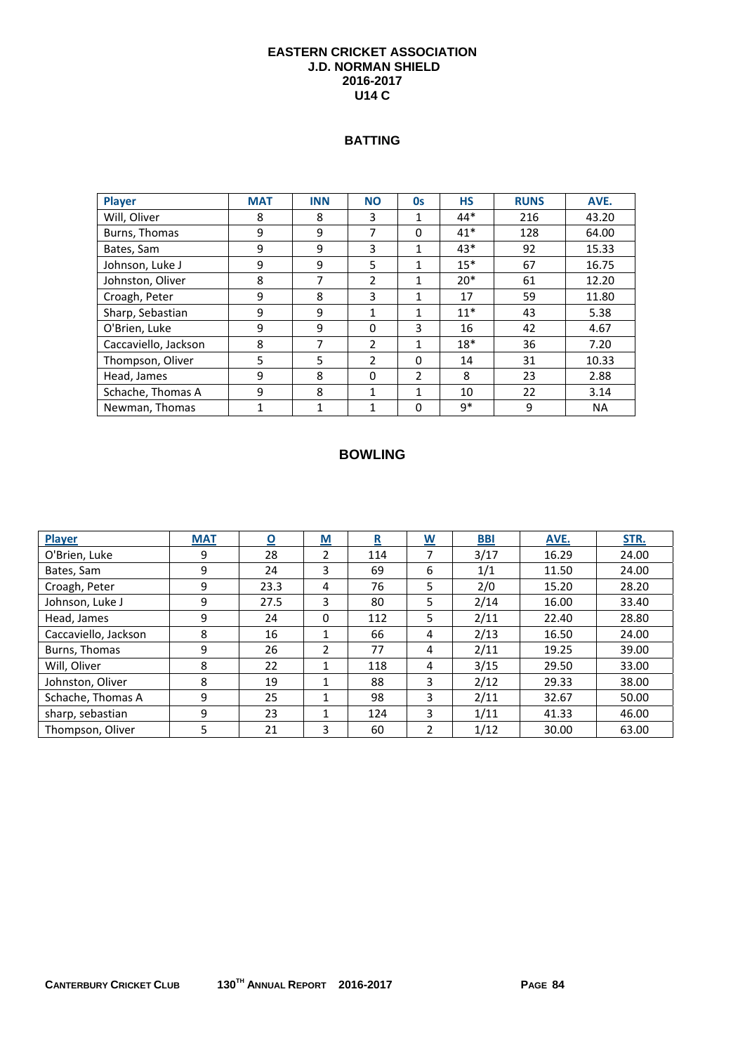# EASTERN CRICKET ASSOCIATION
## J.D. NORMAN SHIELD
## 2016-2017
## U14 C

### BATTING

| Player | MAT | INN | NO | 0s | HS | RUNS | AVE. |
|---|---|---|---|---|---|---|---|
| Will, Oliver | 8 | 8 | 3 | 1 | 44* | 216 | 43.20 |
| Burns, Thomas | 9 | 9 | 7 | 0 | 41* | 128 | 64.00 |
| Bates, Sam | 9 | 9 | 3 | 1 | 43* | 92 | 15.33 |
| Johnson, Luke J | 9 | 9 | 5 | 1 | 15* | 67 | 16.75 |
| Johnston, Oliver | 8 | 7 | 2 | 1 | 20* | 61 | 12.20 |
| Croagh, Peter | 9 | 8 | 3 | 1 | 17 | 59 | 11.80 |
| Sharp, Sebastian | 9 | 9 | 1 | 1 | 11* | 43 | 5.38 |
| O'Brien, Luke | 9 | 9 | 0 | 3 | 16 | 42 | 4.67 |
| Caccaviello, Jackson | 8 | 7 | 2 | 1 | 18* | 36 | 7.20 |
| Thompson, Oliver | 5 | 5 | 2 | 0 | 14 | 31 | 10.33 |
| Head, James | 9 | 8 | 0 | 2 | 8 | 23 | 2.88 |
| Schache, Thomas A | 9 | 8 | 1 | 1 | 10 | 22 | 3.14 |
| Newman, Thomas | 1 | 1 | 1 | 0 | 9* | 9 | NA |

### BOWLING

| Player | MAT | O | M | R | W | BBI | AVE. | STR. |
|---|---|---|---|---|---|---|---|---|
| O'Brien, Luke | 9 | 28 | 2 | 114 | 7 | 3/17 | 16.29 | 24.00 |
| Bates, Sam | 9 | 24 | 3 | 69 | 6 | 1/1 | 11.50 | 24.00 |
| Croagh, Peter | 9 | 23.3 | 4 | 76 | 5 | 2/0 | 15.20 | 28.20 |
| Johnson, Luke J | 9 | 27.5 | 3 | 80 | 5 | 2/14 | 16.00 | 33.40 |
| Head, James | 9 | 24 | 0 | 112 | 5 | 2/11 | 22.40 | 28.80 |
| Caccaviello, Jackson | 8 | 16 | 1 | 66 | 4 | 2/13 | 16.50 | 24.00 |
| Burns, Thomas | 9 | 26 | 2 | 77 | 4 | 2/11 | 19.25 | 39.00 |
| Will, Oliver | 8 | 22 | 1 | 118 | 4 | 3/15 | 29.50 | 33.00 |
| Johnston, Oliver | 8 | 19 | 1 | 88 | 3 | 2/12 | 29.33 | 38.00 |
| Schache, Thomas A | 9 | 25 | 1 | 98 | 3 | 2/11 | 32.67 | 50.00 |
| sharp, sebastian | 9 | 23 | 1 | 124 | 3 | 1/11 | 41.33 | 46.00 |
| Thompson, Oliver | 5 | 21 | 3 | 60 | 2 | 1/12 | 30.00 | 63.00 |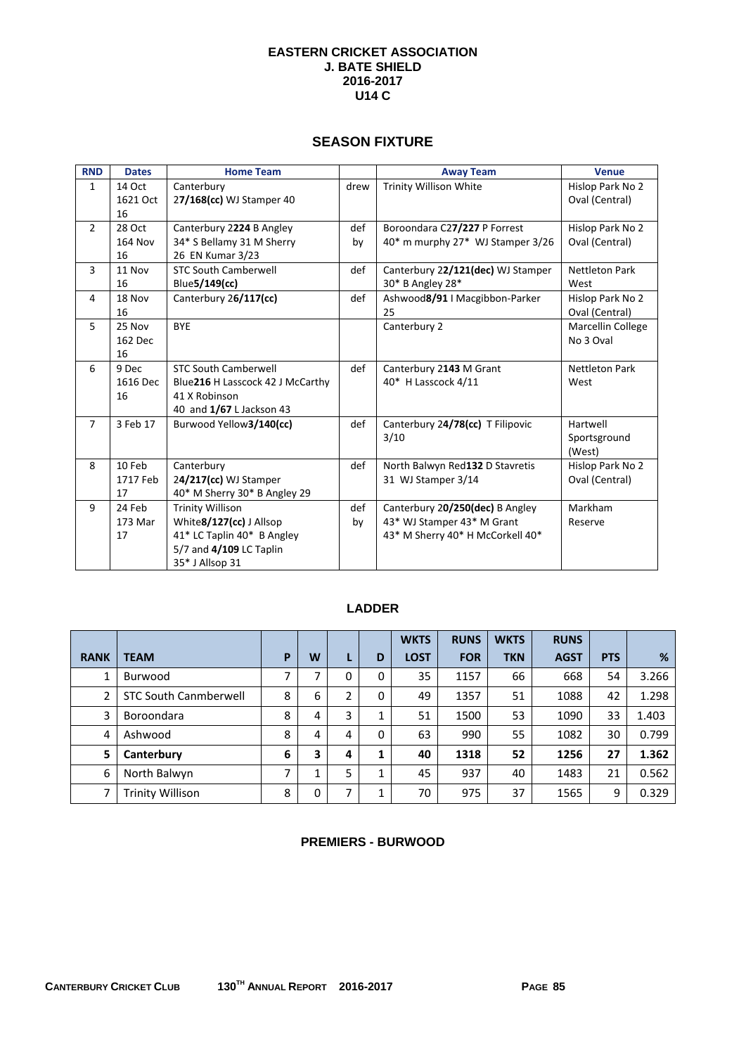# EASTERN CRICKET ASSOCIATION
## J. BATE SHIELD
## 2016-2017
## U14 C

## SEASON FIXTURE

| RND | Dates | Home Team | | Away Team | Venue |
|---|---|---|---|---|---|
| 1 | 14 Oct 1621 Oct 16 | Canterbury 27/168(cc) WJ Stamper 40 | drew | Trinity Willison White | Hislop Park No 2 Oval (Central) |
| 2 | 28 Oct 164 Nov 16 | Canterbury 2224 B Angley 34* S Bellamy 31 M Sherry 26 EN Kumar 3/23 | def by | Boroondara C27/227 P Forrest 40* m murphy 27* WJ Stamper 3/26 | Hislop Park No 2 Oval (Central) |
| 3 | 11 Nov 16 | STC South Camberwell Blue5/149(cc) | def | Canterbury 22/121(dec) WJ Stamper 30* B Angley 28* | Nettleton Park West |
| 4 | 18 Nov 16 | Canterbury 26/117(cc) | def | Ashwood8/91 I Macgibbon-Parker 25 | Hislop Park No 2 Oval (Central) |
| 5 | 25 Nov 162 Dec 16 | BYE | | Canterbury 2 | Marcellin College No 3 Oval |
| 6 | 9 Dec 1616 Dec 16 | STC South Camberwell Blue216 H Lasscock 42 J McCarthy 41 X Robinson 40 and 1/67 L Jackson 43 | def | Canterbury 2143 M Grant 40* H Lasscock 4/11 | Nettleton Park West |
| 7 | 3 Feb 17 | Burwood Yellow3/140(cc) | def | Canterbury 24/78(cc) T Filipovic 3/10 | Hartwell Sportsground (West) |
| 8 | 10 Feb 1717 Feb 17 | Canterbury 24/217(cc) WJ Stamper 40* M Sherry 30* B Angley 29 | def | North Balwyn Red132 D Stavretis 31 WJ Stamper 3/14 | Hislop Park No 2 Oval (Central) |
| 9 | 24 Feb 173 Mar 17 | Trinity Willison White8/127(cc) J Allsop 41* LC Taplin 40* B Angley 5/7 and 4/109 LC Taplin 35* J Allsop 31 | def by | Canterbury 20/250(dec) B Angley 43* WJ Stamper 43* M Grant 43* M Sherry 40* H McCorkell 40* | Markham Reserve |

## LADDER

| RANK | TEAM | P | W | L | D | WKTS LOST | RUNS FOR | WKTS TKN | RUNS AGST | PTS | % |
|---|---|---|---|---|---|---|---|---|---|---|---|
| 1 | Burwood | 7 | 7 | 0 | 0 | 35 | 1157 | 66 | 668 | 54 | 3.266 |
| 2 | STC South Canmberwell | 8 | 6 | 2 | 0 | 49 | 1357 | 51 | 1088 | 42 | 1.298 |
| 3 | Boroondara | 8 | 4 | 3 | 1 | 51 | 1500 | 53 | 1090 | 33 | 1.403 |
| 4 | Ashwood | 8 | 4 | 4 | 0 | 63 | 990 | 55 | 1082 | 30 | 0.799 |
| **5** | **Canterbury** | **6** | **3** | **4** | **1** | **40** | **1318** | **52** | **1256** | **27** | **1.362** |
| 6 | North Balwyn | 7 | 1 | 5 | 1 | 45 | 937 | 40 | 1483 | 21 | 0.562 |
| 7 | Trinity Willison | 8 | 0 | 7 | 1 | 70 | 975 | 37 | 1565 | 9 | 0.329 |

**PREMIERS - BURWOOD**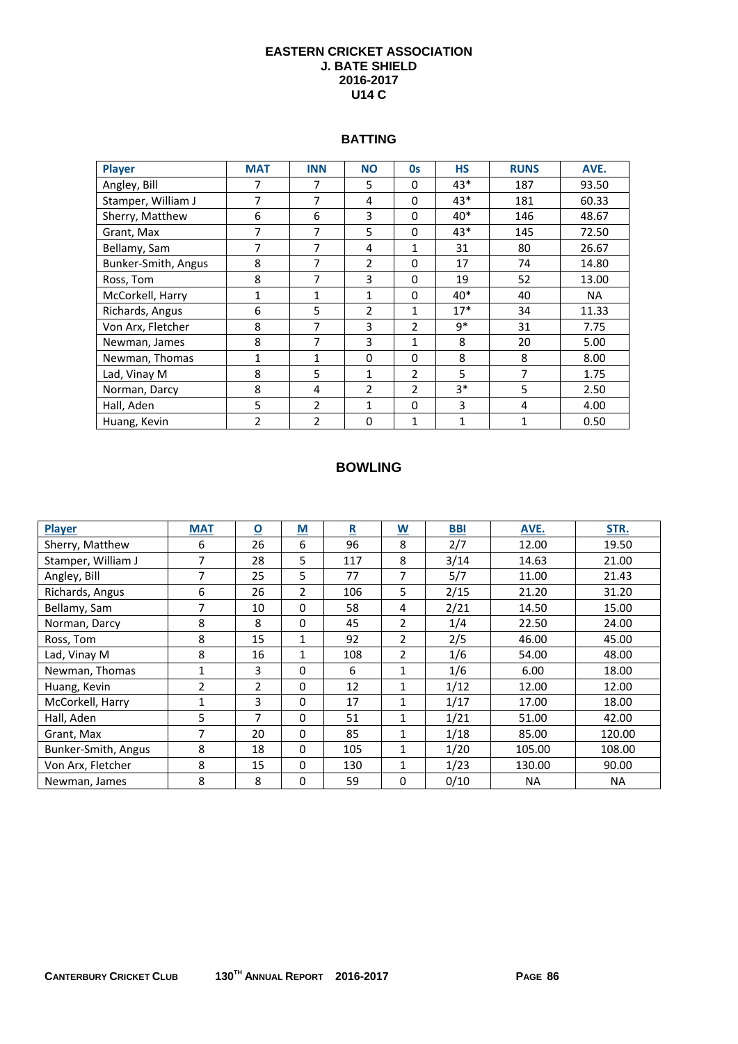# EASTERN CRICKET ASSOCIATION
## J. BATE SHIELD
## 2016-2017
## U14 C

### BATTING

| Player | MAT | INN | NO | 0s | HS | RUNS | AVE. |
|---|---|---|---|---|---|---|---|
| Angley, Bill | 7 | 7 | 5 | 0 | 43* | 187 | 93.50 |
| Stamper, William J | 7 | 7 | 4 | 0 | 43* | 181 | 60.33 |
| Sherry, Matthew | 6 | 6 | 3 | 0 | 40* | 146 | 48.67 |
| Grant, Max | 7 | 7 | 5 | 0 | 43* | 145 | 72.50 |
| Bellamy, Sam | 7 | 7 | 4 | 1 | 31 | 80 | 26.67 |
| Bunker-Smith, Angus | 8 | 7 | 2 | 0 | 17 | 74 | 14.80 |
| Ross, Tom | 8 | 7 | 3 | 0 | 19 | 52 | 13.00 |
| McCorkell, Harry | 1 | 1 | 1 | 0 | 40* | 40 | NA |
| Richards, Angus | 6 | 5 | 2 | 1 | 17* | 34 | 11.33 |
| Von Arx, Fletcher | 8 | 7 | 3 | 2 | 9* | 31 | 7.75 |
| Newman, James | 8 | 7 | 3 | 1 | 8 | 20 | 5.00 |
| Newman, Thomas | 1 | 1 | 0 | 0 | 8 | 8 | 8.00 |
| Lad, Vinay M | 8 | 5 | 1 | 2 | 5 | 7 | 1.75 |
| Norman, Darcy | 8 | 4 | 2 | 2 | 3* | 5 | 2.50 |
| Hall, Aden | 5 | 2 | 1 | 0 | 3 | 4 | 4.00 |
| Huang, Kevin | 2 | 2 | 0 | 1 | 1 | 1 | 0.50 |

### BOWLING

| Player | MAT | O | M | R | W | BBI | AVE. | STR. |
|---|---|---|---|---|---|---|---|---|
| Sherry, Matthew | 6 | 26 | 6 | 96 | 8 | 2/7 | 12.00 | 19.50 |
| Stamper, William J | 7 | 28 | 5 | 117 | 8 | 3/14 | 14.63 | 21.00 |
| Angley, Bill | 7 | 25 | 5 | 77 | 7 | 5/7 | 11.00 | 21.43 |
| Richards, Angus | 6 | 26 | 2 | 106 | 5 | 2/15 | 21.20 | 31.20 |
| Bellamy, Sam | 7 | 10 | 0 | 58 | 4 | 2/21 | 14.50 | 15.00 |
| Norman, Darcy | 8 | 8 | 0 | 45 | 2 | 1/4 | 22.50 | 24.00 |
| Ross, Tom | 8 | 15 | 1 | 92 | 2 | 2/5 | 46.00 | 45.00 |
| Lad, Vinay M | 8 | 16 | 1 | 108 | 2 | 1/6 | 54.00 | 48.00 |
| Newman, Thomas | 1 | 3 | 0 | 6 | 1 | 1/6 | 6.00 | 18.00 |
| Huang, Kevin | 2 | 2 | 0 | 12 | 1 | 1/12 | 12.00 | 12.00 |
| McCorkell, Harry | 1 | 3 | 0 | 17 | 1 | 1/17 | 17.00 | 18.00 |
| Hall, Aden | 5 | 7 | 0 | 51 | 1 | 1/21 | 51.00 | 42.00 |
| Grant, Max | 7 | 20 | 0 | 85 | 1 | 1/18 | 85.00 | 120.00 |
| Bunker-Smith, Angus | 8 | 18 | 0 | 105 | 1 | 1/20 | 105.00 | 108.00 |
| Von Arx, Fletcher | 8 | 15 | 0 | 130 | 1 | 1/23 | 130.00 | 90.00 |
| Newman, James | 8 | 8 | 0 | 59 | 0 | 0/10 | NA | NA |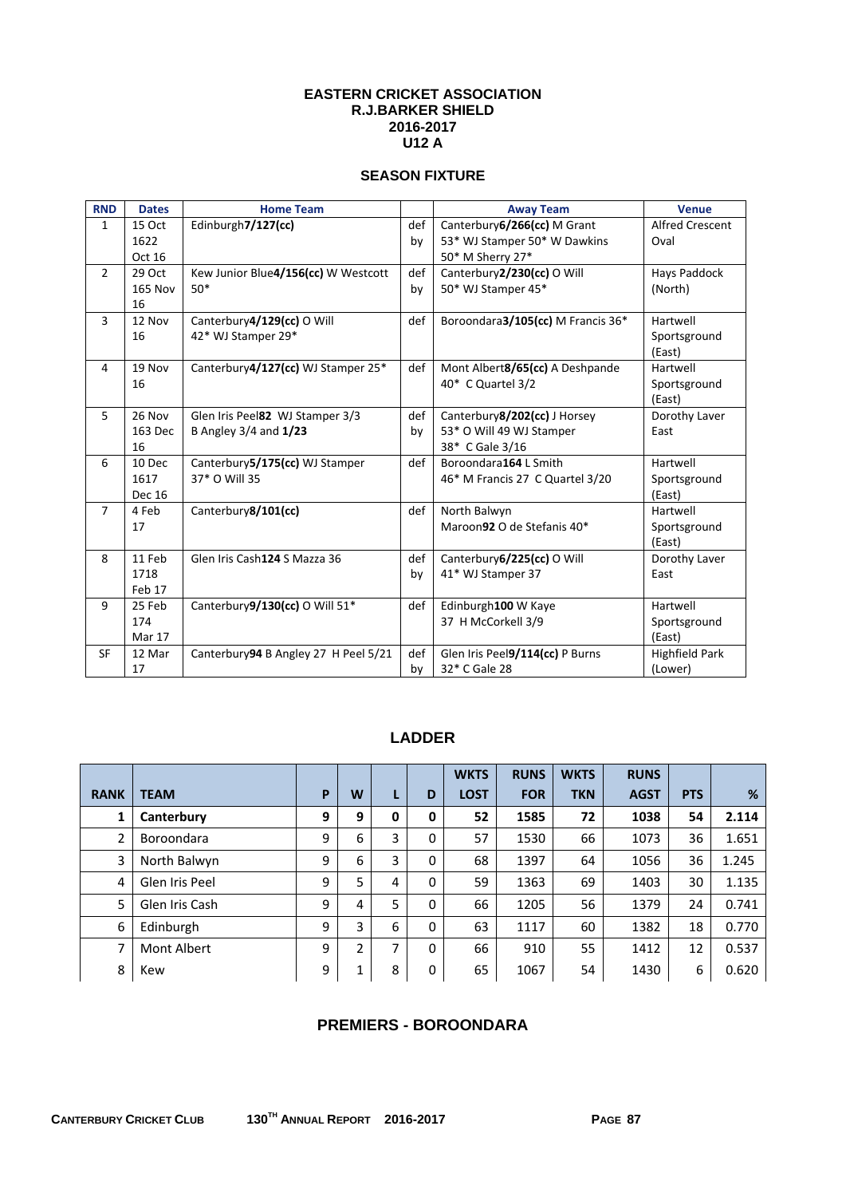# EASTERN CRICKET ASSOCIATION
## R.J.BARKER SHIELD
## 2016-2017
## U12 A

### SEASON FIXTURE

| RND | Dates | Home Team | | Away Team | Venue |
|---|---|---|---|---|---|
| 1 | 15 Oct 1622 Oct 16 | Edinburgh**7/127(cc)** | def by | Canterbury**6/266(cc)** M Grant 53* WJ Stamper 50* W Dawkins 50* M Sherry 27* | Alfred Crescent Oval |
| 2 | 29 Oct 165 Nov 16 | Kew Junior Blue**4/156(cc)** W Westcott 50* | def by | Canterbury**2/230(cc)** O Will 50* WJ Stamper 45* | Hays Paddock (North) |
| 3 | 12 Nov 16 | Canterbury**4/129(cc)** O Will 42* WJ Stamper 29* | def | Boroondara**3/105(cc)** M Francis 36* | Hartwell Sportsground (East) |
| 4 | 19 Nov 16 | Canterbury**4/127(cc)** WJ Stamper 25* | def | Mont Albert**8/65(cc)** A Deshpande 40* C Quartel 3/2 | Hartwell Sportsground (East) |
| 5 | 26 Nov 163 Dec 16 | Glen Iris Peel**82** WJ Stamper 3/3 B Angley 3/4 and **1/23** | def by | Canterbury**8/202(cc)** J Horsey 53* O Will 49 WJ Stamper 38* C Gale 3/16 | Dorothy Laver East |
| 6 | 10 Dec 1617 Dec 16 | Canterbury**5/175(cc)** WJ Stamper 37* O Will 35 | def | Boroondara**164** L Smith 46* M Francis 27 C Quartel 3/20 | Hartwell Sportsground (East) |
| 7 | 4 Feb 17 | Canterbury**8/101(cc)** | def | North Balwyn Maroon**92** O de Stefanis 40* | Hartwell Sportsground (East) |
| 8 | 11 Feb 1718 Feb 17 | Glen Iris Cash**124** S Mazza 36 | def by | Canterbury**6/225(cc)** O Will 41* WJ Stamper 37 | Dorothy Laver East |
| 9 | 25 Feb 174 Mar 17 | Canterbury**9/130(cc)** O Will 51* | def | Edinburgh**100** W Kaye 37 H McCorkell 3/9 | Hartwell Sportsground (East) |
| SF | 12 Mar 17 | Canterbury**94** B Angley 27 H Peel 5/21 | def by | Glen Iris Peel**9/114(cc)** P Burns 32* C Gale 28 | Highfield Park (Lower) |

### LADDER

| RANK | TEAM | P | W | L | D | WKTS LOST | RUNS FOR | WKTS TKN | RUNS AGST | PTS | % |
|---|---|---|---|---|---|---|---|---|---|---|---|
| **1** | **Canterbury** | **9** | **9** | **0** | **0** | **52** | **1585** | **72** | **1038** | **54** | **2.114** |
| 2 | Boroondara | 9 | 6 | 3 | 0 | 57 | 1530 | 66 | 1073 | 36 | 1.651 |
| 3 | North Balwyn | 9 | 6 | 3 | 0 | 68 | 1397 | 64 | 1056 | 36 | 1.245 |
| 4 | Glen Iris Peel | 9 | 5 | 4 | 0 | 59 | 1363 | 69 | 1403 | 30 | 1.135 |
| 5 | Glen Iris Cash | 9 | 4 | 5 | 0 | 66 | 1205 | 56 | 1379 | 24 | 0.741 |
| 6 | Edinburgh | 9 | 3 | 6 | 0 | 63 | 1117 | 60 | 1382 | 18 | 0.770 |
| 7 | Mont Albert | 9 | 2 | 7 | 0 | 66 | 910 | 55 | 1412 | 12 | 0.537 |
| 8 | Kew | 9 | 1 | 8 | 0 | 65 | 1067 | 54 | 1430 | 6 | 0.620 |

### PREMIERS - BOROONDARA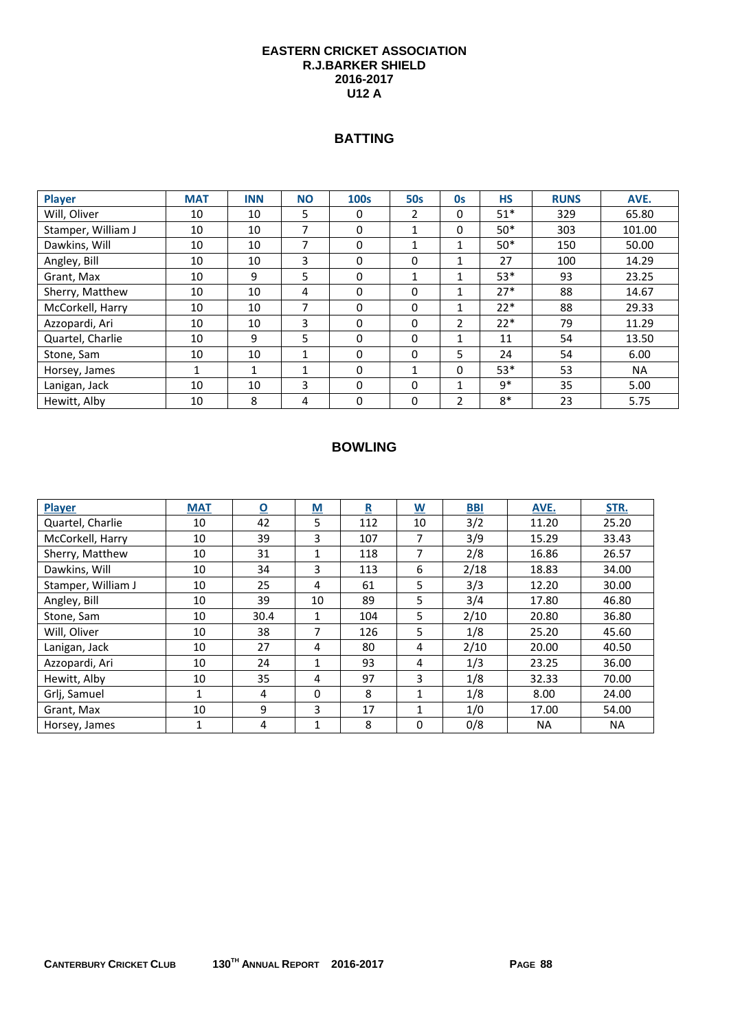# EASTERN CRICKET ASSOCIATION
## R.J.BARKER SHIELD
## 2016-2017
## U12 A

## BATTING

| Player | MAT | INN | NO | 100s | 50s | 0s | HS | RUNS | AVE. |
|---|---|---|---|---|---|---|---|---|---|
| Will, Oliver | 10 | 10 | 5 | 0 | 2 | 0 | 51* | 329 | 65.80 |
| Stamper, William J | 10 | 10 | 7 | 0 | 1 | 0 | 50* | 303 | 101.00 |
| Dawkins, Will | 10 | 10 | 7 | 0 | 1 | 1 | 50* | 150 | 50.00 |
| Angley, Bill | 10 | 10 | 3 | 0 | 0 | 1 | 27 | 100 | 14.29 |
| Grant, Max | 10 | 9 | 5 | 0 | 1 | 1 | 53* | 93 | 23.25 |
| Sherry, Matthew | 10 | 10 | 4 | 0 | 0 | 1 | 27* | 88 | 14.67 |
| McCorkell, Harry | 10 | 10 | 7 | 0 | 0 | 1 | 22* | 88 | 29.33 |
| Azzopardi, Ari | 10 | 10 | 3 | 0 | 0 | 2 | 22* | 79 | 11.29 |
| Quartel, Charlie | 10 | 9 | 5 | 0 | 0 | 1 | 11 | 54 | 13.50 |
| Stone, Sam | 10 | 10 | 1 | 0 | 0 | 5 | 24 | 54 | 6.00 |
| Horsey, James | 1 | 1 | 1 | 0 | 1 | 0 | 53* | 53 | NA |
| Lanigan, Jack | 10 | 10 | 3 | 0 | 0 | 1 | 9* | 35 | 5.00 |
| Hewitt, Alby | 10 | 8 | 4 | 0 | 0 | 2 | 8* | 23 | 5.75 |

## BOWLING

| Player | MAT | O | M | R | W | BBI | AVE. | STR. |
|---|---|---|---|---|---|---|---|---|
| Quartel, Charlie | 10 | 42 | 5 | 112 | 10 | 3/2 | 11.20 | 25.20 |
| McCorkell, Harry | 10 | 39 | 3 | 107 | 7 | 3/9 | 15.29 | 33.43 |
| Sherry, Matthew | 10 | 31 | 1 | 118 | 7 | 2/8 | 16.86 | 26.57 |
| Dawkins, Will | 10 | 34 | 3 | 113 | 6 | 2/18 | 18.83 | 34.00 |
| Stamper, William J | 10 | 25 | 4 | 61 | 5 | 3/3 | 12.20 | 30.00 |
| Angley, Bill | 10 | 39 | 10 | 89 | 5 | 3/4 | 17.80 | 46.80 |
| Stone, Sam | 10 | 30.4 | 1 | 104 | 5 | 2/10 | 20.80 | 36.80 |
| Will, Oliver | 10 | 38 | 7 | 126 | 5 | 1/8 | 25.20 | 45.60 |
| Lanigan, Jack | 10 | 27 | 4 | 80 | 4 | 2/10 | 20.00 | 40.50 |
| Azzopardi, Ari | 10 | 24 | 1 | 93 | 4 | 1/3 | 23.25 | 36.00 |
| Hewitt, Alby | 10 | 35 | 4 | 97 | 3 | 1/8 | 32.33 | 70.00 |
| Grlj, Samuel | 1 | 4 | 0 | 8 | 1 | 1/8 | 8.00 | 24.00 |
| Grant, Max | 10 | 9 | 3 | 17 | 1 | 1/0 | 17.00 | 54.00 |
| Horsey, James | 1 | 4 | 1 | 8 | 0 | 0/8 | NA | NA |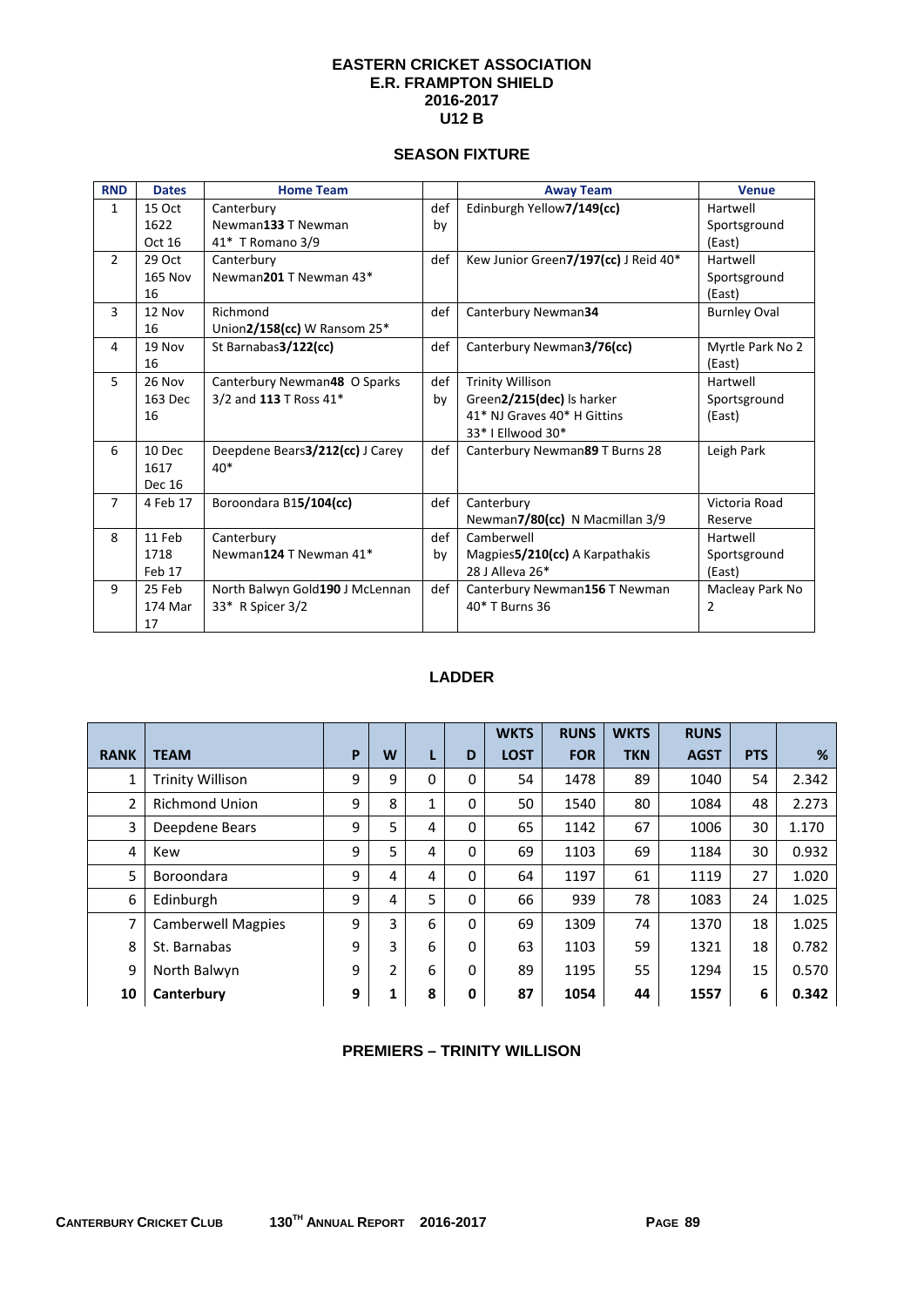# EASTERN CRICKET ASSOCIATION
# E.R. FRAMPTON SHIELD
# 2016-2017
# U12 B

## SEASON FIXTURE

| RND | Dates | Home Team | | Away Team | Venue |
|---|---|---|---|---|---|
| 1 | 15 Oct 1622 Oct 16 | Canterbury Newman**133** T Newman 41* T Romano 3/9 | def by | Edinburgh Yellow**7/149(cc)** | Hartwell Sportsground (East) |
| 2 | 29 Oct 165 Nov 16 | Canterbury Newman**201** T Newman 43* | def | Kew Junior Green**7/197(cc)** J Reid 40* | Hartwell Sportsground (East) |
| 3 | 12 Nov 16 | Richmond Union**2/158(cc)** W Ransom 25* | def | Canterbury Newman**34** | Burnley Oval |
| 4 | 19 Nov 16 | St Barnabas**3/122(cc)** | def | Canterbury Newman**3/76(cc)** | Myrtle Park No 2 (East) |
| 5 | 26 Nov 163 Dec 16 | Canterbury Newman**48** O Sparks 3/2 and **113** T Ross 41* | def by | Trinity Willison Green**2/215(dec)** Is harker 41* NJ Graves 40* H Gittins 33* I Ellwood 30* | Hartwell Sportsground (East) |
| 6 | 10 Dec 1617 Dec 16 | Deepdene Bears**3/212(cc)** J Carey 40* | def | Canterbury Newman**89** T Burns 28 | Leigh Park |
| 7 | 4 Feb 17 | Boroondara B1**5/104(cc)** | def | Canterbury Newman**7/80(cc)** N Macmillan 3/9 | Victoria Road Reserve |
| 8 | 11 Feb 1718 Feb 17 | Canterbury Newman**124** T Newman 41* | def by | Camberwell Magpies**5/210(cc)** A Karpathakis 28 J Alleva 26* | Hartwell Sportsground (East) |
| 9 | 25 Feb 174 Mar 17 | North Balwyn Gold**190** J McLennan 33* R Spicer 3/2 | def | Canterbury Newman**156** T Newman 40* T Burns 36 | Macleay Park No 2 |

## LADDER

| RANK | TEAM | P | W | L | D | WKTS LOST | RUNS FOR | WKTS TKN | RUNS AGST | PTS | % |
|---|---|---|---|---|---|---|---|---|---|---|---|
| 1 | Trinity Willison | 9 | 9 | 0 | 0 | 54 | 1478 | 89 | 1040 | 54 | 2.342 |
| 2 | Richmond Union | 9 | 8 | 1 | 0 | 50 | 1540 | 80 | 1084 | 48 | 2.273 |
| 3 | Deepdene Bears | 9 | 5 | 4 | 0 | 65 | 1142 | 67 | 1006 | 30 | 1.170 |
| 4 | Kew | 9 | 5 | 4 | 0 | 69 | 1103 | 69 | 1184 | 30 | 0.932 |
| 5 | Boroondara | 9 | 4 | 4 | 0 | 64 | 1197 | 61 | 1119 | 27 | 1.020 |
| 6 | Edinburgh | 9 | 4 | 5 | 0 | 66 | 939 | 78 | 1083 | 24 | 1.025 |
| 7 | Camberwell Magpies | 9 | 3 | 6 | 0 | 69 | 1309 | 74 | 1370 | 18 | 1.025 |
| 8 | St. Barnabas | 9 | 3 | 6 | 0 | 63 | 1103 | 59 | 1321 | 18 | 0.782 |
| 9 | North Balwyn | 9 | 2 | 6 | 0 | 89 | 1195 | 55 | 1294 | 15 | 0.570 |
| **10** | **Canterbury** | **9** | **1** | **8** | **0** | **87** | **1054** | **44** | **1557** | **6** | **0.342** |

**PREMIERS – TRINITY WILLISON**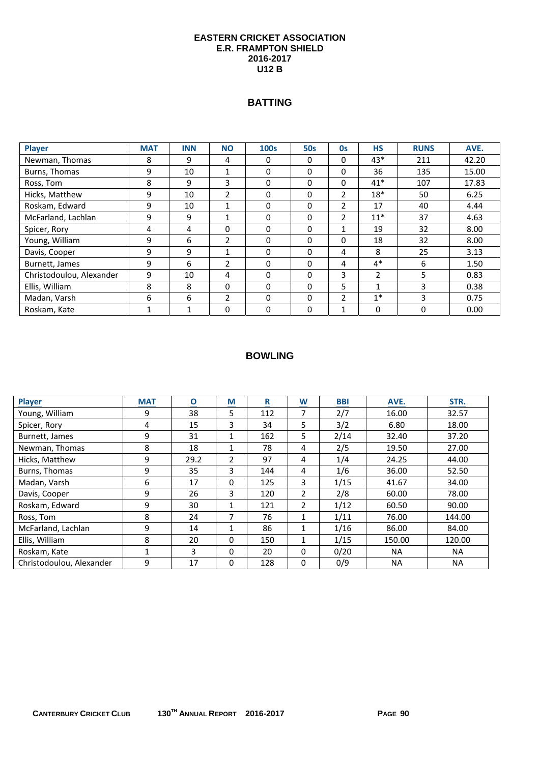# EASTERN CRICKET ASSOCIATION
## E.R. FRAMPTON SHIELD
## 2016-2017
## U12 B

### BATTING

| Player | MAT | INN | NO | 100s | 50s | 0s | HS | RUNS | AVE. |
|---|---|---|---|---|---|---|---|---|---|
| Newman, Thomas | 8 | 9 | 4 | 0 | 0 | 0 | 43* | 211 | 42.20 |
| Burns, Thomas | 9 | 10 | 1 | 0 | 0 | 0 | 36 | 135 | 15.00 |
| Ross, Tom | 8 | 9 | 3 | 0 | 0 | 0 | 41* | 107 | 17.83 |
| Hicks, Matthew | 9 | 10 | 2 | 0 | 0 | 2 | 18* | 50 | 6.25 |
| Roskam, Edward | 9 | 10 | 1 | 0 | 0 | 2 | 17 | 40 | 4.44 |
| McFarland, Lachlan | 9 | 9 | 1 | 0 | 0 | 2 | 11* | 37 | 4.63 |
| Spicer, Rory | 4 | 4 | 0 | 0 | 0 | 1 | 19 | 32 | 8.00 |
| Young, William | 9 | 6 | 2 | 0 | 0 | 0 | 18 | 32 | 8.00 |
| Davis, Cooper | 9 | 9 | 1 | 0 | 0 | 4 | 8 | 25 | 3.13 |
| Burnett, James | 9 | 6 | 2 | 0 | 0 | 4 | 4* | 6 | 1.50 |
| Christodoulou, Alexander | 9 | 10 | 4 | 0 | 0 | 3 | 2 | 5 | 0.83 |
| Ellis, William | 8 | 8 | 0 | 0 | 0 | 5 | 1 | 3 | 0.38 |
| Madan, Varsh | 6 | 6 | 2 | 0 | 0 | 2 | 1* | 3 | 0.75 |
| Roskam, Kate | 1 | 1 | 0 | 0 | 0 | 1 | 0 | 0 | 0.00 |

### BOWLING

| Player | MAT | O | M | R | W | BBI | AVE. | STR. |
|---|---|---|---|---|---|---|---|---|
| Young, William | 9 | 38 | 5 | 112 | 7 | 2/7 | 16.00 | 32.57 |
| Spicer, Rory | 4 | 15 | 3 | 34 | 5 | 3/2 | 6.80 | 18.00 |
| Burnett, James | 9 | 31 | 1 | 162 | 5 | 2/14 | 32.40 | 37.20 |
| Newman, Thomas | 8 | 18 | 1 | 78 | 4 | 2/5 | 19.50 | 27.00 |
| Hicks, Matthew | 9 | 29.2 | 2 | 97 | 4 | 1/4 | 24.25 | 44.00 |
| Burns, Thomas | 9 | 35 | 3 | 144 | 4 | 1/6 | 36.00 | 52.50 |
| Madan, Varsh | 6 | 17 | 0 | 125 | 3 | 1/15 | 41.67 | 34.00 |
| Davis, Cooper | 9 | 26 | 3 | 120 | 2 | 2/8 | 60.00 | 78.00 |
| Roskam, Edward | 9 | 30 | 1 | 121 | 2 | 1/12 | 60.50 | 90.00 |
| Ross, Tom | 8 | 24 | 7 | 76 | 1 | 1/11 | 76.00 | 144.00 |
| McFarland, Lachlan | 9 | 14 | 1 | 86 | 1 | 1/16 | 86.00 | 84.00 |
| Ellis, William | 8 | 20 | 0 | 150 | 1 | 1/15 | 150.00 | 120.00 |
| Roskam, Kate | 1 | 3 | 0 | 20 | 0 | 0/20 | NA | NA |
| Christodoulou, Alexander | 9 | 17 | 0 | 128 | 0 | 0/9 | NA | NA |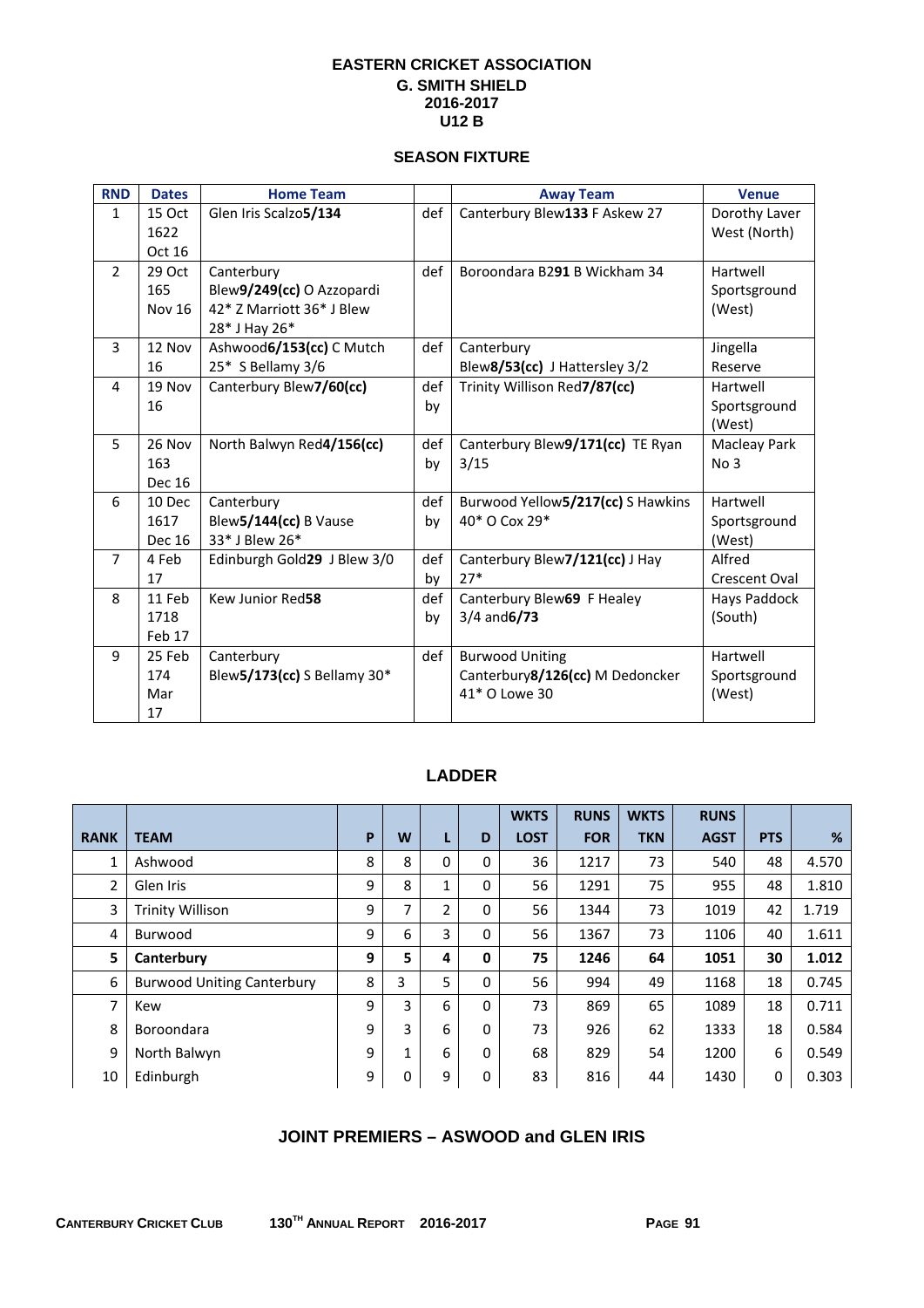# EASTERN CRICKET ASSOCIATION
## G. SMITH SHIELD
## 2016-2017
## U12 B

### SEASON FIXTURE

| RND | Dates | Home Team | | Away Team | Venue |
|---|---|---|---|---|---|
| 1 | 15 Oct 1622 Oct 16 | Glen Iris Scalzo**5/134** | def | Canterbury Blew**133** F Askew 27 | Dorothy Laver West (North) |
| 2 | 29 Oct 165 Nov 16 | Canterbury Blew**9/249(cc)** O Azzopardi 42* Z Marriott 36* J Blew 28* J Hay 26* | def | Boroondara B2**91** B Wickham 34 | Hartwell Sportsground (West) |
| 3 | 12 Nov 16 | Ashwood**6/153(cc)** C Mutch 25* S Bellamy 3/6 | def | Canterbury Blew**8/53(cc)** J Hattersley 3/2 | Jingella Reserve |
| 4 | 19 Nov 16 | Canterbury Blew**7/60(cc)** | def by | Trinity Willison Red**7/87(cc)** | Hartwell Sportsground (West) |
| 5 | 26 Nov 163 Dec 16 | North Balwyn Red**4/156(cc)** | def by | Canterbury Blew**9/171(cc)** TE Ryan 3/15 | Macleay Park No 3 |
| 6 | 10 Dec 1617 Dec 16 | Canterbury Blew**5/144(cc)** B Vause 33* J Blew 26* | def by | Burwood Yellow**5/217(cc)** S Hawkins 40* O Cox 29* | Hartwell Sportsground (West) |
| 7 | 4 Feb 17 | Edinburgh Gold**29** J Blew 3/0 | def by | Canterbury Blew**7/121(cc)** J Hay 27* | Alfred Crescent Oval |
| 8 | 11 Feb 1718 Feb 17 | Kew Junior Red**58** | def by | Canterbury Blew**69** F Healey 3/4 and**6/73** | Hays Paddock (South) |
| 9 | 25 Feb 174 Mar 17 | Canterbury Blew**5/173(cc)** S Bellamy 30* | def | Burwood Uniting Canterbury**8/126(cc)** M Dedoncker 41* O Lowe 30 | Hartwell Sportsground (West) |

### LADDER

| RANK | TEAM | P | W | L | D | WKTS LOST | RUNS FOR | WKTS TKN | RUNS AGST | PTS | % |
|---|---|---|---|---|---|---|---|---|---|---|---|
| 1 | Ashwood | 8 | 8 | 0 | 0 | 36 | 1217 | 73 | 540 | 48 | 4.570 |
| 2 | Glen Iris | 9 | 8 | 1 | 0 | 56 | 1291 | 75 | 955 | 48 | 1.810 |
| 3 | Trinity Willison | 9 | 7 | 2 | 0 | 56 | 1344 | 73 | 1019 | 42 | 1.719 |
| 4 | Burwood | 9 | 6 | 3 | 0 | 56 | 1367 | 73 | 1106 | 40 | 1.611 |
| **5** | **Canterbury** | **9** | **5** | **4** | **0** | **75** | **1246** | **64** | **1051** | **30** | **1.012** |
| 6 | Burwood Uniting Canterbury | 8 | 3 | 5 | 0 | 56 | 994 | 49 | 1168 | 18 | 0.745 |
| 7 | Kew | 9 | 3 | 6 | 0 | 73 | 869 | 65 | 1089 | 18 | 0.711 |
| 8 | Boroondara | 9 | 3 | 6 | 0 | 73 | 926 | 62 | 1333 | 18 | 0.584 |
| 9 | North Balwyn | 9 | 1 | 6 | 0 | 68 | 829 | 54 | 1200 | 6 | 0.549 |
| 10 | Edinburgh | 9 | 0 | 9 | 0 | 83 | 816 | 44 | 1430 | 0 | 0.303 |

### JOINT PREMIERS – ASWOOD and GLEN IRIS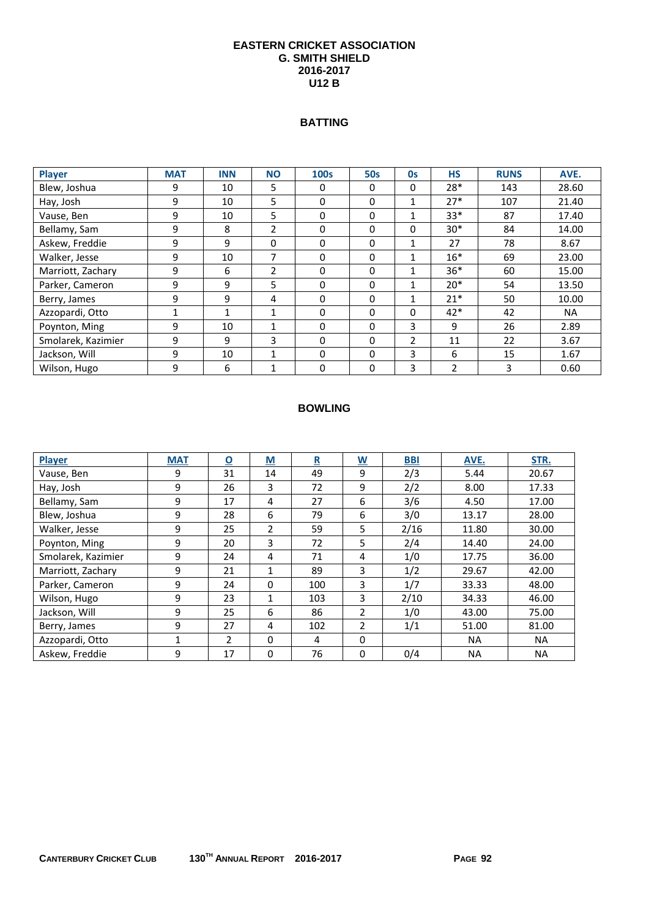# EASTERN CRICKET ASSOCIATION
## G. SMITH SHIELD
## 2016-2017
## U12 B

### BATTING

| Player | MAT | INN | NO | 100s | 50s | 0s | HS | RUNS | AVE. |
|---|---|---|---|---|---|---|---|---|---|
| Blew, Joshua | 9 | 10 | 5 | 0 | 0 | 0 | 28* | 143 | 28.60 |
| Hay, Josh | 9 | 10 | 5 | 0 | 0 | 1 | 27* | 107 | 21.40 |
| Vause, Ben | 9 | 10 | 5 | 0 | 0 | 1 | 33* | 87 | 17.40 |
| Bellamy, Sam | 9 | 8 | 2 | 0 | 0 | 0 | 30* | 84 | 14.00 |
| Askew, Freddie | 9 | 9 | 0 | 0 | 0 | 1 | 27 | 78 | 8.67 |
| Walker, Jesse | 9 | 10 | 7 | 0 | 0 | 1 | 16* | 69 | 23.00 |
| Marriott, Zachary | 9 | 6 | 2 | 0 | 0 | 1 | 36* | 60 | 15.00 |
| Parker, Cameron | 9 | 9 | 5 | 0 | 0 | 1 | 20* | 54 | 13.50 |
| Berry, James | 9 | 9 | 4 | 0 | 0 | 1 | 21* | 50 | 10.00 |
| Azzopardi, Otto | 1 | 1 | 1 | 0 | 0 | 0 | 42* | 42 | NA |
| Poynton, Ming | 9 | 10 | 1 | 0 | 0 | 3 | 9 | 26 | 2.89 |
| Smolarek, Kazimier | 9 | 9 | 3 | 0 | 0 | 2 | 11 | 22 | 3.67 |
| Jackson, Will | 9 | 10 | 1 | 0 | 0 | 3 | 6 | 15 | 1.67 |
| Wilson, Hugo | 9 | 6 | 1 | 0 | 0 | 3 | 2 | 3 | 0.60 |

### BOWLING

| Player | MAT | O | M | R | W | BBI | AVE. | STR. |
|---|---|---|---|---|---|---|---|---|
| Vause, Ben | 9 | 31 | 14 | 49 | 9 | 2/3 | 5.44 | 20.67 |
| Hay, Josh | 9 | 26 | 3 | 72 | 9 | 2/2 | 8.00 | 17.33 |
| Bellamy, Sam | 9 | 17 | 4 | 27 | 6 | 3/6 | 4.50 | 17.00 |
| Blew, Joshua | 9 | 28 | 6 | 79 | 6 | 3/0 | 13.17 | 28.00 |
| Walker, Jesse | 9 | 25 | 2 | 59 | 5 | 2/16 | 11.80 | 30.00 |
| Poynton, Ming | 9 | 20 | 3 | 72 | 5 | 2/4 | 14.40 | 24.00 |
| Smolarek, Kazimier | 9 | 24 | 4 | 71 | 4 | 1/0 | 17.75 | 36.00 |
| Marriott, Zachary | 9 | 21 | 1 | 89 | 3 | 1/2 | 29.67 | 42.00 |
| Parker, Cameron | 9 | 24 | 0 | 100 | 3 | 1/7 | 33.33 | 48.00 |
| Wilson, Hugo | 9 | 23 | 1 | 103 | 3 | 2/10 | 34.33 | 46.00 |
| Jackson, Will | 9 | 25 | 6 | 86 | 2 | 1/0 | 43.00 | 75.00 |
| Berry, James | 9 | 27 | 4 | 102 | 2 | 1/1 | 51.00 | 81.00 |
| Azzopardi, Otto | 1 | 2 | 0 | 4 | 0 | | NA | NA |
| Askew, Freddie | 9 | 17 | 0 | 76 | 0 | 0/4 | NA | NA |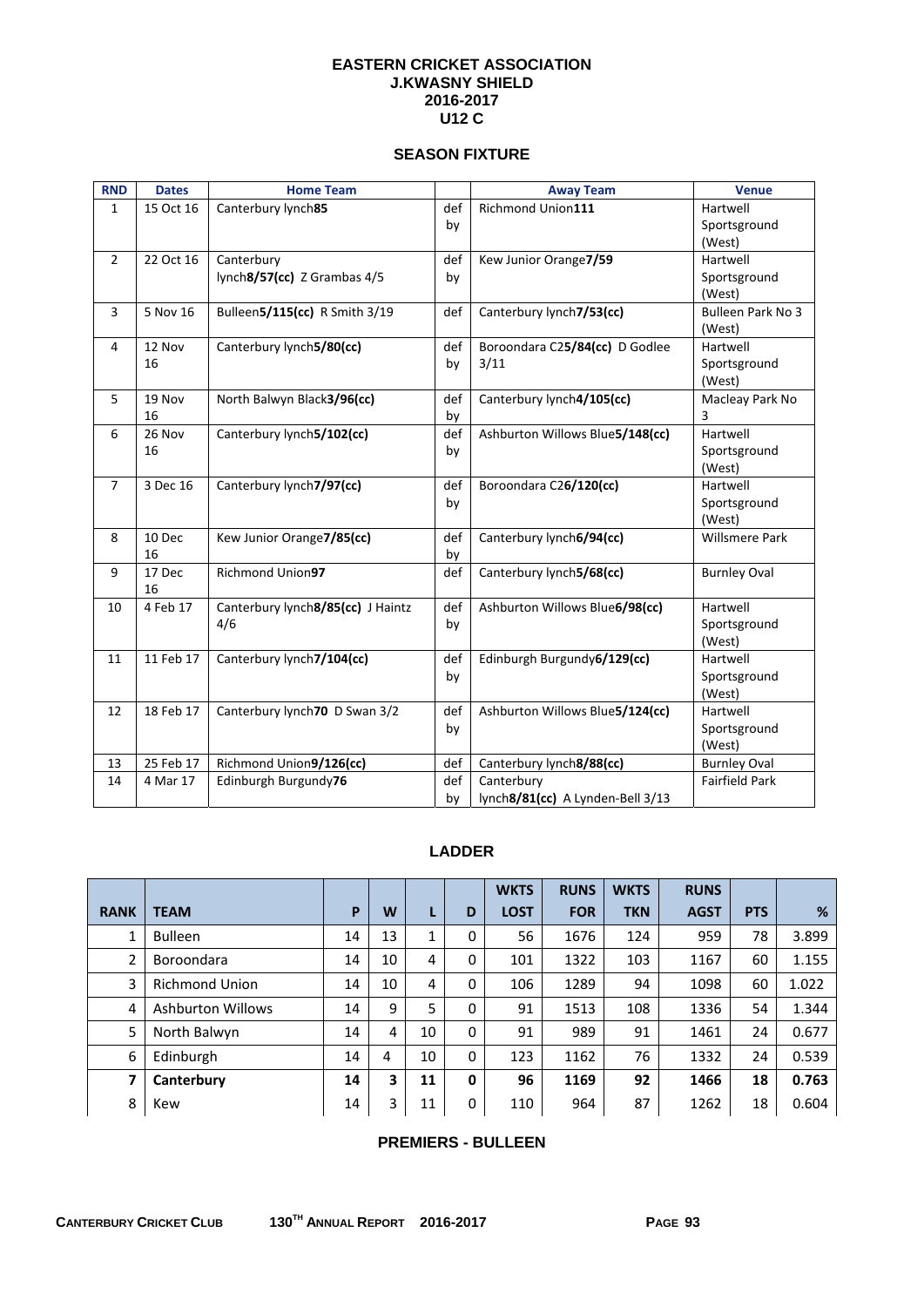# EASTERN CRICKET ASSOCIATION
## J.KWASNY SHIELD
## 2016-2017
## U12 C

### SEASON FIXTURE

| RND | Dates | Home Team | | Away Team | Venue |
|---|---|---|---|---|---|
| 1 | 15 Oct 16 | Canterbury lynch**85** | def by | Richmond Union**111** | Hartwell Sportsground (West) |
| 2 | 22 Oct 16 | Canterbury lynch**8/57(cc)** Z Grambas 4/5 | def by | Kew Junior Orange**7/59** | Hartwell Sportsground (West) |
| 3 | 5 Nov 16 | Bulleen**5/115(cc)** R Smith 3/19 | def | Canterbury lynch**7/53(cc)** | Bulleen Park No 3 (West) |
| 4 | 12 Nov 16 | Canterbury lynch**5/80(cc)** | def by | Boroondara C2**5/84(cc)** D Godlee 3/11 | Hartwell Sportsground (West) |
| 5 | 19 Nov 16 | North Balwyn Black**3/96(cc)** | def by | Canterbury lynch**4/105(cc)** | Macleay Park No 3 |
| 6 | 26 Nov 16 | Canterbury lynch**5/102(cc)** | def by | Ashburton Willows Blue**5/148(cc)** | Hartwell Sportsground (West) |
| 7 | 3 Dec 16 | Canterbury lynch**7/97(cc)** | def by | Boroondara C2**6/120(cc)** | Hartwell Sportsground (West) |
| 8 | 10 Dec 16 | Kew Junior Orange**7/85(cc)** | def by | Canterbury lynch**6/94(cc)** | Willsmere Park |
| 9 | 17 Dec 16 | Richmond Union**97** | def | Canterbury lynch**5/68(cc)** | Burnley Oval |
| 10 | 4 Feb 17 | Canterbury lynch**8/85(cc)** J Haintz 4/6 | def by | Ashburton Willows Blue**6/98(cc)** | Hartwell Sportsground (West) |
| 11 | 11 Feb 17 | Canterbury lynch**7/104(cc)** | def by | Edinburgh Burgundy**6/129(cc)** | Hartwell Sportsground (West) |
| 12 | 18 Feb 17 | Canterbury lynch**70** D Swan 3/2 | def by | Ashburton Willows Blue**5/124(cc)** | Hartwell Sportsground (West) |
| 13 | 25 Feb 17 | Richmond Union**9/126(cc)** | def | Canterbury lynch**8/88(cc)** | Burnley Oval |
| 14 | 4 Mar 17 | Edinburgh Burgundy**76** | def by | Canterbury lynch**8/81(cc)** A Lynden-Bell 3/13 | Fairfield Park |

### LADDER

| RANK | TEAM | P | W | L | D | WKTS LOST | RUNS FOR | WKTS TKN | RUNS AGST | PTS | % |
|---|---|---|---|---|---|---|---|---|---|---|---|
| 1 | Bulleen | 14 | 13 | 1 | 0 | 56 | 1676 | 124 | 959 | 78 | 3.899 |
| 2 | Boroondara | 14 | 10 | 4 | 0 | 101 | 1322 | 103 | 1167 | 60 | 1.155 |
| 3 | Richmond Union | 14 | 10 | 4 | 0 | 106 | 1289 | 94 | 1098 | 60 | 1.022 |
| 4 | Ashburton Willows | 14 | 9 | 5 | 0 | 91 | 1513 | 108 | 1336 | 54 | 1.344 |
| 5 | North Balwyn | 14 | 4 | 10 | 0 | 91 | 989 | 91 | 1461 | 24 | 0.677 |
| 6 | Edinburgh | 14 | 4 | 10 | 0 | 123 | 1162 | 76 | 1332 | 24 | 0.539 |
| **7** | **Canterbury** | **14** | **3** | **11** | **0** | **96** | **1169** | **92** | **1466** | **18** | **0.763** |
| 8 | Kew | 14 | 3 | 11 | 0 | 110 | 964 | 87 | 1262 | 18 | 0.604 |

**PREMIERS - BULLEEN**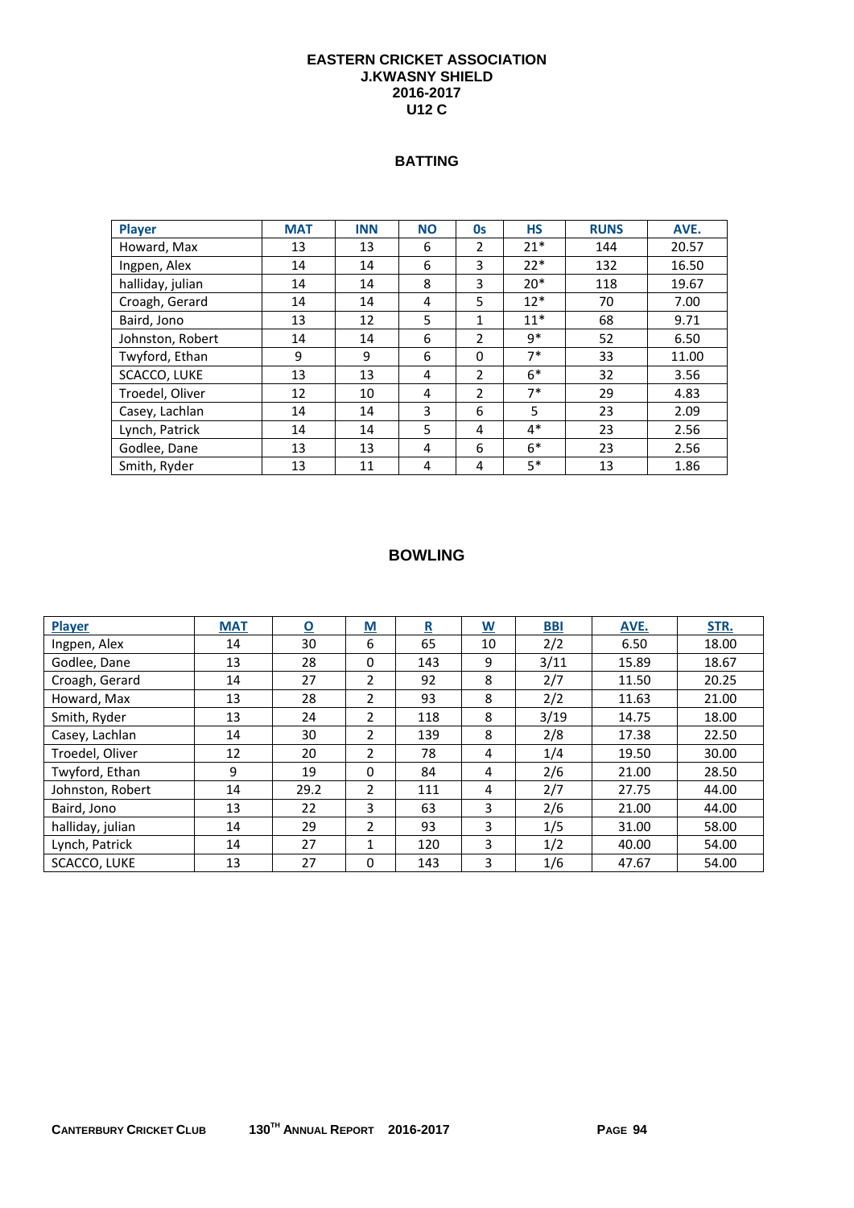# EASTERN CRICKET ASSOCIATION
## J.KWASNY SHIELD
## 2016-2017
## U12 C

### BATTING

| Player | MAT | INN | NO | 0s | HS | RUNS | AVE. |
|---|---|---|---|---|---|---|---|
| Howard, Max | 13 | 13 | 6 | 2 | 21* | 144 | 20.57 |
| Ingpen, Alex | 14 | 14 | 6 | 3 | 22* | 132 | 16.50 |
| halliday, julian | 14 | 14 | 8 | 3 | 20* | 118 | 19.67 |
| Croagh, Gerard | 14 | 14 | 4 | 5 | 12* | 70 | 7.00 |
| Baird, Jono | 13 | 12 | 5 | 1 | 11* | 68 | 9.71 |
| Johnston, Robert | 14 | 14 | 6 | 2 | 9* | 52 | 6.50 |
| Twyford, Ethan | 9 | 9 | 6 | 0 | 7* | 33 | 11.00 |
| SCACCO, LUKE | 13 | 13 | 4 | 2 | 6* | 32 | 3.56 |
| Troedel, Oliver | 12 | 10 | 4 | 2 | 7* | 29 | 4.83 |
| Casey, Lachlan | 14 | 14 | 3 | 6 | 5 | 23 | 2.09 |
| Lynch, Patrick | 14 | 14 | 5 | 4 | 4* | 23 | 2.56 |
| Godlee, Dane | 13 | 13 | 4 | 6 | 6* | 23 | 2.56 |
| Smith, Ryder | 13 | 11 | 4 | 4 | 5* | 13 | 1.86 |

### BOWLING

| Player | MAT | O | M | R | W | BBI | AVE. | STR. |
|---|---|---|---|---|---|---|---|---|
| Ingpen, Alex | 14 | 30 | 6 | 65 | 10 | 2/2 | 6.50 | 18.00 |
| Godlee, Dane | 13 | 28 | 0 | 143 | 9 | 3/11 | 15.89 | 18.67 |
| Croagh, Gerard | 14 | 27 | 2 | 92 | 8 | 2/7 | 11.50 | 20.25 |
| Howard, Max | 13 | 28 | 2 | 93 | 8 | 2/2 | 11.63 | 21.00 |
| Smith, Ryder | 13 | 24 | 2 | 118 | 8 | 3/19 | 14.75 | 18.00 |
| Casey, Lachlan | 14 | 30 | 2 | 139 | 8 | 2/8 | 17.38 | 22.50 |
| Troedel, Oliver | 12 | 20 | 2 | 78 | 4 | 1/4 | 19.50 | 30.00 |
| Twyford, Ethan | 9 | 19 | 0 | 84 | 4 | 2/6 | 21.00 | 28.50 |
| Johnston, Robert | 14 | 29.2 | 2 | 111 | 4 | 2/7 | 27.75 | 44.00 |
| Baird, Jono | 13 | 22 | 3 | 63 | 3 | 2/6 | 21.00 | 44.00 |
| halliday, julian | 14 | 29 | 2 | 93 | 3 | 1/5 | 31.00 | 58.00 |
| Lynch, Patrick | 14 | 27 | 1 | 120 | 3 | 1/2 | 40.00 | 54.00 |
| SCACCO, LUKE | 13 | 27 | 0 | 143 | 3 | 1/6 | 47.67 | 54.00 |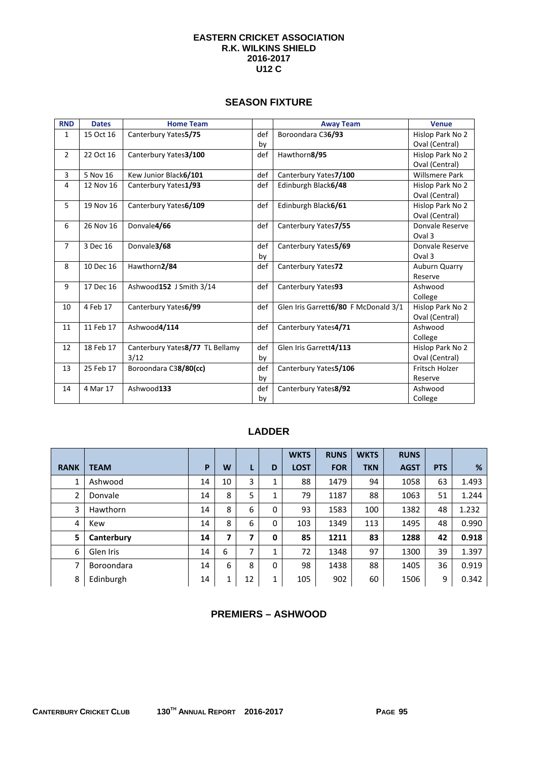# EASTERN CRICKET ASSOCIATION
# R.K. WILKINS SHIELD
# 2016-2017
# U12 C

## SEASON FIXTURE

| RND | Dates | Home Team | | Away Team | Venue |
|---|---|---|---|---|---|
| 1 | 15 Oct 16 | Canterbury Yates**5/75** | def by | Boroondara C3**6/93** | Hislop Park No 2 Oval (Central) |
| 2 | 22 Oct 16 | Canterbury Yates**3/100** | def | Hawthorn**8/95** | Hislop Park No 2 Oval (Central) |
| 3 | 5 Nov 16 | Kew Junior Black**6/101** | def | Canterbury Yates**7/100** | Willsmere Park |
| 4 | 12 Nov 16 | Canterbury Yates**1/93** | def | Edinburgh Black**6/48** | Hislop Park No 2 Oval (Central) |
| 5 | 19 Nov 16 | Canterbury Yates**6/109** | def | Edinburgh Black**6/61** | Hislop Park No 2 Oval (Central) |
| 6 | 26 Nov 16 | Donvale**4/66** | def | Canterbury Yates**7/55** | Donvale Reserve Oval 3 |
| 7 | 3 Dec 16 | Donvale**3/68** | def by | Canterbury Yates**5/69** | Donvale Reserve Oval 3 |
| 8 | 10 Dec 16 | Hawthorn**2/84** | def | Canterbury Yates**72** | Auburn Quarry Reserve |
| 9 | 17 Dec 16 | Ashwood**152** J Smith 3/14 | def | Canterbury Yates**93** | Ashwood College |
| 10 | 4 Feb 17 | Canterbury Yates**6/99** | def | Glen Iris Garrett**6/80** F McDonald 3/1 | Hislop Park No 2 Oval (Central) |
| 11 | 11 Feb 17 | Ashwood**4/114** | def | Canterbury Yates**4/71** | Ashwood College |
| 12 | 18 Feb 17 | Canterbury Yates**8/77** TL Bellamy 3/12 | def by | Glen Iris Garrett**4/113** | Hislop Park No 2 Oval (Central) |
| 13 | 25 Feb 17 | Boroondara C3**8/80(cc)** | def by | Canterbury Yates**5/106** | Fritsch Holzer Reserve |
| 14 | 4 Mar 17 | Ashwood**133** | def by | Canterbury Yates**8/92** | Ashwood College |

## LADDER

| RANK | TEAM | P | W | L | D | WKTS LOST | RUNS FOR | WKTS TKN | RUNS AGST | PTS | % |
|---|---|---|---|---|---|---|---|---|---|---|---|
| 1 | Ashwood | 14 | 10 | 3 | 1 | 88 | 1479 | 94 | 1058 | 63 | 1.493 |
| 2 | Donvale | 14 | 8 | 5 | 1 | 79 | 1187 | 88 | 1063 | 51 | 1.244 |
| 3 | Hawthorn | 14 | 8 | 6 | 0 | 93 | 1583 | 100 | 1382 | 48 | 1.232 |
| 4 | Kew | 14 | 8 | 6 | 0 | 103 | 1349 | 113 | 1495 | 48 | 0.990 |
| **5** | **Canterbury** | **14** | **7** | **7** | **0** | **85** | **1211** | **83** | **1288** | **42** | **0.918** |
| 6 | Glen Iris | 14 | 6 | 7 | 1 | 72 | 1348 | 97 | 1300 | 39 | 1.397 |
| 7 | Boroondara | 14 | 6 | 8 | 0 | 98 | 1438 | 88 | 1405 | 36 | 0.919 |
| 8 | Edinburgh | 14 | 1 | 12 | 1 | 105 | 902 | 60 | 1506 | 9 | 0.342 |

## PREMIERS – ASHWOOD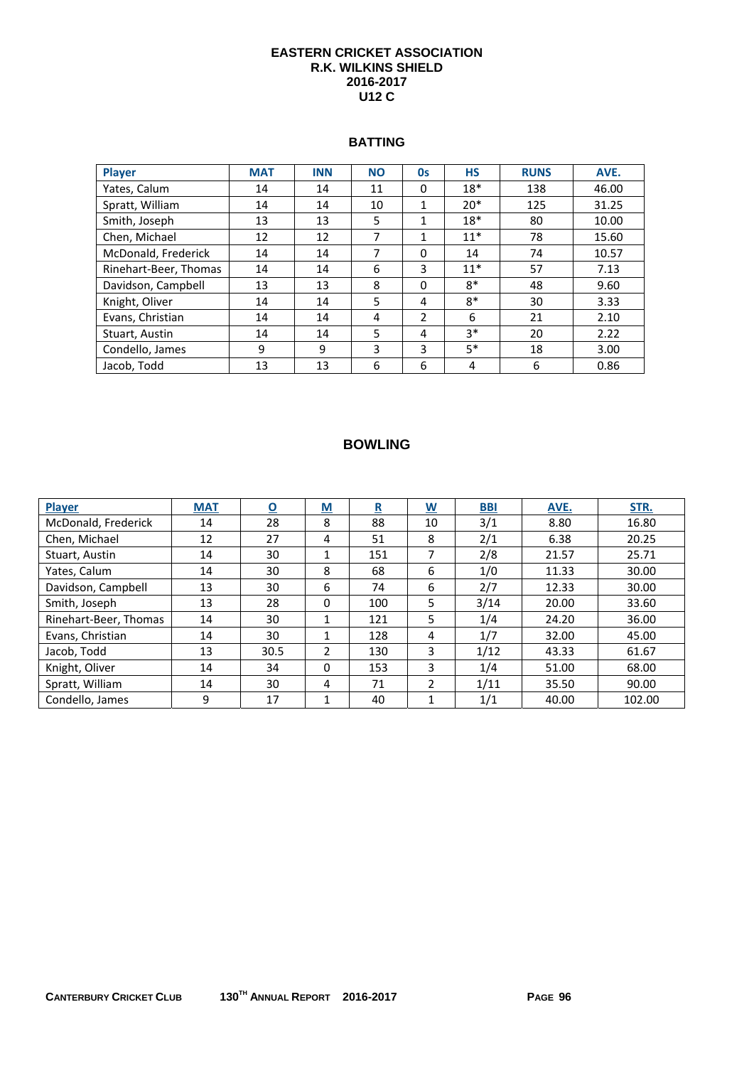# EASTERN CRICKET ASSOCIATION
# R.K. WILKINS SHIELD
# 2016-2017
# U12 C

## BATTING

| Player | MAT | INN | NO | 0s | HS | RUNS | AVE. |
|---|---|---|---|---|---|---|---|
| Yates, Calum | 14 | 14 | 11 | 0 | 18* | 138 | 46.00 |
| Spratt, William | 14 | 14 | 10 | 1 | 20* | 125 | 31.25 |
| Smith, Joseph | 13 | 13 | 5 | 1 | 18* | 80 | 10.00 |
| Chen, Michael | 12 | 12 | 7 | 1 | 11* | 78 | 15.60 |
| McDonald, Frederick | 14 | 14 | 7 | 0 | 14 | 74 | 10.57 |
| Rinehart-Beer, Thomas | 14 | 14 | 6 | 3 | 11* | 57 | 7.13 |
| Davidson, Campbell | 13 | 13 | 8 | 0 | 8* | 48 | 9.60 |
| Knight, Oliver | 14 | 14 | 5 | 4 | 8* | 30 | 3.33 |
| Evans, Christian | 14 | 14 | 4 | 2 | 6 | 21 | 2.10 |
| Stuart, Austin | 14 | 14 | 5 | 4 | 3* | 20 | 2.22 |
| Condello, James | 9 | 9 | 3 | 3 | 5* | 18 | 3.00 |
| Jacob, Todd | 13 | 13 | 6 | 6 | 4 | 6 | 0.86 |

## BOWLING

| Player | MAT | O | M | R | W | BBI | AVE. | STR. |
|---|---|---|---|---|---|---|---|---|
| McDonald, Frederick | 14 | 28 | 8 | 88 | 10 | 3/1 | 8.80 | 16.80 |
| Chen, Michael | 12 | 27 | 4 | 51 | 8 | 2/1 | 6.38 | 20.25 |
| Stuart, Austin | 14 | 30 | 1 | 151 | 7 | 2/8 | 21.57 | 25.71 |
| Yates, Calum | 14 | 30 | 8 | 68 | 6 | 1/0 | 11.33 | 30.00 |
| Davidson, Campbell | 13 | 30 | 6 | 74 | 6 | 2/7 | 12.33 | 30.00 |
| Smith, Joseph | 13 | 28 | 0 | 100 | 5 | 3/14 | 20.00 | 33.60 |
| Rinehart-Beer, Thomas | 14 | 30 | 1 | 121 | 5 | 1/4 | 24.20 | 36.00 |
| Evans, Christian | 14 | 30 | 1 | 128 | 4 | 1/7 | 32.00 | 45.00 |
| Jacob, Todd | 13 | 30.5 | 2 | 130 | 3 | 1/12 | 43.33 | 61.67 |
| Knight, Oliver | 14 | 34 | 0 | 153 | 3 | 1/4 | 51.00 | 68.00 |
| Spratt, William | 14 | 30 | 4 | 71 | 2 | 1/11 | 35.50 | 90.00 |
| Condello, James | 9 | 17 | 1 | 40 | 1 | 1/1 | 40.00 | 102.00 |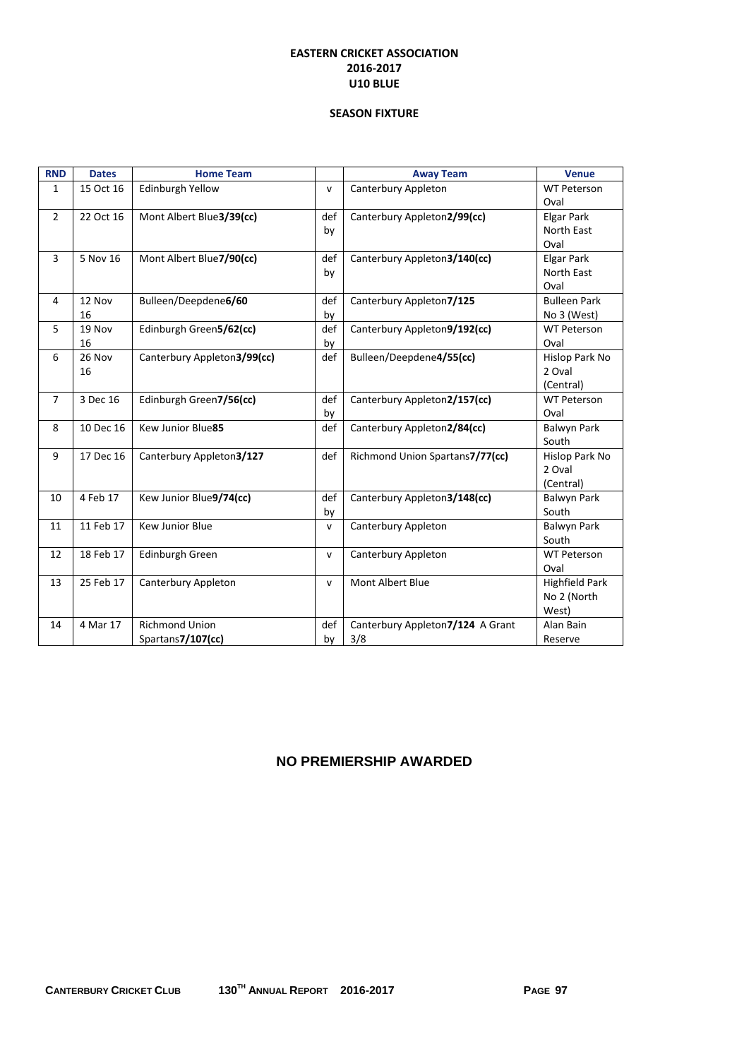**EASTERN CRICKET ASSOCIATION**
**2016-2017**
**U10 BLUE**

**SEASON FIXTURE**

| RND | Dates | Home Team | | Away Team | Venue |
|---|---|---|---|---|---|
| 1 | 15 Oct 16 | Edinburgh Yellow | v | Canterbury Appleton | WT Peterson Oval |
| 2 | 22 Oct 16 | Mont Albert Blue**3/39(cc)** | def by | Canterbury Appleton**2/99(cc)** | Elgar Park North East Oval |
| 3 | 5 Nov 16 | Mont Albert Blue**7/90(cc)** | def by | Canterbury Appleton**3/140(cc)** | Elgar Park North East Oval |
| 4 | 12 Nov 16 | Bulleen/Deepdene**6/60** | def by | Canterbury Appleton**7/125** | Bulleen Park No 3 (West) |
| 5 | 19 Nov 16 | Edinburgh Green**5/62(cc)** | def by | Canterbury Appleton**9/192(cc)** | WT Peterson Oval |
| 6 | 26 Nov 16 | Canterbury Appleton**3/99(cc)** | def | Bulleen/Deepdene**4/55(cc)** | Hislop Park No 2 Oval (Central) |
| 7 | 3 Dec 16 | Edinburgh Green**7/56(cc)** | def by | Canterbury Appleton**2/157(cc)** | WT Peterson Oval |
| 8 | 10 Dec 16 | Kew Junior Blue**85** | def | Canterbury Appleton**2/84(cc)** | Balwyn Park South |
| 9 | 17 Dec 16 | Canterbury Appleton**3/127** | def | Richmond Union Spartans**7/77(cc)** | Hislop Park No 2 Oval (Central) |
| 10 | 4 Feb 17 | Kew Junior Blue**9/74(cc)** | def by | Canterbury Appleton**3/148(cc)** | Balwyn Park South |
| 11 | 11 Feb 17 | Kew Junior Blue | v | Canterbury Appleton | Balwyn Park South |
| 12 | 18 Feb 17 | Edinburgh Green | v | Canterbury Appleton | WT Peterson Oval |
| 13 | 25 Feb 17 | Canterbury Appleton | v | Mont Albert Blue | Highfield Park No 2 (North West) |
| 14 | 4 Mar 17 | Richmond Union Spartans**7/107(cc)** | def by | Canterbury Appleton**7/124** A Grant 3/8 | Alan Bain Reserve |

**NO PREMIERSHIP AWARDED**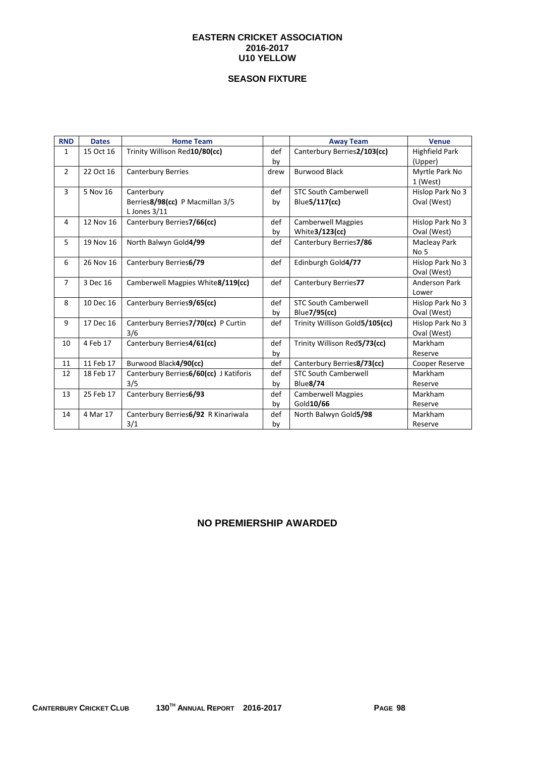# EASTERN CRICKET ASSOCIATION
# 2016-2017
# U10 YELLOW

## SEASON FIXTURE

| RND | Dates | Home Team | | Away Team | Venue |
|---|---|---|---|---|---|
| 1 | 15 Oct 16 | Trinity Willison Red**10/80(cc)** | def by | Canterbury Berries**2/103(cc)** | Highfield Park (Upper) |
| 2 | 22 Oct 16 | Canterbury Berries | drew | Burwood Black | Myrtle Park No 1 (West) |
| 3 | 5 Nov 16 | Canterbury Berries**8/98(cc)** P Macmillan 3/5 L Jones 3/11 | def by | STC South Camberwell Blue**5/117(cc)** | Hislop Park No 3 Oval (West) |
| 4 | 12 Nov 16 | Canterbury Berries**7/66(cc)** | def by | Camberwell Magpies White**3/123(cc)** | Hislop Park No 3 Oval (West) |
| 5 | 19 Nov 16 | North Balwyn Gold**4/99** | def | Canterbury Berries**7/86** | Macleay Park No 5 |
| 6 | 26 Nov 16 | Canterbury Berries**6/79** | def | Edinburgh Gold**4/77** | Hislop Park No 3 Oval (West) |
| 7 | 3 Dec 16 | Camberwell Magpies White**8/119(cc)** | def | Canterbury Berries**77** | Anderson Park Lower |
| 8 | 10 Dec 16 | Canterbury Berries**9/65(cc)** | def by | STC South Camberwell Blue**7/95(cc)** | Hislop Park No 3 Oval (West) |
| 9 | 17 Dec 16 | Canterbury Berries**7/70(cc)** P Curtin 3/6 | def | Trinity Willison Gold**5/105(cc)** | Hislop Park No 3 Oval (West) |
| 10 | 4 Feb 17 | Canterbury Berries**4/61(cc)** | def by | Trinity Willison Red**5/73(cc)** | Markham Reserve |
| 11 | 11 Feb 17 | Burwood Black**4/90(cc)** | def | Canterbury Berries**8/73(cc)** | Cooper Reserve |
| 12 | 18 Feb 17 | Canterbury Berries**6/60(cc)** J Katiforis 3/5 | def by | STC South Camberwell Blue**8/74** | Markham Reserve |
| 13 | 25 Feb 17 | Canterbury Berries**6/93** | def by | Camberwell Magpies Gold**10/66** | Markham Reserve |
| 14 | 4 Mar 17 | Canterbury Berries**6/92** R Kinariwala 3/1 | def by | North Balwyn Gold**5/98** | Markham Reserve |

## NO PREMIERSHIP AWARDED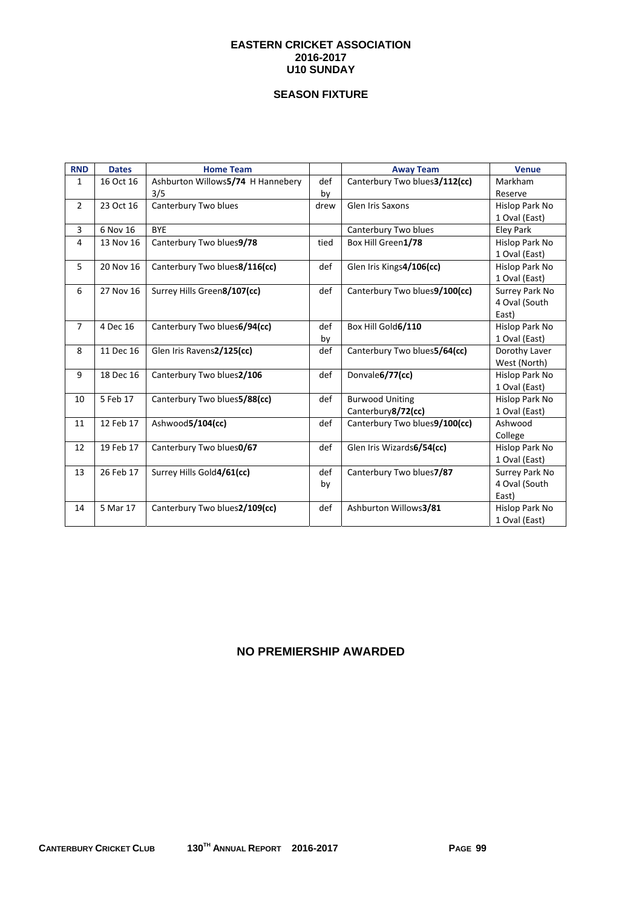# EASTERN CRICKET ASSOCIATION
## 2016-2017
## U10 SUNDAY

### SEASON FIXTURE

| RND | Dates | Home Team | | Away Team | Venue |
|---|---|---|---|---|---|
| 1 | 16 Oct 16 | Ashburton Willows**5/74** H Hannebery 3/5 | def by | Canterbury Two blues**3/112(cc)** | Markham Reserve |
| 2 | 23 Oct 16 | Canterbury Two blues | drew | Glen Iris Saxons | Hislop Park No 1 Oval (East) |
| 3 | 6 Nov 16 | BYE | | Canterbury Two blues | Eley Park |
| 4 | 13 Nov 16 | Canterbury Two blues**9/78** | tied | Box Hill Green**1/78** | Hislop Park No 1 Oval (East) |
| 5 | 20 Nov 16 | Canterbury Two blues**8/116(cc)** | def | Glen Iris Kings**4/106(cc)** | Hislop Park No 1 Oval (East) |
| 6 | 27 Nov 16 | Surrey Hills Green**8/107(cc)** | def | Canterbury Two blues**9/100(cc)** | Surrey Park No 4 Oval (South East) |
| 7 | 4 Dec 16 | Canterbury Two blues**6/94(cc)** | def by | Box Hill Gold**6/110** | Hislop Park No 1 Oval (East) |
| 8 | 11 Dec 16 | Glen Iris Ravens**2/125(cc)** | def | Canterbury Two blues**5/64(cc)** | Dorothy Laver West (North) |
| 9 | 18 Dec 16 | Canterbury Two blues**2/106** | def | Donvale**6/77(cc)** | Hislop Park No 1 Oval (East) |
| 10 | 5 Feb 17 | Canterbury Two blues**5/88(cc)** | def | Burwood Uniting Canterbury**8/72(cc)** | Hislop Park No 1 Oval (East) |
| 11 | 12 Feb 17 | Ashwood**5/104(cc)** | def | Canterbury Two blues**9/100(cc)** | Ashwood College |
| 12 | 19 Feb 17 | Canterbury Two blues**0/67** | def | Glen Iris Wizards**6/54(cc)** | Hislop Park No 1 Oval (East) |
| 13 | 26 Feb 17 | Surrey Hills Gold**4/61(cc)** | def by | Canterbury Two blues**7/87** | Surrey Park No 4 Oval (South East) |
| 14 | 5 Mar 17 | Canterbury Two blues**2/109(cc)** | def | Ashburton Willows**3/81** | Hislop Park No 1 Oval (East) |

### NO PREMIERSHIP AWARDED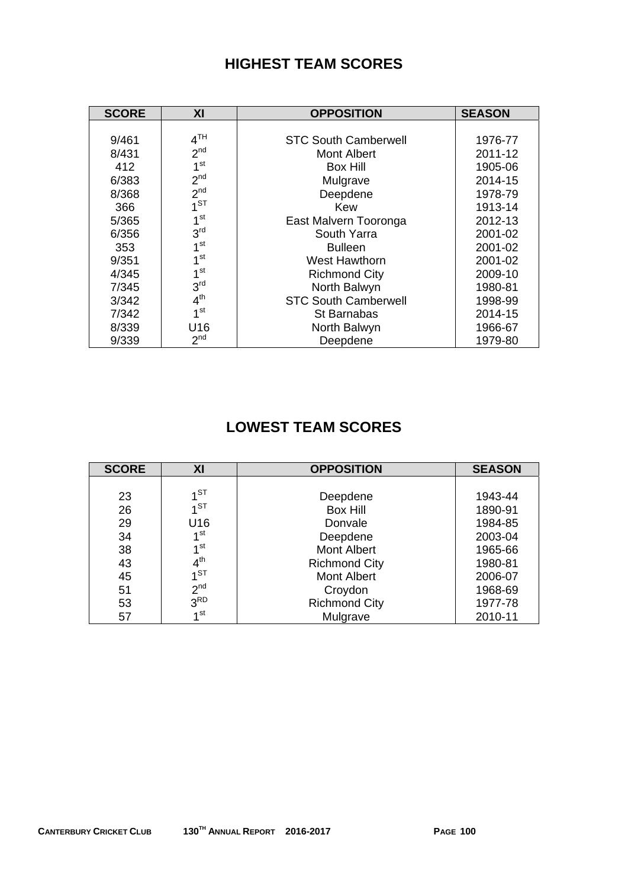# HIGHEST TEAM SCORES

| SCORE | XI | OPPOSITION | SEASON |
|---|---|---|---|
| 9/461 | 4TH | STC South Camberwell | 1976-77 |
| 8/431 | 2nd | Mont Albert | 2011-12 |
| 412 | 1st | Box Hill | 1905-06 |
| 6/383 | 2nd | Mulgrave | 2014-15 |
| 8/368 | 2nd | Deepdene | 1978-79 |
| 366 | 1ST | Kew | 1913-14 |
| 5/365 | 1st | East Malvern Tooronga | 2012-13 |
| 6/356 | 3rd | South Yarra | 2001-02 |
| 353 | 1st | Bulleen | 2001-02 |
| 9/351 | 1st | West Hawthorn | 2001-02 |
| 4/345 | 1st | Richmond City | 2009-10 |
| 7/345 | 3rd | North Balwyn | 1980-81 |
| 3/342 | 4th | STC South Camberwell | 1998-99 |
| 7/342 | 1st | St Barnabas | 2014-15 |
| 8/339 | U16 | North Balwyn | 1966-67 |
| 9/339 | 2nd | Deepdene | 1979-80 |

# LOWEST TEAM SCORES

| SCORE | XI | OPPOSITION | SEASON |
|---|---|---|---|
| 23 | 1ST | Deepdene | 1943-44 |
| 26 | 1ST | Box Hill | 1890-91 |
| 29 | U16 | Donvale | 1984-85 |
| 34 | 1st | Deepdene | 2003-04 |
| 38 | 1st | Mont Albert | 1965-66 |
| 43 | 4th | Richmond City | 1980-81 |
| 45 | 1ST | Mont Albert | 2006-07 |
| 51 | 2nd | Croydon | 1968-69 |
| 53 | 3RD | Richmond City | 1977-78 |
| 57 | 1st | Mulgrave | 2010-11 |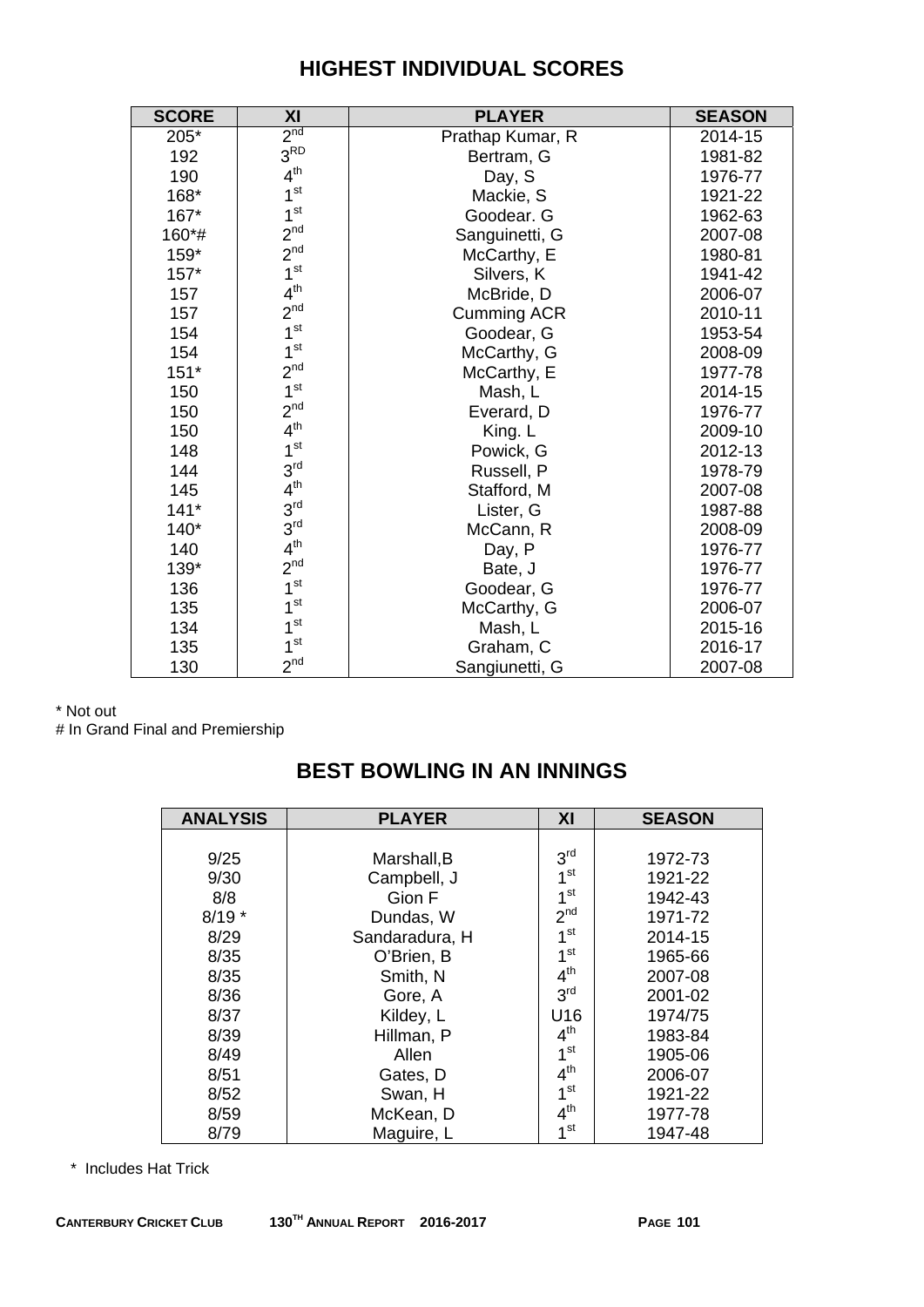# HIGHEST INDIVIDUAL SCORES

| SCORE | XI | PLAYER | SEASON |
|---|---|---|---|
| 205* | 2nd | Prathap Kumar, R | 2014-15 |
| 192 | 3RD | Bertram, G | 1981-82 |
| 190 | 4th | Day, S | 1976-77 |
| 168* | 1st | Mackie, S | 1921-22 |
| 167* | 1st | Goodear. G | 1962-63 |
| 160*# | 2nd | Sanguinetti, G | 2007-08 |
| 159* | 2nd | McCarthy, E | 1980-81 |
| 157* | 1st | Silvers, K | 1941-42 |
| 157 | 4th | McBride, D | 2006-07 |
| 157 | 2nd | Cumming ACR | 2010-11 |
| 154 | 1st | Goodear, G | 1953-54 |
| 154 | 1st | McCarthy, G | 2008-09 |
| 151* | 2nd | McCarthy, E | 1977-78 |
| 150 | 1st | Mash, L | 2014-15 |
| 150 | 2nd | Everard, D | 1976-77 |
| 150 | 4th | King. L | 2009-10 |
| 148 | 1st | Powick, G | 2012-13 |
| 144 | 3rd | Russell, P | 1978-79 |
| 145 | 4th | Stafford, M | 2007-08 |
| 141* | 3rd | Lister, G | 1987-88 |
| 140* | 3rd | McCann, R | 2008-09 |
| 140 | 4th | Day, P | 1976-77 |
| 139* | 2nd | Bate, J | 1976-77 |
| 136 | 1st | Goodear, G | 1976-77 |
| 135 | 1st | McCarthy, G | 2006-07 |
| 134 | 1st | Mash, L | 2015-16 |
| 135 | 1st | Graham, C | 2016-17 |
| 130 | 2nd | Sangiunetti, G | 2007-08 |

\* Not out
# In Grand Final and Premiership

# BEST BOWLING IN AN INNINGS

| ANALYSIS | PLAYER | XI | SEASON |
|---|---|---|---|
| 9/25 | Marshall,B | 3rd | 1972-73 |
| 9/30 | Campbell, J | 1st | 1921-22 |
| 8/8 | Gion F | 1st | 1942-43 |
| 8/19 * | Dundas, W | 2nd | 1971-72 |
| 8/29 | Sandaradura, H | 1st | 2014-15 |
| 8/35 | O'Brien, B | 1st | 1965-66 |
| 8/35 | Smith, N | 4th | 2007-08 |
| 8/36 | Gore, A | 3rd | 2001-02 |
| 8/37 | Kildey, L | U16 | 1974/75 |
| 8/39 | Hillman, P | 4th | 1983-84 |
| 8/49 | Allen | 1st | 1905-06 |
| 8/51 | Gates, D | 4th | 2006-07 |
| 8/52 | Swan, H | 1st | 1921-22 |
| 8/59 | McKean, D | 4th | 1977-78 |
| 8/79 | Maguire, L | 1st | 1947-48 |

\* Includes Hat Trick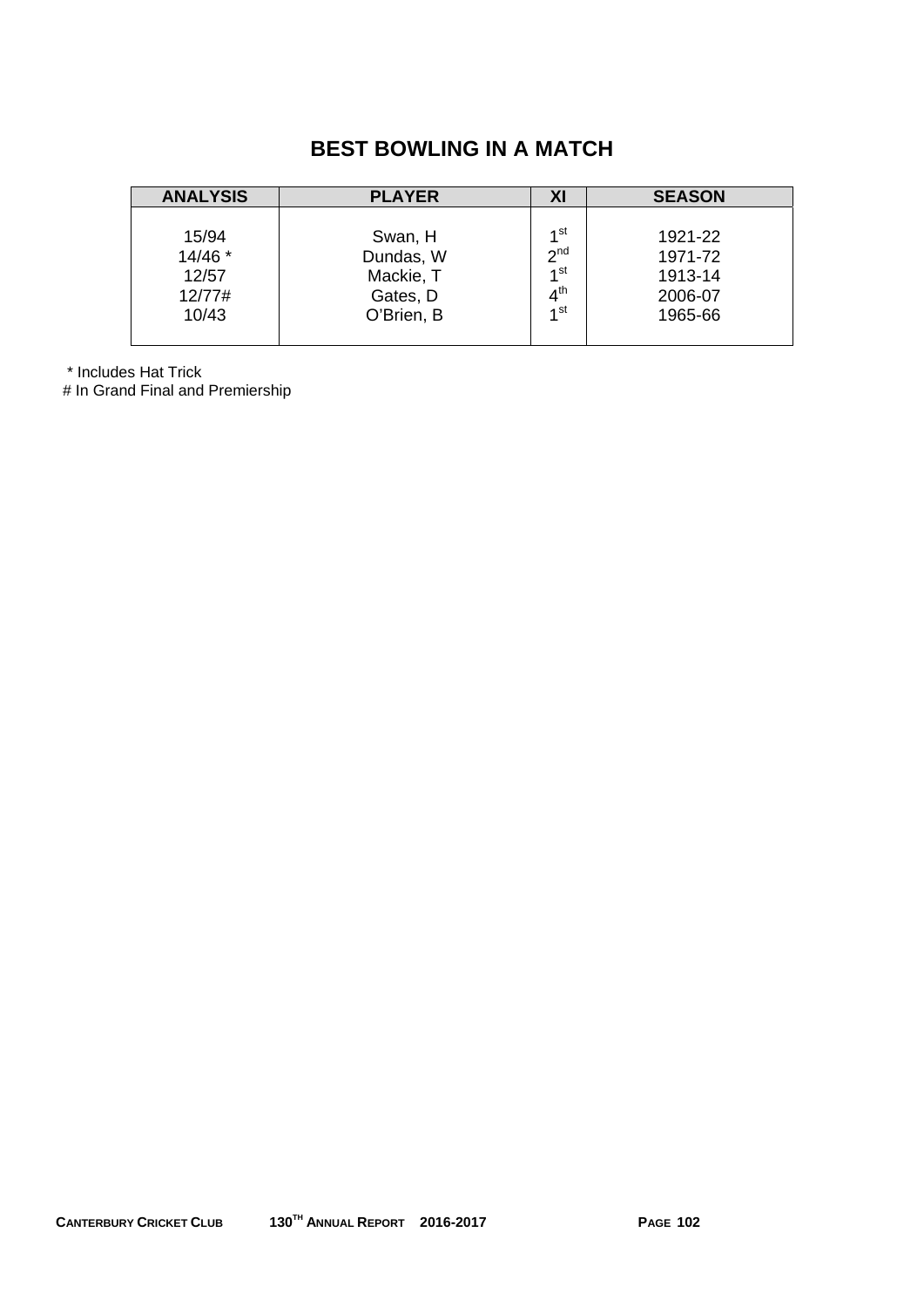# BEST BOWLING IN A MATCH

| ANALYSIS | PLAYER | XI | SEASON |
|---|---|---|---|
| 15/94 | Swan, H | 1st | 1921-22 |
| 14/46 * | Dundas, W | 2nd | 1971-72 |
| 12/57 | Mackie, T | 1st | 1913-14 |
| 12/77# | Gates, D | 4th | 2006-07 |
| 10/43 | O'Brien, B | 1st | 1965-66 |

\* Includes Hat Trick

\# In Grand Final and Premiership